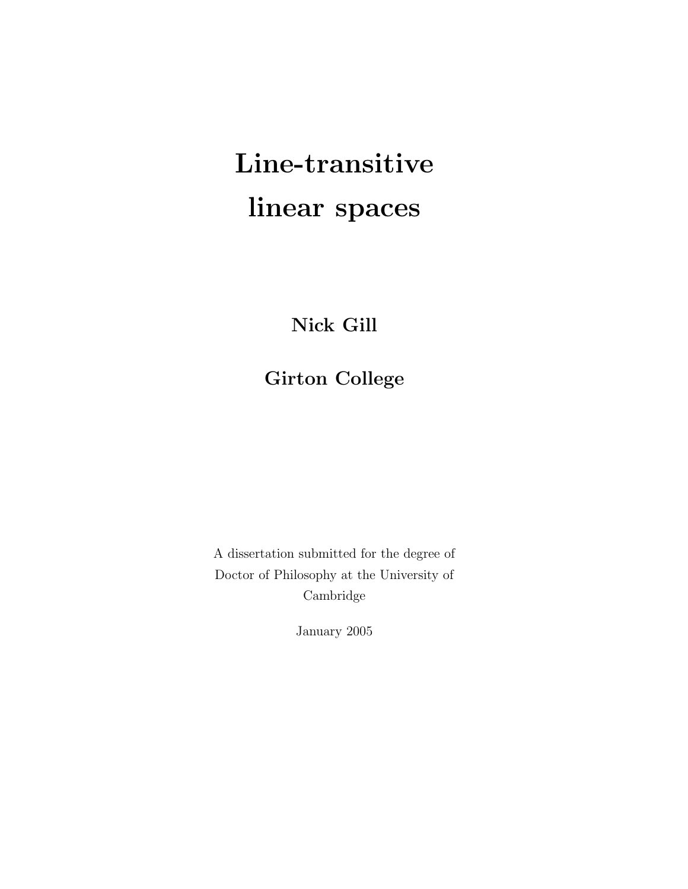# Line-transitive linear spaces

**Nick Gill**

**Girton College**

A dissertation submitted for the degree of Doctor of Philosophy at the University of Cambridge

January 2005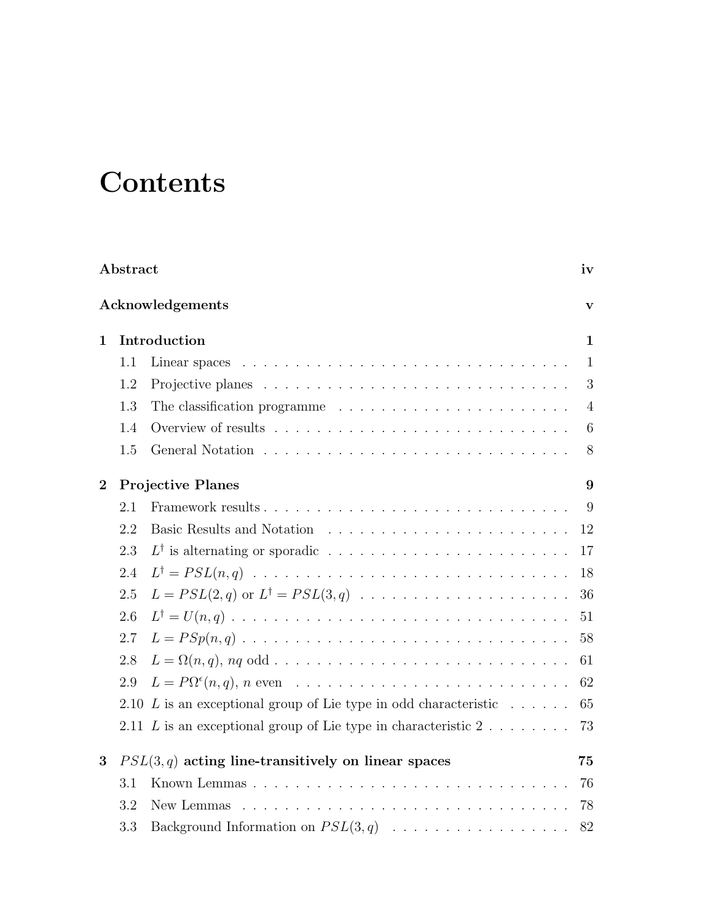# Contents

**Abstract** iv

**Acknowledgements** v

**1 Introduction** 1

- 1.1 Linear spaces . . . . . . . . . . . . . . . . . . . . . . . . . . . . . . . 1
- 1.2 Projective planes . . . . . . . . . . . . . . . . . . . . . . . . . . . . . 3
- 1.3 The classification programme . . . . . . . . . . . . . . . . . . . . . . 4
- 1.4 Overview of results . . . . . . . . . . . . . . . . . . . . . . . . . . . . 6
- 1.5 General Notation . . . . . . . . . . . . . . . . . . . . . . . . . . . . . 8

**2 Projective Planes** 9

- 2.1 Framework results . . . . . . . . . . . . . . . . . . . . . . . . . . . . . 9
- 2.2 Basic Results and Notation . . . . . . . . . . . . . . . . . . . . . . . . 12
- 2.3 $L^{\dagger}$ is alternating or sporadic . . . . . . . . . . . . . . . . . . . . . . 17
- 2.4 $L^{\dagger} = PSL(n, q)$ . . . . . . . . . . . . . . . . . . . . . . . . . . . . . 18
- 2.5 $L = PSL(2, q)$ or $L^{\dagger} = PSL(3, q)$ . . . . . . . . . . . . . . . . . . . 36
- 2.6 $L^{\dagger} = U(n, q)$ . . . . . . . . . . . . . . . . . . . . . . . . . . . . . . . 51
- 2.7 $L = PSp(n, q)$ . . . . . . . . . . . . . . . . . . . . . . . . . . . . . . . 58
- 2.8 $L = \Omega(n, q)$, $nq$ odd . . . . . . . . . . . . . . . . . . . . . . . . . . . 61
- 2.9 $L = P\Omega^{\epsilon}(n, q)$, $n$ even . . . . . . . . . . . . . . . . . . . . . . . . . 62
- 2.10 $L$ is an exceptional group of Lie type in odd characteristic . . . . . . 65
- 2.11 $L$ is an exceptional group of Lie type in characteristic 2 . . . . . . . . 73

**3 $PSL(3, q)$ acting line-transitively on linear spaces** 75

- 3.1 Known Lemmas . . . . . . . . . . . . . . . . . . . . . . . . . . . . . . 76
- 3.2 New Lemmas . . . . . . . . . . . . . . . . . . . . . . . . . . . . . . . 78
- 3.3 Background Information on $PSL(3, q)$ . . . . . . . . . . . . . . . . . 82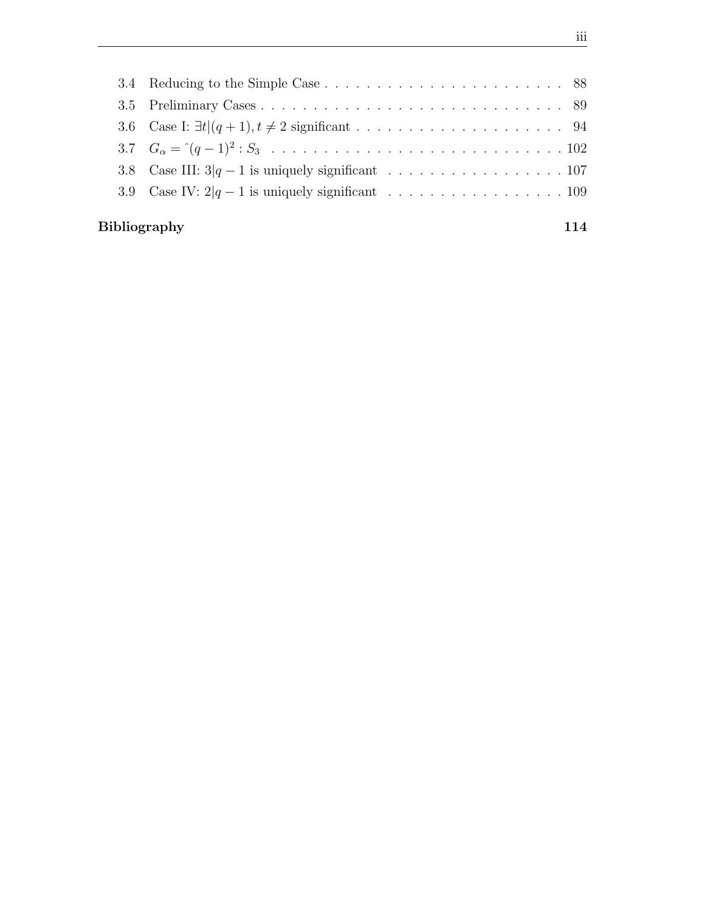3.4 Reducing to the Simple Case . . . . . . . . . . . . . . . . . . . . . . . 88
3.5 Preliminary Cases . . . . . . . . . . . . . . . . . . . . . . . . . . . . . 89
3.6 Case I: $\exists t|(q+1), t \neq 2$ significant . . . . . . . . . . . . . . . . . . . . 94
3.7 $G_\alpha = \hat{}(q-1)^2 : S_3$ . . . . . . . . . . . . . . . . . . . . . . . . . . . . . 102
3.8 Case III: $3|q-1$ is uniquely significant . . . . . . . . . . . . . . . . . 107
3.9 Case IV: $2|q-1$ is uniquely significant . . . . . . . . . . . . . . . . . 109

**Bibliography** **114**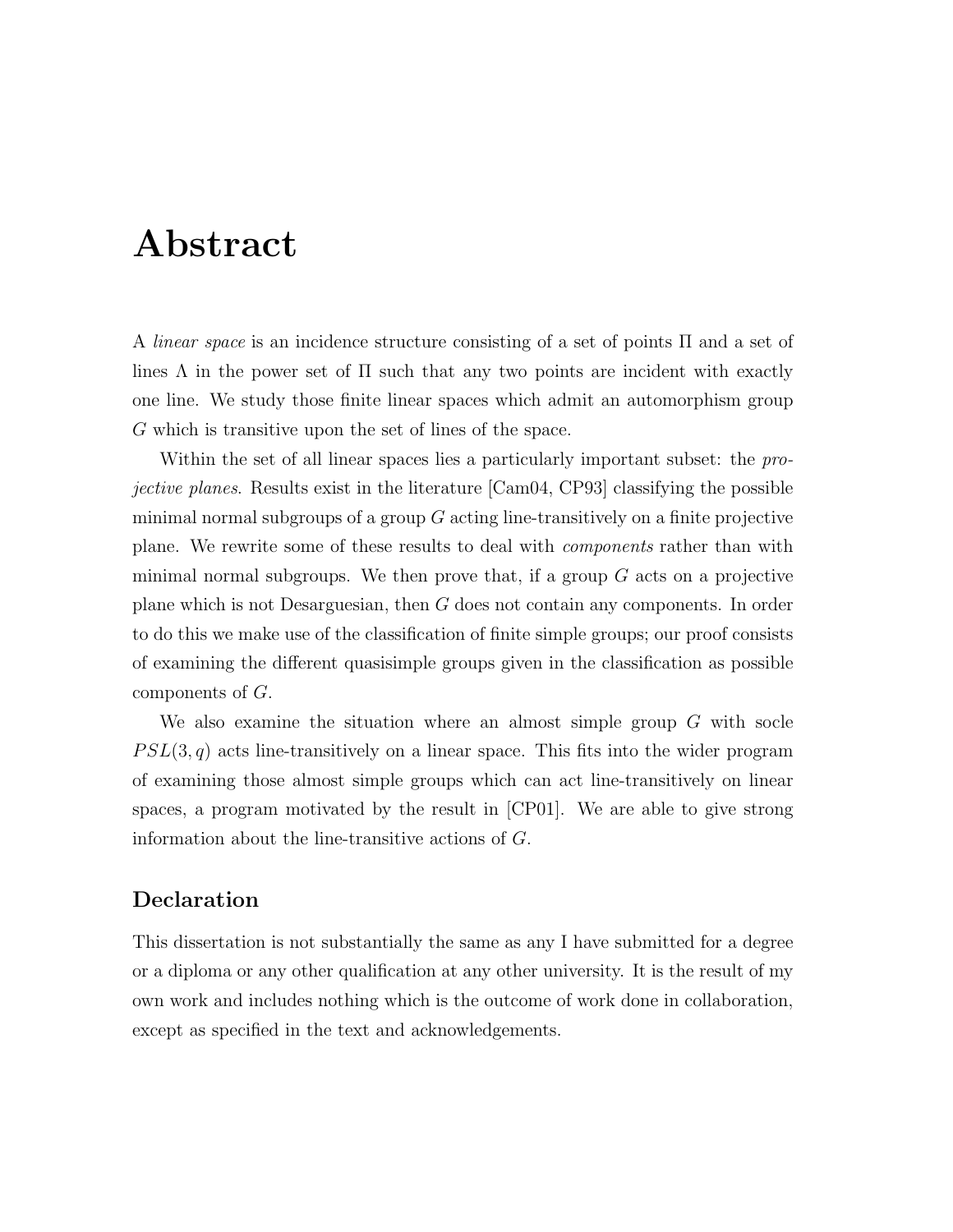# Abstract

A *linear space* is an incidence structure consisting of a set of points $\Pi$ and a set of lines $\Lambda$ in the power set of $\Pi$ such that any two points are incident with exactly one line. We study those finite linear spaces which admit an automorphism group $G$ which is transitive upon the set of lines of the space.

Within the set of all linear spaces lies a particularly important subset: the *projective planes*. Results exist in the literature [Cam04, CP93] classifying the possible minimal normal subgroups of a group $G$ acting line-transitively on a finite projective plane. We rewrite some of these results to deal with *components* rather than with minimal normal subgroups. We then prove that, if a group $G$ acts on a projective plane which is not Desarguesian, then $G$ does not contain any components. In order to do this we make use of the classification of finite simple groups; our proof consists of examining the different quasisimple groups given in the classification as possible components of $G$.

We also examine the situation where an almost simple group $G$ with socle $PSL(3, q)$ acts line-transitively on a linear space. This fits into the wider program of examining those almost simple groups which can act line-transitively on linear spaces, a program motivated by the result in [CP01]. We are able to give strong information about the line-transitive actions of $G$.

## Declaration

This dissertation is not substantially the same as any I have submitted for a degree or a diploma or any other qualification at any other university. It is the result of my own work and includes nothing which is the outcome of work done in collaboration, except as specified in the text and acknowledgements.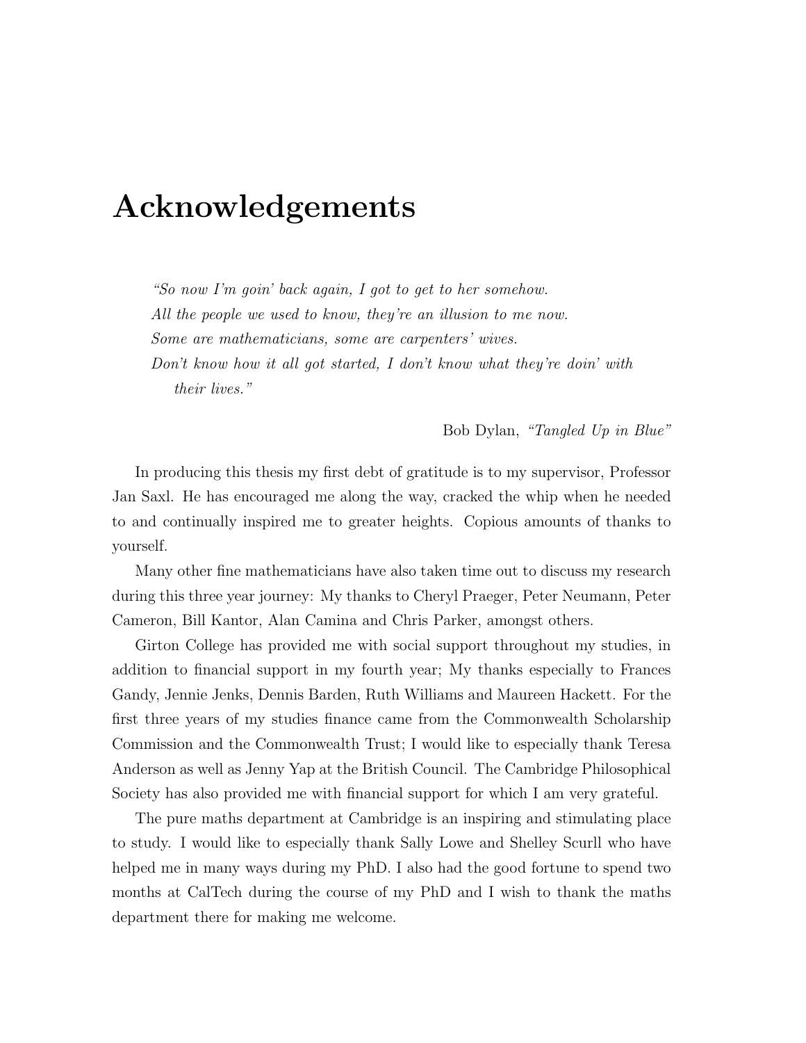# Acknowledgements

> *"So now I'm goin' back again, I got to get to her somehow.*
> *All the people we used to know, they're an illusion to me now.*
> *Some are mathematicians, some are carpenters' wives.*
> *Don't know how it all got started, I don't know what they're doin' with their lives."*
>
> Bob Dylan, *"Tangled Up in Blue"*

In producing this thesis my first debt of gratitude is to my supervisor, Professor Jan Saxl. He has encouraged me along the way, cracked the whip when he needed to and continually inspired me to greater heights. Copious amounts of thanks to yourself.

Many other fine mathematicians have also taken time out to discuss my research during this three year journey: My thanks to Cheryl Praeger, Peter Neumann, Peter Cameron, Bill Kantor, Alan Camina and Chris Parker, amongst others.

Girton College has provided me with social support throughout my studies, in addition to financial support in my fourth year; My thanks especially to Frances Gandy, Jennie Jenks, Dennis Barden, Ruth Williams and Maureen Hackett. For the first three years of my studies finance came from the Commonwealth Scholarship Commission and the Commonwealth Trust; I would like to especially thank Teresa Anderson as well as Jenny Yap at the British Council. The Cambridge Philosophical Society has also provided me with financial support for which I am very grateful.

The pure maths department at Cambridge is an inspiring and stimulating place to study. I would like to especially thank Sally Lowe and Shelley Scurll who have helped me in many ways during my PhD. I also had the good fortune to spend two months at CalTech during the course of my PhD and I wish to thank the maths department there for making me welcome.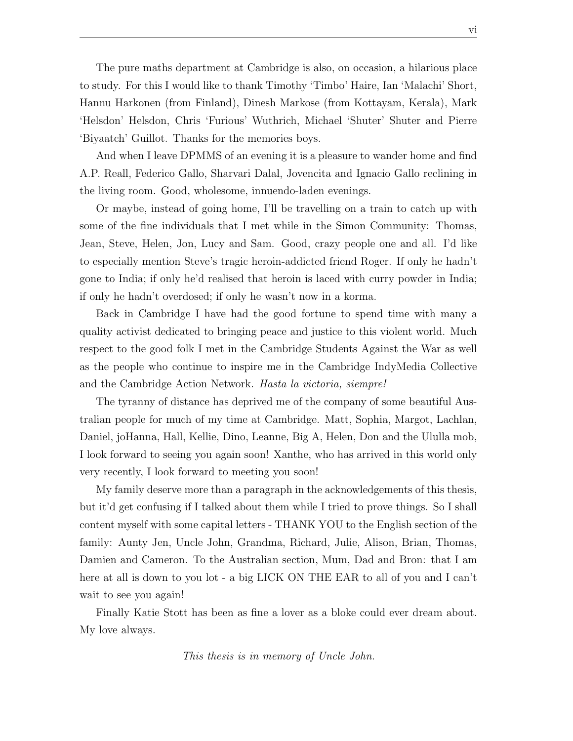The pure maths department at Cambridge is also, on occasion, a hilarious place to study. For this I would like to thank Timothy 'Timbo' Haire, Ian 'Malachi' Short, Hannu Harkonen (from Finland), Dinesh Markose (from Kottayam, Kerala), Mark 'Helsdon' Helsdon, Chris 'Furious' Wuthrich, Michael 'Shuter' Shuter and Pierre 'Biyaatch' Guillot. Thanks for the memories boys.

And when I leave DPMMS of an evening it is a pleasure to wander home and find A.P. Reall, Federico Gallo, Sharvari Dalal, Jovencita and Ignacio Gallo reclining in the living room. Good, wholesome, innuendo-laden evenings.

Or maybe, instead of going home, I'll be travelling on a train to catch up with some of the fine individuals that I met while in the Simon Community: Thomas, Jean, Steve, Helen, Jon, Lucy and Sam. Good, crazy people one and all. I'd like to especially mention Steve's tragic heroin-addicted friend Roger. If only he hadn't gone to India; if only he'd realised that heroin is laced with curry powder in India; if only he hadn't overdosed; if only he wasn't now in a korma.

Back in Cambridge I have had the good fortune to spend time with many a quality activist dedicated to bringing peace and justice to this violent world. Much respect to the good folk I met in the Cambridge Students Against the War as well as the people who continue to inspire me in the Cambridge IndyMedia Collective and the Cambridge Action Network. *Hasta la victoria, siempre!*

The tyranny of distance has deprived me of the company of some beautiful Australian people for much of my time at Cambridge. Matt, Sophia, Margot, Lachlan, Daniel, joHanna, Hall, Kellie, Dino, Leanne, Big A, Helen, Don and the Ululla mob, I look forward to seeing you again soon! Xanthe, who has arrived in this world only very recently, I look forward to meeting you soon!

My family deserve more than a paragraph in the acknowledgements of this thesis, but it'd get confusing if I talked about them while I tried to prove things. So I shall content myself with some capital letters - THANK YOU to the English section of the family: Aunty Jen, Uncle John, Grandma, Richard, Julie, Alison, Brian, Thomas, Damien and Cameron. To the Australian section, Mum, Dad and Bron: that I am here at all is down to you lot - a big LICK ON THE EAR to all of you and I can't wait to see you again!

Finally Katie Stott has been as fine a lover as a bloke could ever dream about. My love always.

*This thesis is in memory of Uncle John.*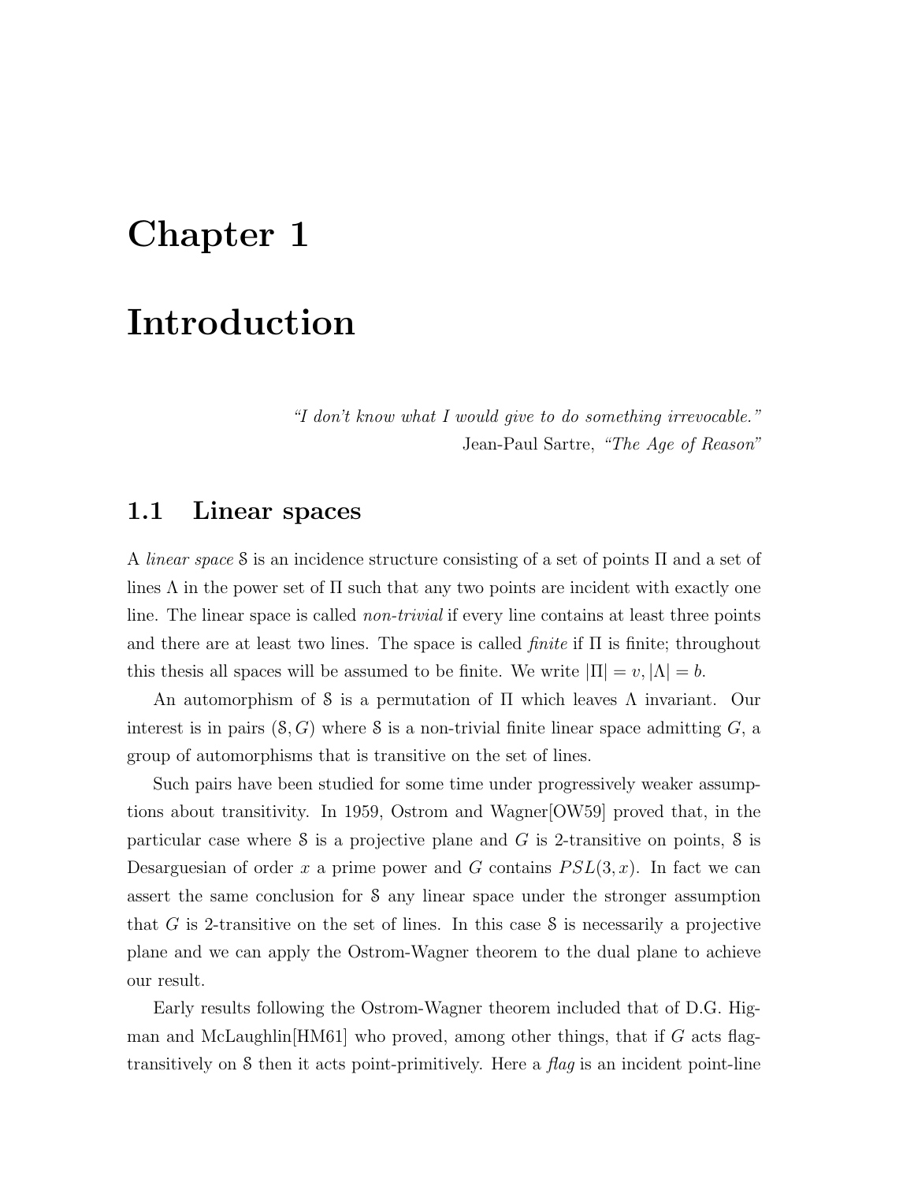# Chapter 1

# Introduction

*"I don't know what I would give to do something irrevocable."*
Jean-Paul Sartre, *"The Age of Reason"*

## 1.1 Linear spaces

A *linear space* $\mathcal{S}$ is an incidence structure consisting of a set of points $\Pi$ and a set of lines $\Lambda$ in the power set of $\Pi$ such that any two points are incident with exactly one line. The linear space is called *non-trivial* if every line contains at least three points and there are at least two lines. The space is called *finite* if $\Pi$ is finite; throughout this thesis all spaces will be assumed to be finite. We write $|\Pi| = v, |\Lambda| = b$.

An automorphism of $\mathcal{S}$ is a permutation of $\Pi$ which leaves $\Lambda$ invariant. Our interest is in pairs $(\mathcal{S}, G)$ where $\mathcal{S}$ is a non-trivial finite linear space admitting $G$, a group of automorphisms that is transitive on the set of lines.

Such pairs have been studied for some time under progressively weaker assumptions about transitivity. In 1959, Ostrom and Wagner[OW59] proved that, in the particular case where $\mathcal{S}$ is a projective plane and $G$ is 2-transitive on points, $\mathcal{S}$ is Desarguesian of order $x$ a prime power and $G$ contains $PSL(3, x)$. In fact we can assert the same conclusion for $\mathcal{S}$ any linear space under the stronger assumption that $G$ is 2-transitive on the set of lines. In this case $\mathcal{S}$ is necessarily a projective plane and we can apply the Ostrom-Wagner theorem to the dual plane to achieve our result.

Early results following the Ostrom-Wagner theorem included that of D.G. Higman and McLaughlin[HM61] who proved, among other things, that if $G$ acts flag-transitively on $\mathcal{S}$ then it acts point-primitively. Here a *flag* is an incident point-line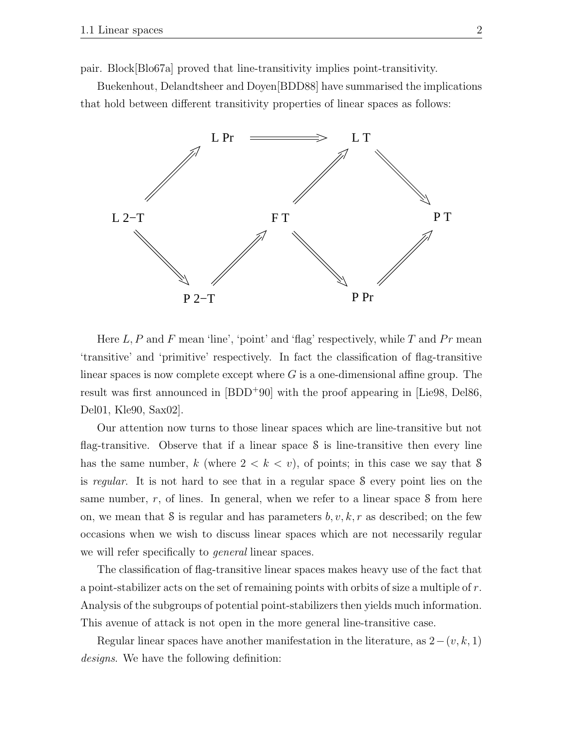pair. Block[Blo67a] proved that line-transitivity implies point-transitivity.

Buekenhout, Delandtsheer and Doyen[BDD88] have summarised the implications that hold between different transitivity properties of linear spaces as follows:

- L 2−T $\Rightarrow$ L Pr
- L Pr $\Rightarrow$ L T
- L 2−T $\Rightarrow$ P 2−T
- P 2−T $\Rightarrow$ F T
- F T $\Rightarrow$ L T
- F T $\Rightarrow$ P Pr
- L T $\Rightarrow$ P T
- P Pr $\Rightarrow$ P T

Here $L, P$ and $F$ mean 'line', 'point' and 'flag' respectively, while $T$ and $Pr$ mean 'transitive' and 'primitive' respectively. In fact the classification of flag-transitive linear spaces is now complete except where $G$ is a one-dimensional affine group. The result was first announced in [BDD$^+$90] with the proof appearing in [Lie98, Del86, Del01, Kle90, Sax02].

Our attention now turns to those linear spaces which are line-transitive but not flag-transitive. Observe that if a linear space $\mathcal{S}$ is line-transitive then every line has the same number, $k$ (where $2 < k < v$), of points; in this case we say that $\mathcal{S}$ is *regular*. It is not hard to see that in a regular space $\mathcal{S}$ every point lies on the same number, $r$, of lines. In general, when we refer to a linear space $\mathcal{S}$ from here on, we mean that $\mathcal{S}$ is regular and has parameters $b, v, k, r$ as described; on the few occasions when we wish to discuss linear spaces which are not necessarily regular we will refer specifically to *general* linear spaces.

The classification of flag-transitive linear spaces makes heavy use of the fact that a point-stabilizer acts on the set of remaining points with orbits of size a multiple of $r$. Analysis of the subgroups of potential point-stabilizers then yields much information. This avenue of attack is not open in the more general line-transitive case.

Regular linear spaces have another manifestation in the literature, as $2-(v, k, 1)$ *designs*. We have the following definition: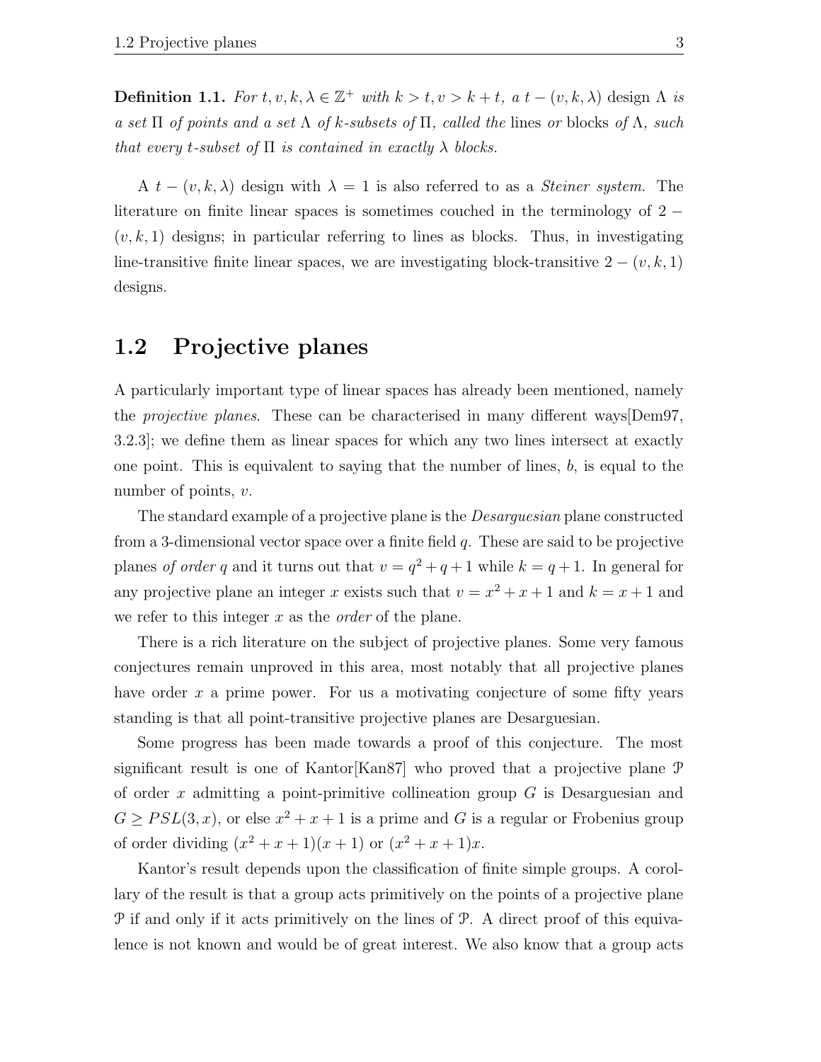**Definition 1.1.** *For $t, v, k, \lambda \in \mathbb{Z}^+$ with $k > t, v > k + t$, a $t - (v, k, \lambda)$* design $\Lambda$ *is a set $\Pi$ of points and a set $\Lambda$ of $k$-subsets of $\Pi$, called the* lines *or* blocks *of $\Lambda$, such that every $t$-subset of $\Pi$ is contained in exactly $\lambda$ blocks.*

A $t - (v, k, \lambda)$ design with $\lambda = 1$ is also referred to as a *Steiner system*. The literature on finite linear spaces is sometimes couched in the terminology of $2 - (v, k, 1)$ designs; in particular referring to lines as blocks. Thus, in investigating line-transitive finite linear spaces, we are investigating block-transitive $2 - (v, k, 1)$ designs.

## 1.2 Projective planes

A particularly important type of linear spaces has already been mentioned, namely the *projective planes*. These can be characterised in many different ways[Dem97, 3.2.3]; we define them as linear spaces for which any two lines intersect at exactly one point. This is equivalent to saying that the number of lines, $b$, is equal to the number of points, $v$.

The standard example of a projective plane is the *Desarguesian* plane constructed from a 3-dimensional vector space over a finite field $q$. These are said to be projective planes *of order* $q$ and it turns out that $v = q^2 + q + 1$ while $k = q + 1$. In general for any projective plane an integer $x$ exists such that $v = x^2 + x + 1$ and $k = x + 1$ and we refer to this integer $x$ as the *order* of the plane.

There is a rich literature on the subject of projective planes. Some very famous conjectures remain unproved in this area, most notably that all projective planes have order $x$ a prime power. For us a motivating conjecture of some fifty years standing is that all point-transitive projective planes are Desarguesian.

Some progress has been made towards a proof of this conjecture. The most significant result is one of Kantor[Kan87] who proved that a projective plane $\mathcal{P}$ of order $x$ admitting a point-primitive collineation group $G$ is Desarguesian and $G \geq PSL(3, x)$, or else $x^2 + x + 1$ is a prime and $G$ is a regular or Frobenius group of order dividing $(x^2 + x + 1)(x + 1)$ or $(x^2 + x + 1)x$.

Kantor's result depends upon the classification of finite simple groups. A corollary of the result is that a group acts primitively on the points of a projective plane $\mathcal{P}$ if and only if it acts primitively on the lines of $\mathcal{P}$. A direct proof of this equivalence is not known and would be of great interest. We also know that a group acts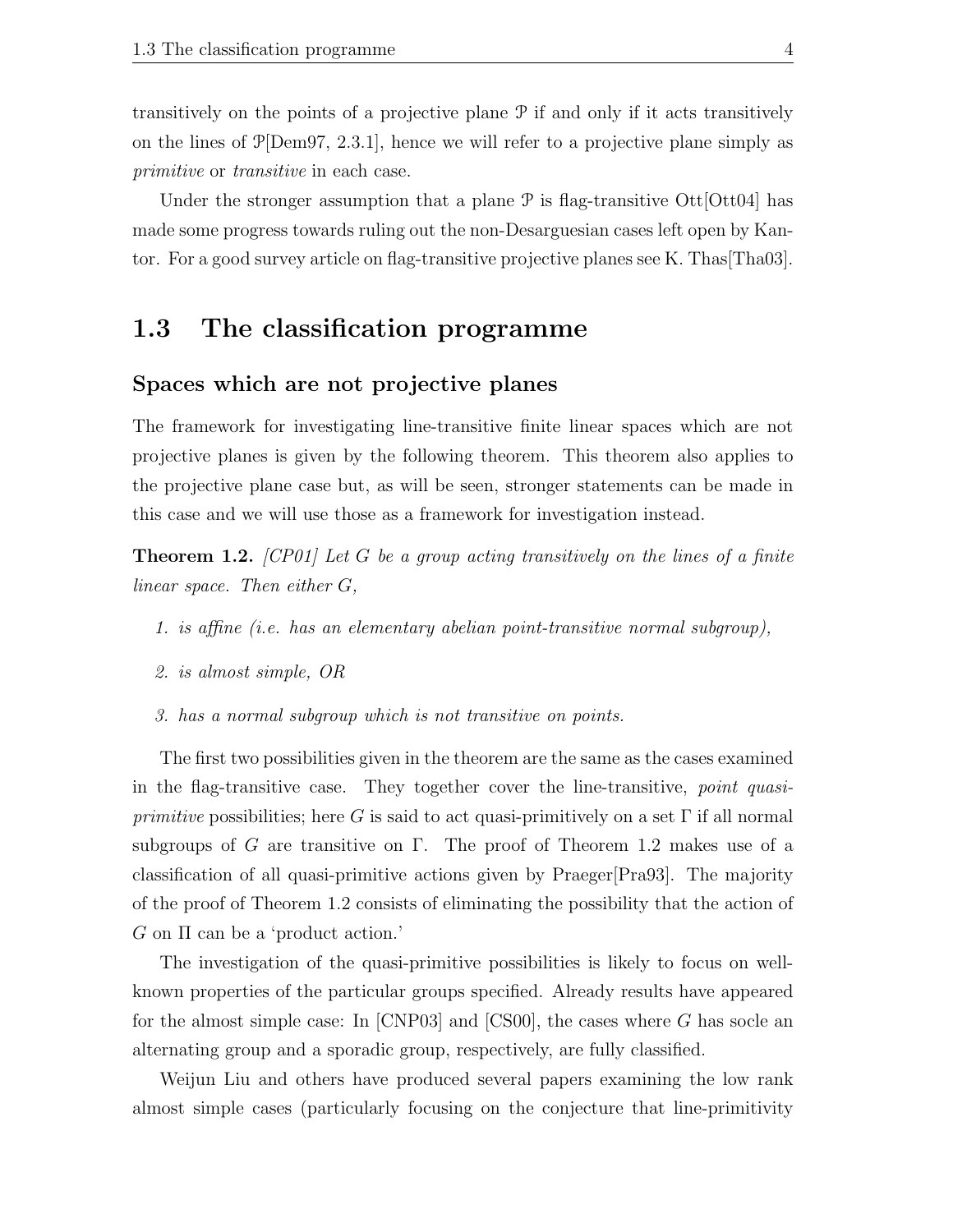transitively on the points of a projective plane $\mathcal{P}$ if and only if it acts transitively on the lines of $\mathcal{P}$[Dem97, 2.3.1], hence we will refer to a projective plane simply as *primitive* or *transitive* in each case.

Under the stronger assumption that a plane $\mathcal{P}$ is flag-transitive Ott[Ott04] has made some progress towards ruling out the non-Desarguesian cases left open by Kantor. For a good survey article on flag-transitive projective planes see K. Thas[Tha03].

## 1.3 The classification programme

### Spaces which are not projective planes

The framework for investigating line-transitive finite linear spaces which are not projective planes is given by the following theorem. This theorem also applies to the projective plane case but, as will be seen, stronger statements can be made in this case and we will use those as a framework for investigation instead.

**Theorem 1.2.** *[CP01] Let $G$ be a group acting transitively on the lines of a finite linear space. Then either $G$,*

1. *is affine (i.e. has an elementary abelian point-transitive normal subgroup),*
2. *is almost simple, OR*
3. *has a normal subgroup which is not transitive on points.*

The first two possibilities given in the theorem are the same as the cases examined in the flag-transitive case. They together cover the line-transitive, *point quasi-primitive* possibilities; here $G$ is said to act quasi-primitively on a set $\Gamma$ if all normal subgroups of $G$ are transitive on $\Gamma$. The proof of Theorem 1.2 makes use of a classification of all quasi-primitive actions given by Praeger[Pra93]. The majority of the proof of Theorem 1.2 consists of eliminating the possibility that the action of $G$ on $\Pi$ can be a 'product action.'

The investigation of the quasi-primitive possibilities is likely to focus on well-known properties of the particular groups specified. Already results have appeared for the almost simple case: In [CNP03] and [CS00], the cases where $G$ has socle an alternating group and a sporadic group, respectively, are fully classified.

Weijun Liu and others have produced several papers examining the low rank almost simple cases (particularly focusing on the conjecture that line-primitivity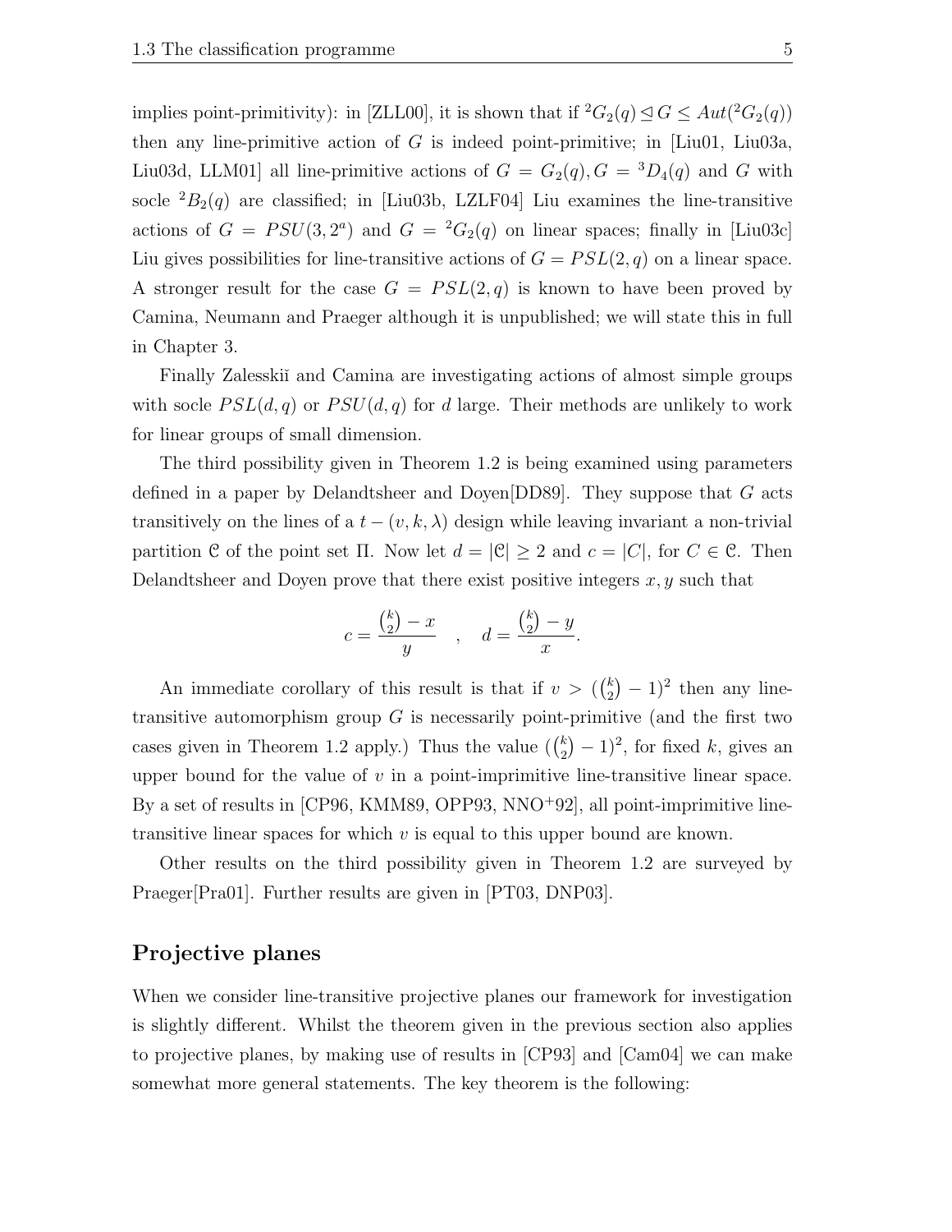implies point-primitivity): in [ZLL00], it is shown that if ${}^2G_2(q) \trianglelefteq G \leq Aut({}^2G_2(q))$ then any line-primitive action of $G$ is indeed point-primitive; in [Liu01, Liu03a, Liu03d, LLM01] all line-primitive actions of $G = G_2(q), G = {}^3D_4(q)$ and $G$ with socle ${}^2B_2(q)$ are classified; in [Liu03b, LZLF04] Liu examines the line-transitive actions of $G = PSU(3, 2^a)$ and $G = {}^2G_2(q)$ on linear spaces; finally in [Liu03c] Liu gives possibilities for line-transitive actions of $G = PSL(2, q)$ on a linear space. A stronger result for the case $G = PSL(2, q)$ is known to have been proved by Camina, Neumann and Praeger although it is unpublished; we will state this in full in Chapter 3.

Finally Zalesskiĭ and Camina are investigating actions of almost simple groups with socle $PSL(d, q)$ or $PSU(d, q)$ for $d$ large. Their methods are unlikely to work for linear groups of small dimension.

The third possibility given in Theorem 1.2 is being examined using parameters defined in a paper by Delandtsheer and Doyen[DD89]. They suppose that $G$ acts transitively on the lines of a $t-(v, k, \lambda)$ design while leaving invariant a non-trivial partition $\mathcal{C}$ of the point set $\Pi$. Now let $d = |\mathcal{C}| \geq 2$ and $c = |C|$, for $C \in \mathcal{C}$. Then Delandtsheer and Doyen prove that there exist positive integers $x, y$ such that

$$c = \frac{\binom{k}{2} - x}{y} \quad , \quad d = \frac{\binom{k}{2} - y}{x}.$$

An immediate corollary of this result is that if $v > (\binom{k}{2} - 1)^2$ then any line-transitive automorphism group $G$ is necessarily point-primitive (and the first two cases given in Theorem 1.2 apply.) Thus the value $(\binom{k}{2} - 1)^2$, for fixed $k$, gives an upper bound for the value of $v$ in a point-imprimitive line-transitive linear space. By a set of results in [CP96, KMM89, OPP93, NNO+92], all point-imprimitive line-transitive linear spaces for which $v$ is equal to this upper bound are known.

Other results on the third possibility given in Theorem 1.2 are surveyed by Praeger[Pra01]. Further results are given in [PT03, DNP03].

## Projective planes

When we consider line-transitive projective planes our framework for investigation is slightly different. Whilst the theorem given in the previous section also applies to projective planes, by making use of results in [CP93] and [Cam04] we can make somewhat more general statements. The key theorem is the following: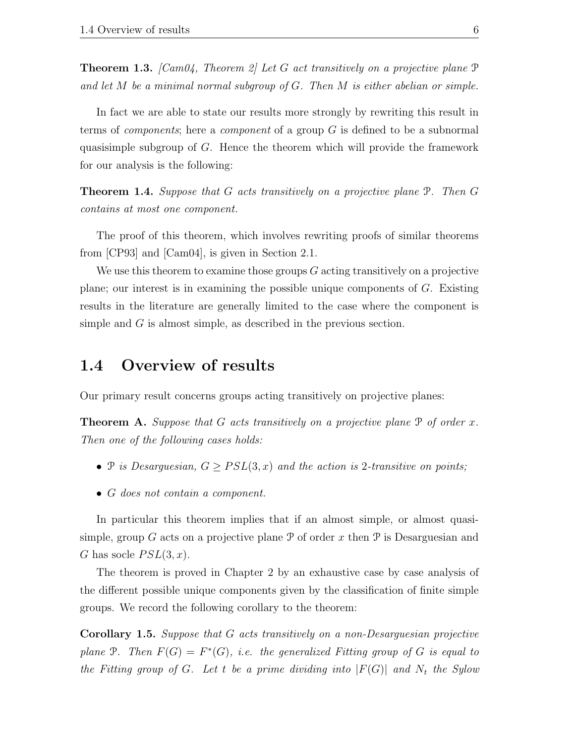**Theorem 1.3.** *[Cam04, Theorem 2] Let $G$ act transitively on a projective plane $\mathcal{P}$ and let $M$ be a minimal normal subgroup of $G$. Then $M$ is either abelian or simple.*

In fact we are able to state our results more strongly by rewriting this result in terms of *components*; here a *component* of a group $G$ is defined to be a subnormal quasisimple subgroup of $G$. Hence the theorem which will provide the framework for our analysis is the following:

**Theorem 1.4.** *Suppose that $G$ acts transitively on a projective plane $\mathcal{P}$. Then $G$ contains at most one component.*

The proof of this theorem, which involves rewriting proofs of similar theorems from [CP93] and [Cam04], is given in Section 2.1.

We use this theorem to examine those groups $G$ acting transitively on a projective plane; our interest is in examining the possible unique components of $G$. Existing results in the literature are generally limited to the case where the component is simple and $G$ is almost simple, as described in the previous section.

## 1.4 Overview of results

Our primary result concerns groups acting transitively on projective planes:

**Theorem A.** *Suppose that $G$ acts transitively on a projective plane $\mathcal{P}$ of order $x$. Then one of the following cases holds:*

- *$\mathcal{P}$ is Desarguesian, $G \geq PSL(3, x)$ and the action is 2-transitive on points;*
- *$G$ does not contain a component.*

In particular this theorem implies that if an almost simple, or almost quasisimple, group $G$ acts on a projective plane $\mathcal{P}$ of order $x$ then $\mathcal{P}$ is Desarguesian and $G$ has socle $PSL(3, x)$.

The theorem is proved in Chapter 2 by an exhaustive case by case analysis of the different possible unique components given by the classification of finite simple groups. We record the following corollary to the theorem:

**Corollary 1.5.** *Suppose that $G$ acts transitively on a non-Desarguesian projective plane $\mathcal{P}$. Then $F(G) = F^*(G)$, i.e. the generalized Fitting group of $G$ is equal to the Fitting group of $G$. Let $t$ be a prime dividing into $|F(G)|$ and $N_t$ the Sylow*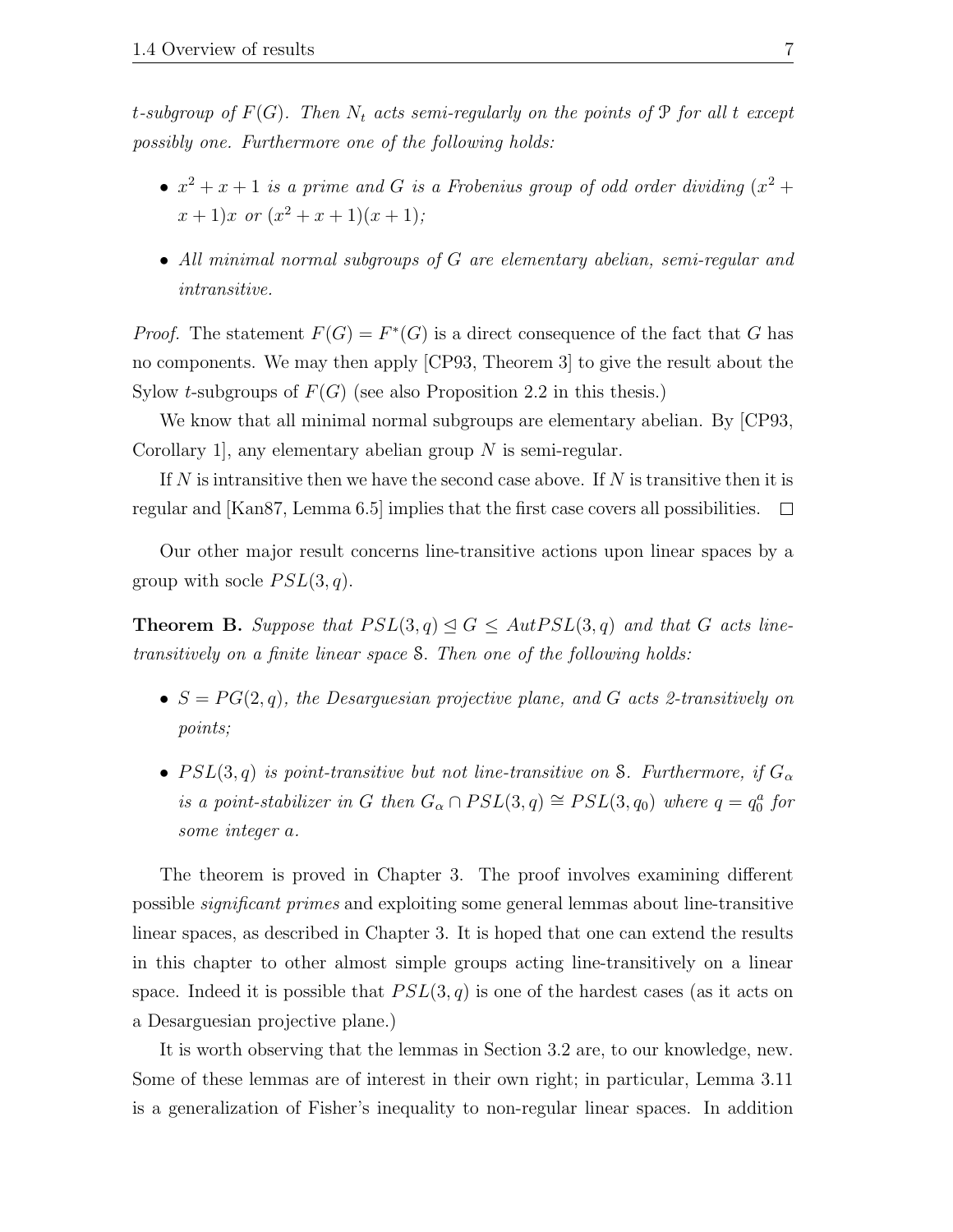*$t$-subgroup of $F(G)$. Then $N_t$ acts semi-regularly on the points of $\mathcal{P}$ for all $t$ except possibly one. Furthermore one of the following holds:*

- *$x^2 + x + 1$ is a prime and $G$ is a Frobenius group of odd order dividing $(x^2 + x + 1)x$ or $(x^2 + x + 1)(x + 1)$;*
- *All minimal normal subgroups of $G$ are elementary abelian, semi-regular and intransitive.*

*Proof.* The statement $F(G) = F^*(G)$ is a direct consequence of the fact that $G$ has no components. We may then apply [CP93, Theorem 3] to give the result about the Sylow $t$-subgroups of $F(G)$ (see also Proposition 2.2 in this thesis.)

We know that all minimal normal subgroups are elementary abelian. By [CP93, Corollary 1], any elementary abelian group $N$ is semi-regular.

If $N$ is intransitive then we have the second case above. If $N$ is transitive then it is regular and [Kan87, Lemma 6.5] implies that the first case covers all possibilities. □

Our other major result concerns line-transitive actions upon linear spaces by a group with socle $PSL(3, q)$.

**Theorem B.** *Suppose that $PSL(3, q) \trianglelefteq G \leq AutPSL(3, q)$ and that $G$ acts line-transitively on a finite linear space $\mathcal{S}$. Then one of the following holds:*

- *$S = PG(2, q)$, the Desarguesian projective plane, and $G$ acts 2-transitively on points;*
- *$PSL(3, q)$ is point-transitive but not line-transitive on $\mathcal{S}$. Furthermore, if $G_\alpha$ is a point-stabilizer in $G$ then $G_\alpha \cap PSL(3, q) \cong PSL(3, q_0)$ where $q = q_0^a$ for some integer $a$.*

The theorem is proved in Chapter 3. The proof involves examining different possible *significant primes* and exploiting some general lemmas about line-transitive linear spaces, as described in Chapter 3. It is hoped that one can extend the results in this chapter to other almost simple groups acting line-transitively on a linear space. Indeed it is possible that $PSL(3, q)$ is one of the hardest cases (as it acts on a Desarguesian projective plane.)

It is worth observing that the lemmas in Section 3.2 are, to our knowledge, new. Some of these lemmas are of interest in their own right; in particular, Lemma 3.11 is a generalization of Fisher's inequality to non-regular linear spaces. In addition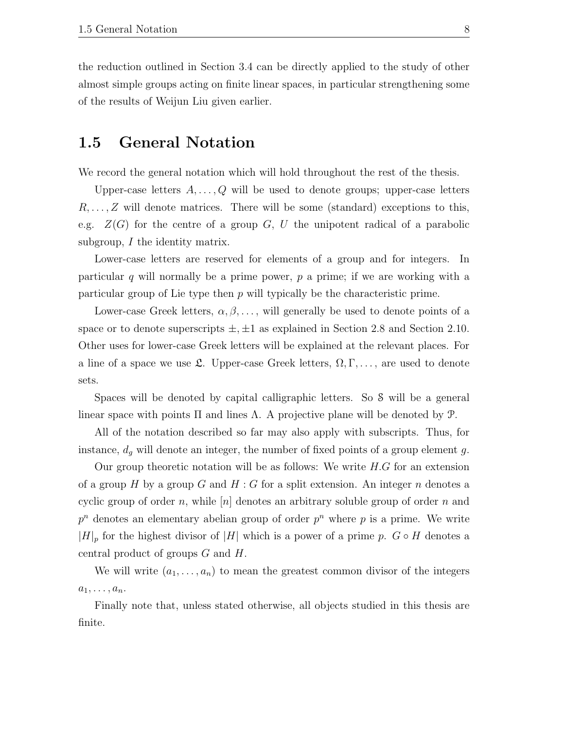the reduction outlined in Section 3.4 can be directly applied to the study of other almost simple groups acting on finite linear spaces, in particular strengthening some of the results of Weijun Liu given earlier.

## 1.5 General Notation

We record the general notation which will hold throughout the rest of the thesis.

Upper-case letters $A, \ldots, Q$ will be used to denote groups; upper-case letters $R, \ldots, Z$ will denote matrices. There will be some (standard) exceptions to this, e.g. $Z(G)$ for the centre of a group $G$, $U$ the unipotent radical of a parabolic subgroup, $I$ the identity matrix.

Lower-case letters are reserved for elements of a group and for integers. In particular $q$ will normally be a prime power, $p$ a prime; if we are working with a particular group of Lie type then $p$ will typically be the characteristic prime.

Lower-case Greek letters, $\alpha, \beta, \ldots$, will generally be used to denote points of a space or to denote superscripts $\pm, \pm 1$ as explained in Section 2.8 and Section 2.10. Other uses for lower-case Greek letters will be explained at the relevant places. For a line of a space we use $\mathfrak{L}$. Upper-case Greek letters, $\Omega, \Gamma, \ldots$, are used to denote sets.

Spaces will be denoted by capital calligraphic letters. So $\mathcal{S}$ will be a general linear space with points $\Pi$ and lines $\Lambda$. A projective plane will be denoted by $\mathcal{P}$.

All of the notation described so far may also apply with subscripts. Thus, for instance, $d_g$ will denote an integer, the number of fixed points of a group element $g$.

Our group theoretic notation will be as follows: We write $H.G$ for an extension of a group $H$ by a group $G$ and $H : G$ for a split extension. An integer $n$ denotes a cyclic group of order $n$, while $[n]$ denotes an arbitrary soluble group of order $n$ and $p^n$ denotes an elementary abelian group of order $p^n$ where $p$ is a prime. We write $|H|_p$ for the highest divisor of $|H|$ which is a power of a prime $p$. $G \circ H$ denotes a central product of groups $G$ and $H$.

We will write $(a_1, \ldots, a_n)$ to mean the greatest common divisor of the integers $a_1, \ldots, a_n$.

Finally note that, unless stated otherwise, all objects studied in this thesis are finite.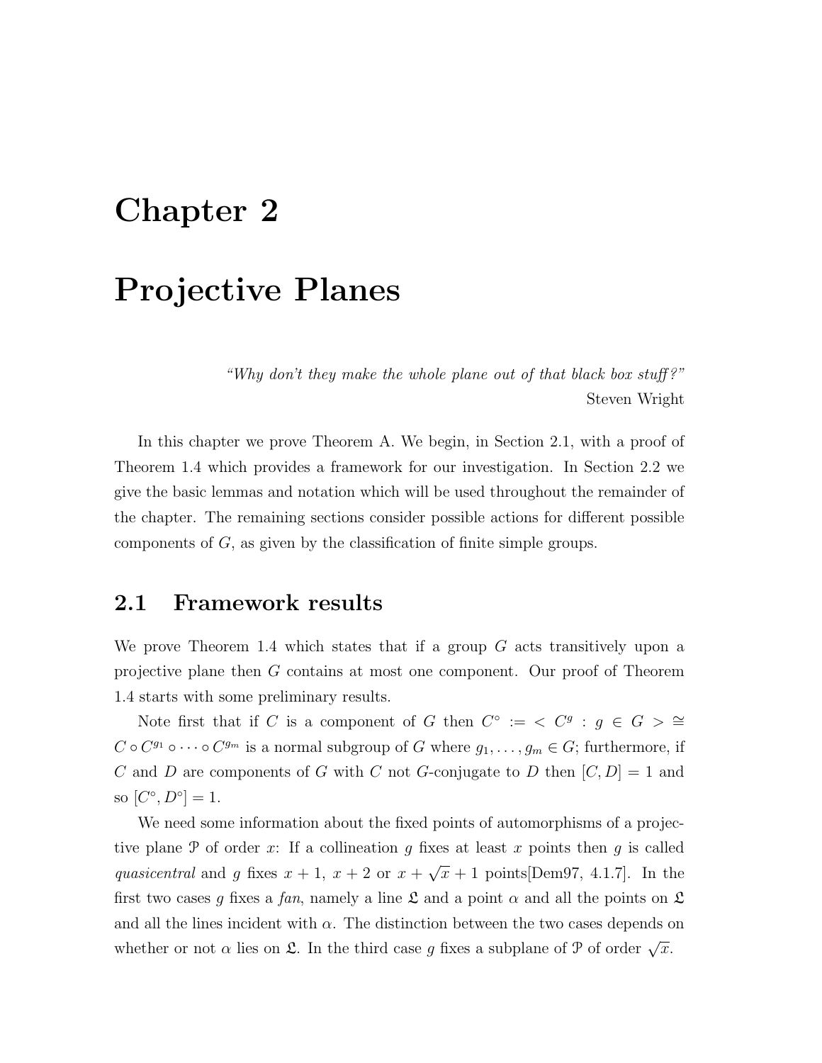# Chapter 2

# Projective Planes

*"Why don't they make the whole plane out of that black box stuff?"*
Steven Wright

In this chapter we prove Theorem A. We begin, in Section 2.1, with a proof of Theorem 1.4 which provides a framework for our investigation. In Section 2.2 we give the basic lemmas and notation which will be used throughout the remainder of the chapter. The remaining sections consider possible actions for different possible components of $G$, as given by the classification of finite simple groups.

## 2.1 Framework results

We prove Theorem 1.4 which states that if a group $G$ acts transitively upon a projective plane then $G$ contains at most one component. Our proof of Theorem 1.4 starts with some preliminary results.

Note first that if $C$ is a component of $G$ then $C^\circ := < C^g : g \in G > \cong C \circ C^{g_1} \circ \cdots \circ C^{g_m}$ is a normal subgroup of $G$ where $g_1, \dots, g_m \in G$; furthermore, if $C$ and $D$ are components of $G$ with $C$ not $G$-conjugate to $D$ then $[C, D] = 1$ and so $[C^\circ, D^\circ] = 1$.

We need some information about the fixed points of automorphisms of a projective plane $\mathcal{P}$ of order $x$: If a collineation $g$ fixes at least $x$ points then $g$ is called *quasicentral* and $g$ fixes $x+1$, $x+2$ or $x+\sqrt{x}+1$ points[Dem97, 4.1.7]. In the first two cases $g$ fixes a *fan*, namely a line $\mathfrak{L}$ and a point $\alpha$ and all the points on $\mathfrak{L}$ and all the lines incident with $\alpha$. The distinction between the two cases depends on whether or not $\alpha$ lies on $\mathfrak{L}$. In the third case $g$ fixes a subplane of $\mathcal{P}$ of order $\sqrt{x}$.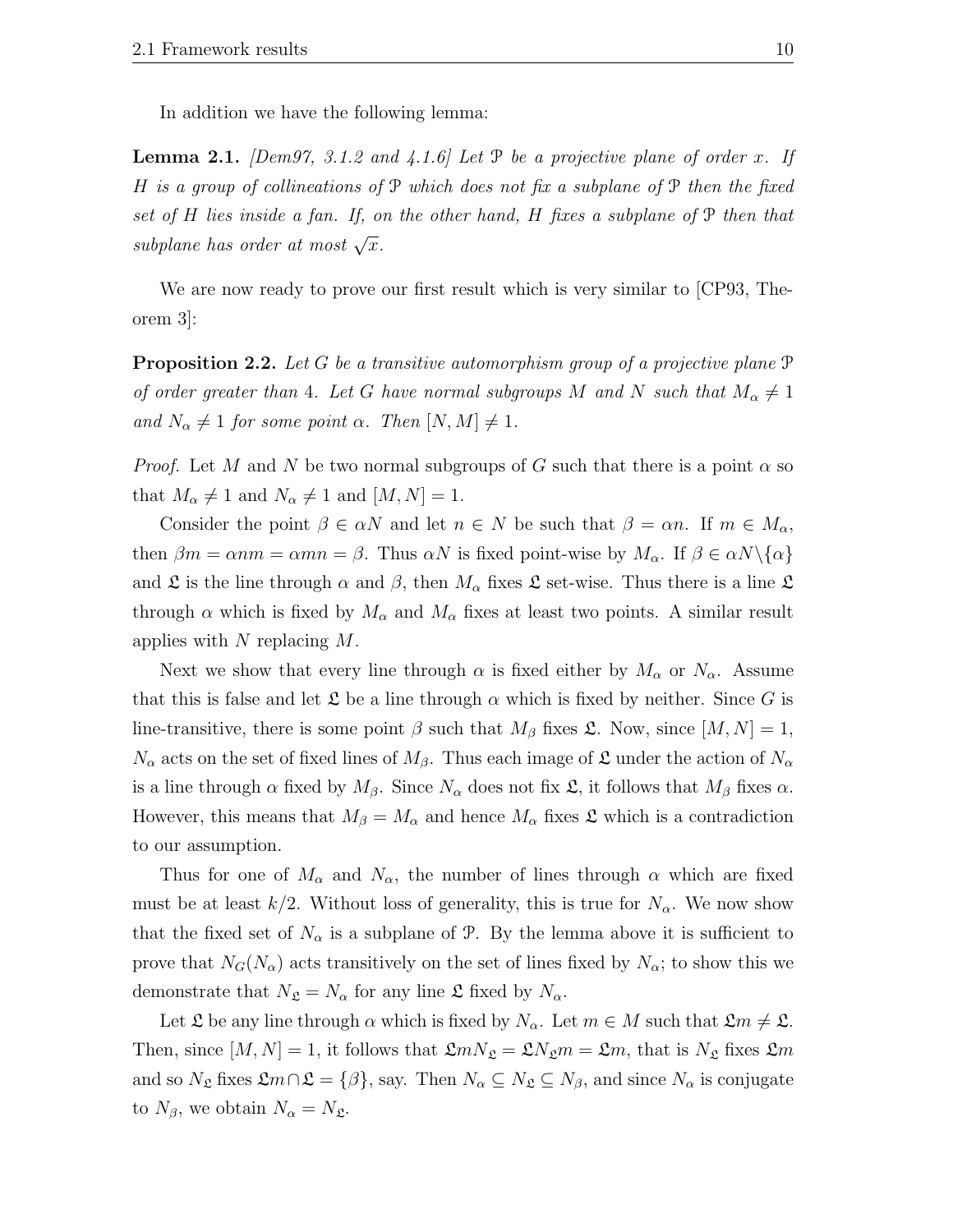In addition we have the following lemma:

**Lemma 2.1.** *[Dem97, 3.1.2 and 4.1.6] Let $\mathcal{P}$ be a projective plane of order $x$. If $H$ is a group of collineations of $\mathcal{P}$ which does not fix a subplane of $\mathcal{P}$ then the fixed set of $H$ lies inside a fan. If, on the other hand, $H$ fixes a subplane of $\mathcal{P}$ then that subplane has order at most $\sqrt{x}$.*

We are now ready to prove our first result which is very similar to [CP93, Theorem 3]:

**Proposition 2.2.** *Let $G$ be a transitive automorphism group of a projective plane $\mathcal{P}$ of order greater than 4. Let $G$ have normal subgroups $M$ and $N$ such that $M_\alpha \neq 1$ and $N_\alpha \neq 1$ for some point $\alpha$. Then $[N, M] \neq 1$.*

*Proof.* Let $M$ and $N$ be two normal subgroups of $G$ such that there is a point $\alpha$ so that $M_\alpha \neq 1$ and $N_\alpha \neq 1$ and $[M, N] = 1$.

Consider the point $\beta \in \alpha N$ and let $n \in N$ be such that $\beta = \alpha n$. If $m \in M_\alpha$, then $\beta m = \alpha n m = \alpha m n = \beta$. Thus $\alpha N$ is fixed point-wise by $M_\alpha$. If $\beta \in \alpha N \backslash \{\alpha\}$ and $\mathfrak{L}$ is the line through $\alpha$ and $\beta$, then $M_\alpha$ fixes $\mathfrak{L}$ set-wise. Thus there is a line $\mathfrak{L}$ through $\alpha$ which is fixed by $M_\alpha$ and $M_\alpha$ fixes at least two points. A similar result applies with $N$ replacing $M$.

Next we show that every line through $\alpha$ is fixed either by $M_\alpha$ or $N_\alpha$. Assume that this is false and let $\mathfrak{L}$ be a line through $\alpha$ which is fixed by neither. Since $G$ is line-transitive, there is some point $\beta$ such that $M_\beta$ fixes $\mathfrak{L}$. Now, since $[M, N] = 1$, $N_\alpha$ acts on the set of fixed lines of $M_\beta$. Thus each image of $\mathfrak{L}$ under the action of $N_\alpha$ is a line through $\alpha$ fixed by $M_\beta$. Since $N_\alpha$ does not fix $\mathfrak{L}$, it follows that $M_\beta$ fixes $\alpha$. However, this means that $M_\beta = M_\alpha$ and hence $M_\alpha$ fixes $\mathfrak{L}$ which is a contradiction to our assumption.

Thus for one of $M_\alpha$ and $N_\alpha$, the number of lines through $\alpha$ which are fixed must be at least $k/2$. Without loss of generality, this is true for $N_\alpha$. We now show that the fixed set of $N_\alpha$ is a subplane of $\mathcal{P}$. By the lemma above it is sufficient to prove that $N_G(N_\alpha)$ acts transitively on the set of lines fixed by $N_\alpha$; to show this we demonstrate that $N_\mathfrak{L} = N_\alpha$ for any line $\mathfrak{L}$ fixed by $N_\alpha$.

Let $\mathfrak{L}$ be any line through $\alpha$ which is fixed by $N_\alpha$. Let $m \in M$ such that $\mathfrak{L}m \neq \mathfrak{L}$. Then, since $[M, N] = 1$, it follows that $\mathfrak{L}mN_\mathfrak{L} = \mathfrak{L}N_\mathfrak{L}m = \mathfrak{L}m$, that is $N_\mathfrak{L}$ fixes $\mathfrak{L}m$ and so $N_\mathfrak{L}$ fixes $\mathfrak{L}m \cap \mathfrak{L} = \{\beta\}$, say. Then $N_\alpha \subseteq N_\mathfrak{L} \subseteq N_\beta$, and since $N_\alpha$ is conjugate to $N_\beta$, we obtain $N_\alpha = N_\mathfrak{L}$.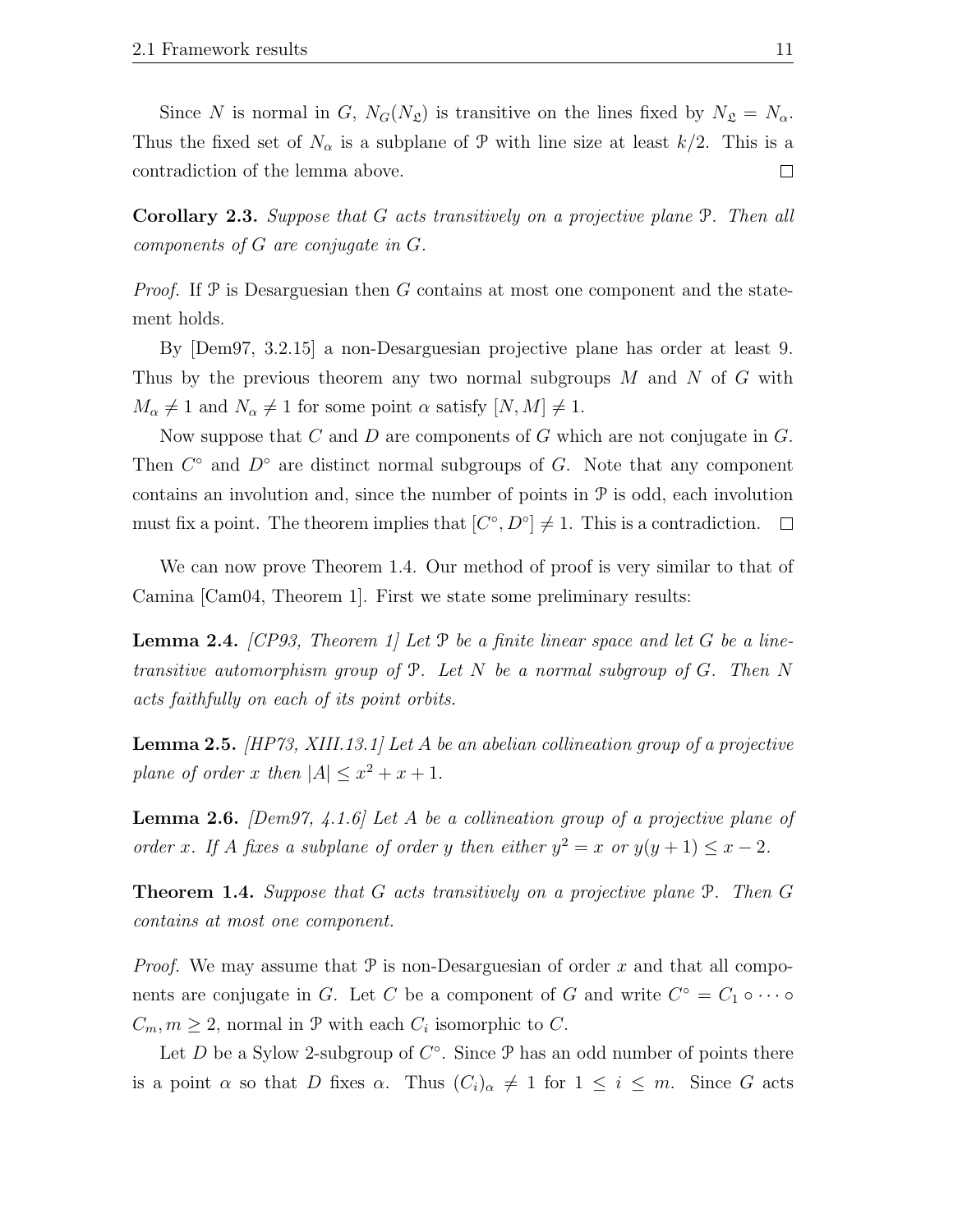Since $N$ is normal in $G$, $N_G(N_{\mathfrak{L}})$ is transitive on the lines fixed by $N_{\mathfrak{L}} = N_\alpha$. Thus the fixed set of $N_\alpha$ is a subplane of $\mathcal{P}$ with line size at least $k/2$. This is a contradiction of the lemma above. □

**Corollary 2.3.** *Suppose that $G$ acts transitively on a projective plane $\mathcal{P}$. Then all components of $G$ are conjugate in $G$.*

*Proof.* If $\mathcal{P}$ is Desarguesian then $G$ contains at most one component and the statement holds.

By [Dem97, 3.2.15] a non-Desarguesian projective plane has order at least 9. Thus by the previous theorem any two normal subgroups $M$ and $N$ of $G$ with $M_\alpha \neq 1$ and $N_\alpha \neq 1$ for some point $\alpha$ satisfy $[N, M] \neq 1$.

Now suppose that $C$ and $D$ are components of $G$ which are not conjugate in $G$. Then $C^\circ$ and $D^\circ$ are distinct normal subgroups of $G$. Note that any component contains an involution and, since the number of points in $\mathcal{P}$ is odd, each involution must fix a point. The theorem implies that $[C^\circ, D^\circ] \neq 1$. This is a contradiction. □

We can now prove Theorem 1.4. Our method of proof is very similar to that of Camina [Cam04, Theorem 1]. First we state some preliminary results:

**Lemma 2.4.** *[CP93, Theorem 1] Let $\mathcal{P}$ be a finite linear space and let $G$ be a line-transitive automorphism group of $\mathcal{P}$. Let $N$ be a normal subgroup of $G$. Then $N$ acts faithfully on each of its point orbits.*

**Lemma 2.5.** *[HP73, XIII.13.1] Let $A$ be an abelian collineation group of a projective plane of order $x$ then $|A| \leq x^2 + x + 1$.*

**Lemma 2.6.** *[Dem97, 4.1.6] Let $A$ be a collineation group of a projective plane of order $x$. If $A$ fixes a subplane of order $y$ then either $y^2 = x$ or $y(y+1) \leq x - 2$.*

**Theorem 1.4.** *Suppose that $G$ acts transitively on a projective plane $\mathcal{P}$. Then $G$ contains at most one component.*

*Proof.* We may assume that $\mathcal{P}$ is non-Desarguesian of order $x$ and that all components are conjugate in $G$. Let $C$ be a component of $G$ and write $C^\circ = C_1 \circ \cdots \circ C_m, m \geq 2$, normal in $\mathcal{P}$ with each $C_i$ isomorphic to $C$.

Let $D$ be a Sylow 2-subgroup of $C^\circ$. Since $\mathcal{P}$ has an odd number of points there is a point $\alpha$ so that $D$ fixes $\alpha$. Thus $(C_i)_\alpha \neq 1$ for $1 \leq i \leq m$. Since $G$ acts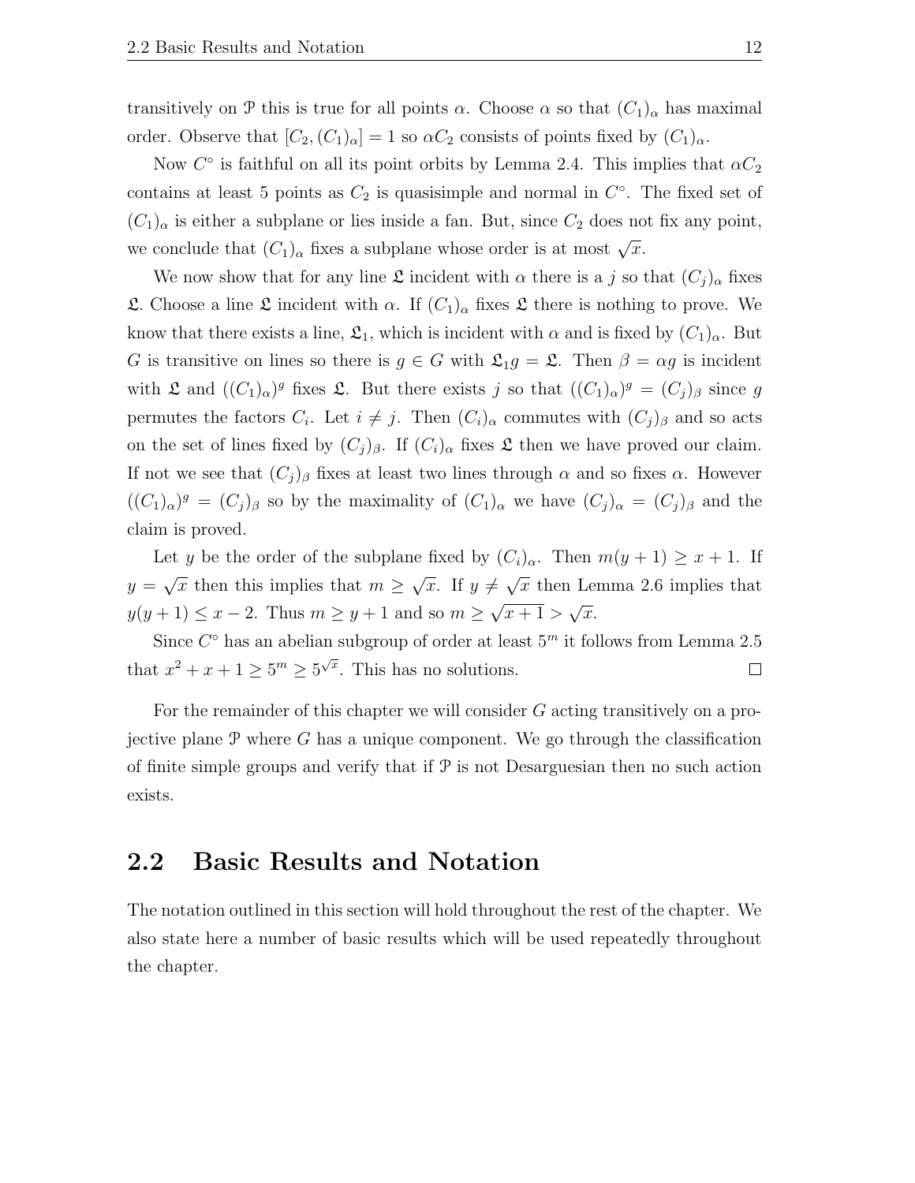transitively on $\mathcal{P}$ this is true for all points $\alpha$. Choose $\alpha$ so that $(C_1)_\alpha$ has maximal order. Observe that $[C_2, (C_1)_\alpha] = 1$ so $\alpha C_2$ consists of points fixed by $(C_1)_\alpha$.

Now $C^\circ$ is faithful on all its point orbits by Lemma 2.4. This implies that $\alpha C_2$ contains at least 5 points as $C_2$ is quasisimple and normal in $C^\circ$. The fixed set of $(C_1)_\alpha$ is either a subplane or lies inside a fan. But, since $C_2$ does not fix any point, we conclude that $(C_1)_\alpha$ fixes a subplane whose order is at most $\sqrt{x}$.

We now show that for any line $\mathfrak{L}$ incident with $\alpha$ there is a $j$ so that $(C_j)_\alpha$ fixes $\mathfrak{L}$. Choose a line $\mathfrak{L}$ incident with $\alpha$. If $(C_1)_\alpha$ fixes $\mathfrak{L}$ there is nothing to prove. We know that there exists a line, $\mathfrak{L}_1$, which is incident with $\alpha$ and is fixed by $(C_1)_\alpha$. But $G$ is transitive on lines so there is $g \in G$ with $\mathfrak{L}_1 g = \mathfrak{L}$. Then $\beta = \alpha g$ is incident with $\mathfrak{L}$ and $((C_1)_\alpha)^g$ fixes $\mathfrak{L}$. But there exists $j$ so that $((C_1)_\alpha)^g = (C_j)_\beta$ since $g$ permutes the factors $C_i$. Let $i \neq j$. Then $(C_i)_\alpha$ commutes with $(C_j)_\beta$ and so acts on the set of lines fixed by $(C_j)_\beta$. If $(C_i)_\alpha$ fixes $\mathfrak{L}$ then we have proved our claim. If not we see that $(C_j)_\beta$ fixes at least two lines through $\alpha$ and so fixes $\alpha$. However $((C_1)_\alpha)^g = (C_j)_\beta$ so by the maximality of $(C_1)_\alpha$ we have $(C_j)_\alpha = (C_j)_\beta$ and the claim is proved.

Let $y$ be the order of the subplane fixed by $(C_i)_\alpha$. Then $m(y+1) \geq x+1$. If $y = \sqrt{x}$ then this implies that $m \geq \sqrt{x}$. If $y \neq \sqrt{x}$ then Lemma 2.6 implies that $y(y+1) \leq x - 2$. Thus $m \geq y+1$ and so $m \geq \sqrt{x+1} > \sqrt{x}$.

Since $C^\circ$ has an abelian subgroup of order at least $5^m$ it follows from Lemma 2.5 that $x^2 + x + 1 \geq 5^m \geq 5^{\sqrt{x}}$. This has no solutions. $\square$

For the remainder of this chapter we will consider $G$ acting transitively on a projective plane $\mathcal{P}$ where $G$ has a unique component. We go through the classification of finite simple groups and verify that if $\mathcal{P}$ is not Desarguesian then no such action exists.

## 2.2 Basic Results and Notation

The notation outlined in this section will hold throughout the rest of the chapter. We also state here a number of basic results which will be used repeatedly throughout the chapter.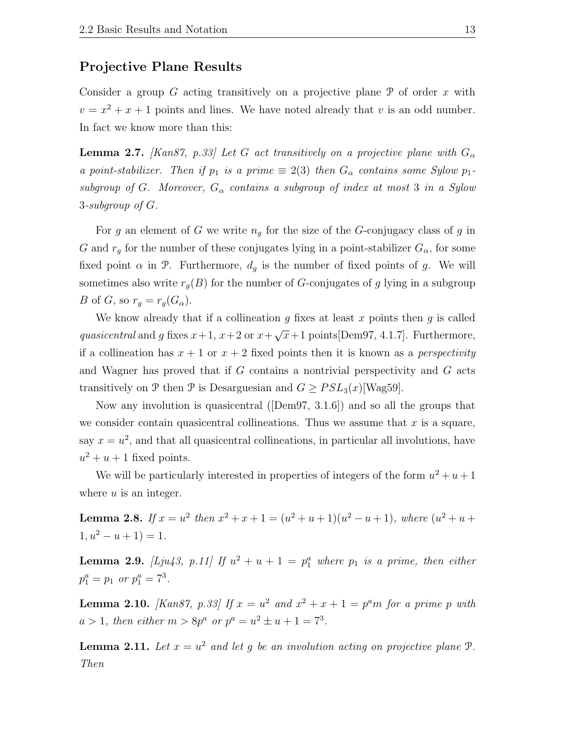## Projective Plane Results

Consider a group $G$ acting transitively on a projective plane $\mathcal{P}$ of order $x$ with $v = x^2 + x + 1$ points and lines. We have noted already that $v$ is an odd number. In fact we know more than this:

**Lemma 2.7.** *[Kan87, p.33] Let $G$ act transitively on a projective plane with $G_\alpha$ a point-stabilizer. Then if $p_1$ is a prime $\equiv 2(3)$ then $G_\alpha$ contains some Sylow $p_1$-subgroup of $G$. Moreover, $G_\alpha$ contains a subgroup of index at most 3 in a Sylow 3-subgroup of $G$.*

For $g$ an element of $G$ we write $n_g$ for the size of the $G$-conjugacy class of $g$ in $G$ and $r_g$ for the number of these conjugates lying in a point-stabilizer $G_\alpha$, for some fixed point $\alpha$ in $\mathcal{P}$. Furthermore, $d_g$ is the number of fixed points of $g$. We will sometimes also write $r_g(B)$ for the number of $G$-conjugates of $g$ lying in a subgroup $B$ of $G$, so $r_g = r_g(G_\alpha)$.

We know already that if a collineation $g$ fixes at least $x$ points then $g$ is called *quasicentral* and $g$ fixes $x+1$, $x+2$ or $x+\sqrt{x}+1$ points[Dem97, 4.1.7]. Furthermore, if a collineation has $x+1$ or $x+2$ fixed points then it is known as a *perspectivity* and Wagner has proved that if $G$ contains a nontrivial perspectivity and $G$ acts transitively on $\mathcal{P}$ then $\mathcal{P}$ is Desarguesian and $G \geq PSL_3(x)$[Wag59].

Now any involution is quasicentral ([Dem97, 3.1.6]) and so all the groups that we consider contain quasicentral collineations. Thus we assume that $x$ is a square, say $x = u^2$, and that all quasicentral collineations, in particular all involutions, have $u^2 + u + 1$ fixed points.

We will be particularly interested in properties of integers of the form $u^2 + u + 1$ where $u$ is an integer.

**Lemma 2.8.** *If $x = u^2$ then $x^2 + x + 1 = (u^2 + u + 1)(u^2 - u + 1)$, where $(u^2 + u + 1, u^2 - u + 1) = 1$.*

**Lemma 2.9.** *[Lju43, p.11] If $u^2 + u + 1 = p_1^a$ where $p_1$ is a prime, then either $p_1^a = p_1$ or $p_1^a = 7^3$.*

**Lemma 2.10.** *[Kan87, p.33] If $x = u^2$ and $x^2 + x + 1 = p^a m$ for a prime $p$ with $a > 1$, then either $m > 8p^a$ or $p^a = u^2 \pm u + 1 = 7^3$.*

**Lemma 2.11.** *Let $x = u^2$ and let $g$ be an involution acting on projective plane $\mathcal{P}$. Then*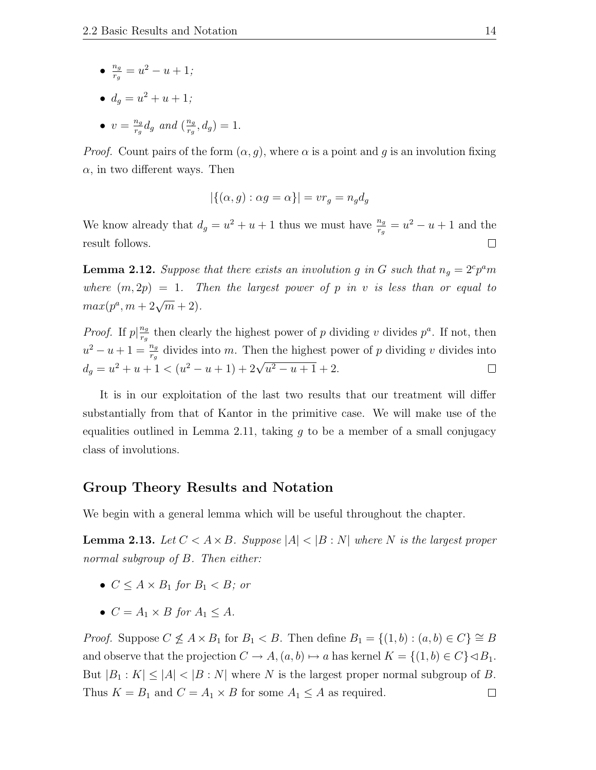- $\frac{n_g}{r_g} = u^2 - u + 1$;
- $d_g = u^2 + u + 1$;
- $v = \frac{n_g}{r_g} d_g$ and $(\frac{n_g}{r_g}, d_g) = 1$.

*Proof.* Count pairs of the form $(\alpha, g)$, where $\alpha$ is a point and $g$ is an involution fixing $\alpha$, in two different ways. Then

$$|\{(\alpha, g) : \alpha g = \alpha\}| = v r_g = n_g d_g$$

We know already that $d_g = u^2 + u + 1$ thus we must have $\frac{n_g}{r_g} = u^2 - u + 1$ and the result follows. $\square$

**Lemma 2.12.** *Suppose that there exists an involution $g$ in $G$ such that $n_g = 2^c p^a m$ where $(m, 2p) = 1$. Then the largest power of $p$ in $v$ is less than or equal to $max(p^a, m + 2\sqrt{m} + 2)$.*

*Proof.* If $p | \frac{n_g}{r_g}$ then clearly the highest power of $p$ dividing $v$ divides $p^a$. If not, then $u^2 - u + 1 = \frac{n_g}{r_g}$ divides into $m$. Then the highest power of $p$ dividing $v$ divides into $d_g = u^2 + u + 1 < (u^2 - u + 1) + 2\sqrt{u^2 - u + 1} + 2$. $\square$

It is in our exploitation of the last two results that our treatment will differ substantially from that of Kantor in the primitive case. We will make use of the equalities outlined in Lemma 2.11, taking $g$ to be a member of a small conjugacy class of involutions.

## Group Theory Results and Notation

We begin with a general lemma which will be useful throughout the chapter.

**Lemma 2.13.** *Let $C < A \times B$. Suppose $|A| < |B : N|$ where $N$ is the largest proper normal subgroup of $B$. Then either:*

- *$C \leq A \times B_1$ for $B_1 < B$; or*
- *$C = A_1 \times B$ for $A_1 \leq A$.*

*Proof.* Suppose $C \not\leq A \times B_1$ for $B_1 < B$. Then define $B_1 = \{(1, b) : (a, b) \in C\} \cong B$ and observe that the projection $C \to A, (a, b) \mapsto a$ has kernel $K = \{(1, b) \in C\} \lhd B_1$. But $|B_1 : K| \leq |A| < |B : N|$ where $N$ is the largest proper normal subgroup of $B$. Thus $K = B_1$ and $C = A_1 \times B$ for some $A_1 \leq A$ as required. $\square$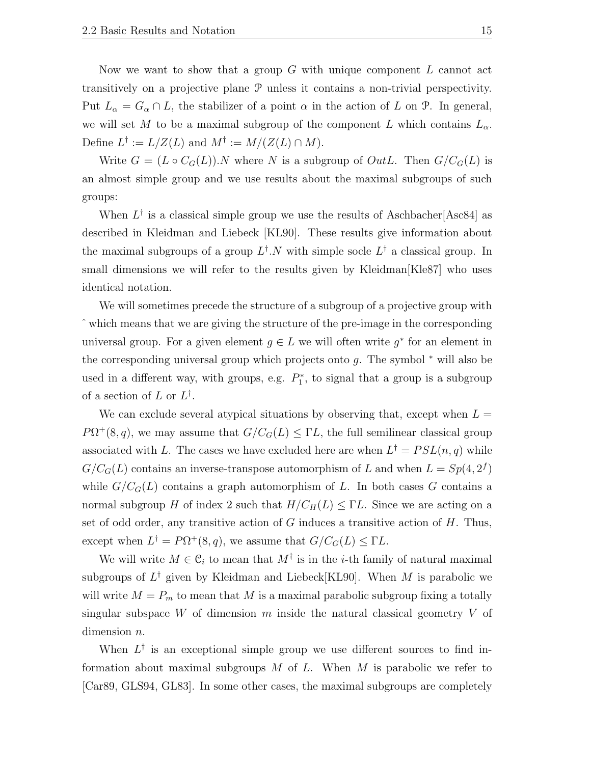Now we want to show that a group $G$ with unique component $L$ cannot act transitively on a projective plane $\mathcal{P}$ unless it contains a non-trivial perspectivity. Put $L_\alpha = G_\alpha \cap L$, the stabilizer of a point $\alpha$ in the action of $L$ on $\mathcal{P}$. In general, we will set $M$ to be a maximal subgroup of the component $L$ which contains $L_\alpha$. Define $L^\dagger := L/Z(L)$ and $M^\dagger := M/(Z(L) \cap M)$.

Write $G = (L \circ C_G(L)).N$ where $N$ is a subgroup of $Out L$. Then $G/C_G(L)$ is an almost simple group and we use results about the maximal subgroups of such groups:

When $L^\dagger$ is a classical simple group we use the results of Aschbacher[Asc84] as described in Kleidman and Liebeck [KL90]. These results give information about the maximal subgroups of a group $L^\dagger.N$ with simple socle $L^\dagger$ a classical group. In small dimensions we will refer to the results given by Kleidman[Kle87] who uses identical notation.

We will sometimes precede the structure of a subgroup of a projective group with $\hat{}$ which means that we are giving the structure of the pre-image in the corresponding universal group. For a given element $g \in L$ we will often write $g^*$ for an element in the corresponding universal group which projects onto $g$. The symbol $^*$ will also be used in a different way, with groups, e.g. $P_1^*$, to signal that a group is a subgroup of a section of $L$ or $L^\dagger$.

We can exclude several atypical situations by observing that, except when $L = P\Omega^+(8, q)$, we may assume that $G/C_G(L) \leq \Gamma L$, the full semilinear classical group associated with $L$. The cases we have excluded here are when $L^\dagger = PSL(n, q)$ while $G/C_G(L)$ contains an inverse-transpose automorphism of $L$ and when $L = Sp(4, 2^f)$ while $G/C_G(L)$ contains a graph automorphism of $L$. In both cases $G$ contains a normal subgroup $H$ of index 2 such that $H/C_H(L) \leq \Gamma L$. Since we are acting on a set of odd order, any transitive action of $G$ induces a transitive action of $H$. Thus, except when $L^\dagger = P\Omega^+(8, q)$, we assume that $G/C_G(L) \leq \Gamma L$.

We will write $M \in \mathcal{C}_i$ to mean that $M^\dagger$ is in the $i$-th family of natural maximal subgroups of $L^\dagger$ given by Kleidman and Liebeck[KL90]. When $M$ is parabolic we will write $M = P_m$ to mean that $M$ is a maximal parabolic subgroup fixing a totally singular subspace $W$ of dimension $m$ inside the natural classical geometry $V$ of dimension $n$.

When $L^\dagger$ is an exceptional simple group we use different sources to find information about maximal subgroups $M$ of $L$. When $M$ is parabolic we refer to [Car89, GLS94, GL83]. In some other cases, the maximal subgroups are completely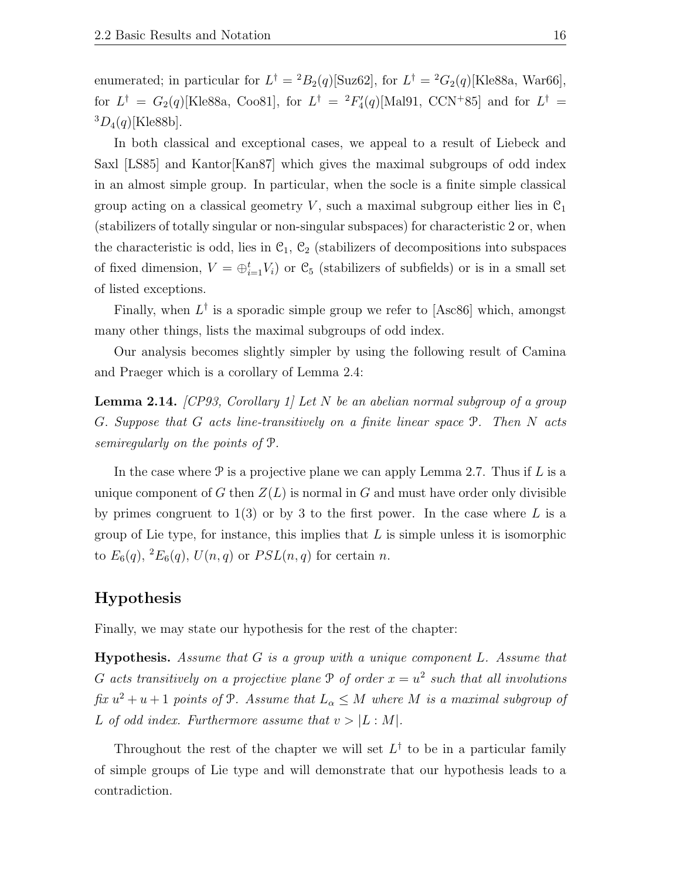enumerated; in particular for $L^\dagger = {}^2B_2(q)$[Suz62], for $L^\dagger = {}^2G_2(q)$[Kle88a, War66], for $L^\dagger = G_2(q)$[Kle88a, Coo81], for $L^\dagger = {}^2F_4'(q)$[Mal91, CCN+85] and for $L^\dagger = {}^3D_4(q)$[Kle88b].

In both classical and exceptional cases, we appeal to a result of Liebeck and Saxl [LS85] and Kantor[Kan87] which gives the maximal subgroups of odd index in an almost simple group. In particular, when the socle is a finite simple classical group acting on a classical geometry $V$, such a maximal subgroup either lies in $\mathcal{C}_1$ (stabilizers of totally singular or non-singular subspaces) for characteristic 2 or, when the characteristic is odd, lies in $\mathcal{C}_1$, $\mathcal{C}_2$ (stabilizers of decompositions into subspaces of fixed dimension, $V = \oplus_{i=1}^t V_i$) or $\mathcal{C}_5$ (stabilizers of subfields) or is in a small set of listed exceptions.

Finally, when $L^\dagger$ is a sporadic simple group we refer to [Asc86] which, amongst many other things, lists the maximal subgroups of odd index.

Our analysis becomes slightly simpler by using the following result of Camina and Praeger which is a corollary of Lemma 2.4:

**Lemma 2.14.** *[CP93, Corollary 1] Let $N$ be an abelian normal subgroup of a group $G$. Suppose that $G$ acts line-transitively on a finite linear space $\mathcal{P}$. Then $N$ acts semiregularly on the points of $\mathcal{P}$.*

In the case where $\mathcal{P}$ is a projective plane we can apply Lemma 2.7. Thus if $L$ is a unique component of $G$ then $Z(L)$ is normal in $G$ and must have order only divisible by primes congruent to $1(3)$ or by 3 to the first power. In the case where $L$ is a group of Lie type, for instance, this implies that $L$ is simple unless it is isomorphic to $E_6(q)$, ${}^2E_6(q)$, $U(n, q)$ or $PSL(n, q)$ for certain $n$.

## Hypothesis

Finally, we may state our hypothesis for the rest of the chapter:

**Hypothesis.** *Assume that $G$ is a group with a unique component $L$. Assume that $G$ acts transitively on a projective plane $\mathcal{P}$ of order $x = u^2$ such that all involutions fix $u^2 + u + 1$ points of $\mathcal{P}$. Assume that $L_\alpha \leq M$ where $M$ is a maximal subgroup of $L$ of odd index. Furthermore assume that $v > |L : M|$.*

Throughout the rest of the chapter we will set $L^\dagger$ to be in a particular family of simple groups of Lie type and will demonstrate that our hypothesis leads to a contradiction.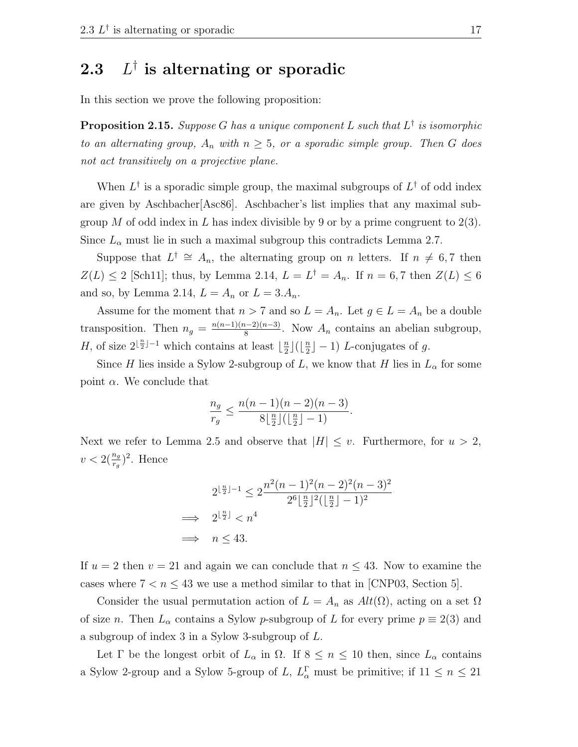## 2.3 $L^\dagger$ is alternating or sporadic

In this section we prove the following proposition:

**Proposition 2.15.** *Suppose $G$ has a unique component $L$ such that $L^\dagger$ is isomorphic to an alternating group, $A_n$ with $n \geq 5$, or a sporadic simple group. Then $G$ does not act transitively on a projective plane.*

When $L^\dagger$ is a sporadic simple group, the maximal subgroups of $L^\dagger$ of odd index are given by Aschbacher[Asc86]. Aschbacher's list implies that any maximal subgroup $M$ of odd index in $L$ has index divisible by 9 or by a prime congruent to 2(3). Since $L_\alpha$ must lie in such a maximal subgroup this contradicts Lemma 2.7.

Suppose that $L^\dagger \cong A_n$, the alternating group on $n$ letters. If $n \neq 6, 7$ then $Z(L) \leq 2$ [Sch11]; thus, by Lemma 2.14, $L = L^\dagger = A_n$. If $n = 6, 7$ then $Z(L) \leq 6$ and so, by Lemma 2.14, $L = A_n$ or $L = 3.A_n$.

Assume for the moment that $n > 7$ and so $L = A_n$. Let $g \in L = A_n$ be a double transposition. Then $n_g = \frac{n(n-1)(n-2)(n-3)}{8}$. Now $A_n$ contains an abelian subgroup, $H$, of size $2^{\lfloor \frac{n}{2} \rfloor - 1}$ which contains at least $\lfloor \frac{n}{2} \rfloor (\lfloor \frac{n}{2} \rfloor - 1)$ $L$-conjugates of $g$.

Since $H$ lies inside a Sylow 2-subgroup of $L$, we know that $H$ lies in $L_\alpha$ for some point $\alpha$. We conclude that

$$\frac{n_g}{r_g} \leq \frac{n(n-1)(n-2)(n-3)}{8 \lfloor \frac{n}{2} \rfloor (\lfloor \frac{n}{2} \rfloor - 1)}.$$

Next we refer to Lemma 2.5 and observe that $|H| \leq v$. Furthermore, for $u > 2$, $v < 2(\frac{n_g}{r_g})^2$. Hence

$$\begin{aligned} & 2^{\lfloor \frac{n}{2} \rfloor - 1} \leq 2 \frac{n^2(n-1)^2(n-2)^2(n-3)^2}{2^6 \lfloor \frac{n}{2} \rfloor^2 (\lfloor \frac{n}{2} \rfloor - 1)^2} \\ \implies \quad & 2^{\lfloor \frac{n}{2} \rfloor} < n^4 \\ \implies \quad & n \leq 43. \end{aligned}$$

If $u = 2$ then $v = 21$ and again we can conclude that $n \leq 43$. Now to examine the cases where $7 < n \leq 43$ we use a method similar to that in [CNP03, Section 5].

Consider the usual permutation action of $L = A_n$ as $Alt(\Omega)$, acting on a set $\Omega$ of size $n$. Then $L_\alpha$ contains a Sylow $p$-subgroup of $L$ for every prime $p \equiv 2(3)$ and a subgroup of index 3 in a Sylow 3-subgroup of $L$.

Let $\Gamma$ be the longest orbit of $L_\alpha$ in $\Omega$. If $8 \leq n \leq 10$ then, since $L_\alpha$ contains a Sylow 2-group and a Sylow 5-group of $L$, $L_\alpha^\Gamma$ must be primitive; if $11 \leq n \leq 21$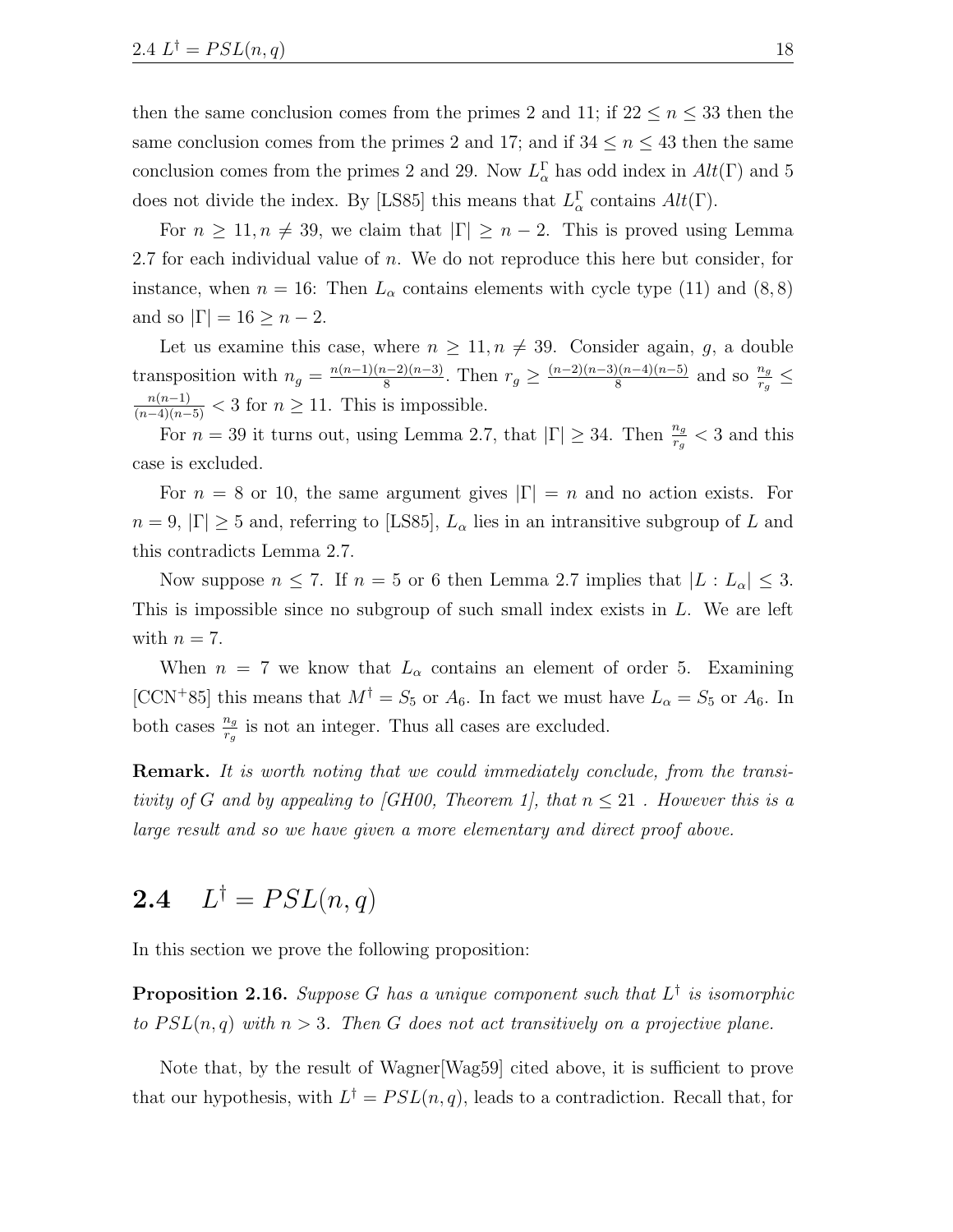then the same conclusion comes from the primes 2 and 11; if $22 \leq n \leq 33$ then the same conclusion comes from the primes 2 and 17; and if $34 \leq n \leq 43$ then the same conclusion comes from the primes 2 and 29. Now $L_\alpha^\Gamma$ has odd index in $Alt(\Gamma)$ and 5 does not divide the index. By [LS85] this means that $L_\alpha^\Gamma$ contains $Alt(\Gamma)$.

For $n \geq 11, n \neq 39$, we claim that $|\Gamma| \geq n-2$. This is proved using Lemma 2.7 for each individual value of $n$. We do not reproduce this here but consider, for instance, when $n = 16$: Then $L_\alpha$ contains elements with cycle type $(11)$ and $(8,8)$ and so $|\Gamma| = 16 \geq n-2$.

Let us examine this case, where $n \geq 11, n \neq 39$. Consider again, $g$, a double transposition with $n_g = \frac{n(n-1)(n-2)(n-3)}{8}$. Then $r_g \geq \frac{(n-2)(n-3)(n-4)(n-5)}{8}$ and so $\frac{n_g}{r_g} \leq \frac{n(n-1)}{(n-4)(n-5)} < 3$ for $n \geq 11$. This is impossible.

For $n = 39$ it turns out, using Lemma 2.7, that $|\Gamma| \geq 34$. Then $\frac{n_g}{r_g} < 3$ and this case is excluded.

For $n = 8$ or $10$, the same argument gives $|\Gamma| = n$ and no action exists. For $n = 9$, $|\Gamma| \geq 5$ and, referring to [LS85], $L_\alpha$ lies in an intransitive subgroup of $L$ and this contradicts Lemma 2.7.

Now suppose $n \leq 7$. If $n = 5$ or $6$ then Lemma 2.7 implies that $|L : L_\alpha| \leq 3$. This is impossible since no subgroup of such small index exists in $L$. We are left with $n = 7$.

When $n = 7$ we know that $L_\alpha$ contains an element of order 5. Examining [CCN+85] this means that $M^\dagger = S_5$ or $A_6$. In fact we must have $L_\alpha = S_5$ or $A_6$. In both cases $\frac{n_g}{r_g}$ is not an integer. Thus all cases are excluded.

**Remark.** *It is worth noting that we could immediately conclude, from the transitivity of G and by appealing to [GH00, Theorem 1], that $n \leq 21$ . However this is a large result and so we have given a more elementary and direct proof above.*

## 2.4 $L^\dagger = PSL(n, q)$

In this section we prove the following proposition:

**Proposition 2.16.** *Suppose G has a unique component such that $L^\dagger$ is isomorphic to $PSL(n, q)$ with $n > 3$. Then G does not act transitively on a projective plane.*

Note that, by the result of Wagner[Wag59] cited above, it is sufficient to prove that our hypothesis, with $L^\dagger = PSL(n, q)$, leads to a contradiction. Recall that, for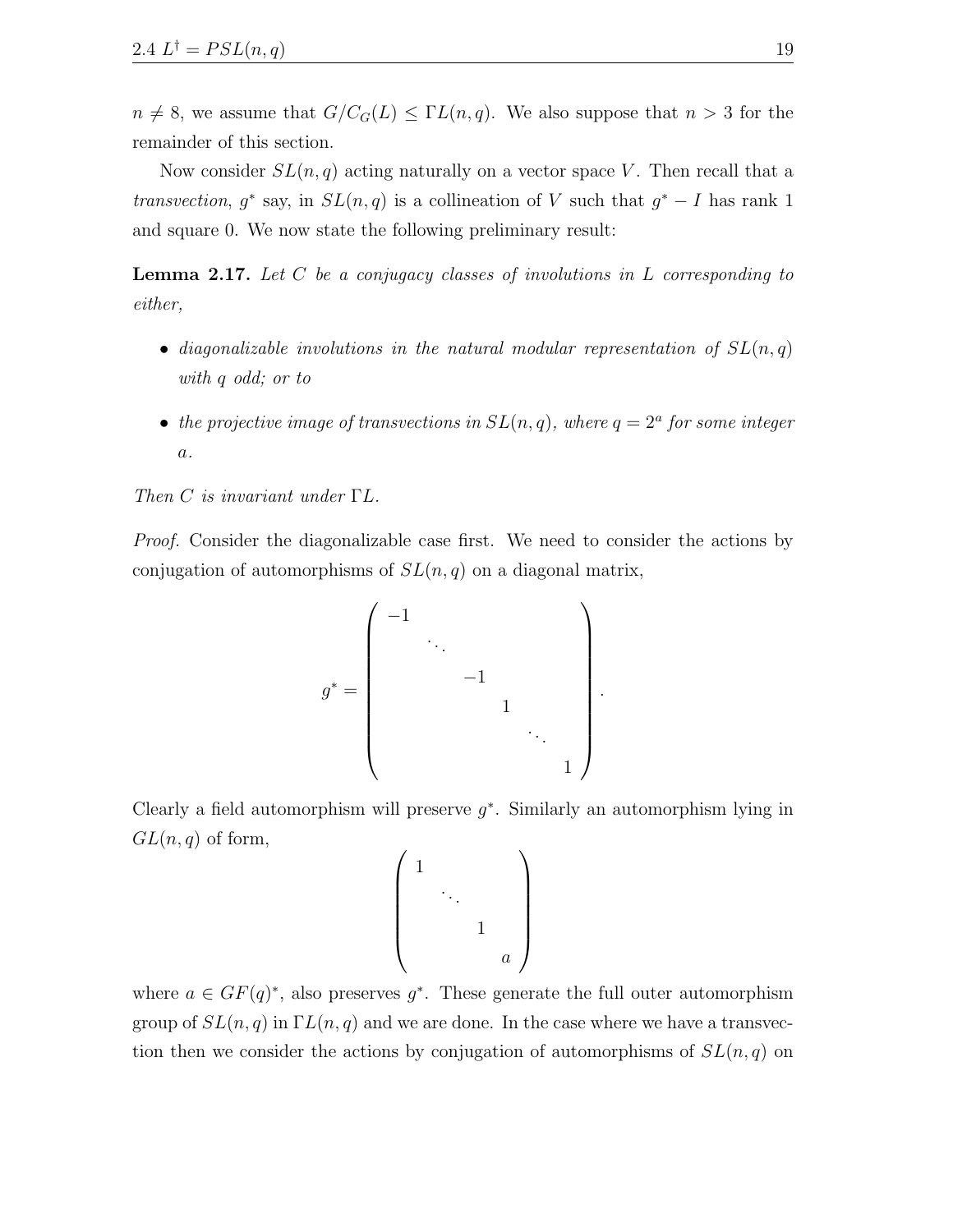$n \neq 8$, we assume that $G/C_G(L) \leq \Gamma L(n,q)$. We also suppose that $n > 3$ for the remainder of this section.

Now consider $SL(n,q)$ acting naturally on a vector space $V$. Then recall that a *transvection*, $g^*$ say, in $SL(n,q)$ is a collineation of $V$ such that $g^* - I$ has rank 1 and square 0. We now state the following preliminary result:

**Lemma 2.17.** *Let $C$ be a conjugacy classes of involutions in $L$ corresponding to either,*

- *diagonalizable involutions in the natural modular representation of $SL(n,q)$ with $q$ odd; or to*
- *the projective image of transvections in $SL(n,q)$, where $q = 2^a$ for some integer $a$.*

*Then $C$ is invariant under $\Gamma L$.*

*Proof.* Consider the diagonalizable case first. We need to consider the actions by conjugation of automorphisms of $SL(n,q)$ on a diagonal matrix,

$$g^* = \begin{pmatrix} -1 & & & & & \\ & \ddots & & & & \\ & & -1 & & & \\ & & & 1 & & \\ & & & & \ddots & \\ & & & & & 1 \end{pmatrix}.$$

Clearly a field automorphism will preserve $g^*$. Similarly an automorphism lying in $GL(n,q)$ of form,

$$\begin{pmatrix} 1 & & & \\ & \ddots & & \\ & & 1 & \\ & & & a \end{pmatrix}$$

where $a \in GF(q)^*$, also preserves $g^*$. These generate the full outer automorphism group of $SL(n,q)$ in $\Gamma L(n,q)$ and we are done. In the case where we have a transvection then we consider the actions by conjugation of automorphisms of $SL(n,q)$ on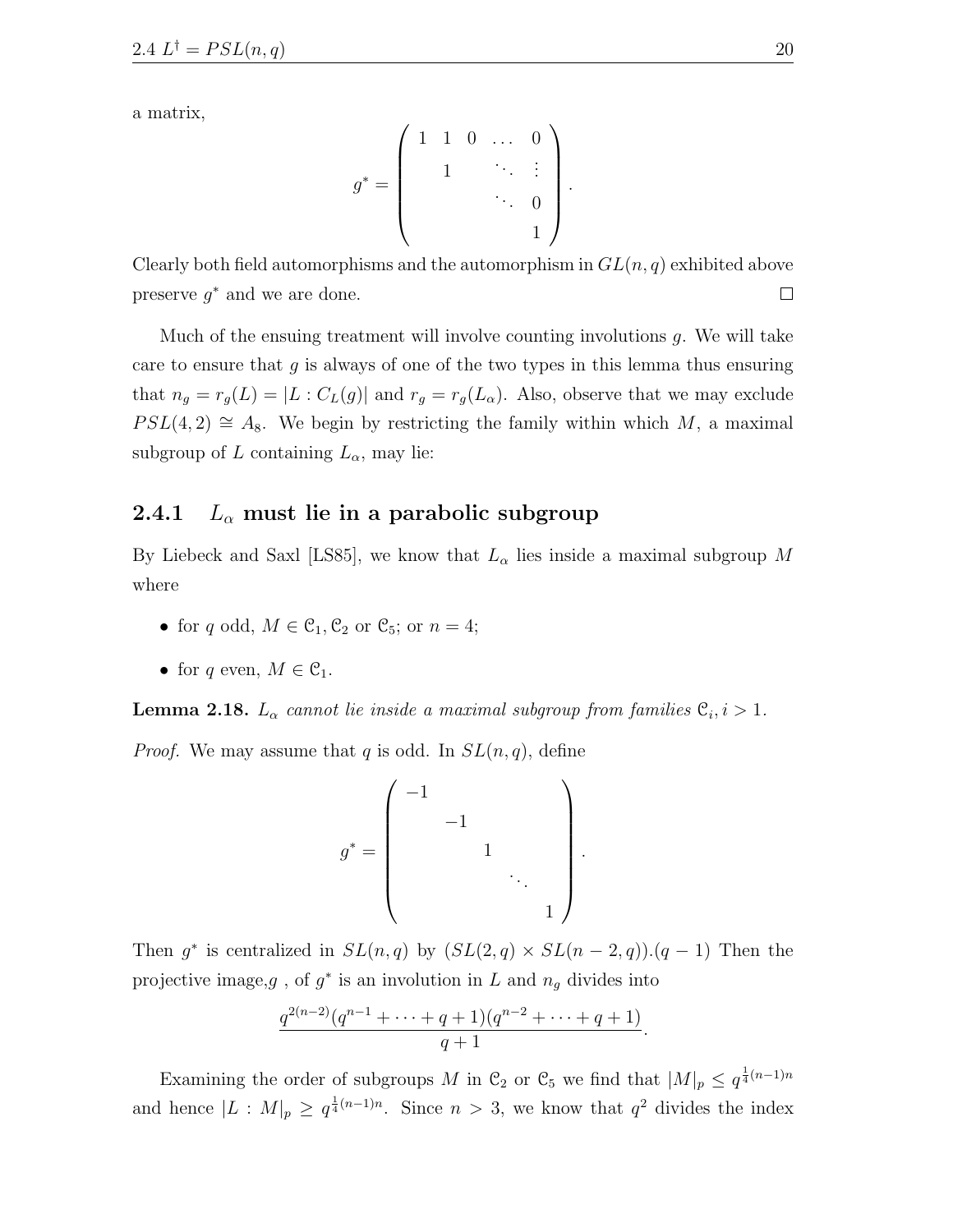a matrix,

$$g^* = \begin{pmatrix} 1 & 1 & 0 & \dots & 0 \\ & 1 & & \ddots & \vdots \\ & & & \ddots & 0 \\ & & & & 1 \end{pmatrix}.$$

Clearly both field automorphisms and the automorphism in $GL(n, q)$ exhibited above preserve $g^*$ and we are done. $\square$

Much of the ensuing treatment will involve counting involutions $g$. We will take care to ensure that $g$ is always of one of the two types in this lemma thus ensuring that $n_g = r_g(L) = |L : C_L(g)|$ and $r_g = r_g(L_\alpha)$. Also, observe that we may exclude $PSL(4, 2) \cong A_8$. We begin by restricting the family within which $M$, a maximal subgroup of $L$ containing $L_\alpha$, may lie:

### 2.4.1 $L_\alpha$ must lie in a parabolic subgroup

By Liebeck and Saxl [LS85], we know that $L_\alpha$ lies inside a maximal subgroup $M$ where

- for $q$ odd, $M \in \mathcal{C}_1, \mathcal{C}_2$ or $\mathcal{C}_5$; or $n = 4$;
- for $q$ even, $M \in \mathcal{C}_1$.

**Lemma 2.18.** *$L_\alpha$ cannot lie inside a maximal subgroup from families $\mathcal{C}_i, i > 1$.*

*Proof.* We may assume that $q$ is odd. In $SL(n, q)$, define

$$g^* = \begin{pmatrix} -1 & & & & \\ & -1 & & & \\ & & 1 & & \\ & & & \ddots & \\ & & & & 1 \end{pmatrix}.$$

Then $g^*$ is centralized in $SL(n, q)$ by $(SL(2, q) \times SL(n-2, q)).(q-1)$ Then the projective image,$g$ , of $g^*$ is an involution in $L$ and $n_g$ divides into

$$\frac{q^{2(n-2)}(q^{n-1} + \dots + q + 1)(q^{n-2} + \dots + q + 1)}{q+1}.$$

Examining the order of subgroups $M$ in $\mathcal{C}_2$ or $\mathcal{C}_5$ we find that $|M|_p \leq q^{\frac{1}{4}(n-1)n}$ and hence $|L : M|_p \geq q^{\frac{1}{4}(n-1)n}$. Since $n > 3$, we know that $q^2$ divides the index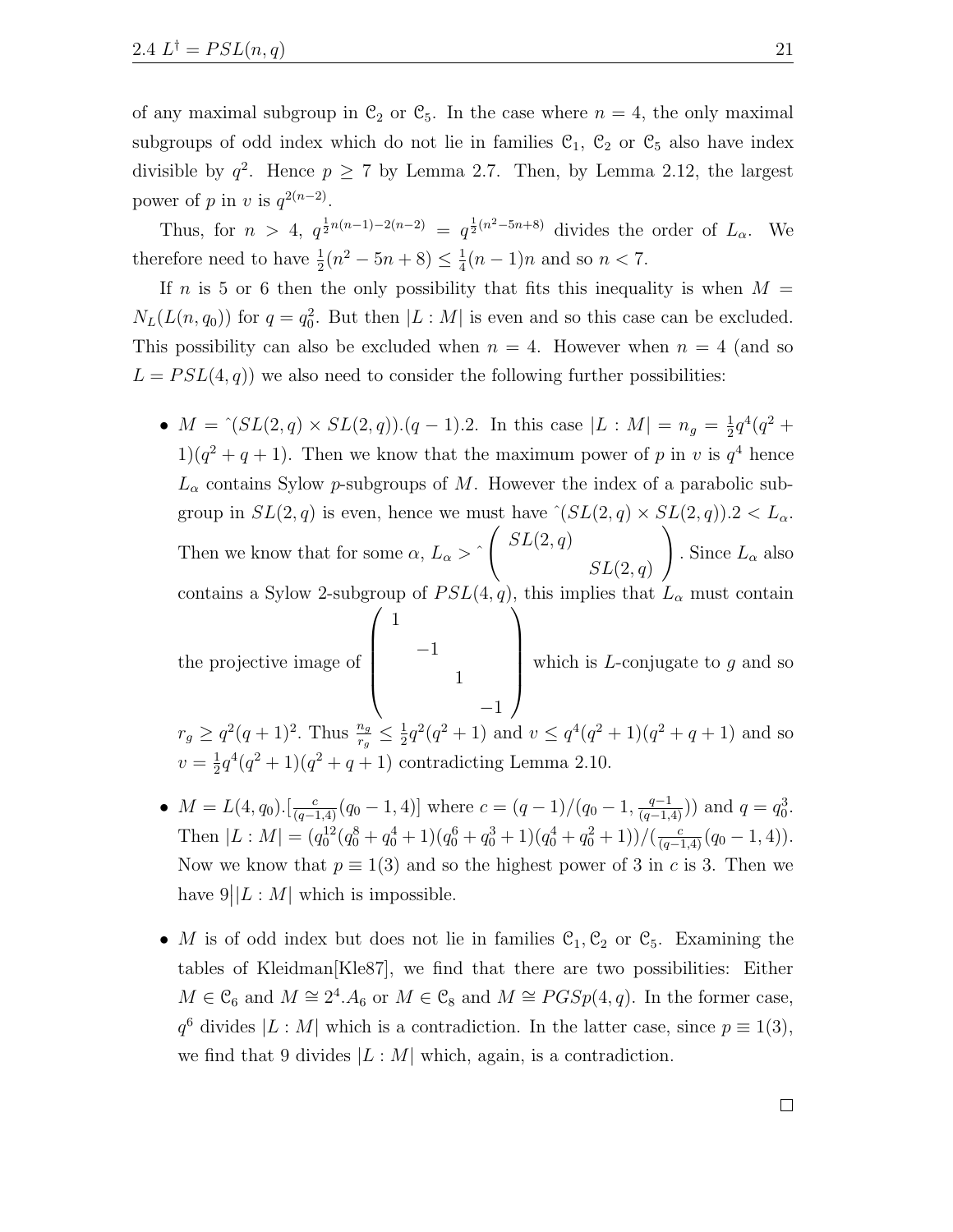of any maximal subgroup in $\mathcal{C}_2$ or $\mathcal{C}_5$. In the case where $n = 4$, the only maximal subgroups of odd index which do not lie in families $\mathcal{C}_1$, $\mathcal{C}_2$ or $\mathcal{C}_5$ also have index divisible by $q^2$. Hence $p \geq 7$ by Lemma 2.7. Then, by Lemma 2.12, the largest power of $p$ in $v$ is $q^{2(n-2)}$.

Thus, for $n > 4$, $q^{\frac{1}{2}n(n-1)-2(n-2)} = q^{\frac{1}{2}(n^2-5n+8)}$ divides the order of $L_\alpha$. We therefore need to have $\frac{1}{2}(n^2 - 5n + 8) \leq \frac{1}{4}(n-1)n$ and so $n < 7$.

If $n$ is 5 or 6 then the only possibility that fits this inequality is when $M = N_L(L(n, q_0))$ for $q = q_0^2$. But then $|L : M|$ is even and so this case can be excluded. This possibility can also be excluded when $n = 4$. However when $n = 4$ (and so $L = PSL(4, q)$) we also need to consider the following further possibilities:

- $M = \hat{\ }(SL(2, q) \times SL(2, q)).(q-1).2$. In this case $|L : M| = n_g = \frac{1}{2}q^4(q^2 + 1)(q^2 + q + 1)$. Then we know that the maximum power of $p$ in $v$ is $q^4$ hence $L_\alpha$ contains Sylow $p$-subgroups of $M$. However the index of a parabolic subgroup in $SL(2, q)$ is even, hence we must have $\hat{\ }(SL(2, q) \times SL(2, q)).2 < L_\alpha$. Then we know that for some $\alpha$, $L_\alpha > \hat{\ }\begin{pmatrix} SL(2,q) & \\ & SL(2,q) \end{pmatrix}$. Since $L_\alpha$ also contains a Sylow 2-subgroup of $PSL(4, q)$, this implies that $L_\alpha$ must contain the projective image of $\begin{pmatrix} 1 & & & \\ & -1 & & \\ & & 1 & \\ & & & -1 \end{pmatrix}$ which is $L$-conjugate to $g$ and so $r_g \geq q^2(q+1)^2$. Thus $\frac{n_g}{r_g} \leq \frac{1}{2}q^2(q^2+1)$ and $v \leq q^4(q^2+1)(q^2+q+1)$ and so $v = \frac{1}{2}q^4(q^2+1)(q^2+q+1)$ contradicting Lemma 2.10.

- $M = L(4, q_0).[\frac{c}{(q-1,4)}(q_0 - 1, 4)]$ where $c = (q-1)/(q_0 - 1, \frac{q-1}{(q-1,4)})$ and $q = q_0^3$. Then $|L : M| = (q_0^{12}(q_0^8 + q_0^4 + 1)(q_0^6 + q_0^3 + 1)(q_0^4 + q_0^2 + 1))/(\frac{c}{(q-1,4)}(q_0 - 1, 4))$. Now we know that $p \equiv 1(3)$ and so the highest power of 3 in $c$ is 3. Then we have $9 \big| |L : M|$ which is impossible.

- $M$ is of odd index but does not lie in families $\mathcal{C}_1, \mathcal{C}_2$ or $\mathcal{C}_5$. Examining the tables of Kleidman[Kle87], we find that there are two possibilities: Either $M \in \mathcal{C}_6$ and $M \cong 2^4.A_6$ or $M \in \mathcal{C}_8$ and $M \cong PGSp(4, q)$. In the former case, $q^6$ divides $|L : M|$ which is a contradiction. In the latter case, since $p \equiv 1(3)$, we find that 9 divides $|L : M|$ which, again, is a contradiction.

$\square$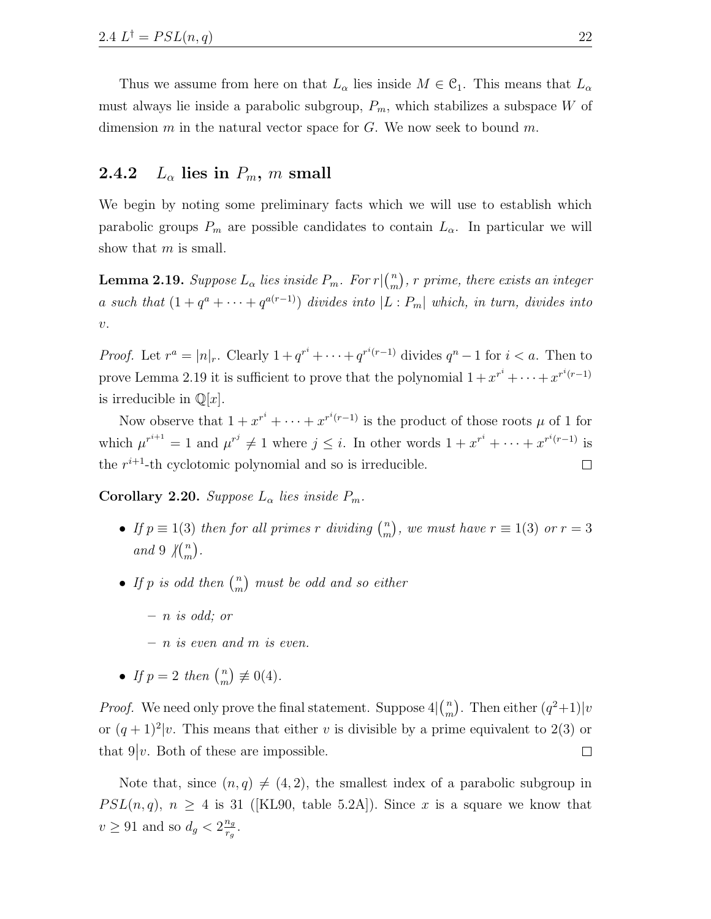Thus we assume from here on that $L_\alpha$ lies inside $M \in \mathcal{C}_1$. This means that $L_\alpha$ must always lie inside a parabolic subgroup, $P_m$, which stabilizes a subspace $W$ of dimension $m$ in the natural vector space for $G$. We now seek to bound $m$.

### 2.4.2 $L_\alpha$ lies in $P_m$, $m$ small

We begin by noting some preliminary facts which we will use to establish which parabolic groups $P_m$ are possible candidates to contain $L_\alpha$. In particular we will show that $m$ is small.

**Lemma 2.19.** *Suppose $L_\alpha$ lies inside $P_m$. For $r|\binom{n}{m}$, $r$ prime, there exists an integer $a$ such that $(1 + q^a + \cdots + q^{a(r-1)})$ divides into $|L : P_m|$ which, in turn, divides into $v$.*

*Proof.* Let $r^a = |n|_r$. Clearly $1 + q^{r^i} + \cdots + q^{r^i(r-1)}$ divides $q^n - 1$ for $i < a$. Then to prove Lemma 2.19 it is sufficient to prove that the polynomial $1 + x^{r^i} + \cdots + x^{r^i(r-1)}$ is irreducible in $\mathbb{Q}[x]$.

Now observe that $1 + x^{r^i} + \cdots + x^{r^i(r-1)}$ is the product of those roots $\mu$ of 1 for which $\mu^{r^{i+1}} = 1$ and $\mu^{r^j} \neq 1$ where $j \leq i$. In other words $1 + x^{r^i} + \cdots + x^{r^i(r-1)}$ is the $r^{i+1}$-th cyclotomic polynomial and so is irreducible. □

**Corollary 2.20.** *Suppose $L_\alpha$ lies inside $P_m$.*

- *If $p \equiv 1(3)$ then for all primes $r$ dividing $\binom{n}{m}$, we must have $r \equiv 1(3)$ or $r = 3$ and $9 \not| \binom{n}{m}$.*
- *If $p$ is odd then $\binom{n}{m}$ must be odd and so either*
  - *$n$ is odd; or*
  - *$n$ is even and $m$ is even.*
- *If $p = 2$ then $\binom{n}{m} \not\equiv 0(4)$.*

*Proof.* We need only prove the final statement. Suppose $4|\binom{n}{m}$. Then either $(q^2+1)|v$ or $(q+1)^2|v$. This means that either $v$ is divisible by a prime equivalent to 2(3) or that $9|v$. Both of these are impossible. □

Note that, since $(n, q) \neq (4, 2)$, the smallest index of a parabolic subgroup in $PSL(n, q)$, $n \geq 4$ is 31 ([KL90, table 5.2A]). Since $x$ is a square we know that $v \geq 91$ and so $d_g < 2\frac{n_g}{r_g}$.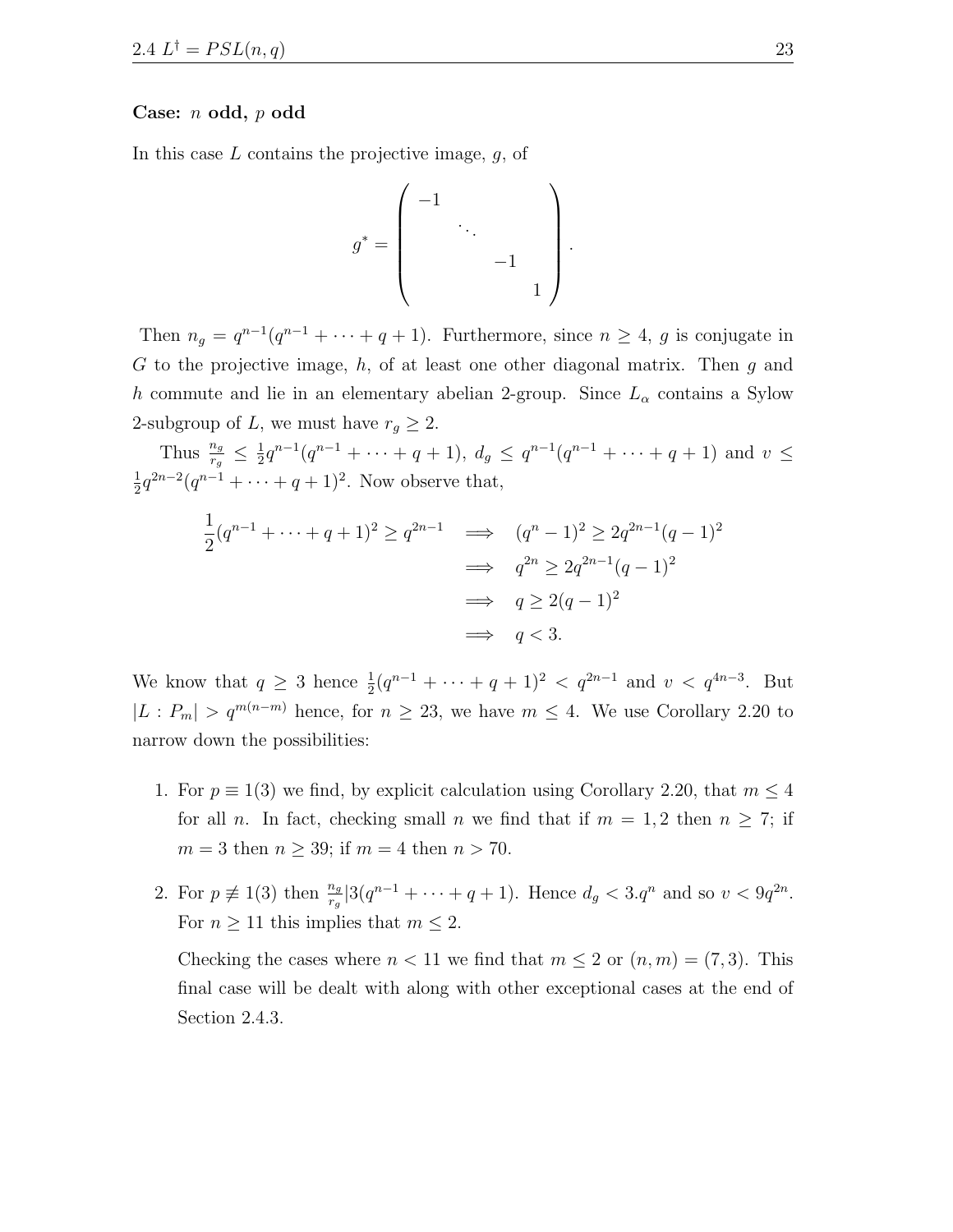**Case: $n$ odd, $p$ odd**

In this case $L$ contains the projective image, $g$, of

$$g^* = \begin{pmatrix} -1 & & & \\ & \ddots & & \\ & & -1 & \\ & & & 1 \end{pmatrix}.$$

Then $n_g = q^{n-1}(q^{n-1} + \cdots + q + 1)$. Furthermore, since $n \geq 4$, $g$ is conjugate in $G$ to the projective image, $h$, of at least one other diagonal matrix. Then $g$ and $h$ commute and lie in an elementary abelian 2-group. Since $L_\alpha$ contains a Sylow 2-subgroup of $L$, we must have $r_g \geq 2$.

Thus $\frac{n_g}{r_g} \leq \frac{1}{2}q^{n-1}(q^{n-1} + \cdots + q + 1)$, $d_g \leq q^{n-1}(q^{n-1} + \cdots + q + 1)$ and $v \leq \frac{1}{2}q^{2n-2}(q^{n-1} + \cdots + q + 1)^2$. Now observe that,

$$\begin{aligned}
\frac{1}{2}(q^{n-1} + \cdots + q + 1)^2 \geq q^{2n-1} \quad &\implies \quad (q^n - 1)^2 \geq 2q^{2n-1}(q-1)^2 \\
&\implies \quad q^{2n} \geq 2q^{2n-1}(q-1)^2 \\
&\implies \quad q \geq 2(q-1)^2 \\
&\implies \quad q < 3.
\end{aligned}$$

We know that $q \geq 3$ hence $\frac{1}{2}(q^{n-1} + \cdots + q + 1)^2 < q^{2n-1}$ and $v < q^{4n-3}$. But $|L : P_m| > q^{m(n-m)}$ hence, for $n \geq 23$, we have $m \leq 4$. We use Corollary 2.20 to narrow down the possibilities:

1. For $p \equiv 1(3)$ we find, by explicit calculation using Corollary 2.20, that $m \leq 4$ for all $n$. In fact, checking small $n$ we find that if $m = 1, 2$ then $n \geq 7$; if $m = 3$ then $n \geq 39$; if $m = 4$ then $n > 70$.

2. For $p \not\equiv 1(3)$ then $\frac{n_g}{r_g} | 3(q^{n-1} + \cdots + q + 1)$. Hence $d_g < 3.q^n$ and so $v < 9q^{2n}$. For $n \geq 11$ this implies that $m \leq 2$.

   Checking the cases where $n < 11$ we find that $m \leq 2$ or $(n, m) = (7, 3)$. This final case will be dealt with along with other exceptional cases at the end of Section 2.4.3.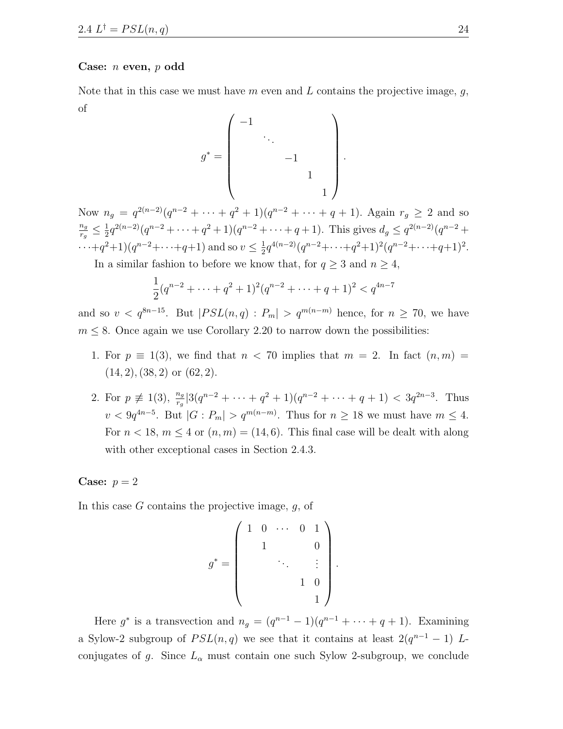**Case: $n$ even, $p$ odd**

Note that in this case we must have $m$ even and $L$ contains the projective image, $g$, of

$$g^* = \begin{pmatrix} -1 & & & & \\ & \ddots & & & \\ & & -1 & & \\ & & & 1 & \\ & & & & 1 \end{pmatrix}.$$

Now $n_g = q^{2(n-2)}(q^{n-2} + \cdots + q^2 + 1)(q^{n-2} + \cdots + q + 1)$. Again $r_g \geq 2$ and so $\frac{n_g}{r_g} \leq \frac{1}{2}q^{2(n-2)}(q^{n-2} + \cdots + q^2 + 1)(q^{n-2} + \cdots + q + 1)$. This gives $d_g \leq q^{2(n-2)}(q^{n-2} + \cdots + q^2 + 1)(q^{n-2} + \cdots + q + 1)$ and so $v \leq \frac{1}{2}q^{4(n-2)}(q^{n-2} + \cdots + q^2 + 1)^2(q^{n-2} + \cdots + q + 1)^2$.

In a similar fashion to before we know that, for $q \geq 3$ and $n \geq 4$,

$$\frac{1}{2}(q^{n-2} + \cdots + q^2 + 1)^2(q^{n-2} + \cdots + q + 1)^2 < q^{4n-7}$$

and so $v < q^{8n-15}$. But $|PSL(n, q) : P_m| > q^{m(n-m)}$ hence, for $n \geq 70$, we have $m \leq 8$. Once again we use Corollary 2.20 to narrow down the possibilities:

1. For $p \equiv 1(3)$, we find that $n < 70$ implies that $m = 2$. In fact $(n, m) = (14, 2), (38, 2)$ or $(62, 2)$.
2. For $p \not\equiv 1(3)$, $\frac{n_g}{r_g} | 3(q^{n-2} + \cdots + q^2 + 1)(q^{n-2} + \cdots + q + 1) < 3q^{2n-3}$. Thus $v < 9q^{4n-5}$. But $|G : P_m| > q^{m(n-m)}$. Thus for $n \geq 18$ we must have $m \leq 4$. For $n < 18$, $m \leq 4$ or $(n, m) = (14, 6)$. This final case will be dealt with along with other exceptional cases in Section 2.4.3.

**Case: $p = 2$**

In this case $G$ contains the projective image, $g$, of

$$g^* = \begin{pmatrix} 1 & 0 & \cdots & 0 & 1 \\ & 1 & & & 0 \\ & & \ddots & & \vdots \\ & & & 1 & 0 \\ & & & & 1 \end{pmatrix}.$$

Here $g^*$ is a transvection and $n_g = (q^{n-1} - 1)(q^{n-1} + \cdots + q + 1)$. Examining a Sylow-2 subgroup of $PSL(n, q)$ we see that it contains at least $2(q^{n-1} - 1)$ $L$-conjugates of $g$. Since $L_\alpha$ must contain one such Sylow 2-subgroup, we conclude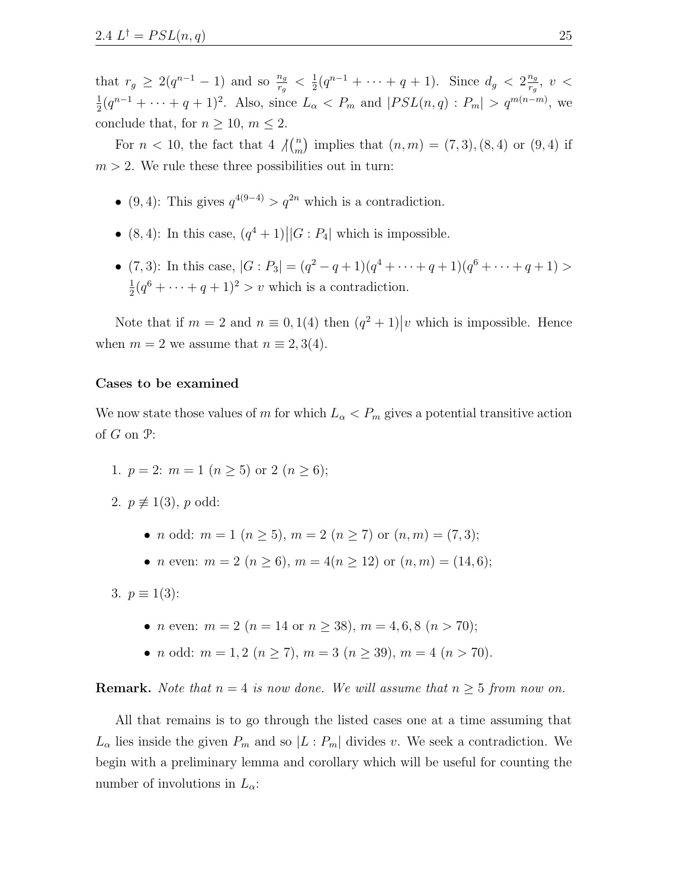that $r_g \geq 2(q^{n-1}-1)$ and so $\frac{n_g}{r_g} < \frac{1}{2}(q^{n-1}+\cdots+q+1)$. Since $d_g < 2\frac{n_g}{r_g}$, $v < \frac{1}{2}(q^{n-1}+\cdots+q+1)^2$. Also, since $L_\alpha < P_m$ and $|PSL(n,q):P_m| > q^{m(n-m)}$, we conclude that, for $n \geq 10$, $m \leq 2$.

For $n < 10$, the fact that $4 \not| \binom{n}{m}$ implies that $(n,m) = (7,3), (8,4)$ or $(9,4)$ if $m > 2$. We rule these three possibilities out in turn:

- $(9,4)$: This gives $q^{4(9-4)} > q^{2n}$ which is a contradiction.
- $(8,4)$: In this case, $(q^4+1)\big||G:P_4|$ which is impossible.
- $(7,3)$: In this case, $|G:P_3| = (q^2-q+1)(q^4+\cdots+q+1)(q^6+\cdots+q+1) > \frac{1}{2}(q^6+\cdots+q+1)^2 > v$ which is a contradiction.

Note that if $m=2$ and $n \equiv 0,1(4)$ then $(q^2+1)\big|v$ which is impossible. Hence when $m=2$ we assume that $n \equiv 2,3(4)$.

**Cases to be examined**

We now state those values of $m$ for which $L_\alpha < P_m$ gives a potential transitive action of $G$ on $\mathcal{P}$:

1. $p=2$: $m=1$ $(n \geq 5)$ or $2$ $(n \geq 6)$;
2. $p \not\equiv 1(3)$, $p$ odd:
   - $n$ odd: $m=1$ $(n \geq 5)$, $m=2$ $(n \geq 7)$ or $(n,m)=(7,3)$;
   - $n$ even: $m=2$ $(n \geq 6)$, $m=4 (n \geq 12)$ or $(n,m)=(14,6)$;
3. $p \equiv 1(3)$:
   - $n$ even: $m=2$ $(n=14$ or $n \geq 38)$, $m=4,6,8$ $(n>70)$;
   - $n$ odd: $m=1,2$ $(n \geq 7)$, $m=3$ $(n \geq 39)$, $m=4$ $(n>70)$.

**Remark.** *Note that $n=4$ is now done. We will assume that $n \geq 5$ from now on.*

All that remains is to go through the listed cases one at a time assuming that $L_\alpha$ lies inside the given $P_m$ and so $|L:P_m|$ divides $v$. We seek a contradiction. We begin with a preliminary lemma and corollary which will be useful for counting the number of involutions in $L_\alpha$: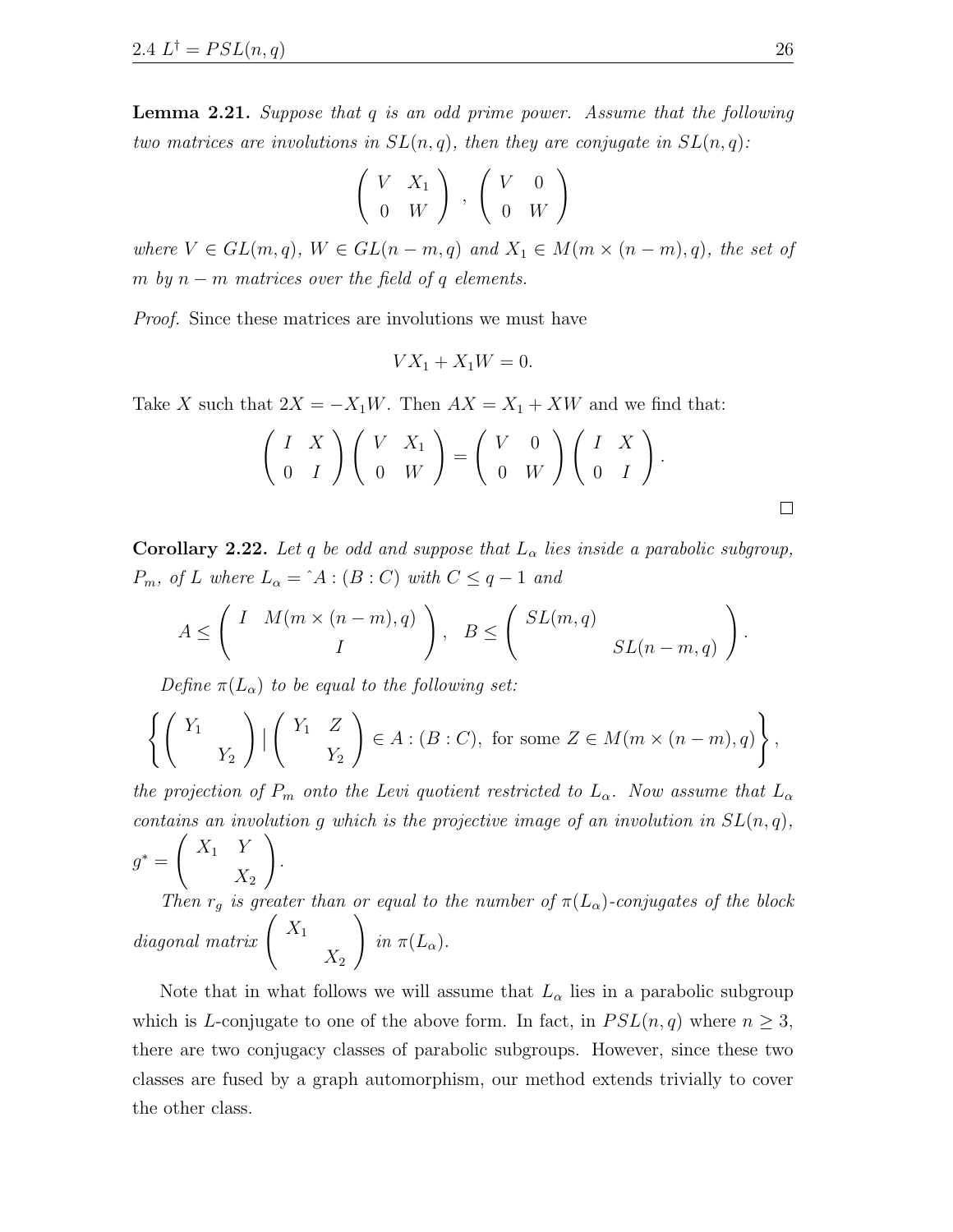**Lemma 2.21.** *Suppose that $q$ is an odd prime power. Assume that the following two matrices are involutions in $SL(n, q)$, then they are conjugate in $SL(n, q)$:*

$$\begin{pmatrix} V & X_1 \\ 0 & W \end{pmatrix}, \begin{pmatrix} V & 0 \\ 0 & W \end{pmatrix}$$

*where $V \in GL(m, q)$, $W \in GL(n - m, q)$ and $X_1 \in M(m \times (n - m), q)$, the set of $m$ by $n - m$ matrices over the field of $q$ elements.*

*Proof.* Since these matrices are involutions we must have

$$VX_1 + X_1W = 0.$$

Take $X$ such that $2X = -X_1W$. Then $AX = X_1 + XW$ and we find that:

$$\begin{pmatrix} I & X \\ 0 & I \end{pmatrix} \begin{pmatrix} V & X_1 \\ 0 & W \end{pmatrix} = \begin{pmatrix} V & 0 \\ 0 & W \end{pmatrix} \begin{pmatrix} I & X \\ 0 & I \end{pmatrix}.$$

□

**Corollary 2.22.** *Let $q$ be odd and suppose that $L_\alpha$ lies inside a parabolic subgroup, $P_m$, of $L$ where $L_\alpha = \hat{}A : (B : C)$ with $C \leq q - 1$ and*

$$A \leq \begin{pmatrix} I & M(m \times (n-m), q) \\ & I \end{pmatrix}, \quad B \leq \begin{pmatrix} SL(m, q) & \\ & SL(n-m, q) \end{pmatrix}.$$

*Define $\pi(L_\alpha)$ to be equal to the following set:*

$$\left\{ \begin{pmatrix} Y_1 & \\ & Y_2 \end{pmatrix} \mid \begin{pmatrix} Y_1 & Z \\ & Y_2 \end{pmatrix} \in A : (B : C), \text{ for some } Z \in M(m \times (n-m), q) \right\},$$

*the projection of $P_m$ onto the Levi quotient restricted to $L_\alpha$. Now assume that $L_\alpha$ contains an involution $g$ which is the projective image of an involution in $SL(n, q)$, $g^* = \begin{pmatrix} X_1 & Y \\ & X_2 \end{pmatrix}$.*

*Then $r_g$ is greater than or equal to the number of $\pi(L_\alpha)$-conjugates of the block diagonal matrix $\begin{pmatrix} X_1 & \\ & X_2 \end{pmatrix}$ in $\pi(L_\alpha)$.*

Note that in what follows we will assume that $L_\alpha$ lies in a parabolic subgroup which is $L$-conjugate to one of the above form. In fact, in $PSL(n, q)$ where $n \geq 3$, there are two conjugacy classes of parabolic subgroups. However, since these two classes are fused by a graph automorphism, our method extends trivially to cover the other class.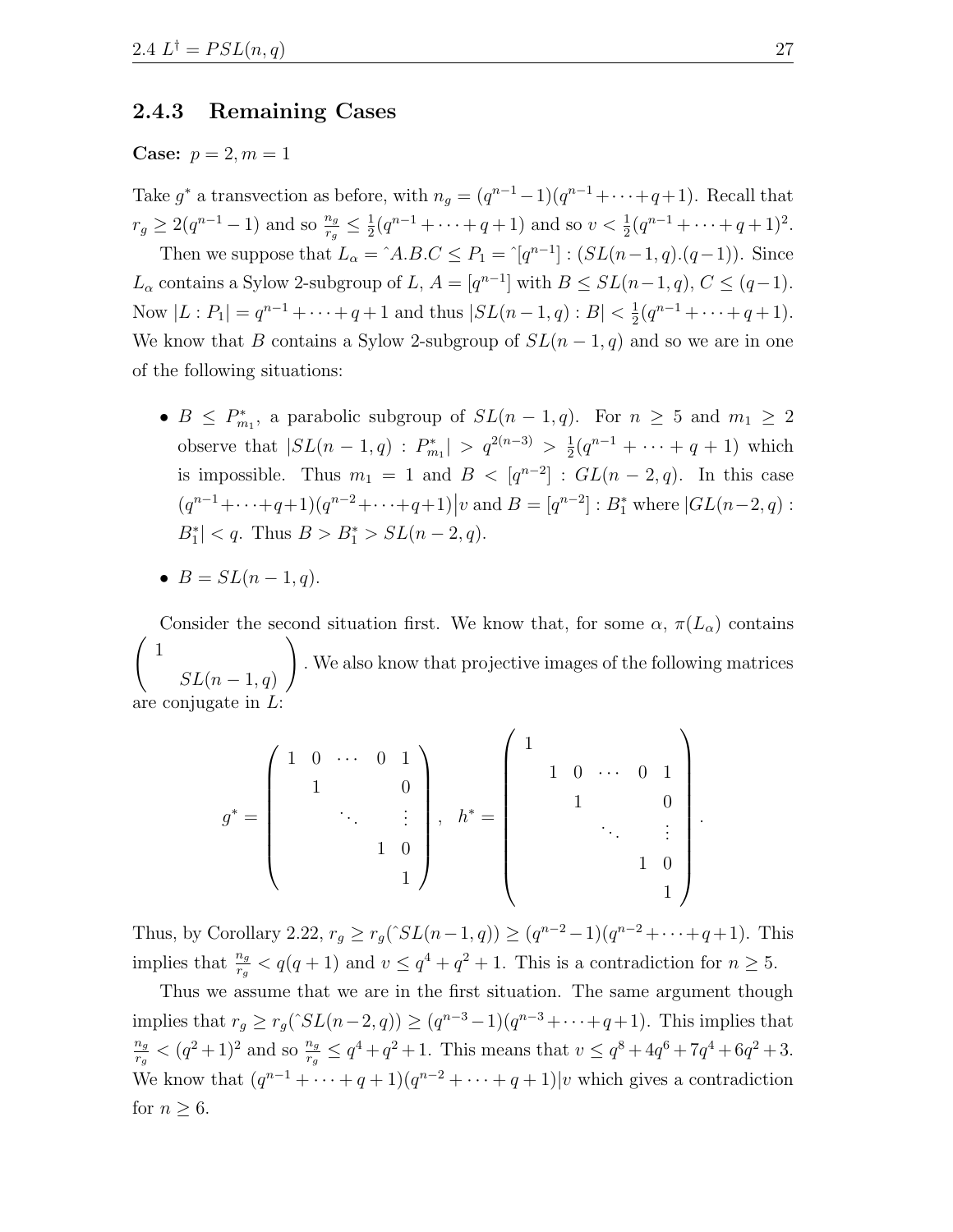### 2.4.3 Remaining Cases

**Case:** $p = 2, m = 1$

Take $g^*$ a transvection as before, with $n_g = (q^{n-1}-1)(q^{n-1}+\cdots+q+1)$. Recall that $r_g \geq 2(q^{n-1}-1)$ and so $\frac{n_g}{r_g} \leq \frac{1}{2}(q^{n-1}+\cdots+q+1)$ and so $v < \frac{1}{2}(q^{n-1}+\cdots+q+1)^2$.

Then we suppose that $L_\alpha = \hat{}A.B.C \leq P_1 = \hat{}[q^{n-1}] : (SL(n-1,q).(q-1))$. Since $L_\alpha$ contains a Sylow 2-subgroup of $L$, $A = [q^{n-1}]$ with $B \leq SL(n-1,q)$, $C \leq (q-1)$. Now $|L : P_1| = q^{n-1}+\cdots+q+1$ and thus $|SL(n-1,q) : B| < \frac{1}{2}(q^{n-1}+\cdots+q+1)$. We know that $B$ contains a Sylow 2-subgroup of $SL(n-1,q)$ and so we are in one of the following situations:

- $B \leq P^*_{m_1}$, a parabolic subgroup of $SL(n-1,q)$. For $n \geq 5$ and $m_1 \geq 2$ observe that $|SL(n-1,q) : P^*_{m_1}| > q^{2(n-3)} > \frac{1}{2}(q^{n-1}+\cdots+q+1)$ which is impossible. Thus $m_1 = 1$ and $B < [q^{n-2}] : GL(n-2,q)$. In this case $(q^{n-1}+\cdots+q+1)(q^{n-2}+\cdots+q+1)\big|v$ and $B = [q^{n-2}] : B^*_1$ where $|GL(n-2,q) : B^*_1| < q$. Thus $B > B^*_1 > SL(n-2,q)$.
- $B = SL(n-1,q)$.

Consider the second situation first. We know that, for some $\alpha$, $\pi(L_\alpha)$ contains $\begin{pmatrix} 1 & \\ & SL(n-1,q) \end{pmatrix}$. We also know that projective images of the following matrices are conjugate in $L$:

$$g^* = \begin{pmatrix} 1 & 0 & \cdots & 0 & 1 \\ & 1 & & & 0 \\ & & \ddots & & \vdots \\ & & & 1 & 0 \\ & & & & 1 \end{pmatrix}, \quad h^* = \begin{pmatrix} 1 & & & & & \\ & 1 & 0 & \cdots & 0 & 1 \\ & & 1 & & & 0 \\ & & & \ddots & & \vdots \\ & & & & 1 & 0 \\ & & & & & 1 \end{pmatrix}.$$

Thus, by Corollary 2.22, $r_g \geq r_g(\hat{}SL(n-1,q)) \geq (q^{n-2}-1)(q^{n-2}+\cdots+q+1)$. This implies that $\frac{n_g}{r_g} < q(q+1)$ and $v \leq q^4+q^2+1$. This is a contradiction for $n \geq 5$.

Thus we assume that we are in the first situation. The same argument though implies that $r_g \geq r_g(\hat{}SL(n-2,q)) \geq (q^{n-3}-1)(q^{n-3}+\cdots+q+1)$. This implies that $\frac{n_g}{r_g} < (q^2+1)^2$ and so $\frac{n_g}{r_g} \leq q^4+q^2+1$. This means that $v \leq q^8+4q^6+7q^4+6q^2+3$. We know that $(q^{n-1}+\cdots+q+1)(q^{n-2}+\cdots+q+1)|v$ which gives a contradiction for $n \geq 6$.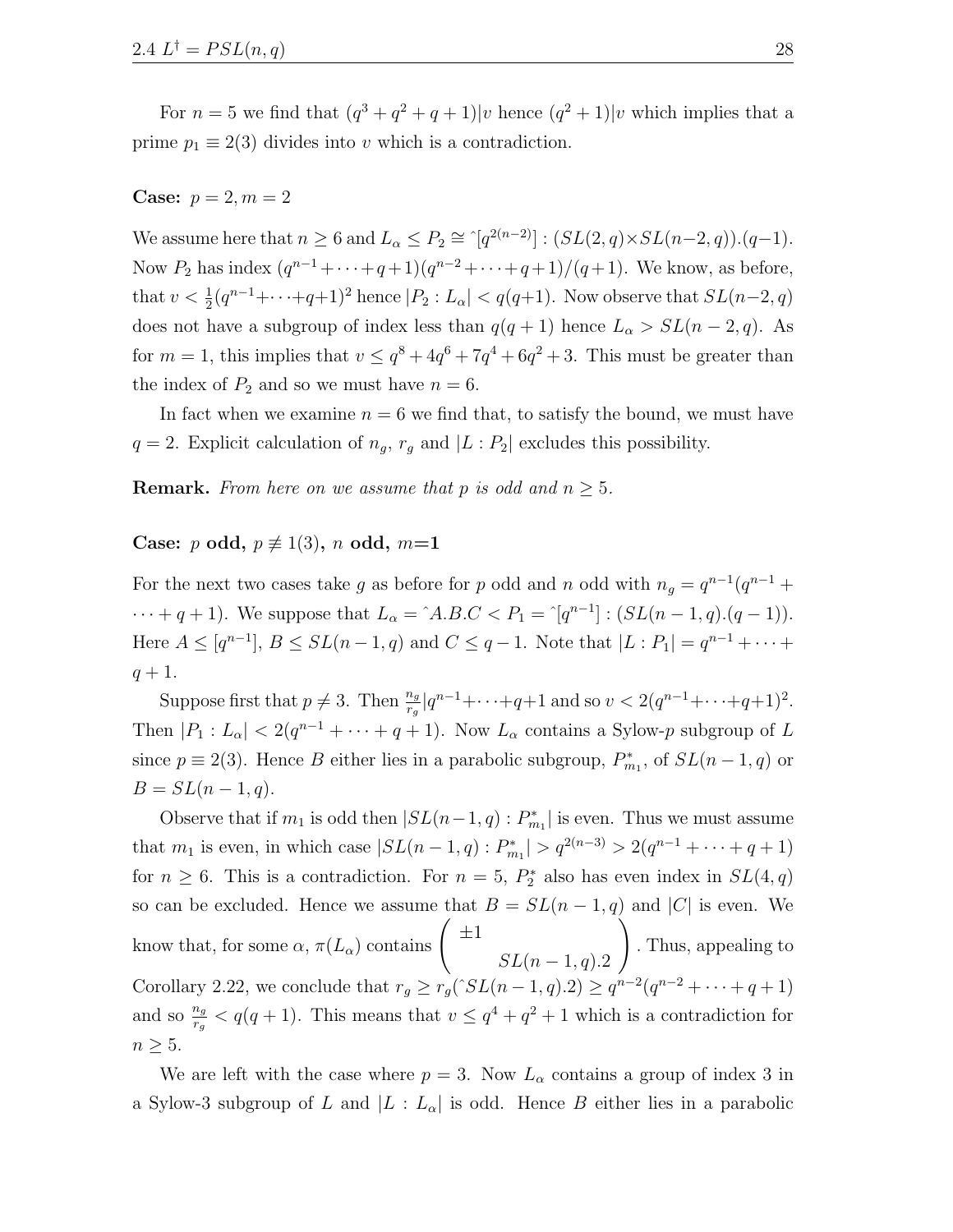For $n = 5$ we find that $(q^3 + q^2 + q + 1)|v$ hence $(q^2 + 1)|v$ which implies that a prime $p_1 \equiv 2(3)$ divides into $v$ which is a contradiction.

**Case:** $p = 2, m = 2$

We assume here that $n \geq 6$ and $L_\alpha \leq P_2 \cong \hat{}[q^{2(n-2)}] : (SL(2, q) \times SL(n-2, q)).(q-1)$. Now $P_2$ has index $(q^{n-1} + \cdots + q + 1)(q^{n-2} + \cdots + q + 1)/(q + 1)$. We know, as before, that $v < \frac{1}{2}(q^{n-1} + \cdots + q + 1)^2$ hence $|P_2 : L_\alpha| < q(q+1)$. Now observe that $SL(n-2, q)$ does not have a subgroup of index less than $q(q + 1)$ hence $L_\alpha > SL(n - 2, q)$. As for $m = 1$, this implies that $v \leq q^8 + 4q^6 + 7q^4 + 6q^2 + 3$. This must be greater than the index of $P_2$ and so we must have $n = 6$.

In fact when we examine $n = 6$ we find that, to satisfy the bound, we must have $q = 2$. Explicit calculation of $n_g$, $r_g$ and $|L : P_2|$ excludes this possibility.

**Remark.** *From here on we assume that* $p$ *is odd and* $n \geq 5$.

**Case:** $p$ **odd,** $p \not\equiv 1(3)$**,** $n$ **odd,** $m$**=1**

For the next two cases take $g$ as before for $p$ odd and $n$ odd with $n_g = q^{n-1}(q^{n-1} + \cdots + q + 1)$. We suppose that $L_\alpha = \hat{}A.B.C < P_1 = \hat{}[q^{n-1}] : (SL(n-1, q).(q-1))$. Here $A \leq [q^{n-1}]$, $B \leq SL(n-1, q)$ and $C \leq q - 1$. Note that $|L : P_1| = q^{n-1} + \cdots + q + 1$.

Suppose first that $p \neq 3$. Then $\frac{n_g}{r_g} | q^{n-1} + \cdots + q + 1$ and so $v < 2(q^{n-1} + \cdots + q + 1)^2$. Then $|P_1 : L_\alpha| < 2(q^{n-1} + \cdots + q + 1)$. Now $L_\alpha$ contains a Sylow-$p$ subgroup of $L$ since $p \equiv 2(3)$. Hence $B$ either lies in a parabolic subgroup, $P^*_{m_1}$, of $SL(n-1, q)$ or $B = SL(n-1, q)$.

Observe that if $m_1$ is odd then $|SL(n-1, q) : P^*_{m_1}|$ is even. Thus we must assume that $m_1$ is even, in which case $|SL(n-1, q) : P^*_{m_1}| > q^{2(n-3)} > 2(q^{n-1} + \cdots + q + 1)$ for $n \geq 6$. This is a contradiction. For $n = 5$, $P^*_2$ also has even index in $SL(4, q)$ so can be excluded. Hence we assume that $B = SL(n-1, q)$ and $|C|$ is even. We know that, for some $\alpha$, $\pi(L_\alpha)$ contains $\begin{pmatrix} \pm 1 & \\ & SL(n-1, q).2 \end{pmatrix}$. Thus, appealing to Corollary 2.22, we conclude that $r_g \geq r_g(\hat{}SL(n-1, q).2) \geq q^{n-2}(q^{n-2} + \cdots + q + 1)$ and so $\frac{n_g}{r_g} < q(q + 1)$. This means that $v \leq q^4 + q^2 + 1$ which is a contradiction for $n \geq 5$.

We are left with the case where $p = 3$. Now $L_\alpha$ contains a group of index 3 in a Sylow-3 subgroup of $L$ and $|L : L_\alpha|$ is odd. Hence $B$ either lies in a parabolic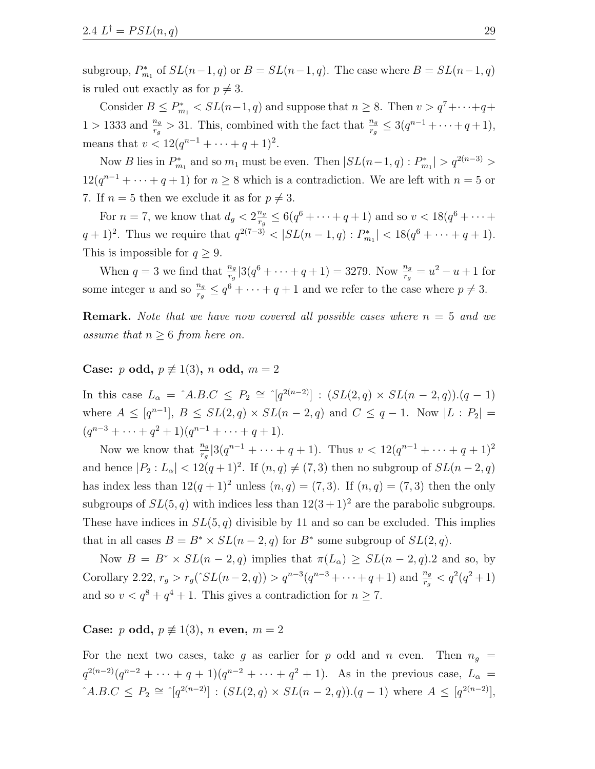subgroup, $P^*_{m_1}$ of $SL(n-1,q)$ or $B = SL(n-1,q)$. The case where $B = SL(n-1,q)$ is ruled out exactly as for $p \neq 3$.

Consider $B \leq P^*_{m_1} < SL(n-1,q)$ and suppose that $n \geq 8$. Then $v > q^7 + \cdots + q + 1 > 1333$ and $\frac{n_g}{r_g} > 31$. This, combined with the fact that $\frac{n_g}{r_g} \leq 3(q^{n-1} + \cdots + q + 1)$, means that $v < 12(q^{n-1} + \cdots + q + 1)^2$.

Now $B$ lies in $P^*_{m_1}$ and so $m_1$ must be even. Then $|SL(n-1,q) : P^*_{m_1}| > q^{2(n-3)} > 12(q^{n-1} + \cdots + q + 1)$ for $n \geq 8$ which is a contradiction. We are left with $n = 5$ or 7. If $n = 5$ then we exclude it as for $p \neq 3$.

For $n = 7$, we know that $d_g < 2\frac{n_g}{r_g} \leq 6(q^6 + \cdots + q + 1)$ and so $v < 18(q^6 + \cdots + q + 1)^2$. Thus we require that $q^{2(7-3)} < |SL(n-1,q) : P^*_{m_1}| < 18(q^6 + \cdots + q + 1)$. This is impossible for $q \geq 9$.

When $q = 3$ we find that $\frac{n_g}{r_g} | 3(q^6 + \cdots + q + 1) = 3279$. Now $\frac{n_g}{r_g} = u^2 - u + 1$ for some integer $u$ and so $\frac{n_g}{r_g} \leq q^6 + \cdots + q + 1$ and we refer to the case where $p \neq 3$.

**Remark.** *Note that we have now covered all possible cases where $n = 5$ and we assume that $n \geq 6$ from here on.*

**Case: $p$ odd, $p \not\equiv 1(3)$, $n$ odd, $m = 2$**

In this case $L_\alpha = \hat{\ }A.B.C \leq P_2 \cong \hat{\ }[q^{2(n-2)}] : (SL(2,q) \times SL(n-2,q)).(q-1)$ where $A \leq [q^{n-1}]$, $B \leq SL(2,q) \times SL(n-2,q)$ and $C \leq q-1$. Now $|L : P_2| = (q^{n-3} + \cdots + q^2 + 1)(q^{n-1} + \cdots + q + 1)$.

Now we know that $\frac{n_g}{r_g} | 3(q^{n-1} + \cdots + q + 1)$. Thus $v < 12(q^{n-1} + \cdots + q + 1)^2$ and hence $|P_2 : L_\alpha| < 12(q+1)^2$. If $(n,q) \neq (7,3)$ then no subgroup of $SL(n-2,q)$ has index less than $12(q+1)^2$ unless $(n,q) = (7,3)$. If $(n,q) = (7,3)$ then the only subgroups of $SL(5,q)$ with indices less than $12(3+1)^2$ are the parabolic subgroups. These have indices in $SL(5,q)$ divisible by 11 and so can be excluded. This implies that in all cases $B = B^* \times SL(n-2,q)$ for $B^*$ some subgroup of $SL(2,q)$.

Now $B = B^* \times SL(n-2,q)$ implies that $\pi(L_\alpha) \geq SL(n-2,q).2$ and so, by Corollary 2.22, $r_g > r_g(\hat{\ }SL(n-2,q)) > q^{n-3}(q^{n-3} + \cdots + q + 1)$ and $\frac{n_g}{r_g} < q^2(q^2+1)$ and so $v < q^8 + q^4 + 1$. This gives a contradiction for $n \geq 7$.

**Case: $p$ odd, $p \not\equiv 1(3)$, $n$ even, $m = 2$**

For the next two cases, take $g$ as earlier for $p$ odd and $n$ even. Then $n_g = q^{2(n-2)}(q^{n-2} + \cdots + q + 1)(q^{n-2} + \cdots + q^2 + 1)$. As in the previous case, $L_\alpha = \hat{\ }A.B.C \leq P_2 \cong \hat{\ }[q^{2(n-2)}] : (SL(2,q) \times SL(n-2,q)).(q-1)$ where $A \leq [q^{2(n-2)}]$,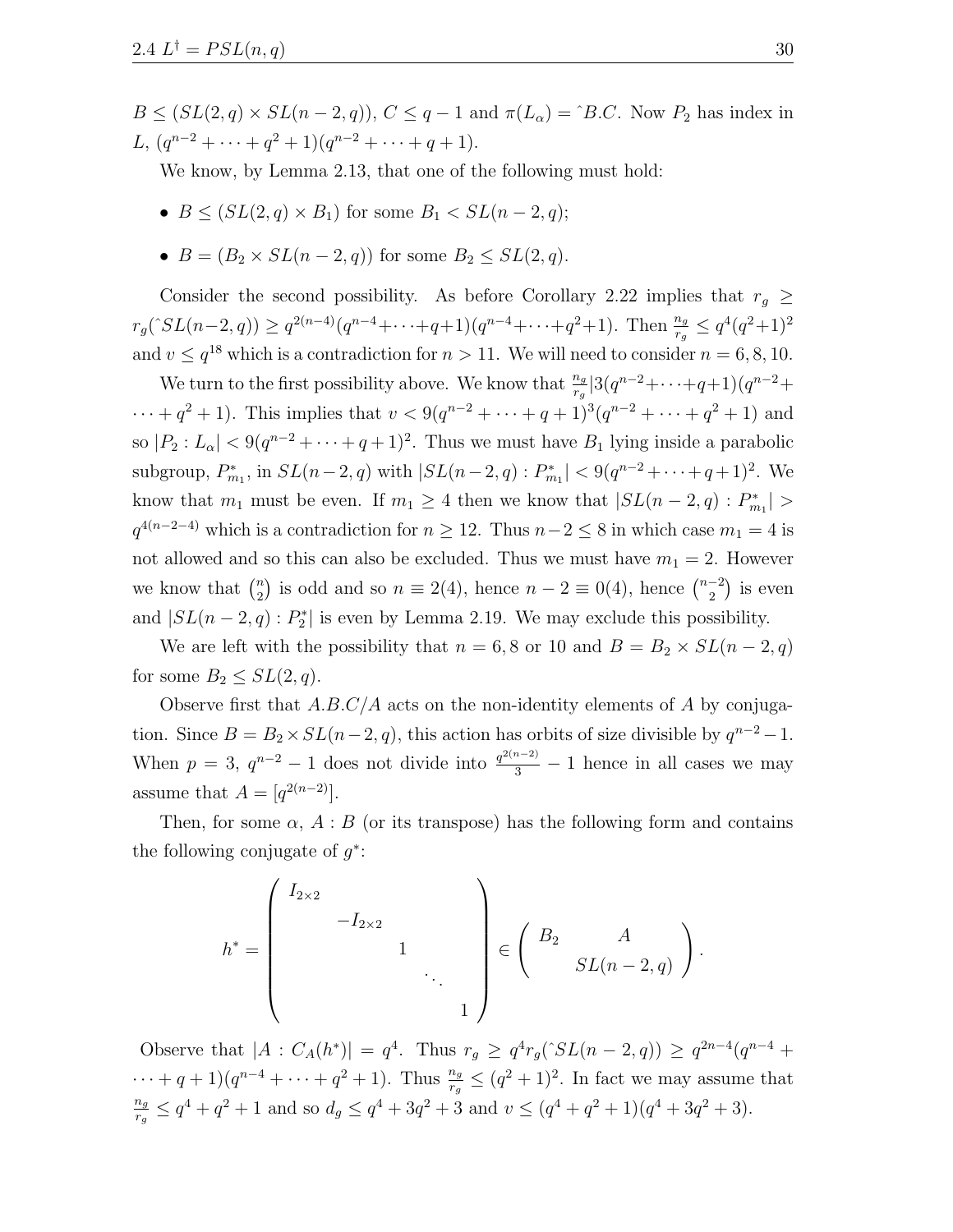$B \leq (SL(2,q) \times SL(n-2,q))$, $C \leq q-1$ and $\pi(L_\alpha) = \hat{}B.C$. Now $P_2$ has index in $L$, $(q^{n-2} + \cdots + q^2 + 1)(q^{n-2} + \cdots + q + 1)$.

We know, by Lemma 2.13, that one of the following must hold:

- $B \leq (SL(2,q) \times B_1)$ for some $B_1 < SL(n-2,q)$;
- $B = (B_2 \times SL(n-2,q))$ for some $B_2 \leq SL(2,q)$.

Consider the second possibility. As before Corollary 2.22 implies that $r_g \geq r_g(\hat{}SL(n-2,q)) \geq q^{2(n-4)}(q^{n-4}+\cdots+q+1)(q^{n-4}+\cdots+q^2+1)$. Then $\frac{n_g}{r_g} \leq q^4(q^2+1)^2$ and $v \leq q^{18}$ which is a contradiction for $n > 11$. We will need to consider $n = 6, 8, 10$.

We turn to the first possibility above. We know that $\frac{n_g}{r_g} | 3(q^{n-2}+\cdots+q+1)(q^{n-2}+\cdots+q^2+1)$. This implies that $v < 9(q^{n-2}+\cdots+q+1)^3(q^{n-2}+\cdots+q^2+1)$ and so $|P_2 : L_\alpha| < 9(q^{n-2}+\cdots+q+1)^2$. Thus we must have $B_1$ lying inside a parabolic subgroup, $P^*_{m_1}$, in $SL(n-2,q)$ with $|SL(n-2,q) : P^*_{m_1}| < 9(q^{n-2}+\cdots+q+1)^2$. We know that $m_1$ must be even. If $m_1 \geq 4$ then we know that $|SL(n-2,q) : P^*_{m_1}| > q^{4(n-2-4)}$ which is a contradiction for $n \geq 12$. Thus $n-2 \leq 8$ in which case $m_1 = 4$ is not allowed and so this can also be excluded. Thus we must have $m_1 = 2$. However we know that $\binom{n}{2}$ is odd and so $n \equiv 2(4)$, hence $n-2 \equiv 0(4)$, hence $\binom{n-2}{2}$ is even and $|SL(n-2,q) : P^*_2|$ is even by Lemma 2.19. We may exclude this possibility.

We are left with the possibility that $n = 6, 8$ or $10$ and $B = B_2 \times SL(n-2,q)$ for some $B_2 \leq SL(2,q)$.

Observe first that $A.B.C/A$ acts on the non-identity elements of $A$ by conjugation. Since $B = B_2 \times SL(n-2,q)$, this action has orbits of size divisible by $q^{n-2}-1$. When $p = 3$, $q^{n-2}-1$ does not divide into $\frac{q^{2(n-2)}}{3} - 1$ hence in all cases we may assume that $A = [q^{2(n-2)}]$.

Then, for some $\alpha$, $A : B$ (or its transpose) has the following form and contains the following conjugate of $g^*$:

$$h^* = \begin{pmatrix} I_{2\times 2} & & & & \\ & -I_{2\times 2} & & & \\ & & 1 & & \\ & & & \ddots & \\ & & & & 1 \end{pmatrix} \in \begin{pmatrix} B_2 & A \\ & SL(n-2,q) \end{pmatrix}.$$

Observe that $|A : C_A(h^*)| = q^4$. Thus $r_g \geq q^4 r_g(\hat{}SL(n-2,q)) \geq q^{2n-4}(q^{n-4}+\cdots+q+1)(q^{n-4}+\cdots+q^2+1)$. Thus $\frac{n_g}{r_g} \leq (q^2+1)^2$. In fact we may assume that $\frac{n_g}{r_g} \leq q^4+q^2+1$ and so $d_g \leq q^4+3q^2+3$ and $v \leq (q^4+q^2+1)(q^4+3q^2+3)$.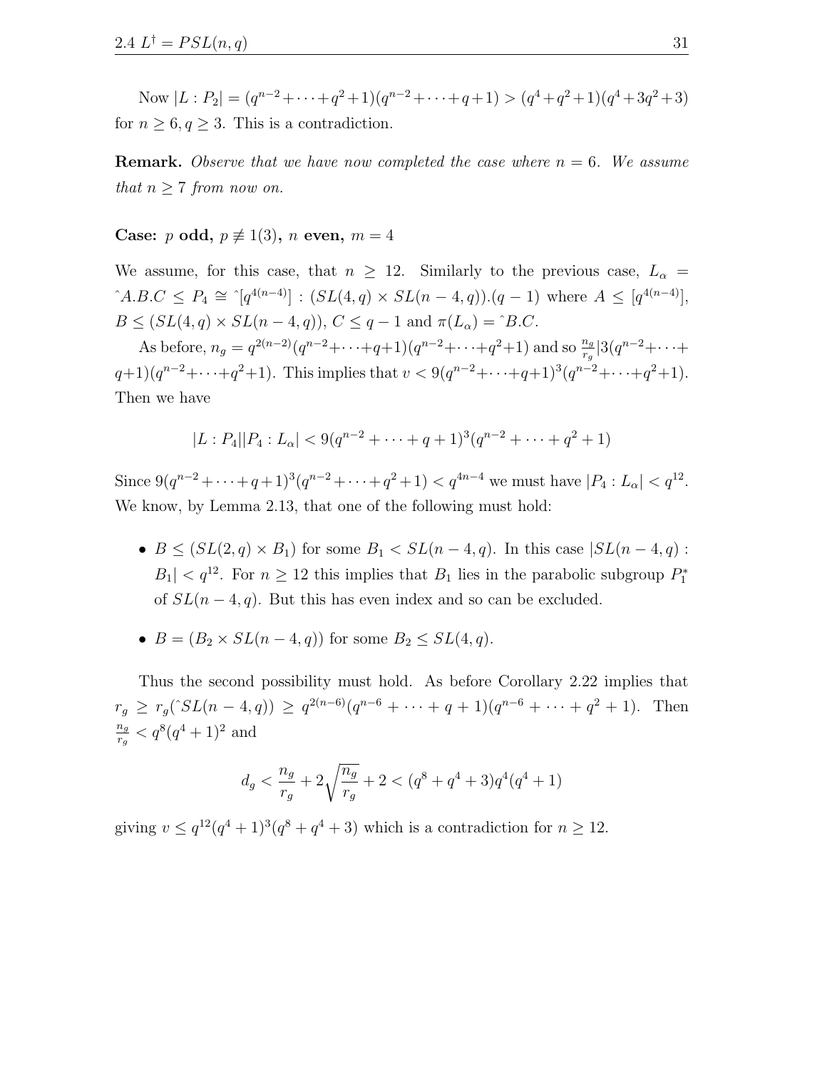Now $|L : P_2| = (q^{n-2} + \cdots + q^2 + 1)(q^{n-2} + \cdots + q + 1) > (q^4 + q^2 + 1)(q^4 + 3q^2 + 3)$ for $n \geq 6, q \geq 3$. This is a contradiction.

**Remark.** *Observe that we have now completed the case where $n = 6$. We assume that $n \geq 7$ from now on.*

**Case: $p$ odd, $p \not\equiv 1(3)$, $n$ even, $m = 4$**

We assume, for this case, that $n \geq 12$. Similarly to the previous case, $L_\alpha = \hat{}A.B.C \leq P_4 \cong \hat{}[q^{4(n-4)}] : (SL(4, q) \times SL(n-4, q)).(q-1)$ where $A \leq [q^{4(n-4)}]$, $B \leq (SL(4, q) \times SL(n-4, q))$, $C \leq q - 1$ and $\pi(L_\alpha) = \hat{}B.C$.

As before, $n_g = q^{2(n-2)}(q^{n-2} + \cdots + q + 1)(q^{n-2} + \cdots + q^2 + 1)$ and so $\frac{n_g}{r_g} | 3(q^{n-2} + \cdots + q + 1)(q^{n-2} + \cdots + q^2 + 1)$. This implies that $v < 9(q^{n-2} + \cdots + q + 1)^3(q^{n-2} + \cdots + q^2 + 1)$. Then we have

$$|L : P_4||P_4 : L_\alpha| < 9(q^{n-2} + \cdots + q + 1)^3(q^{n-2} + \cdots + q^2 + 1)$$

Since $9(q^{n-2} + \cdots + q + 1)^3(q^{n-2} + \cdots + q^2 + 1) < q^{4n-4}$ we must have $|P_4 : L_\alpha| < q^{12}$. We know, by Lemma 2.13, that one of the following must hold:

- $B \leq (SL(2, q) \times B_1)$ for some $B_1 < SL(n-4, q)$. In this case $|SL(n-4, q) : B_1| < q^{12}$. For $n \geq 12$ this implies that $B_1$ lies in the parabolic subgroup $P_1^*$ of $SL(n-4, q)$. But this has even index and so can be excluded.
- $B = (B_2 \times SL(n-4, q))$ for some $B_2 \leq SL(4, q)$.

Thus the second possibility must hold. As before Corollary 2.22 implies that $r_g \geq r_g(\hat{}SL(n-4, q)) \geq q^{2(n-6)}(q^{n-6} + \cdots + q + 1)(q^{n-6} + \cdots + q^2 + 1)$. Then $\frac{n_g}{r_g} < q^8(q^4 + 1)^2$ and

$$d_g < \frac{n_g}{r_g} + 2\sqrt{\frac{n_g}{r_g}} + 2 < (q^8 + q^4 + 3)q^4(q^4 + 1)$$

giving $v \leq q^{12}(q^4 + 1)^3(q^8 + q^4 + 3)$ which is a contradiction for $n \geq 12$.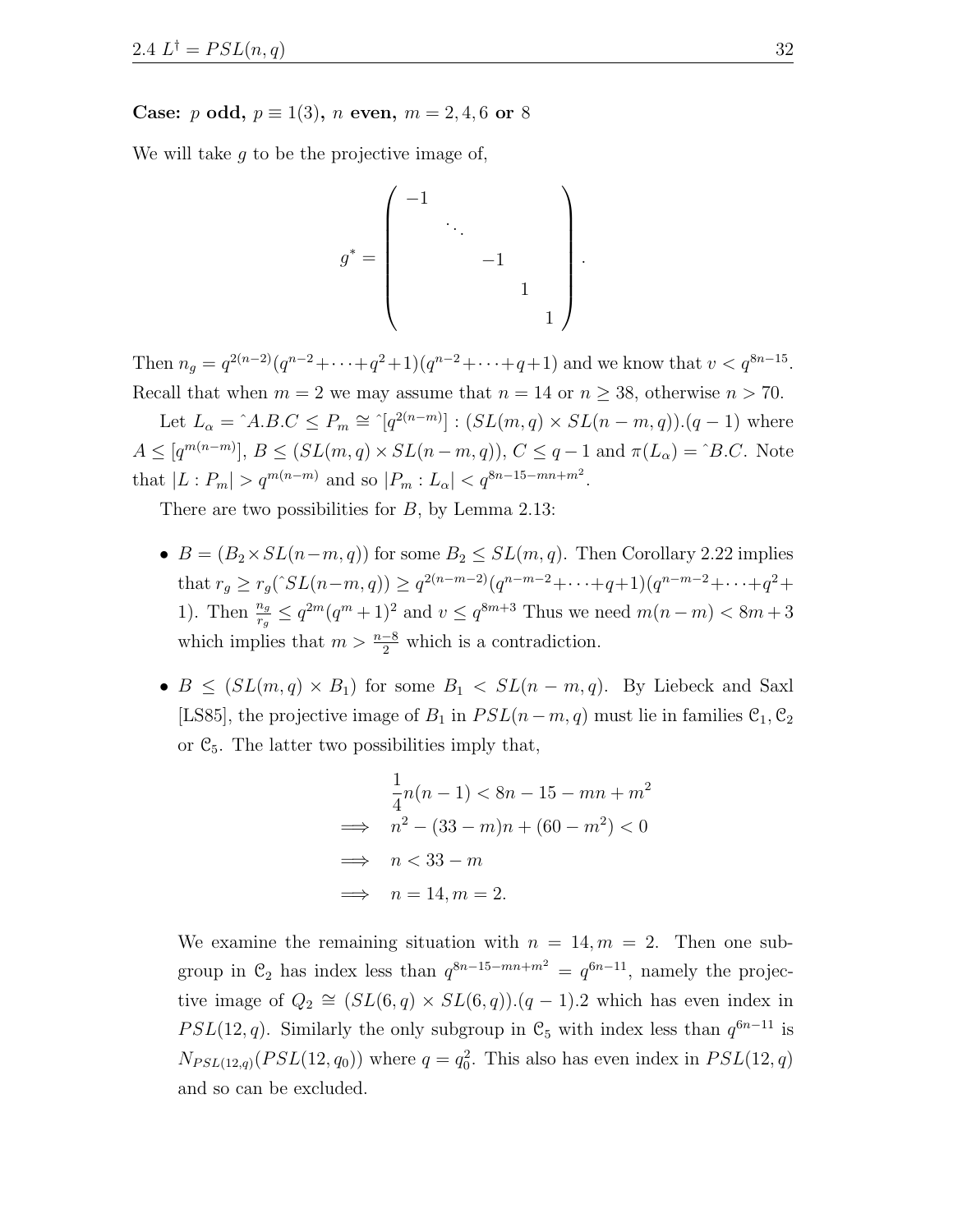**Case:** $p$ **odd,** $p \equiv 1(3)$**,** $n$ **even,** $m = 2, 4, 6$ **or** $8$

We will take $g$ to be the projective image of,

$$g^* = \begin{pmatrix} -1 & & & & \\ & \ddots & & & \\ & & -1 & & \\ & & & 1 & \\ & & & & 1 \end{pmatrix}.$$

Then $n_g = q^{2(n-2)}(q^{n-2} + \cdots + q^2 + 1)(q^{n-2} + \cdots + q + 1)$ and we know that $v < q^{8n-15}$. Recall that when $m = 2$ we may assume that $n = 14$ or $n \geq 38$, otherwise $n > 70$.

Let $L_\alpha = \hat{\ } A.B.C \leq P_m \cong \hat{\ }[q^{2(n-m)}] : (SL(m, q) \times SL(n-m, q)).(q-1)$ where $A \leq [q^{m(n-m)}]$, $B \leq (SL(m, q) \times SL(n-m, q))$, $C \leq q - 1$ and $\pi(L_\alpha) = \hat{\ } B.C$. Note that $|L : P_m| > q^{m(n-m)}$ and so $|P_m : L_\alpha| < q^{8n-15-mn+m^2}$.

There are two possibilities for $B$, by Lemma 2.13:

- $B = (B_2 \times SL(n-m, q))$ for some $B_2 \leq SL(m, q)$. Then Corollary 2.22 implies that $r_g \geq r_g(\hat{\ } SL(n-m, q)) \geq q^{2(n-m-2)}(q^{n-m-2} + \cdots + q + 1)(q^{n-m-2} + \cdots + q^2 + 1)$. Then $\frac{n_g}{r_g} \leq q^{2m}(q^m + 1)^2$ and $v \leq q^{8m+3}$ Thus we need $m(n-m) < 8m + 3$ which implies that $m > \frac{n-8}{2}$ which is a contradiction.

- $B \leq (SL(m, q) \times B_1)$ for some $B_1 < SL(n-m, q)$. By Liebeck and Saxl [LS85], the projective image of $B_1$ in $PSL(n-m, q)$ must lie in families $\mathcal{C}_1, \mathcal{C}_2$ or $\mathcal{C}_5$. The latter two possibilities imply that,

$$\begin{aligned} & \frac{1}{4}n(n-1) < 8n - 15 - mn + m^2 \\ \Longrightarrow \quad & n^2 - (33 - m)n + (60 - m^2) < 0 \\ \Longrightarrow \quad & n < 33 - m \\ \Longrightarrow \quad & n = 14, m = 2. \end{aligned}$$

  We examine the remaining situation with $n = 14, m = 2$. Then one subgroup in $\mathcal{C}_2$ has index less than $q^{8n-15-mn+m^2} = q^{6n-11}$, namely the projective image of $Q_2 \cong (SL(6, q) \times SL(6, q)).(q-1).2$ which has even index in $PSL(12, q)$. Similarly the only subgroup in $\mathcal{C}_5$ with index less than $q^{6n-11}$ is $N_{PSL(12,q)}(PSL(12, q_0))$ where $q = q_0^2$. This also has even index in $PSL(12, q)$ and so can be excluded.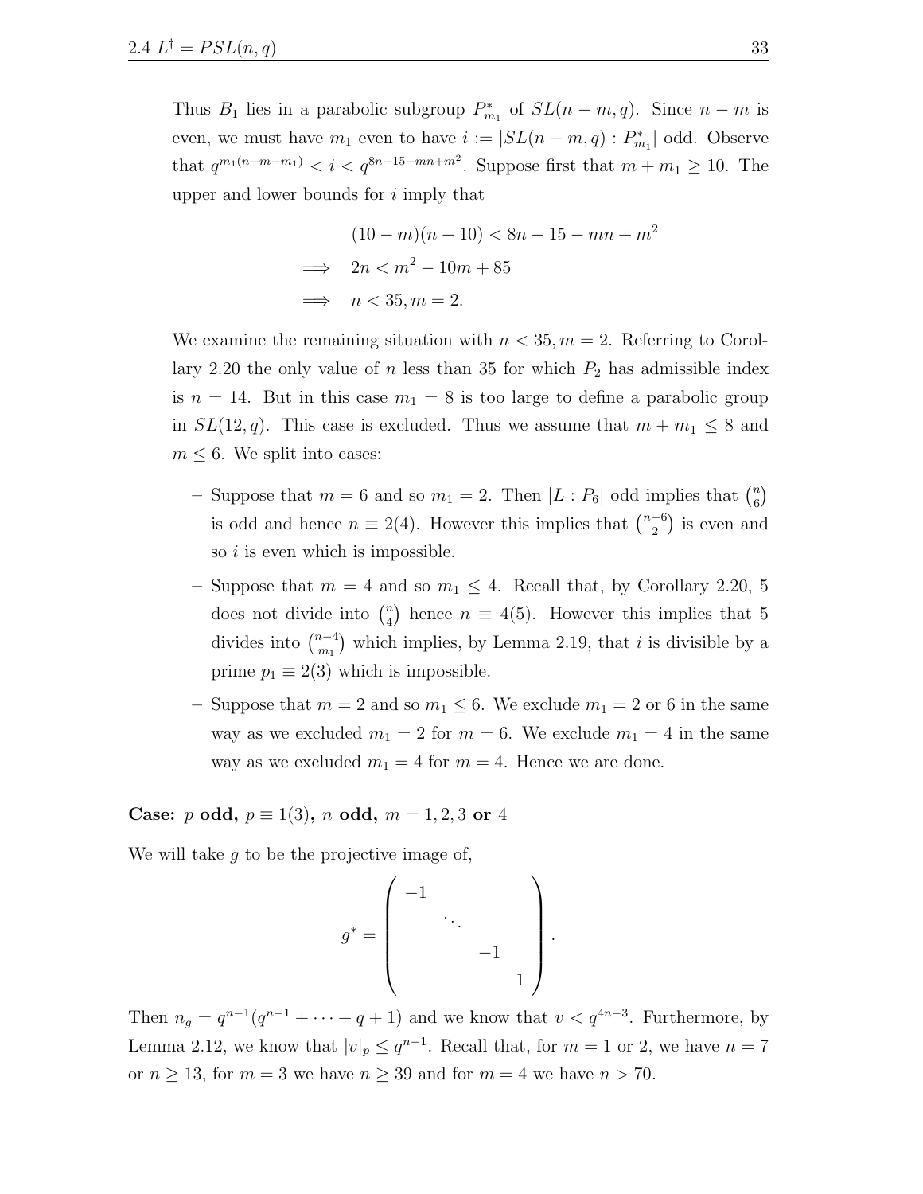Thus $B_1$ lies in a parabolic subgroup $P^*_{m_1}$ of $SL(n-m,q)$. Since $n-m$ is even, we must have $m_1$ even to have $i := |SL(n-m,q) : P^*_{m_1}|$ odd. Observe that $q^{m_1(n-m-m_1)} < i < q^{8n-15-mn+m^2}$. Suppose first that $m+m_1 \geq 10$. The upper and lower bounds for $i$ imply that

$$
\begin{aligned}
& (10-m)(n-10) < 8n-15-mn+m^2 \\
\implies \quad & 2n < m^2 - 10m + 85 \\
\implies \quad & n < 35, m = 2.
\end{aligned}
$$

We examine the remaining situation with $n < 35, m = 2$. Referring to Corollary 2.20 the only value of $n$ less than 35 for which $P_2$ has admissible index is $n = 14$. But in this case $m_1 = 8$ is too large to define a parabolic group in $SL(12,q)$. This case is excluded. Thus we assume that $m + m_1 \leq 8$ and $m \leq 6$. We split into cases:

- Suppose that $m = 6$ and so $m_1 = 2$. Then $|L : P_6|$ odd implies that $\binom{n}{6}$ is odd and hence $n \equiv 2(4)$. However this implies that $\binom{n-6}{2}$ is even and so $i$ is even which is impossible.
- Suppose that $m = 4$ and so $m_1 \leq 4$. Recall that, by Corollary 2.20, 5 does not divide into $\binom{n}{4}$ hence $n \equiv 4(5)$. However this implies that 5 divides into $\binom{n-4}{m_1}$ which implies, by Lemma 2.19, that $i$ is divisible by a prime $p_1 \equiv 2(3)$ which is impossible.
- Suppose that $m = 2$ and so $m_1 \leq 6$. We exclude $m_1 = 2$ or 6 in the same way as we excluded $m_1 = 2$ for $m = 6$. We exclude $m_1 = 4$ in the same way as we excluded $m_1 = 4$ for $m = 4$. Hence we are done.

**Case: $p$ odd, $p \equiv 1(3)$, $n$ odd, $m = 1, 2, 3$ or 4**

We will take $g$ to be the projective image of,

$$
g^* = \begin{pmatrix} -1 & & & \\ & \ddots & & \\ & & -1 & \\ & & & 1 \end{pmatrix}.
$$

Then $n_g = q^{n-1}(q^{n-1} + \cdots + q + 1)$ and we know that $v < q^{4n-3}$. Furthermore, by Lemma 2.12, we know that $|v|_p \leq q^{n-1}$. Recall that, for $m = 1$ or 2, we have $n = 7$ or $n \geq 13$, for $m = 3$ we have $n \geq 39$ and for $m = 4$ we have $n > 70$.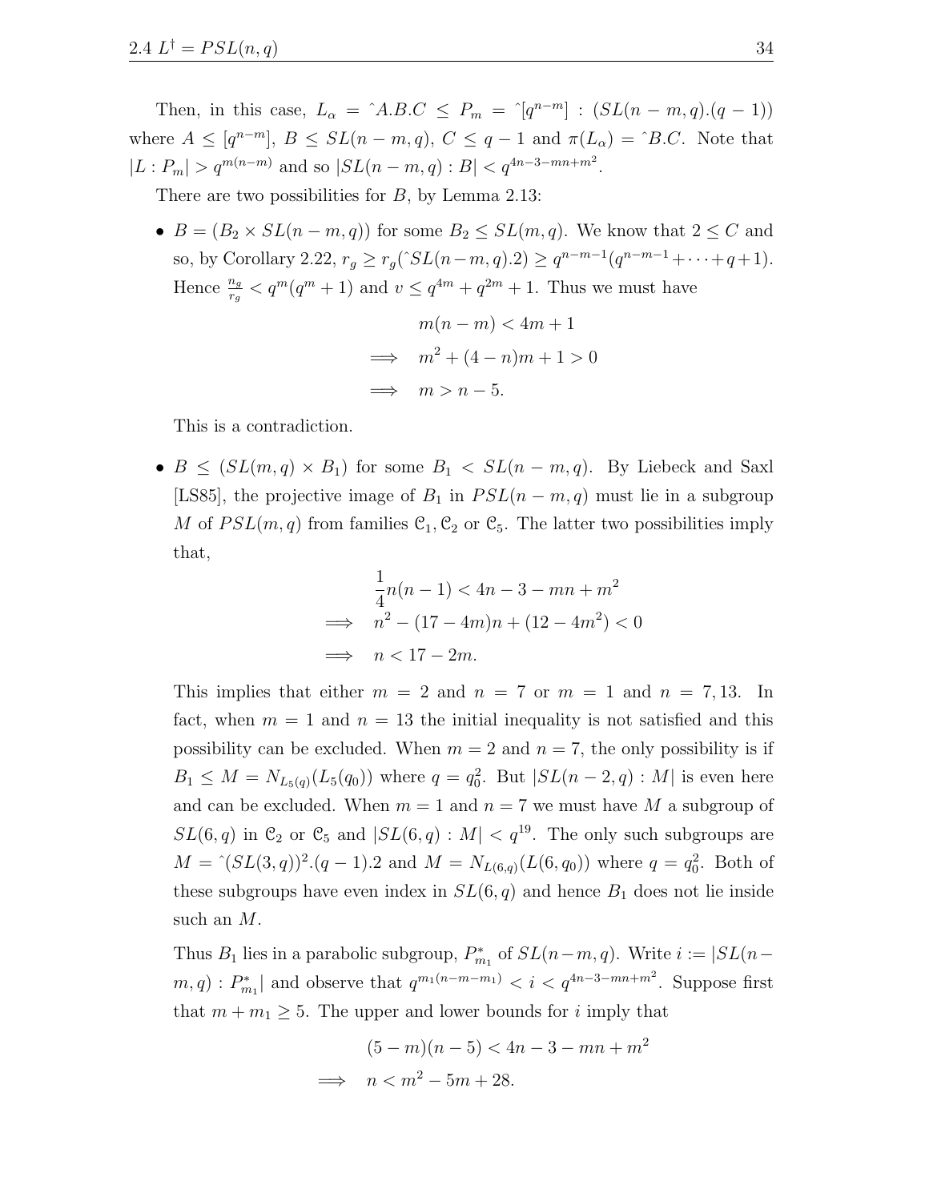Then, in this case, $L_\alpha = \hat{}A.B.C \le P_m = \hat{}[q^{n-m}] : (SL(n-m,q).(q-1))$ where $A \le [q^{n-m}]$, $B \le SL(n-m,q)$, $C \le q-1$ and $\pi(L_\alpha) = \hat{}B.C$. Note that $|L : P_m| > q^{m(n-m)}$ and so $|SL(n-m,q) : B| < q^{4n-3-mn+m^2}$.

There are two possibilities for $B$, by Lemma 2.13:

- $B = (B_2 \times SL(n-m,q))$ for some $B_2 \le SL(m,q)$. We know that $2 \le C$ and so, by Corollary 2.22, $r_g \ge r_g(\hat{}SL(n-m,q).2) \ge q^{n-m-1}(q^{n-m-1} + \cdots + q + 1)$. Hence $\frac{n_g}{r_g} < q^m(q^m+1)$ and $v \le q^{4m} + q^{2m} + 1$. Thus we must have

$$\begin{aligned} & m(n-m) < 4m+1 \\ \implies \quad & m^2 + (4-n)m + 1 > 0 \\ \implies \quad & m > n-5. \end{aligned}$$

  This is a contradiction.

- $B \le (SL(m,q) \times B_1)$ for some $B_1 < SL(n-m,q)$. By Liebeck and Saxl [LS85], the projective image of $B_1$ in $PSL(n-m,q)$ must lie in a subgroup $M$ of $PSL(m,q)$ from families $\mathcal{C}_1, \mathcal{C}_2$ or $\mathcal{C}_5$. The latter two possibilities imply that,

$$\begin{aligned} & \frac{1}{4}n(n-1) < 4n - 3 - mn + m^2 \\ \implies \quad & n^2 - (17-4m)n + (12 - 4m^2) < 0 \\ \implies \quad & n < 17 - 2m. \end{aligned}$$

  This implies that either $m = 2$ and $n = 7$ or $m = 1$ and $n = 7, 13$. In fact, when $m = 1$ and $n = 13$ the initial inequality is not satisfied and this possibility can be excluded. When $m = 2$ and $n = 7$, the only possibility is if $B_1 \le M = N_{L_5(q)}(L_5(q_0))$ where $q = q_0^2$. But $|SL(n-2,q) : M|$ is even here and can be excluded. When $m = 1$ and $n = 7$ we must have $M$ a subgroup of $SL(6,q)$ in $\mathcal{C}_2$ or $\mathcal{C}_5$ and $|SL(6,q) : M| < q^{19}$. The only such subgroups are $M = \hat{}(SL(3,q))^2.(q-1).2$ and $M = N_{L(6,q)}(L(6,q_0))$ where $q = q_0^2$. Both of these subgroups have even index in $SL(6,q)$ and hence $B_1$ does not lie inside such an $M$.

  Thus $B_1$ lies in a parabolic subgroup, $P^*_{m_1}$ of $SL(n-m,q)$. Write $i := |SL(n-m,q) : P^*_{m_1}|$ and observe that $q^{m_1(n-m-m_1)} < i < q^{4n-3-mn+m^2}$. Suppose first that $m + m_1 \ge 5$. The upper and lower bounds for $i$ imply that

$$\begin{aligned} & (5-m)(n-5) < 4n - 3 - mn + m^2 \\ \implies \quad & n < m^2 - 5m + 28. \end{aligned}$$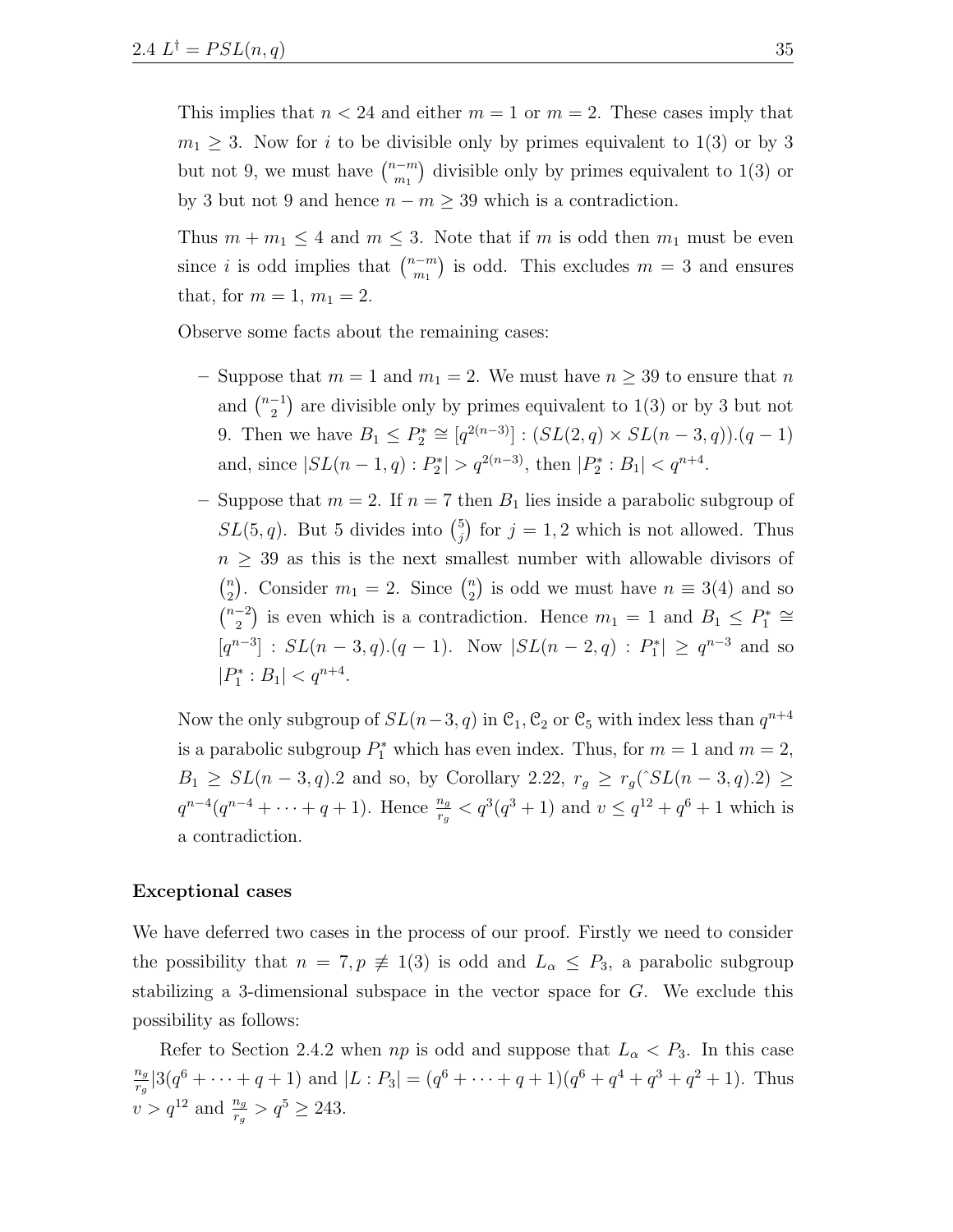This implies that $n < 24$ and either $m = 1$ or $m = 2$. These cases imply that $m_1 \geq 3$. Now for $i$ to be divisible only by primes equivalent to $1(3)$ or by 3 but not 9, we must have $\binom{n-m}{m_1}$ divisible only by primes equivalent to $1(3)$ or by 3 but not 9 and hence $n - m \geq 39$ which is a contradiction.

Thus $m + m_1 \leq 4$ and $m \leq 3$. Note that if $m$ is odd then $m_1$ must be even since $i$ is odd implies that $\binom{n-m}{m_1}$ is odd. This excludes $m = 3$ and ensures that, for $m = 1$, $m_1 = 2$.

Observe some facts about the remaining cases:

- Suppose that $m = 1$ and $m_1 = 2$. We must have $n \geq 39$ to ensure that $n$ and $\binom{n-1}{2}$ are divisible only by primes equivalent to $1(3)$ or by 3 but not 9. Then we have $B_1 \leq P_2^* \cong [q^{2(n-3)}] : (SL(2,q) \times SL(n-3,q)).(q-1)$ and, since $|SL(n-1,q) : P_2^*| > q^{2(n-3)}$, then $|P_2^* : B_1| < q^{n+4}$.
- Suppose that $m = 2$. If $n = 7$ then $B_1$ lies inside a parabolic subgroup of $SL(5,q)$. But 5 divides into $\binom{5}{j}$ for $j = 1, 2$ which is not allowed. Thus $n \geq 39$ as this is the next smallest number with allowable divisors of $\binom{n}{2}$. Consider $m_1 = 2$. Since $\binom{n}{2}$ is odd we must have $n \equiv 3(4)$ and so $\binom{n-2}{2}$ is even which is a contradiction. Hence $m_1 = 1$ and $B_1 \leq P_1^* \cong [q^{n-3}] : SL(n-3,q).(q-1)$. Now $|SL(n-2,q) : P_1^*| \geq q^{n-3}$ and so $|P_1^* : B_1| < q^{n+4}$.

Now the only subgroup of $SL(n-3,q)$ in $\mathcal{C}_1, \mathcal{C}_2$ or $\mathcal{C}_5$ with index less than $q^{n+4}$ is a parabolic subgroup $P_1^*$ which has even index. Thus, for $m = 1$ and $m = 2$, $B_1 \geq SL(n-3,q).2$ and so, by Corollary 2.22, $r_g \geq r_g(\hat{\ }SL(n-3,q).2) \geq q^{n-4}(q^{n-4} + \cdots + q + 1)$. Hence $\frac{n_g}{r_g} < q^3(q^3+1)$ and $v \leq q^{12} + q^6 + 1$ which is a contradiction.

### Exceptional cases

We have deferred two cases in the process of our proof. Firstly we need to consider the possibility that $n = 7, p \not\equiv 1(3)$ is odd and $L_\alpha \leq P_3$, a parabolic subgroup stabilizing a 3-dimensional subspace in the vector space for $G$. We exclude this possibility as follows:

Refer to Section 2.4.2 when $np$ is odd and suppose that $L_\alpha < P_3$. In this case $\frac{n_g}{r_g} | 3(q^6 + \cdots + q + 1)$ and $|L : P_3| = (q^6 + \cdots + q + 1)(q^6 + q^4 + q^3 + q^2 + 1)$. Thus $v > q^{12}$ and $\frac{n_g}{r_g} > q^5 \geq 243$.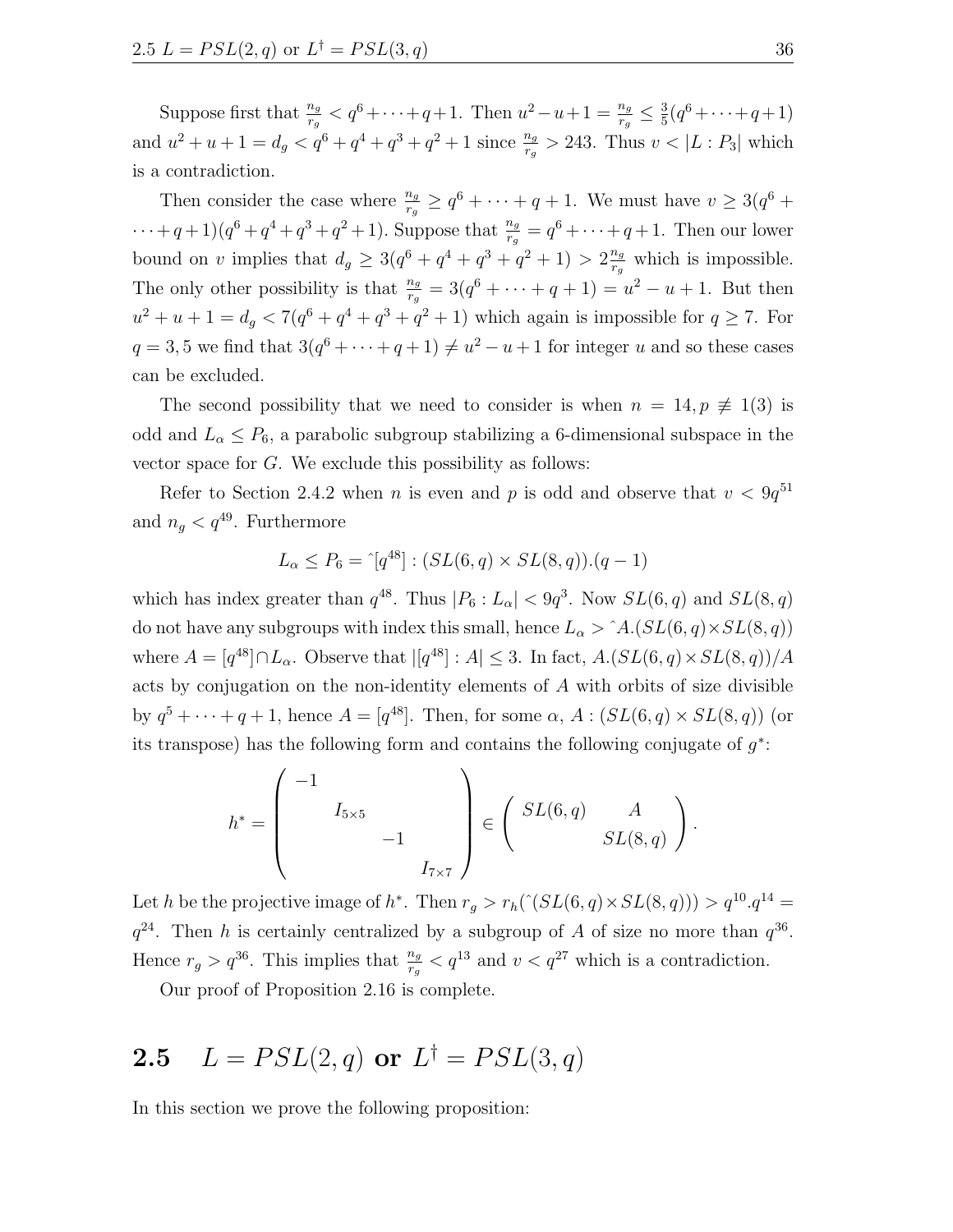Suppose first that $\frac{n_g}{r_g} < q^6 + \cdots + q + 1$. Then $u^2 - u + 1 = \frac{n_g}{r_g} \leq \frac{3}{5}(q^6 + \cdots + q + 1)$ and $u^2 + u + 1 = d_g < q^6 + q^4 + q^3 + q^2 + 1$ since $\frac{n_g}{r_g} > 243$. Thus $v < |L : P_3|$ which is a contradiction.

Then consider the case where $\frac{n_g}{r_g} \geq q^6 + \cdots + q + 1$. We must have $v \geq 3(q^6 + \cdots + q + 1)(q^6 + q^4 + q^3 + q^2 + 1)$. Suppose that $\frac{n_g}{r_g} = q^6 + \cdots + q + 1$. Then our lower bound on $v$ implies that $d_g \geq 3(q^6 + q^4 + q^3 + q^2 + 1) > 2\frac{n_g}{r_g}$ which is impossible. The only other possibility is that $\frac{n_g}{r_g} = 3(q^6 + \cdots + q + 1) = u^2 - u + 1$. But then $u^2 + u + 1 = d_g < 7(q^6 + q^4 + q^3 + q^2 + 1)$ which again is impossible for $q \geq 7$. For $q = 3, 5$ we find that $3(q^6 + \cdots + q + 1) \neq u^2 - u + 1$ for integer $u$ and so these cases can be excluded.

The second possibility that we need to consider is when $n = 14, p \not\equiv 1(3)$ is odd and $L_\alpha \leq P_6$, a parabolic subgroup stabilizing a 6-dimensional subspace in the vector space for $G$. We exclude this possibility as follows:

Refer to Section 2.4.2 when $n$ is even and $p$ is odd and observe that $v < 9q^{51}$ and $n_g < q^{49}$. Furthermore

$$L_\alpha \leq P_6 = \hat{}[q^{48}] : (SL(6,q) \times SL(8,q)).(q-1)$$

which has index greater than $q^{48}$. Thus $|P_6 : L_\alpha| < 9q^3$. Now $SL(6,q)$ and $SL(8,q)$ do not have any subgroups with index this small, hence $L_\alpha > \hat{}A.(SL(6,q) \times SL(8,q))$ where $A = [q^{48}] \cap L_\alpha$. Observe that $|[q^{48}] : A| \leq 3$. In fact, $A.(SL(6,q) \times SL(8,q))/A$ acts by conjugation on the non-identity elements of $A$ with orbits of size divisible by $q^5 + \cdots + q + 1$, hence $A = [q^{48}]$. Then, for some $\alpha$, $A : (SL(6,q) \times SL(8,q))$ (or its transpose) has the following form and contains the following conjugate of $g^*$:

$$h^* = \begin{pmatrix} -1 & & & \\ & I_{5\times 5} & & \\ & & -1 & \\ & & & I_{7\times 7} \end{pmatrix} \in \begin{pmatrix} SL(6,q) & A \\ & SL(8,q) \end{pmatrix}.$$

Let $h$ be the projective image of $h^*$. Then $r_g > r_h(\hat{}(SL(6,q) \times SL(8,q))) > q^{10}.q^{14} = q^{24}$. Then $h$ is certainly centralized by a subgroup of $A$ of size no more than $q^{36}$. Hence $r_g > q^{36}$. This implies that $\frac{n_g}{r_g} < q^{13}$ and $v < q^{27}$ which is a contradiction.

Our proof of Proposition 2.16 is complete.

## 2.5 $L = PSL(2,q)$ or $L^\dagger = PSL(3,q)$

In this section we prove the following proposition: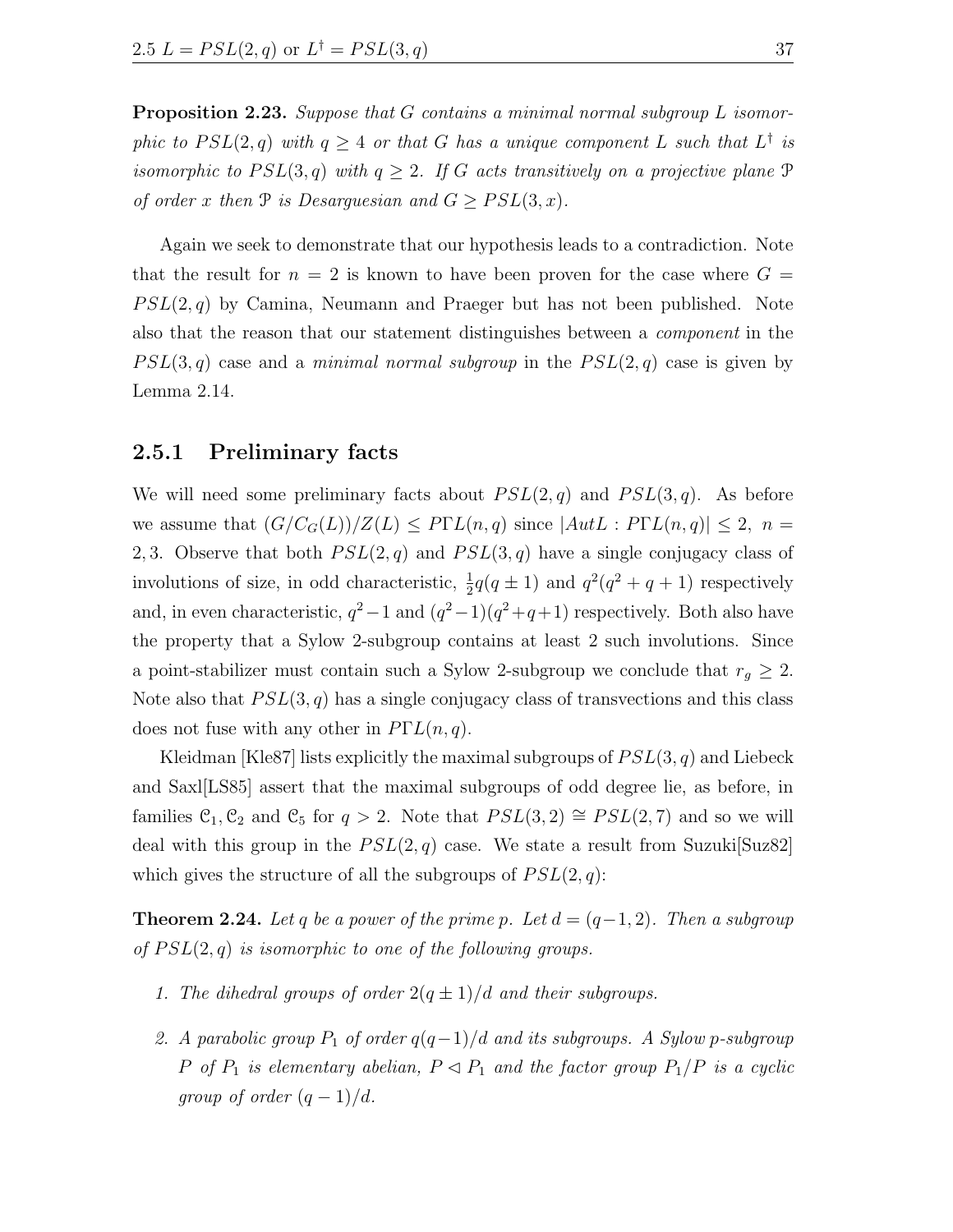**Proposition 2.23.** *Suppose that $G$ contains a minimal normal subgroup $L$ isomorphic to $PSL(2,q)$ with $q \geq 4$ or that $G$ has a unique component $L$ such that $L^\dagger$ is isomorphic to $PSL(3,q)$ with $q \geq 2$. If $G$ acts transitively on a projective plane $\mathcal{P}$ of order $x$ then $\mathcal{P}$ is Desarguesian and $G \geq PSL(3,x)$.*

Again we seek to demonstrate that our hypothesis leads to a contradiction. Note that the result for $n = 2$ is known to have been proven for the case where $G = PSL(2,q)$ by Camina, Neumann and Praeger but has not been published. Note also that the reason that our statement distinguishes between a *component* in the $PSL(3,q)$ case and a *minimal normal subgroup* in the $PSL(2,q)$ case is given by Lemma 2.14.

### 2.5.1 Preliminary facts

We will need some preliminary facts about $PSL(2,q)$ and $PSL(3,q)$. As before we assume that $(G/C_G(L))/Z(L) \leq P\Gamma L(n,q)$ since $|AutL : P\Gamma L(n,q)| \leq 2$, $n = 2,3$. Observe that both $PSL(2,q)$ and $PSL(3,q)$ have a single conjugacy class of involutions of size, in odd characteristic, $\frac{1}{2}q(q \pm 1)$ and $q^2(q^2+q+1)$ respectively and, in even characteristic, $q^2-1$ and $(q^2-1)(q^2+q+1)$ respectively. Both also have the property that a Sylow 2-subgroup contains at least 2 such involutions. Since a point-stabilizer must contain such a Sylow 2-subgroup we conclude that $r_g \geq 2$. Note also that $PSL(3,q)$ has a single conjugacy class of transvections and this class does not fuse with any other in $P\Gamma L(n,q)$.

Kleidman [Kle87] lists explicitly the maximal subgroups of $PSL(3,q)$ and Liebeck and Saxl[LS85] assert that the maximal subgroups of odd degree lie, as before, in families $\mathcal{C}_1, \mathcal{C}_2$ and $\mathcal{C}_5$ for $q > 2$. Note that $PSL(3,2) \cong PSL(2,7)$ and so we will deal with this group in the $PSL(2,q)$ case. We state a result from Suzuki[Suz82] which gives the structure of all the subgroups of $PSL(2,q)$:

**Theorem 2.24.** *Let $q$ be a power of the prime $p$. Let $d = (q-1,2)$. Then a subgroup of $PSL(2,q)$ is isomorphic to one of the following groups.*

1. *The dihedral groups of order $2(q \pm 1)/d$ and their subgroups.*

2. *A parabolic group $P_1$ of order $q(q-1)/d$ and its subgroups. A Sylow $p$-subgroup $P$ of $P_1$ is elementary abelian, $P \lhd P_1$ and the factor group $P_1/P$ is a cyclic group of order $(q-1)/d$.*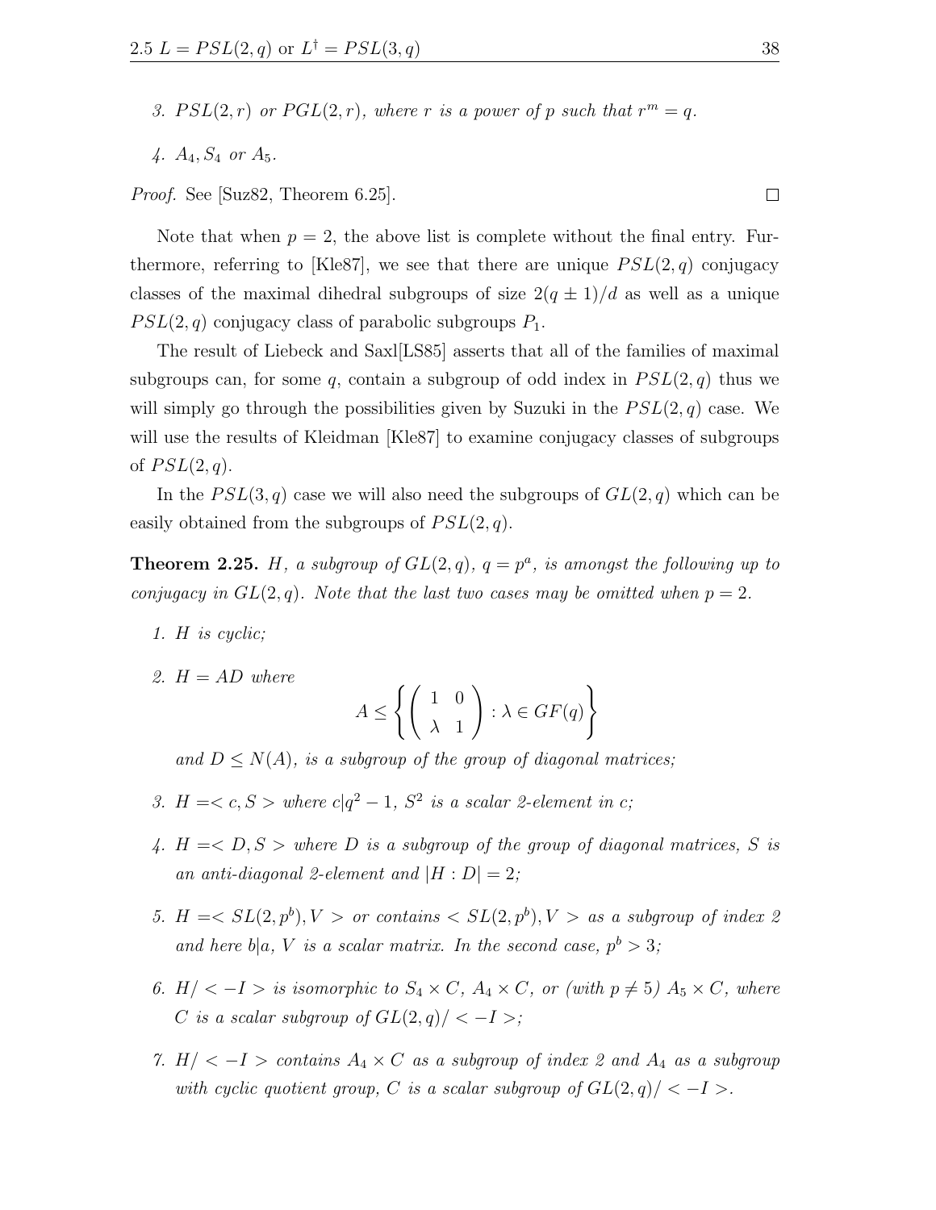3. $PSL(2,r)$ or $PGL(2,r)$, where $r$ is a power of $p$ such that $r^m = q$.
4. $A_4, S_4$ or $A_5$.

*Proof.* See [Suz82, Theorem 6.25]. □

Note that when $p = 2$, the above list is complete without the final entry. Furthermore, referring to [Kle87], we see that there are unique $PSL(2,q)$ conjugacy classes of the maximal dihedral subgroups of size $2(q \pm 1)/d$ as well as a unique $PSL(2,q)$ conjugacy class of parabolic subgroups $P_1$.

The result of Liebeck and Saxl[LS85] asserts that all of the families of maximal subgroups can, for some $q$, contain a subgroup of odd index in $PSL(2,q)$ thus we will simply go through the possibilities given by Suzuki in the $PSL(2,q)$ case. We will use the results of Kleidman [Kle87] to examine conjugacy classes of subgroups of $PSL(2,q)$.

In the $PSL(3,q)$ case we will also need the subgroups of $GL(2,q)$ which can be easily obtained from the subgroups of $PSL(2,q)$.

**Theorem 2.25.** *$H$, a subgroup of $GL(2,q)$, $q = p^a$, is amongst the following up to conjugacy in $GL(2,q)$. Note that the last two cases may be omitted when $p = 2$.*

1. *$H$ is cyclic;*
2. *$H = AD$ where*
$$A \leq \left\{ \begin{pmatrix} 1 & 0 \\ \lambda & 1 \end{pmatrix} : \lambda \in GF(q) \right\}$$
*and $D \leq N(A)$, is a subgroup of the group of diagonal matrices;*
3. *$H = < c, S >$ where $c | q^2 - 1$, $S^2$ is a scalar 2-element in $c$;*
4. *$H = < D, S >$ where $D$ is a subgroup of the group of diagonal matrices, $S$ is an anti-diagonal 2-element and $|H : D| = 2$;*
5. *$H = < SL(2,p^b), V >$ or contains $< SL(2,p^b), V >$ as a subgroup of index 2 and here $b|a$, $V$ is a scalar matrix. In the second case, $p^b > 3$;*
6. *$H / < -I >$ is isomorphic to $S_4 \times C$, $A_4 \times C$, or (with $p \neq 5$) $A_5 \times C$, where $C$ is a scalar subgroup of $GL(2,q)/ < -I >$;*
7. *$H / < -I >$ contains $A_4 \times C$ as a subgroup of index 2 and $A_4$ as a subgroup with cyclic quotient group, $C$ is a scalar subgroup of $GL(2,q)/ < -I >$.*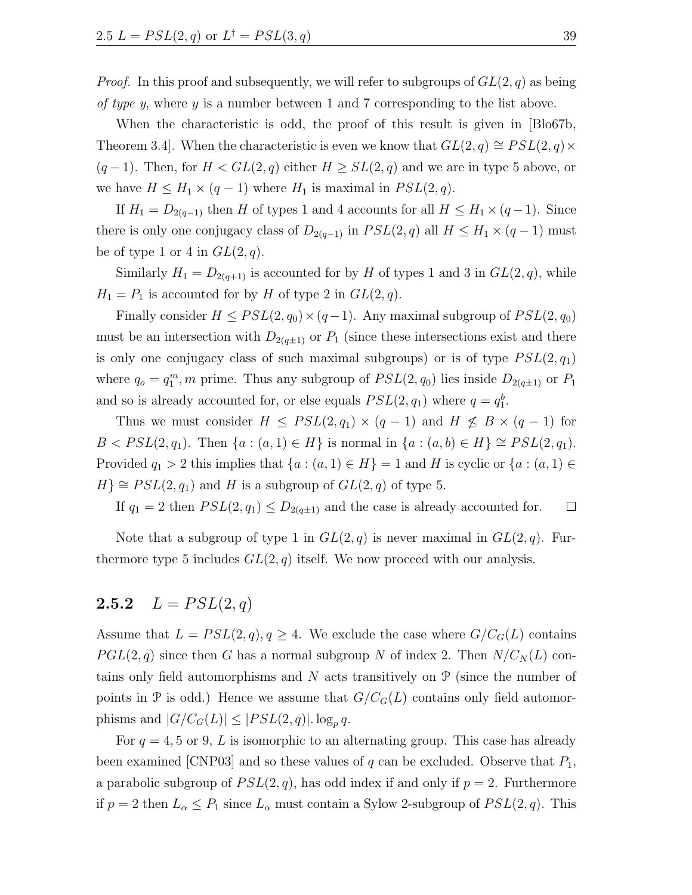*Proof.* In this proof and subsequently, we will refer to subgroups of $GL(2, q)$ as being *of type y*, where $y$ is a number between 1 and 7 corresponding to the list above.

When the characteristic is odd, the proof of this result is given in [Blo67b, Theorem 3.4]. When the characteristic is even we know that $GL(2, q) \cong PSL(2, q) \times (q-1)$. Then, for $H < GL(2, q)$ either $H \geq SL(2, q)$ and we are in type 5 above, or we have $H \leq H_1 \times (q-1)$ where $H_1$ is maximal in $PSL(2, q)$.

If $H_1 = D_{2(q-1)}$ then $H$ of types 1 and 4 accounts for all $H \leq H_1 \times (q-1)$. Since there is only one conjugacy class of $D_{2(q-1)}$ in $PSL(2, q)$ all $H \leq H_1 \times (q-1)$ must be of type 1 or 4 in $GL(2, q)$.

Similarly $H_1 = D_{2(q+1)}$ is accounted for by $H$ of types 1 and 3 in $GL(2, q)$, while $H_1 = P_1$ is accounted for by $H$ of type 2 in $GL(2, q)$.

Finally consider $H \leq PSL(2, q_0) \times (q-1)$. Any maximal subgroup of $PSL(2, q_0)$ must be an intersection with $D_{2(q\pm1)}$ or $P_1$ (since these intersections exist and there is only one conjugacy class of such maximal subgroups) or is of type $PSL(2, q_1)$ where $q_o = q_1^m, m$ prime. Thus any subgroup of $PSL(2, q_0)$ lies inside $D_{2(q\pm1)}$ or $P_1$ and so is already accounted for, or else equals $PSL(2, q_1)$ where $q = q_1^b$.

Thus we must consider $H \leq PSL(2, q_1) \times (q-1)$ and $H \not\leq B \times (q-1)$ for $B < PSL(2, q_1)$. Then $\{a : (a, 1) \in H\}$ is normal in $\{a : (a, b) \in H\} \cong PSL(2, q_1)$. Provided $q_1 > 2$ this implies that $\{a : (a, 1) \in H\} = 1$ and $H$ is cyclic or $\{a : (a, 1) \in H\} \cong PSL(2, q_1)$ and $H$ is a subgroup of $GL(2, q)$ of type 5.

If $q_1 = 2$ then $PSL(2, q_1) \leq D_{2(q\pm1)}$ and the case is already accounted for. $\square$

Note that a subgroup of type 1 in $GL(2, q)$ is never maximal in $GL(2, q)$. Furthermore type 5 includes $GL(2, q)$ itself. We now proceed with our analysis.

### 2.5.2 $L = PSL(2, q)$

Assume that $L = PSL(2, q), q \geq 4$. We exclude the case where $G/C_G(L)$ contains $PGL(2, q)$ since then $G$ has a normal subgroup $N$ of index 2. Then $N/C_N(L)$ contains only field automorphisms and $N$ acts transitively on $\mathcal{P}$ (since the number of points in $\mathcal{P}$ is odd.) Hence we assume that $G/C_G(L)$ contains only field automorphisms and $|G/C_G(L)| \leq |PSL(2, q)|. \log_p q$.

For $q = 4, 5$ or 9, $L$ is isomorphic to an alternating group. This case has already been examined [CNP03] and so these values of $q$ can be excluded. Observe that $P_1$, a parabolic subgroup of $PSL(2, q)$, has odd index if and only if $p = 2$. Furthermore if $p = 2$ then $L_\alpha \leq P_1$ since $L_\alpha$ must contain a Sylow 2-subgroup of $PSL(2, q)$. This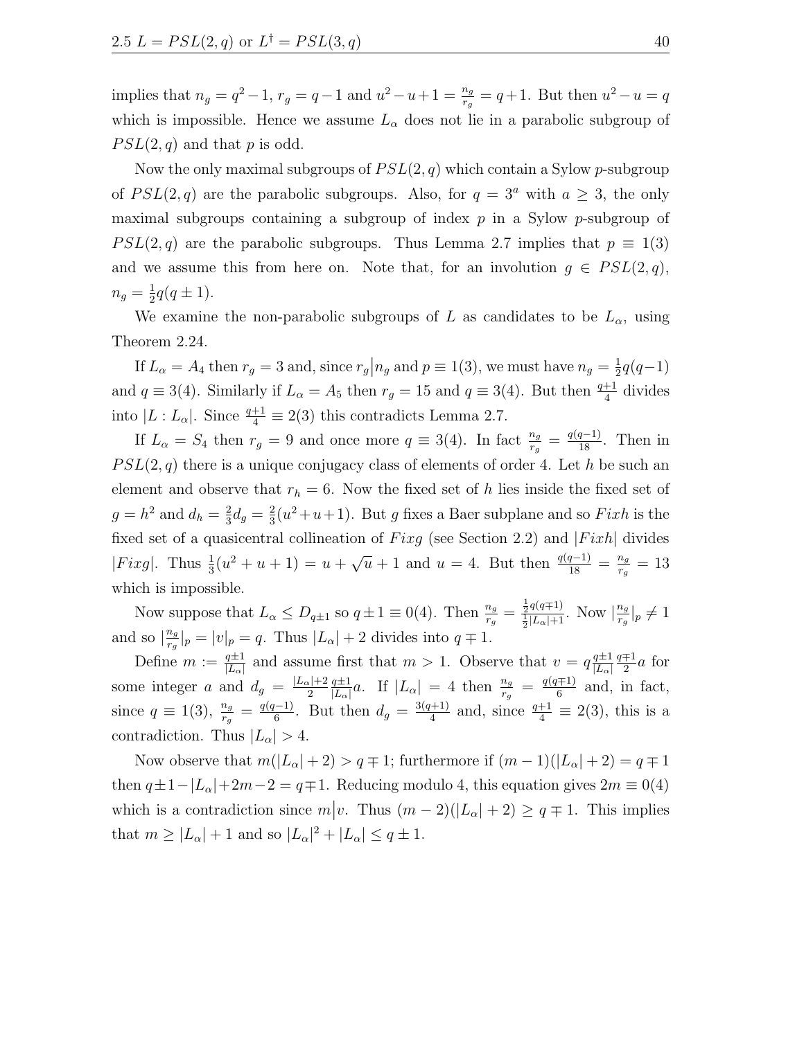implies that $n_g = q^2-1$, $r_g = q-1$ and $u^2-u+1 = \frac{n_g}{r_g} = q+1$. But then $u^2-u=q$ which is impossible. Hence we assume $L_\alpha$ does not lie in a parabolic subgroup of $PSL(2,q)$ and that $p$ is odd.

Now the only maximal subgroups of $PSL(2,q)$ which contain a Sylow $p$-subgroup of $PSL(2,q)$ are the parabolic subgroups. Also, for $q=3^a$ with $a \geq 3$, the only maximal subgroups containing a subgroup of index $p$ in a Sylow $p$-subgroup of $PSL(2,q)$ are the parabolic subgroups. Thus Lemma 2.7 implies that $p \equiv 1(3)$ and we assume this from here on. Note that, for an involution $g \in PSL(2,q)$, $n_g = \frac{1}{2}q(q \pm 1)$.

We examine the non-parabolic subgroups of $L$ as candidates to be $L_\alpha$, using Theorem 2.24.

If $L_\alpha = A_4$ then $r_g = 3$ and, since $r_g \big| n_g$ and $p \equiv 1(3)$, we must have $n_g = \frac{1}{2}q(q-1)$ and $q \equiv 3(4)$. Similarly if $L_\alpha = A_5$ then $r_g = 15$ and $q \equiv 3(4)$. But then $\frac{q+1}{4}$ divides into $|L : L_\alpha|$. Since $\frac{q+1}{4} \equiv 2(3)$ this contradicts Lemma 2.7.

If $L_\alpha = S_4$ then $r_g = 9$ and once more $q \equiv 3(4)$. In fact $\frac{n_g}{r_g} = \frac{q(q-1)}{18}$. Then in $PSL(2,q)$ there is a unique conjugacy class of elements of order 4. Let $h$ be such an element and observe that $r_h = 6$. Now the fixed set of $h$ lies inside the fixed set of $g = h^2$ and $d_h = \frac{2}{3}d_g = \frac{2}{3}(u^2+u+1)$. But $g$ fixes a Baer subplane and so $Fixh$ is the fixed set of a quasicentral collineation of $Fixg$ (see Section 2.2) and $|Fixh|$ divides $|Fixg|$. Thus $\frac{1}{3}(u^2+u+1) = u + \sqrt{u} + 1$ and $u = 4$. But then $\frac{q(q-1)}{18} = \frac{n_g}{r_g} = 13$ which is impossible.

Now suppose that $L_\alpha \leq D_{q \pm 1}$ so $q \pm 1 \equiv 0(4)$. Then $\frac{n_g}{r_g} = \frac{\frac{1}{2}q(q \mp 1)}{\frac{1}{2}|L_\alpha|+1}$. Now $|\frac{n_g}{r_g}|_p \neq 1$ and so $|\frac{n_g}{r_g}|_p = |v|_p = q$. Thus $|L_\alpha|+2$ divides into $q \mp 1$.

Define $m := \frac{q \pm 1}{|L_\alpha|}$ and assume first that $m > 1$. Observe that $v = q\frac{q \pm 1}{|L_\alpha|}\frac{q \mp 1}{2}a$ for some integer $a$ and $d_g = \frac{|L_\alpha|+2}{2}\frac{q \pm 1}{|L_\alpha|}a$. If $|L_\alpha| = 4$ then $\frac{n_g}{r_g} = \frac{q(q \mp 1)}{6}$ and, in fact, since $q \equiv 1(3)$, $\frac{n_g}{r_g} = \frac{q(q-1)}{6}$. But then $d_g = \frac{3(q+1)}{4}$ and, since $\frac{q+1}{4} \equiv 2(3)$, this is a contradiction. Thus $|L_\alpha| > 4$.

Now observe that $m(|L_\alpha|+2) > q \mp 1$; furthermore if $(m-1)(|L_\alpha|+2) = q \mp 1$ then $q \pm 1 - |L_\alpha| + 2m - 2 = q \mp 1$. Reducing modulo 4, this equation gives $2m \equiv 0(4)$ which is a contradiction since $m \big| v$. Thus $(m-2)(|L_\alpha|+2) \geq q \mp 1$. This implies that $m \geq |L_\alpha|+1$ and so $|L_\alpha|^2 + |L_\alpha| \leq q \pm 1$.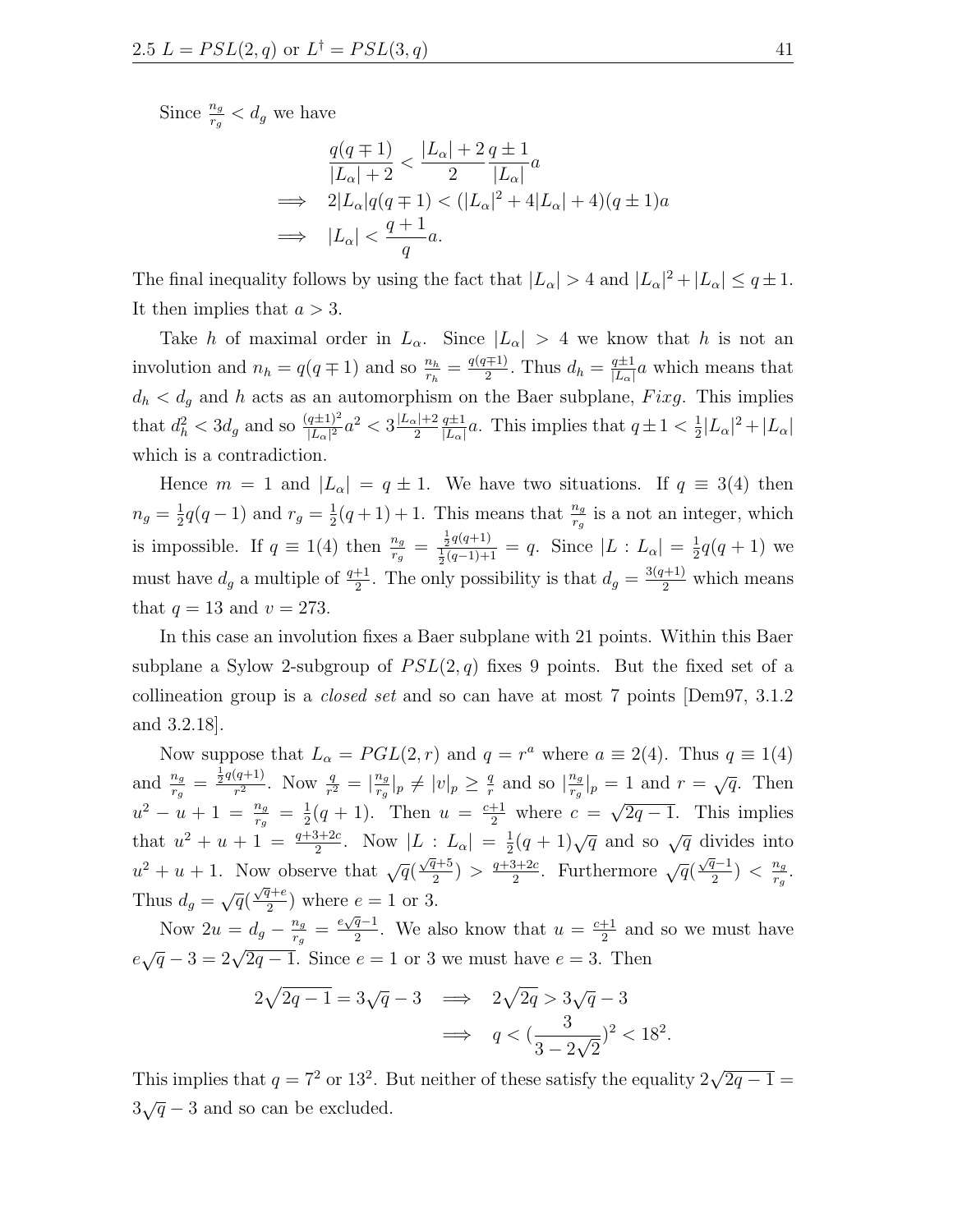Since $\frac{n_g}{r_g} < d_g$ we have

$$\begin{aligned}
& \frac{q(q \mp 1)}{|L_\alpha| + 2} < \frac{|L_\alpha| + 2}{2} \frac{q \pm 1}{|L_\alpha|} a \\
\implies \quad & 2|L_\alpha| q(q \mp 1) < (|L_\alpha|^2 + 4|L_\alpha| + 4)(q \pm 1)a \\
\implies \quad & |L_\alpha| < \frac{q+1}{q} a.
\end{aligned}$$

The final inequality follows by using the fact that $|L_\alpha| > 4$ and $|L_\alpha|^2 + |L_\alpha| \leq q \pm 1$. It then implies that $a > 3$.

Take $h$ of maximal order in $L_\alpha$. Since $|L_\alpha| > 4$ we know that $h$ is not an involution and $n_h = q(q \mp 1)$ and so $\frac{n_h}{r_h} = \frac{q(q \mp 1)}{2}$. Thus $d_h = \frac{q \pm 1}{|L_\alpha|} a$ which means that $d_h < d_g$ and $h$ acts as an automorphism on the Baer subplane, $Fixg$. This implies that $d_h^2 < 3d_g$ and so $\frac{(q \pm 1)^2}{|L_\alpha|^2} a^2 < 3 \frac{|L_\alpha| + 2}{2} \frac{q \pm 1}{|L_\alpha|} a$. This implies that $q \pm 1 < \frac{1}{2}|L_\alpha|^2 + |L_\alpha|$ which is a contradiction.

Hence $m = 1$ and $|L_\alpha| = q \pm 1$. We have two situations. If $q \equiv 3(4)$ then $n_g = \frac{1}{2}q(q-1)$ and $r_g = \frac{1}{2}(q+1) + 1$. This means that $\frac{n_g}{r_g}$ is a not an integer, which is impossible. If $q \equiv 1(4)$ then $\frac{n_g}{r_g} = \frac{\frac{1}{2}q(q+1)}{\frac{1}{2}(q-1)+1} = q$. Since $|L : L_\alpha| = \frac{1}{2}q(q+1)$ we must have $d_g$ a multiple of $\frac{q+1}{2}$. The only possibility is that $d_g = \frac{3(q+1)}{2}$ which means that $q = 13$ and $v = 273$.

In this case an involution fixes a Baer subplane with 21 points. Within this Baer subplane a Sylow 2-subgroup of $PSL(2, q)$ fixes 9 points. But the fixed set of a collineation group is a *closed set* and so can have at most 7 points [Dem97, 3.1.2 and 3.2.18].

Now suppose that $L_\alpha = PGL(2, r)$ and $q = r^a$ where $a \equiv 2(4)$. Thus $q \equiv 1(4)$ and $\frac{n_g}{r_g} = \frac{\frac{1}{2}q(q+1)}{r^2}$. Now $\frac{q}{r^2} = |\frac{n_g}{r_g}|_p \neq |v|_p \geq \frac{q}{r}$ and so $|\frac{n_g}{r_g}|_p = 1$ and $r = \sqrt{q}$. Then $u^2 - u + 1 = \frac{n_g}{r_g} = \frac{1}{2}(q+1)$. Then $u = \frac{c+1}{2}$ where $c = \sqrt{2q-1}$. This implies that $u^2 + u + 1 = \frac{q+3+2c}{2}$. Now $|L : L_\alpha| = \frac{1}{2}(q+1)\sqrt{q}$ and so $\sqrt{q}$ divides into $u^2 + u + 1$. Now observe that $\sqrt{q}(\frac{\sqrt{q}+5}{2}) > \frac{q+3+2c}{2}$. Furthermore $\sqrt{q}(\frac{\sqrt{q}-1}{2}) < \frac{n_g}{r_g}$. Thus $d_g = \sqrt{q}(\frac{\sqrt{q}+e}{2})$ where $e = 1$ or $3$.

Now $2u = d_g - \frac{n_g}{r_g} = \frac{e\sqrt{q}-1}{2}$. We also know that $u = \frac{c+1}{2}$ and so we must have $e\sqrt{q} - 3 = 2\sqrt{2q-1}$. Since $e = 1$ or $3$ we must have $e = 3$. Then

$$\begin{aligned}
2\sqrt{2q-1} = 3\sqrt{q} - 3 \quad & \implies \quad 2\sqrt{2q} > 3\sqrt{q} - 3 \\
& \implies \quad q < \left(\frac{3}{3 - 2\sqrt{2}}\right)^2 < 18^2.
\end{aligned}$$

This implies that $q = 7^2$ or $13^2$. But neither of these satisfy the equality $2\sqrt{2q-1} = 3\sqrt{q} - 3$ and so can be excluded.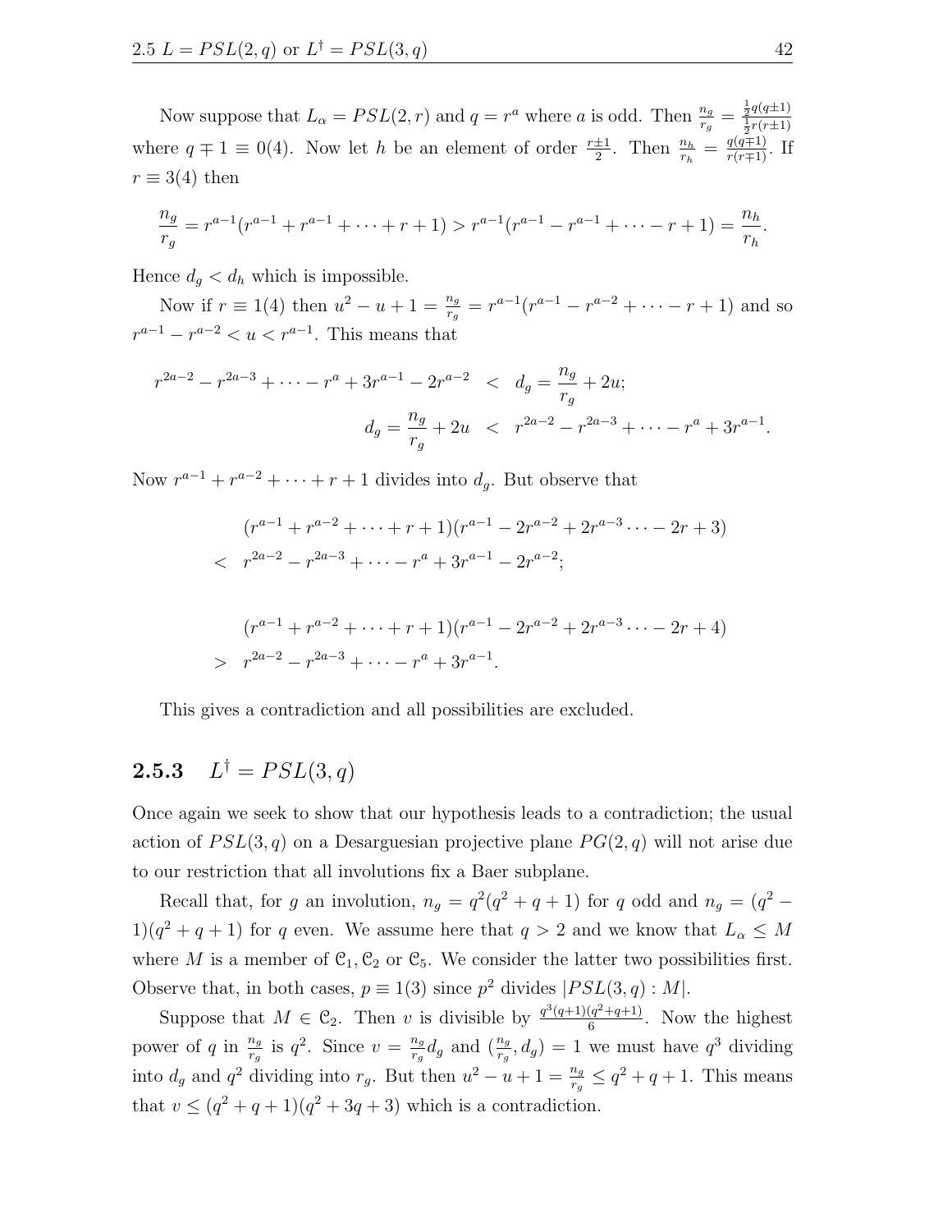Now suppose that $L_\alpha = PSL(2,r)$ and $q = r^a$ where $a$ is odd. Then $\frac{n_g}{r_g} = \frac{\frac{1}{2}q(q\pm 1)}{\frac{1}{2}r(r\pm 1)}$ where $q \mp 1 \equiv 0(4)$. Now let $h$ be an element of order $\frac{r\pm 1}{2}$. Then $\frac{n_h}{r_h} = \frac{q(q\mp 1)}{r(r\mp 1)}$. If $r \equiv 3(4)$ then

$$\frac{n_g}{r_g} = r^{a-1}(r^{a-1} + r^{a-1} + \cdots + r + 1) > r^{a-1}(r^{a-1} - r^{a-1} + \cdots - r + 1) = \frac{n_h}{r_h}.$$

Hence $d_g < d_h$ which is impossible.

Now if $r \equiv 1(4)$ then $u^2 - u + 1 = \frac{n_g}{r_g} = r^{a-1}(r^{a-1} - r^{a-2} + \cdots - r + 1)$ and so $r^{a-1} - r^{a-2} < u < r^{a-1}$. This means that

$$\begin{aligned} r^{2a-2} - r^{2a-3} + \cdots - r^a + 3r^{a-1} - 2r^{a-2} &< d_g = \frac{n_g}{r_g} + 2u; \\ d_g = \frac{n_g}{r_g} + 2u &< r^{2a-2} - r^{2a-3} + \cdots - r^a + 3r^{a-1}. \end{aligned}$$

Now $r^{a-1} + r^{a-2} + \cdots + r + 1$ divides into $d_g$. But observe that

$$\begin{aligned} &(r^{a-1} + r^{a-2} + \cdots + r + 1)(r^{a-1} - 2r^{a-2} + 2r^{a-3} \cdots - 2r + 3) \\ < \;& r^{2a-2} - r^{2a-3} + \cdots - r^a + 3r^{a-1} - 2r^{a-2}; \end{aligned}$$

$$\begin{aligned} &(r^{a-1} + r^{a-2} + \cdots + r + 1)(r^{a-1} - 2r^{a-2} + 2r^{a-3} \cdots - 2r + 4) \\ > \;& r^{2a-2} - r^{2a-3} + \cdots - r^a + 3r^{a-1}. \end{aligned}$$

This gives a contradiction and all possibilities are excluded.

### 2.5.3 $L^\dagger = PSL(3,q)$

Once again we seek to show that our hypothesis leads to a contradiction; the usual action of $PSL(3,q)$ on a Desarguesian projective plane $PG(2,q)$ will not arise due to our restriction that all involutions fix a Baer subplane.

Recall that, for $g$ an involution, $n_g = q^2(q^2+q+1)$ for $q$ odd and $n_g = (q^2-1)(q^2+q+1)$ for $q$ even. We assume here that $q > 2$ and we know that $L_\alpha \leq M$ where $M$ is a member of $\mathcal{C}_1, \mathcal{C}_2$ or $\mathcal{C}_5$. We consider the latter two possibilities first. Observe that, in both cases, $p \equiv 1(3)$ since $p^2$ divides $|PSL(3,q) : M|$.

Suppose that $M \in \mathcal{C}_2$. Then $v$ is divisible by $\frac{q^3(q+1)(q^2+q+1)}{6}$. Now the highest power of $q$ in $\frac{n_g}{r_g}$ is $q^2$. Since $v = \frac{n_g}{r_g}d_g$ and $(\frac{n_g}{r_g}, d_g) = 1$ we must have $q^3$ dividing into $d_g$ and $q^2$ dividing into $r_g$. But then $u^2 - u + 1 = \frac{n_g}{r_g} \leq q^2 + q + 1$. This means that $v \leq (q^2+q+1)(q^2+3q+3)$ which is a contradiction.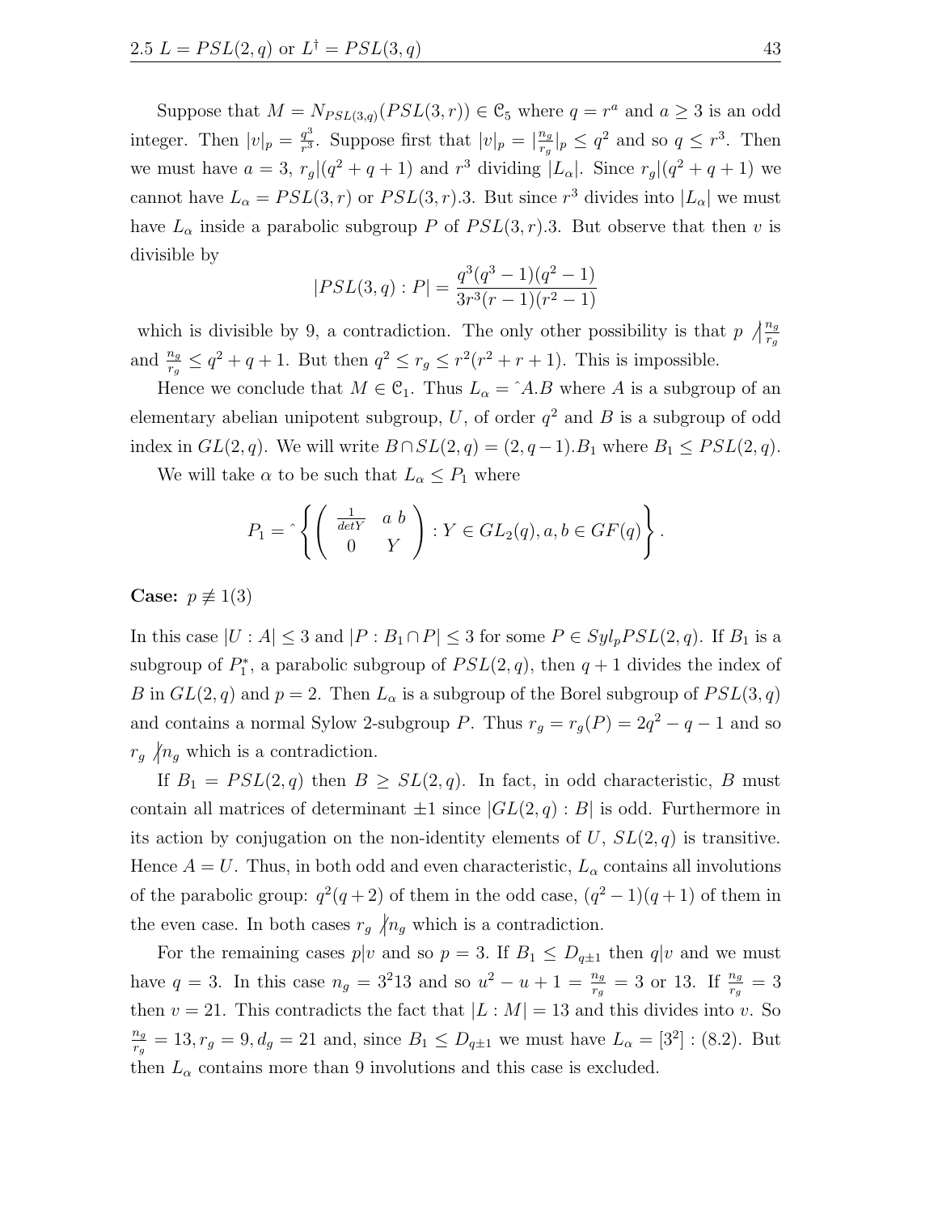Suppose that $M = N_{PSL(3,q)}(PSL(3,r)) \in \mathcal{C}_5$ where $q = r^a$ and $a \geq 3$ is an odd integer. Then $|v|_p = \frac{q^3}{r^3}$. Suppose first that $|v|_p = |\frac{n_g}{r_g}|_p \leq q^2$ and so $q \leq r^3$. Then we must have $a = 3$, $r_g|(q^2+q+1)$ and $r^3$ dividing $|L_\alpha|$. Since $r_g|(q^2+q+1)$ we cannot have $L_\alpha = PSL(3,r)$ or $PSL(3,r).3$. But since $r^3$ divides into $|L_\alpha|$ we must have $L_\alpha$ inside a parabolic subgroup $P$ of $PSL(3,r).3$. But observe that then $v$ is divisible by

$$|PSL(3,q) : P| = \frac{q^3(q^3-1)(q^2-1)}{3r^3(r-1)(r^2-1)}$$

which is divisible by 9, a contradiction. The only other possibility is that $p \not| \frac{n_g}{r_g}$ and $\frac{n_g}{r_g} \leq q^2+q+1$. But then $q^2 \leq r_g \leq r^2(r^2+r+1)$. This is impossible.

Hence we conclude that $M \in \mathcal{C}_1$. Thus $L_\alpha = \hat{}A.B$ where $A$ is a subgroup of an elementary abelian unipotent subgroup, $U$, of order $q^2$ and $B$ is a subgroup of odd index in $GL(2,q)$. We will write $B \cap SL(2,q) = (2, q-1).B_1$ where $B_1 \leq PSL(2,q)$.

We will take $\alpha$ to be such that $L_\alpha \leq P_1$ where

$$P_1 = \hat{}\left\{ \left( \begin{array}{cc} \frac{1}{detY} & a\ b \\ 0 & Y \end{array} \right) : Y \in GL_2(q), a, b \in GF(q) \right\}.$$

**Case:** $p \not\equiv 1(3)$

In this case $|U : A| \leq 3$ and $|P : B_1 \cap P| \leq 3$ for some $P \in Syl_p PSL(2,q)$. If $B_1$ is a subgroup of $P_1^*$, a parabolic subgroup of $PSL(2,q)$, then $q+1$ divides the index of $B$ in $GL(2,q)$ and $p = 2$. Then $L_\alpha$ is a subgroup of the Borel subgroup of $PSL(3,q)$ and contains a normal Sylow 2-subgroup $P$. Thus $r_g = r_g(P) = 2q^2 - q - 1$ and so $r_g \not| n_g$ which is a contradiction.

If $B_1 = PSL(2,q)$ then $B \geq SL(2,q)$. In fact, in odd characteristic, $B$ must contain all matrices of determinant $\pm 1$ since $|GL(2,q) : B|$ is odd. Furthermore in its action by conjugation on the non-identity elements of $U$, $SL(2,q)$ is transitive. Hence $A = U$. Thus, in both odd and even characteristic, $L_\alpha$ contains all involutions of the parabolic group: $q^2(q+2)$ of them in the odd case, $(q^2-1)(q+1)$ of them in the even case. In both cases $r_g \not| n_g$ which is a contradiction.

For the remaining cases $p|v$ and so $p = 3$. If $B_1 \leq D_{q\pm 1}$ then $q|v$ and we must have $q = 3$. In this case $n_g = 3^2 13$ and so $u^2 - u + 1 = \frac{n_g}{r_g} = 3$ or $13$. If $\frac{n_g}{r_g} = 3$ then $v = 21$. This contradicts the fact that $|L : M| = 13$ and this divides into $v$. So $\frac{n_g}{r_g} = 13, r_g = 9, d_g = 21$ and, since $B_1 \leq D_{q\pm 1}$ we must have $L_\alpha = [3^2] : (8.2)$. But then $L_\alpha$ contains more than 9 involutions and this case is excluded.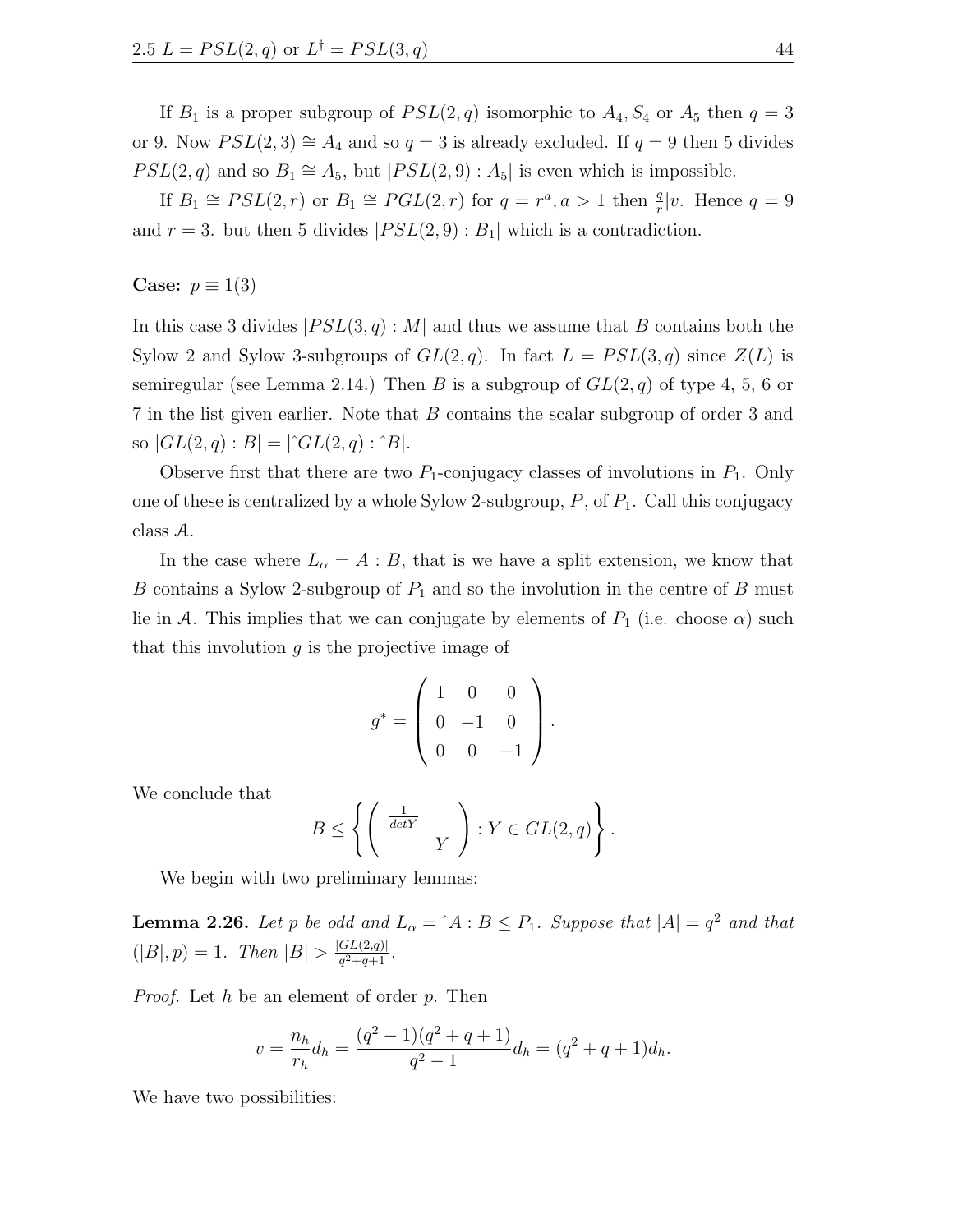If $B_1$ is a proper subgroup of $PSL(2,q)$ isomorphic to $A_4, S_4$ or $A_5$ then $q = 3$ or 9. Now $PSL(2,3) \cong A_4$ and so $q = 3$ is already excluded. If $q = 9$ then 5 divides $PSL(2,q)$ and so $B_1 \cong A_5$, but $|PSL(2,9) : A_5|$ is even which is impossible.

If $B_1 \cong PSL(2,r)$ or $B_1 \cong PGL(2,r)$ for $q = r^a, a > 1$ then $\frac{q}{r}|v$. Hence $q = 9$ and $r = 3$. but then 5 divides $|PSL(2,9) : B_1|$ which is a contradiction.

**Case:** $p \equiv 1(3)$

In this case 3 divides $|PSL(3,q) : M|$ and thus we assume that $B$ contains both the Sylow 2 and Sylow 3-subgroups of $GL(2,q)$. In fact $L = PSL(3,q)$ since $Z(L)$ is semiregular (see Lemma 2.14.) Then $B$ is a subgroup of $GL(2,q)$ of type 4, 5, 6 or 7 in the list given earlier. Note that $B$ contains the scalar subgroup of order 3 and so $|GL(2,q) : B| = |\hat{}GL(2,q) : \hat{}B|$.

Observe first that there are two $P_1$-conjugacy classes of involutions in $P_1$. Only one of these is centralized by a whole Sylow 2-subgroup, $P$, of $P_1$. Call this conjugacy class $\mathcal{A}$.

In the case where $L_\alpha = A : B$, that is we have a split extension, we know that $B$ contains a Sylow 2-subgroup of $P_1$ and so the involution in the centre of $B$ must lie in $\mathcal{A}$. This implies that we can conjugate by elements of $P_1$ (i.e. choose $\alpha$) such that this involution $g$ is the projective image of

$$g^* = \begin{pmatrix} 1 & 0 & 0 \\ 0 & -1 & 0 \\ 0 & 0 & -1 \end{pmatrix}.$$

We conclude that

$$B \leq \left\{ \begin{pmatrix} \frac{1}{detY} & \\ & Y \end{pmatrix} : Y \in GL(2,q) \right\}.$$

We begin with two preliminary lemmas:

**Lemma 2.26.** *Let $p$ be odd and $L_\alpha = \hat{}A : B \leq P_1$. Suppose that $|A| = q^2$ and that $(|B|, p) = 1$. Then $|B| > \frac{|GL(2,q)|}{q^2+q+1}$.*

*Proof.* Let $h$ be an element of order $p$. Then

$$v = \frac{n_h}{r_h} d_h = \frac{(q^2-1)(q^2+q+1)}{q^2-1} d_h = (q^2+q+1)d_h.$$

We have two possibilities: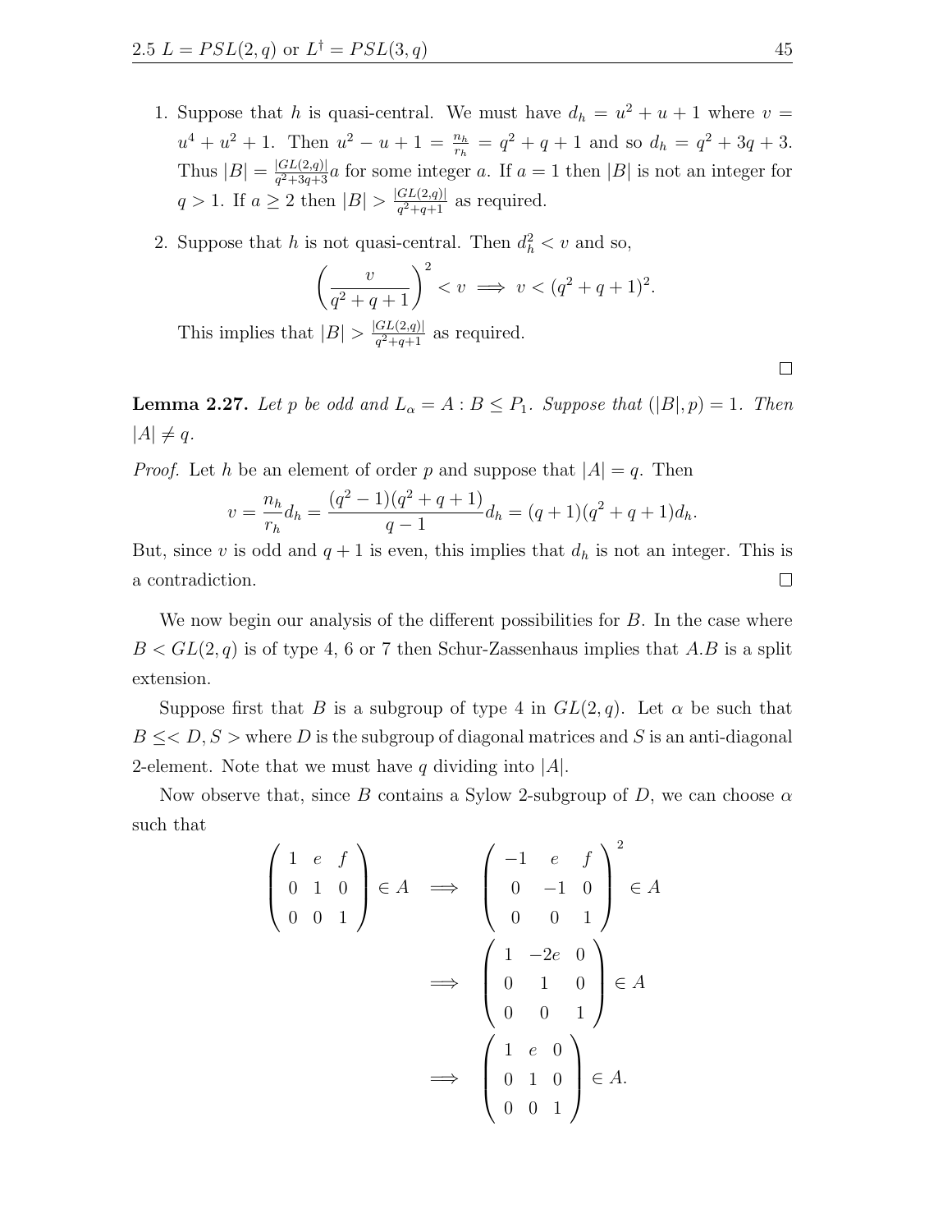1. Suppose that $h$ is quasi-central. We must have $d_h = u^2 + u + 1$ where $v = u^4 + u^2 + 1$. Then $u^2 - u + 1 = \frac{n_h}{r_h} = q^2 + q + 1$ and so $d_h = q^2 + 3q + 3$. Thus $|B| = \frac{|GL(2,q)|}{q^2+3q+3}a$ for some integer $a$. If $a = 1$ then $|B|$ is not an integer for $q > 1$. If $a \geq 2$ then $|B| > \frac{|GL(2,q)|}{q^2+q+1}$ as required.

2. Suppose that $h$ is not quasi-central. Then $d_h^2 < v$ and so,
$$\left(\frac{v}{q^2+q+1}\right)^2 < v \implies v < (q^2+q+1)^2.$$
This implies that $|B| > \frac{|GL(2,q)|}{q^2+q+1}$ as required.

□

**Lemma 2.27.** *Let $p$ be odd and $L_\alpha = A : B \leq P_1$. Suppose that $(|B|, p) = 1$. Then $|A| \neq q$.*

*Proof.* Let $h$ be an element of order $p$ and suppose that $|A| = q$. Then
$$v = \frac{n_h}{r_h}d_h = \frac{(q^2-1)(q^2+q+1)}{q-1}d_h = (q+1)(q^2+q+1)d_h.$$
But, since $v$ is odd and $q+1$ is even, this implies that $d_h$ is not an integer. This is a contradiction. □

We now begin our analysis of the different possibilities for $B$. In the case where $B < GL(2,q)$ is of type 4, 6 or 7 then Schur-Zassenhaus implies that $A.B$ is a split extension.

Suppose first that $B$ is a subgroup of type 4 in $GL(2,q)$. Let $\alpha$ be such that $B \leq < D, S >$ where $D$ is the subgroup of diagonal matrices and $S$ is an anti-diagonal 2-element. Note that we must have $q$ dividing into $|A|$.

Now observe that, since $B$ contains a Sylow 2-subgroup of $D$, we can choose $\alpha$ such that

$$\begin{pmatrix} 1 & e & f \\ 0 & 1 & 0 \\ 0 & 0 & 1 \end{pmatrix} \in A \implies \begin{pmatrix} -1 & e & f \\ 0 & -1 & 0 \\ 0 & 0 & 1 \end{pmatrix}^2 \in A$$
$$\implies \begin{pmatrix} 1 & -2e & 0 \\ 0 & 1 & 0 \\ 0 & 0 & 1 \end{pmatrix} \in A$$
$$\implies \begin{pmatrix} 1 & e & 0 \\ 0 & 1 & 0 \\ 0 & 0 & 1 \end{pmatrix} \in A.$$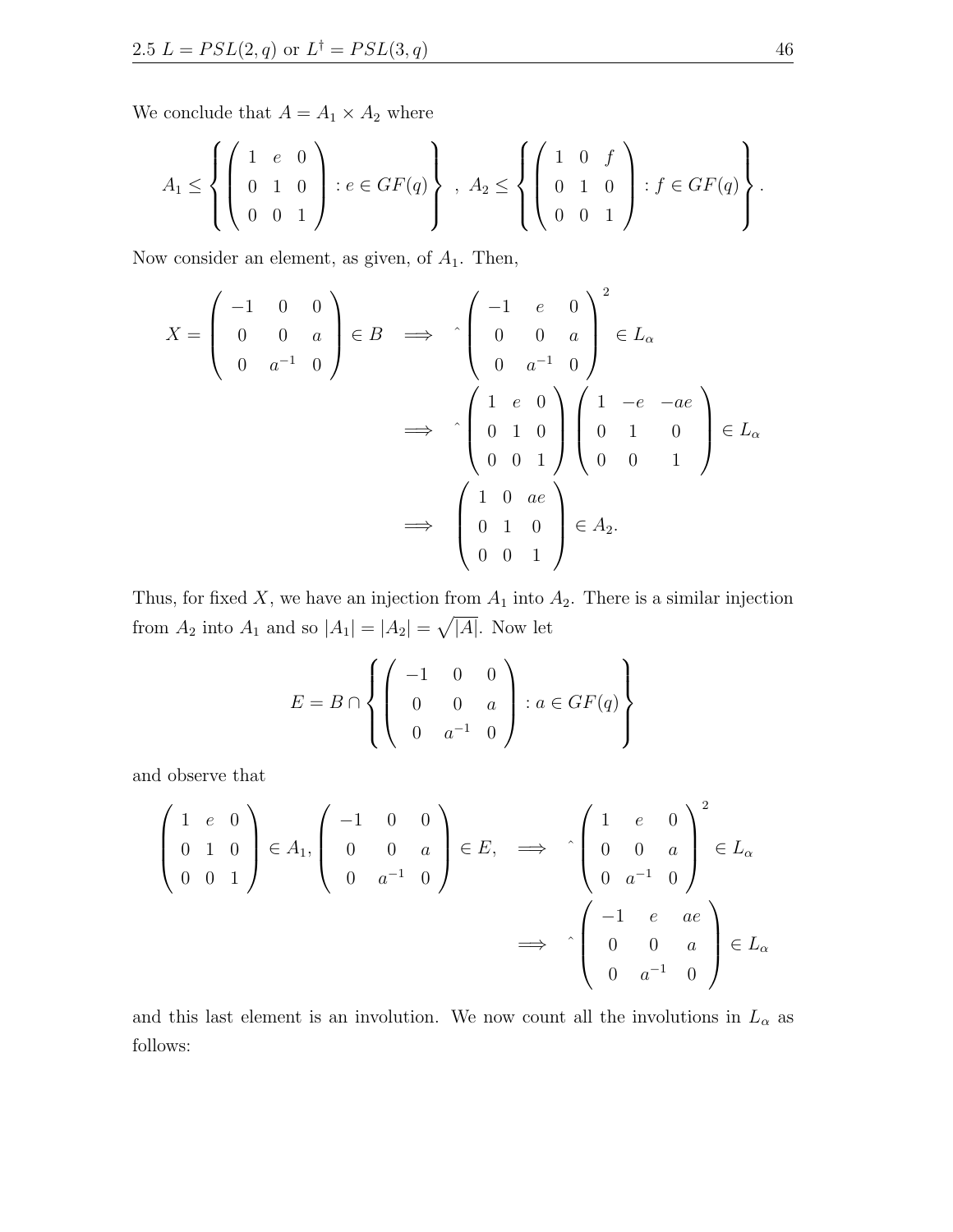We conclude that $A = A_1 \times A_2$ where

$$A_1 \leq \left\{ \begin{pmatrix} 1 & e & 0 \\ 0 & 1 & 0 \\ 0 & 0 & 1 \end{pmatrix} : e \in GF(q) \right\} \ , \ A_2 \leq \left\{ \begin{pmatrix} 1 & 0 & f \\ 0 & 1 & 0 \\ 0 & 0 & 1 \end{pmatrix} : f \in GF(q) \right\}.$$

Now consider an element, as given, of $A_1$. Then,

$$X = \begin{pmatrix} -1 & 0 & 0 \\ 0 & 0 & a \\ 0 & a^{-1} & 0 \end{pmatrix} \in B \implies \hat{} \begin{pmatrix} -1 & e & 0 \\ 0 & 0 & a \\ 0 & a^{-1} & 0 \end{pmatrix}^2 \in L_\alpha$$

$$\implies \hat{} \begin{pmatrix} 1 & e & 0 \\ 0 & 1 & 0 \\ 0 & 0 & 1 \end{pmatrix} \begin{pmatrix} 1 & -e & -ae \\ 0 & 1 & 0 \\ 0 & 0 & 1 \end{pmatrix} \in L_\alpha$$

$$\implies \begin{pmatrix} 1 & 0 & ae \\ 0 & 1 & 0 \\ 0 & 0 & 1 \end{pmatrix} \in A_2.$$

Thus, for fixed $X$, we have an injection from $A_1$ into $A_2$. There is a similar injection from $A_2$ into $A_1$ and so $|A_1| = |A_2| = \sqrt{|A|}$. Now let

$$E = B \cap \left\{ \begin{pmatrix} -1 & 0 & 0 \\ 0 & 0 & a \\ 0 & a^{-1} & 0 \end{pmatrix} : a \in GF(q) \right\}$$

and observe that

$$\begin{pmatrix} 1 & e & 0 \\ 0 & 1 & 0 \\ 0 & 0 & 1 \end{pmatrix} \in A_1, \begin{pmatrix} -1 & 0 & 0 \\ 0 & 0 & a \\ 0 & a^{-1} & 0 \end{pmatrix} \in E, \implies \hat{} \begin{pmatrix} 1 & e & 0 \\ 0 & 0 & a \\ 0 & a^{-1} & 0 \end{pmatrix}^2 \in L_\alpha$$

$$\implies \hat{} \begin{pmatrix} -1 & e & ae \\ 0 & 0 & a \\ 0 & a^{-1} & 0 \end{pmatrix} \in L_\alpha$$

and this last element is an involution. We now count all the involutions in $L_\alpha$ as follows: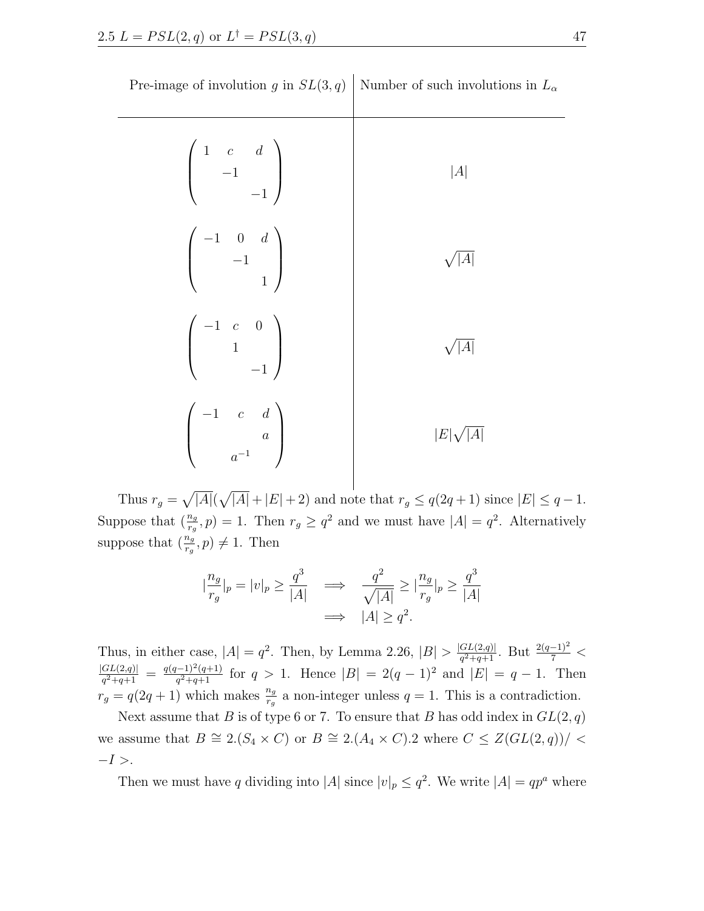| Pre-image of involution $g$ in $SL(3,q)$ | Number of such involutions in $L_\alpha$ |
|---|---|
| $\begin{pmatrix} 1 & c & d \\ & -1 & \\ & & -1 \end{pmatrix}$ | $\lvert A\rvert$ |
| $\begin{pmatrix} -1 & 0 & d \\ & -1 & \\ & & 1 \end{pmatrix}$ | $\sqrt{\lvert A\rvert}$ |
| $\begin{pmatrix} -1 & c & 0 \\ & 1 & \\ & & -1 \end{pmatrix}$ | $\sqrt{\lvert A\rvert}$ |
| $\begin{pmatrix} -1 & c & d \\ & & a \\ & a^{-1} & \end{pmatrix}$ | $\lvert E\rvert\sqrt{\lvert A\rvert}$ |

Thus $r_g = \sqrt{|A|}(\sqrt{|A|}+|E|+2)$ and note that $r_g \leq q(2q+1)$ since $|E| \leq q-1$. Suppose that $(\frac{n_g}{r_g}, p) = 1$. Then $r_g \geq q^2$ and we must have $|A| = q^2$. Alternatively suppose that $(\frac{n_g}{r_g}, p) \neq 1$. Then

$$|\frac{n_g}{r_g}|_p = |v|_p \geq \frac{q^3}{|A|} \implies \frac{q^2}{\sqrt{|A|}} \geq |\frac{n_g}{r_g}|_p \geq \frac{q^3}{|A|}$$
$$\implies |A| \geq q^2.$$

Thus, in either case, $|A| = q^2$. Then, by Lemma 2.26, $|B| > \frac{|GL(2,q)|}{q^2+q+1}$. But $\frac{2(q-1)^2}{7} < \frac{|GL(2,q)|}{q^2+q+1} = \frac{q(q-1)^2(q+1)}{q^2+q+1}$ for $q > 1$. Hence $|B| = 2(q-1)^2$ and $|E| = q-1$. Then $r_g = q(2q+1)$ which makes $\frac{n_g}{r_g}$ a non-integer unless $q = 1$. This is a contradiction.

Next assume that $B$ is of type 6 or 7. To ensure that $B$ has odd index in $GL(2,q)$ we assume that $B \cong 2.(S_4 \times C)$ or $B \cong 2.(A_4 \times C).2$ where $C \leq Z(GL(2,q))/ < -I >$.

Then we must have $q$ dividing into $|A|$ since $|v|_p \leq q^2$. We write $|A| = qp^a$ where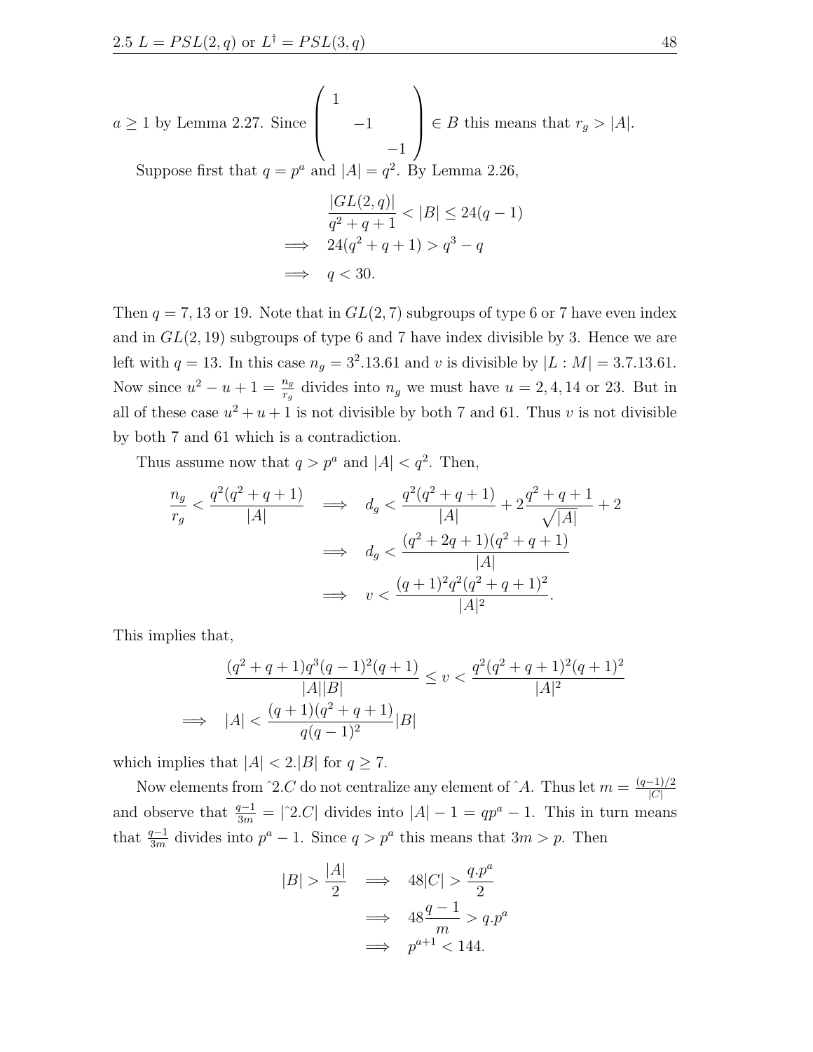$a \geq 1$ by Lemma 2.27. Since $\begin{pmatrix} 1 & & \\ & -1 & \\ & & -1 \end{pmatrix} \in B$ this means that $r_g > |A|$.

Suppose first that $q = p^a$ and $|A| = q^2$. By Lemma 2.26,

$$\begin{aligned} & \frac{|GL(2,q)|}{q^2+q+1} < |B| \leq 24(q-1) \\ \implies \quad & 24(q^2+q+1) > q^3 - q \\ \implies \quad & q < 30. \end{aligned}$$

Then $q = 7, 13$ or $19$. Note that in $GL(2,7)$ subgroups of type 6 or 7 have even index and in $GL(2,19)$ subgroups of type 6 and 7 have index divisible by 3. Hence we are left with $q = 13$. In this case $n_g = 3^2.13.61$ and $v$ is divisible by $|L : M| = 3.7.13.61$. Now since $u^2 - u + 1 = \frac{n_g}{r_g}$ divides into $n_g$ we must have $u = 2, 4, 14$ or $23$. But in all of these case $u^2 + u + 1$ is not divisible by both 7 and 61. Thus $v$ is not divisible by both 7 and 61 which is a contradiction.

Thus assume now that $q > p^a$ and $|A| < q^2$. Then,

$$\begin{aligned} \frac{n_g}{r_g} < \frac{q^2(q^2+q+1)}{|A|} \quad & \implies \quad d_g < \frac{q^2(q^2+q+1)}{|A|} + 2\frac{q^2+q+1}{\sqrt{|A|}} + 2 \\ & \implies \quad d_g < \frac{(q^2+2q+1)(q^2+q+1)}{|A|} \\ & \implies \quad v < \frac{(q+1)^2 q^2 (q^2+q+1)^2}{|A|^2}. \end{aligned}$$

This implies that,

$$\begin{aligned} & \frac{(q^2+q+1)q^3(q-1)^2(q+1)}{|A||B|} \leq v < \frac{q^2(q^2+q+1)^2(q+1)^2}{|A|^2} \\ \implies \quad & |A| < \frac{(q+1)(q^2+q+1)}{q(q-1)^2}|B| \end{aligned}$$

which implies that $|A| < 2.|B|$ for $q \geq 7$.

Now elements from $\hat{}2.C$ do not centralize any element of $\hat{}A$. Thus let $m = \frac{(q-1)/2}{|C|}$ and observe that $\frac{q-1}{3m} = |\hat{}2.C|$ divides into $|A| - 1 = qp^a - 1$. This in turn means that $\frac{q-1}{3m}$ divides into $p^a - 1$. Since $q > p^a$ this means that $3m > p$. Then

$$\begin{aligned} |B| > \frac{|A|}{2} \quad & \implies \quad 48|C| > \frac{q.p^a}{2} \\ & \implies \quad 48\frac{q-1}{m} > q.p^a \\ & \implies \quad p^{a+1} < 144. \end{aligned}$$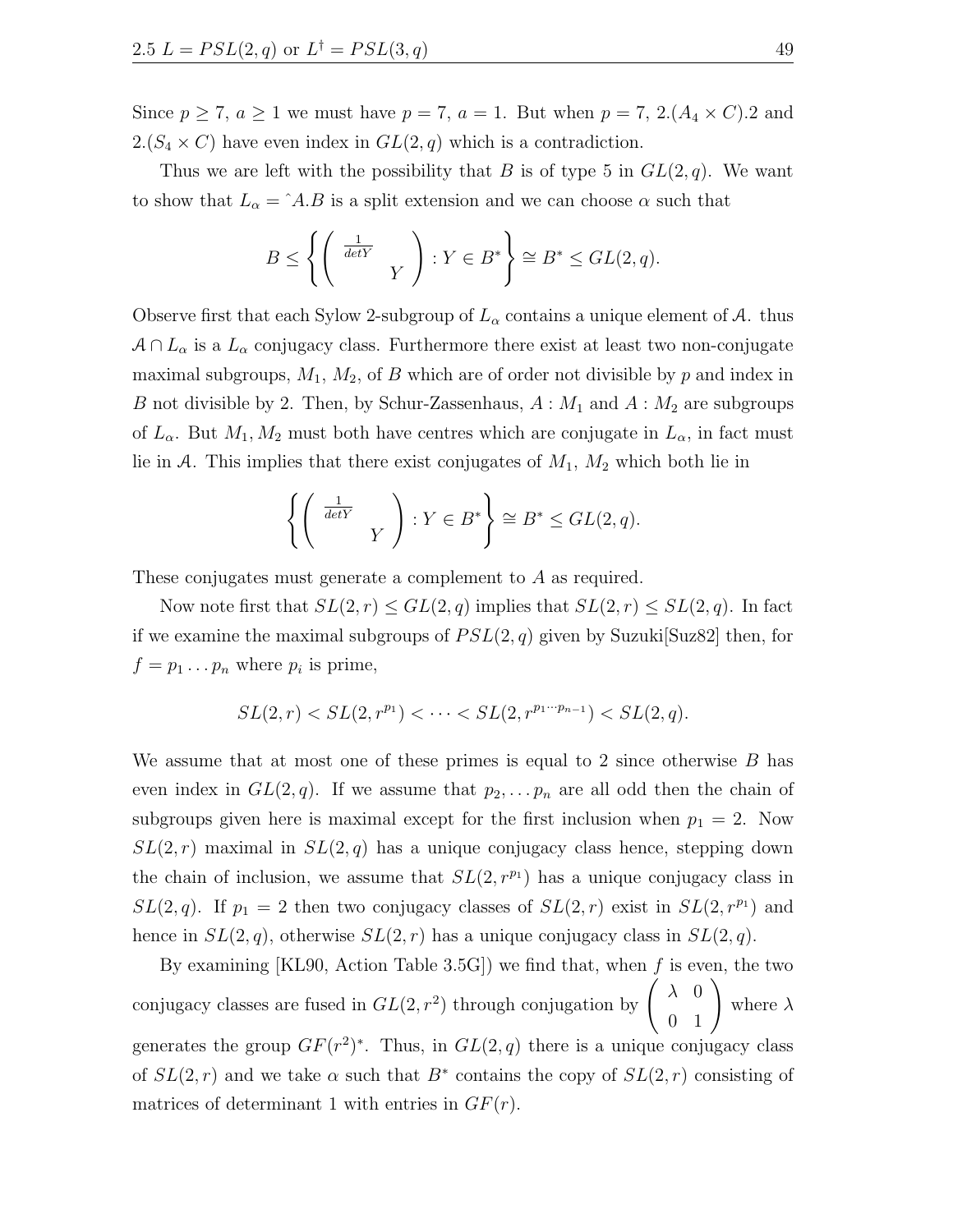Since $p \geq 7$, $a \geq 1$ we must have $p = 7$, $a = 1$. But when $p = 7$, $2.(A_4 \times C).2$ and $2.(S_4 \times C)$ have even index in $GL(2,q)$ which is a contradiction.

Thus we are left with the possibility that $B$ is of type 5 in $GL(2,q)$. We want to show that $L_\alpha = \hat{\ }A.B$ is a split extension and we can choose $\alpha$ such that

$$B \leq \left\{ \begin{pmatrix} \frac{1}{detY} & \\ & Y \end{pmatrix} : Y \in B^* \right\} \cong B^* \leq GL(2,q).$$

Observe first that each Sylow 2-subgroup of $L_\alpha$ contains a unique element of $\mathcal{A}$. thus $\mathcal{A} \cap L_\alpha$ is a $L_\alpha$ conjugacy class. Furthermore there exist at least two non-conjugate maximal subgroups, $M_1$, $M_2$, of $B$ which are of order not divisible by $p$ and index in $B$ not divisible by 2. Then, by Schur-Zassenhaus, $A : M_1$ and $A : M_2$ are subgroups of $L_\alpha$. But $M_1, M_2$ must both have centres which are conjugate in $L_\alpha$, in fact must lie in $\mathcal{A}$. This implies that there exist conjugates of $M_1$, $M_2$ which both lie in

$$\left\{ \begin{pmatrix} \frac{1}{detY} & \\ & Y \end{pmatrix} : Y \in B^* \right\} \cong B^* \leq GL(2,q).$$

These conjugates must generate a complement to $A$ as required.

Now note first that $SL(2,r) \leq GL(2,q)$ implies that $SL(2,r) \leq SL(2,q)$. In fact if we examine the maximal subgroups of $PSL(2,q)$ given by Suzuki[Suz82] then, for $f = p_1 \ldots p_n$ where $p_i$ is prime,

$$SL(2,r) < SL(2,r^{p_1}) < \cdots < SL(2,r^{p_1 \cdots p_{n-1}}) < SL(2,q).$$

We assume that at most one of these primes is equal to 2 since otherwise $B$ has even index in $GL(2,q)$. If we assume that $p_2, \ldots p_n$ are all odd then the chain of subgroups given here is maximal except for the first inclusion when $p_1 = 2$. Now $SL(2,r)$ maximal in $SL(2,q)$ has a unique conjugacy class hence, stepping down the chain of inclusion, we assume that $SL(2,r^{p_1})$ has a unique conjugacy class in $SL(2,q)$. If $p_1 = 2$ then two conjugacy classes of $SL(2,r)$ exist in $SL(2,r^{p_1})$ and hence in $SL(2,q)$, otherwise $SL(2,r)$ has a unique conjugacy class in $SL(2,q)$.

By examining [KL90, Action Table 3.5G]) we find that, when $f$ is even, the two conjugacy classes are fused in $GL(2,r^2)$ through conjugation by $\begin{pmatrix} \lambda & 0 \\ 0 & 1 \end{pmatrix}$ where $\lambda$ generates the group $GF(r^2)^*$. Thus, in $GL(2,q)$ there is a unique conjugacy class of $SL(2,r)$ and we take $\alpha$ such that $B^*$ contains the copy of $SL(2,r)$ consisting of matrices of determinant 1 with entries in $GF(r)$.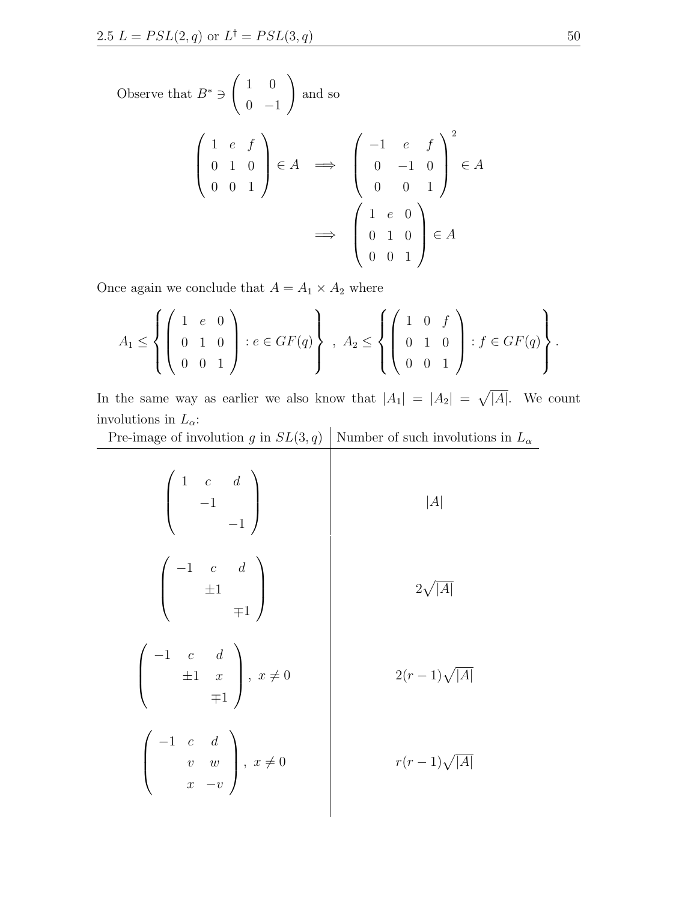Observe that $B^* \ni \begin{pmatrix} 1 & 0 \\ 0 & -1 \end{pmatrix}$ and so

$$\begin{pmatrix} 1 & e & f \\ 0 & 1 & 0 \\ 0 & 0 & 1 \end{pmatrix} \in A \implies \begin{pmatrix} -1 & e & f \\ 0 & -1 & 0 \\ 0 & 0 & 1 \end{pmatrix}^2 \in A$$

$$\implies \begin{pmatrix} 1 & e & 0 \\ 0 & 1 & 0 \\ 0 & 0 & 1 \end{pmatrix} \in A$$

Once again we conclude that $A = A_1 \times A_2$ where

$$A_1 \leq \left\{ \begin{pmatrix} 1 & e & 0 \\ 0 & 1 & 0 \\ 0 & 0 & 1 \end{pmatrix} : e \in GF(q) \right\} \ , \ A_2 \leq \left\{ \begin{pmatrix} 1 & 0 & f \\ 0 & 1 & 0 \\ 0 & 0 & 1 \end{pmatrix} : f \in GF(q) \right\}.$$

In the same way as earlier we also know that $|A_1| = |A_2| = \sqrt{|A|}$. We count involutions in $L_\alpha$:

| Pre-image of involution $g$ in $SL(3,q)$ | Number of such involutions in $L_\alpha$ |
|---|---|
| $\begin{pmatrix} 1 & c & d \\ & -1 & \\ & & -1 \end{pmatrix}$ | $\lvert A\rvert$ |
| $\begin{pmatrix} -1 & c & d \\ & \pm 1 & \\ & & \mp 1 \end{pmatrix}$ | $2\sqrt{\lvert A\rvert}$ |
| $\begin{pmatrix} -1 & c & d \\ & \pm 1 & x \\ & & \mp 1 \end{pmatrix}, \ x \neq 0$ | $2(r-1)\sqrt{\lvert A\rvert}$ |
| $\begin{pmatrix} -1 & c & d \\ & v & w \\ & x & -v \end{pmatrix}, \ x \neq 0$ | $r(r-1)\sqrt{\lvert A\rvert}$ |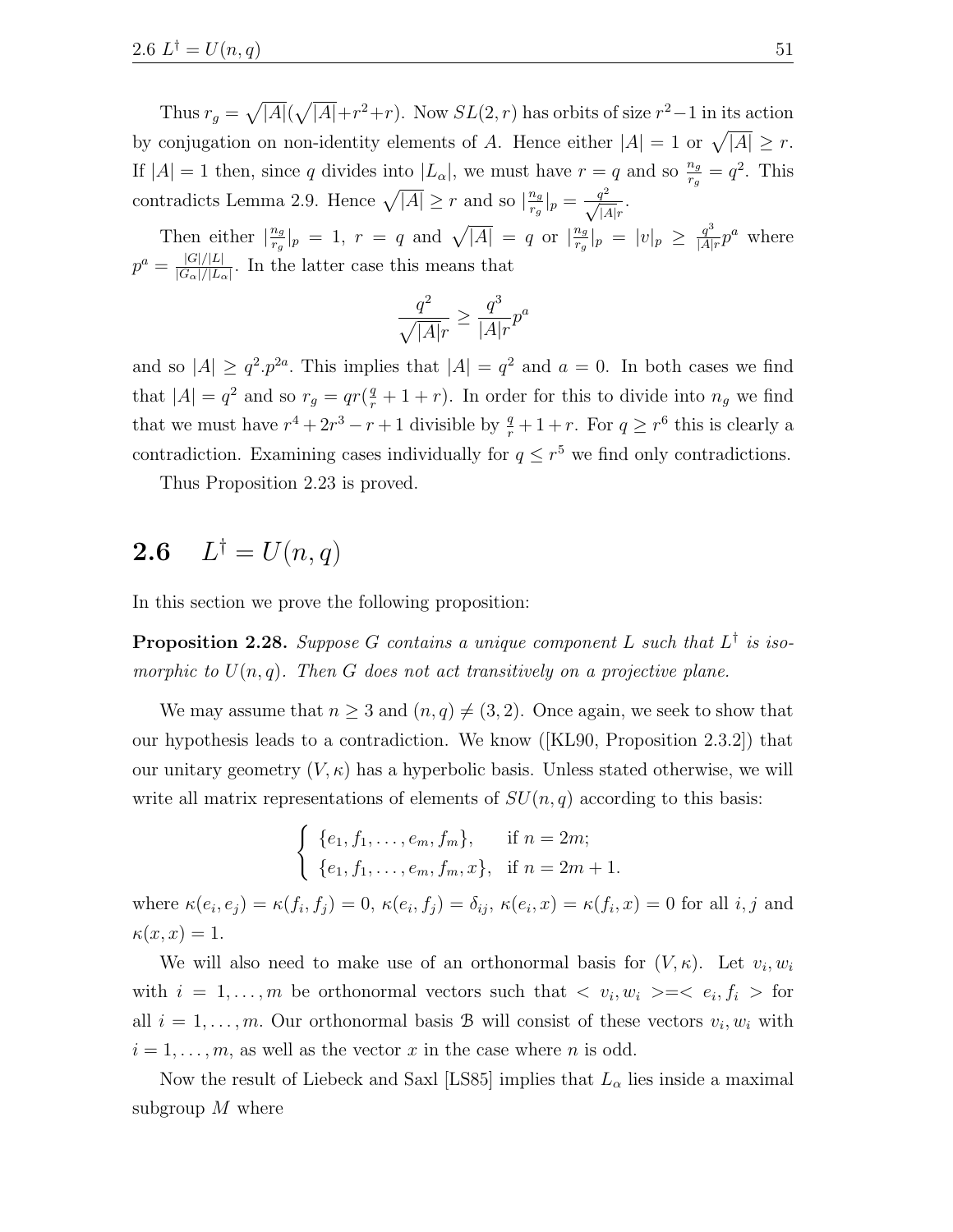Thus $r_g = \sqrt{|A|}(\sqrt{|A|}+r^2+r)$. Now $SL(2,r)$ has orbits of size $r^2-1$ in its action by conjugation on non-identity elements of $A$. Hence either $|A|=1$ or $\sqrt{|A|} \geq r$. If $|A|=1$ then, since $q$ divides into $|L_\alpha|$, we must have $r=q$ and so $\frac{n_g}{r_g}=q^2$. This contradicts Lemma 2.9. Hence $\sqrt{|A|} \geq r$ and so $|\frac{n_g}{r_g}|_p = \frac{q^2}{\sqrt{|A|}r}$.

Then either $|\frac{n_g}{r_g}|_p = 1$, $r=q$ and $\sqrt{|A|}=q$ or $|\frac{n_g}{r_g}|_p = |v|_p \geq \frac{q^3}{|A|r}p^a$ where $p^a = \frac{|G|/|L|}{|G_\alpha|/|L_\alpha|}$. In the latter case this means that

$$\frac{q^2}{\sqrt{|A|}r} \geq \frac{q^3}{|A|r}p^a$$

and so $|A| \geq q^2.p^{2a}$. This implies that $|A|=q^2$ and $a=0$. In both cases we find that $|A|=q^2$ and so $r_g = qr(\frac{q}{r}+1+r)$. In order for this to divide into $n_g$ we find that we must have $r^4+2r^3-r+1$ divisible by $\frac{q}{r}+1+r$. For $q \geq r^6$ this is clearly a contradiction. Examining cases individually for $q \leq r^5$ we find only contradictions.

Thus Proposition 2.23 is proved.

## 2.6 $L^\dagger = U(n,q)$

In this section we prove the following proposition:

**Proposition 2.28.** *Suppose $G$ contains a unique component $L$ such that $L^\dagger$ is isomorphic to $U(n,q)$. Then $G$ does not act transitively on a projective plane.*

We may assume that $n \geq 3$ and $(n,q) \neq (3,2)$. Once again, we seek to show that our hypothesis leads to a contradiction. We know ([KL90, Proposition 2.3.2]) that our unitary geometry $(V,\kappa)$ has a hyperbolic basis. Unless stated otherwise, we will write all matrix representations of elements of $SU(n,q)$ according to this basis:

$$\begin{cases} \{e_1, f_1, \ldots, e_m, f_m\}, & \text{if } n=2m; \\ \{e_1, f_1, \ldots, e_m, f_m, x\}, & \text{if } n=2m+1. \end{cases}$$

where $\kappa(e_i,e_j)=\kappa(f_i,f_j)=0$, $\kappa(e_i,f_j)=\delta_{ij}$, $\kappa(e_i,x)=\kappa(f_i,x)=0$ for all $i,j$ and $\kappa(x,x)=1$.

We will also need to make use of an orthonormal basis for $(V,\kappa)$. Let $v_i, w_i$ with $i=1,\ldots,m$ be orthonormal vectors such that $<v_i,w_i> = <e_i,f_i>$ for all $i=1,\ldots,m$. Our orthonormal basis $\mathcal{B}$ will consist of these vectors $v_i, w_i$ with $i=1,\ldots,m$, as well as the vector $x$ in the case where $n$ is odd.

Now the result of Liebeck and Saxl [LS85] implies that $L_\alpha$ lies inside a maximal subgroup $M$ where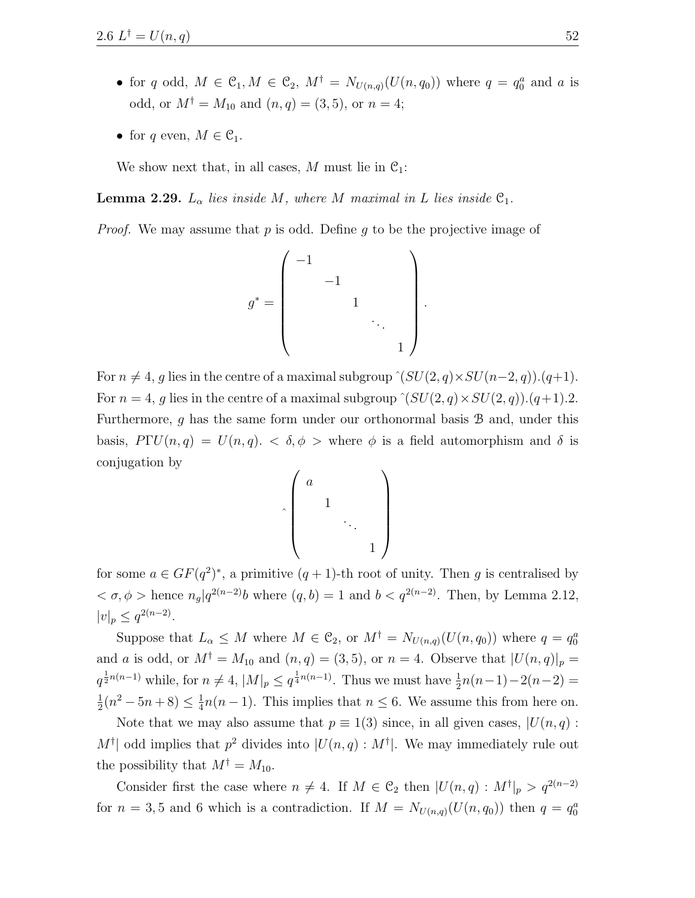- for $q$ odd, $M \in \mathcal{C}_1, M \in \mathcal{C}_2$, $M^\dagger = N_{U(n,q)}(U(n,q_0))$ where $q = q_0^a$ and $a$ is odd, or $M^\dagger = M_{10}$ and $(n,q) = (3,5)$, or $n = 4$;
- for $q$ even, $M \in \mathcal{C}_1$.

We show next that, in all cases, $M$ must lie in $\mathcal{C}_1$:

**Lemma 2.29.** *$L_\alpha$ lies inside $M$, where $M$ maximal in $L$ lies inside $\mathcal{C}_1$.*

*Proof.* We may assume that $p$ is odd. Define $g$ to be the projective image of

$$g^* = \begin{pmatrix} -1 & & & & \\ & -1 & & & \\ & & 1 & & \\ & & & \ddots & \\ & & & & 1 \end{pmatrix}.$$

For $n \neq 4$, $g$ lies in the centre of a maximal subgroup $\hat{}(SU(2,q) \times SU(n-2,q)).(q+1)$. For $n = 4$, $g$ lies in the centre of a maximal subgroup $\hat{}(SU(2,q) \times SU(2,q)).(q+1).2$. Furthermore, $g$ has the same form under our orthonormal basis $\mathcal{B}$ and, under this basis, $P\Gamma U(n,q) = U(n,q). < \delta, \phi >$ where $\phi$ is a field automorphism and $\delta$ is conjugation by

$$\hat{} \begin{pmatrix} a & & & \\ & 1 & & \\ & & \ddots & \\ & & & 1 \end{pmatrix}$$

for some $a \in GF(q^2)^*$, a primitive $(q+1)$-th root of unity. Then $g$ is centralised by $< \sigma, \phi >$ hence $n_g | q^{2(n-2)} b$ where $(q,b) = 1$ and $b < q^{2(n-2)}$. Then, by Lemma 2.12, $|v|_p \leq q^{2(n-2)}$.

Suppose that $L_\alpha \leq M$ where $M \in \mathcal{C}_2$, or $M^\dagger = N_{U(n,q)}(U(n,q_0))$ where $q = q_0^a$ and $a$ is odd, or $M^\dagger = M_{10}$ and $(n,q) = (3,5)$, or $n = 4$. Observe that $|U(n,q)|_p = q^{\frac{1}{2}n(n-1)}$ while, for $n \neq 4$, $|M|_p \leq q^{\frac{1}{4}n(n-1)}$. Thus we must have $\frac{1}{2}n(n-1) - 2(n-2) = \frac{1}{2}(n^2 - 5n + 8) \leq \frac{1}{4}n(n-1)$. This implies that $n \leq 6$. We assume this from here on.

Note that we may also assume that $p \equiv 1(3)$ since, in all given cases, $|U(n,q) : M^\dagger|$ odd implies that $p^2$ divides into $|U(n,q) : M^\dagger|$. We may immediately rule out the possibility that $M^\dagger = M_{10}$.

Consider first the case where $n \neq 4$. If $M \in \mathcal{C}_2$ then $|U(n,q) : M^\dagger|_p > q^{2(n-2)}$ for $n = 3, 5$ and 6 which is a contradiction. If $M = N_{U(n,q)}(U(n,q_0))$ then $q = q_0^a$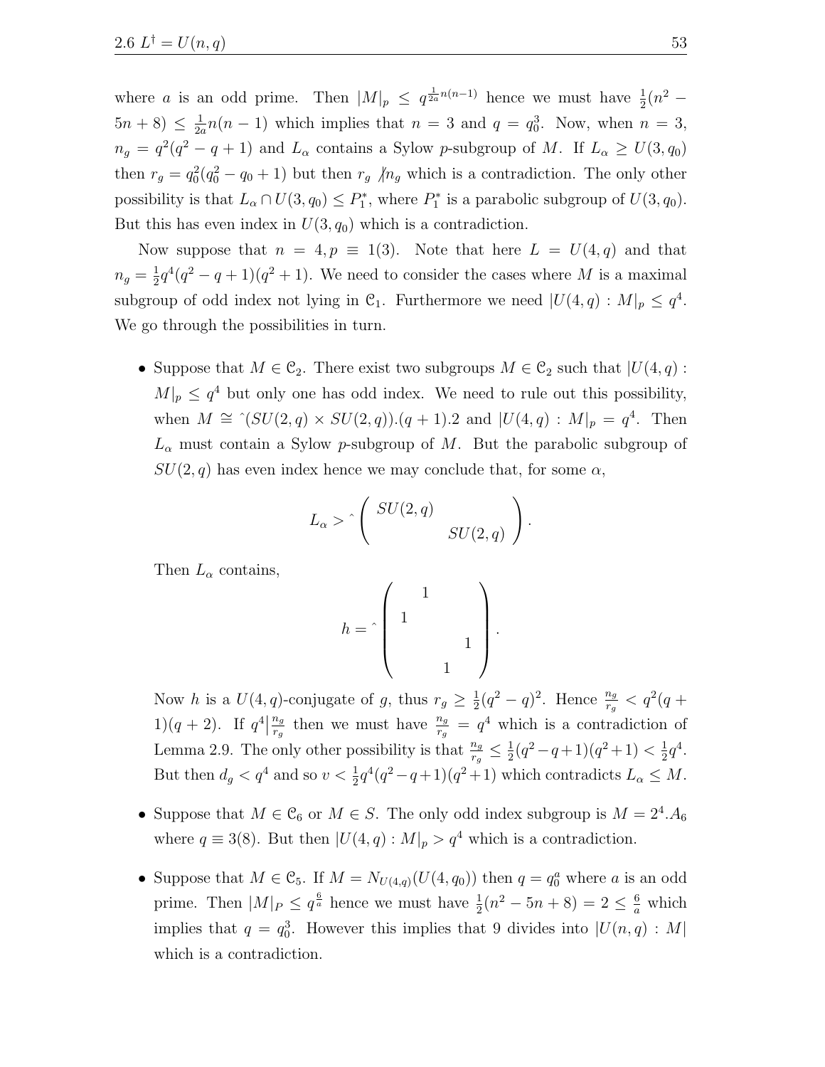where $a$ is an odd prime. Then $|M|_p \leq q^{\frac{1}{2a}n(n-1)}$ hence we must have $\frac{1}{2}(n^2 - 5n + 8) \leq \frac{1}{2a}n(n-1)$ which implies that $n = 3$ and $q = q_0^3$. Now, when $n = 3$, $n_g = q^2(q^2 - q + 1)$ and $L_\alpha$ contains a Sylow $p$-subgroup of $M$. If $L_\alpha \geq U(3, q_0)$ then $r_g = q_0^2(q_0^2 - q_0 + 1)$ but then $r_g \not| n_g$ which is a contradiction. The only other possibility is that $L_\alpha \cap U(3, q_0) \leq P_1^*$, where $P_1^*$ is a parabolic subgroup of $U(3, q_0)$. But this has even index in $U(3, q_0)$ which is a contradiction.

Now suppose that $n = 4, p \equiv 1(3)$. Note that here $L = U(4, q)$ and that $n_g = \frac{1}{2}q^4(q^2 - q + 1)(q^2 + 1)$. We need to consider the cases where $M$ is a maximal subgroup of odd index not lying in $\mathcal{C}_1$. Furthermore we need $|U(4, q) : M|_p \leq q^4$. We go through the possibilities in turn.

- Suppose that $M \in \mathcal{C}_2$. There exist two subgroups $M \in \mathcal{C}_2$ such that $|U(4, q) : M|_p \leq q^4$ but only one has odd index. We need to rule out this possibility, when $M \cong \hat{}(SU(2, q) \times SU(2, q)).(q + 1).2$ and $|U(4, q) : M|_p = q^4$. Then $L_\alpha$ must contain a Sylow $p$-subgroup of $M$. But the parabolic subgroup of $SU(2, q)$ has even index hence we may conclude that, for some $\alpha$,

$$L_\alpha > \hat{} \begin{pmatrix} SU(2,q) & \\ & SU(2,q) \end{pmatrix}.$$

Then $L_\alpha$ contains,

$$h = \hat{} \begin{pmatrix} & 1 & & \\ 1 & & & \\ & & & 1 \\ & & 1 & \end{pmatrix}.$$

Now $h$ is a $U(4, q)$-conjugate of $g$, thus $r_g \geq \frac{1}{2}(q^2 - q)^2$. Hence $\frac{n_g}{r_g} < q^2(q + 1)(q + 2)$. If $q^4 \big| \frac{n_g}{r_g}$ then we must have $\frac{n_g}{r_g} = q^4$ which is a contradiction of Lemma 2.9. The only other possibility is that $\frac{n_g}{r_g} \leq \frac{1}{2}(q^2 - q + 1)(q^2 + 1) < \frac{1}{2}q^4$. But then $d_g < q^4$ and so $v < \frac{1}{2}q^4(q^2 - q + 1)(q^2 + 1)$ which contradicts $L_\alpha \leq M$.

- Suppose that $M \in \mathcal{C}_6$ or $M \in S$. The only odd index subgroup is $M = 2^4.A_6$ where $q \equiv 3(8)$. But then $|U(4, q) : M|_p > q^4$ which is a contradiction.

- Suppose that $M \in \mathcal{C}_5$. If $M = N_{U(4,q)}(U(4, q_0))$ then $q = q_0^a$ where $a$ is an odd prime. Then $|M|_P \leq q^{\frac{6}{a}}$ hence we must have $\frac{1}{2}(n^2 - 5n + 8) = 2 \leq \frac{6}{a}$ which implies that $q = q_0^3$. However this implies that 9 divides into $|U(n, q) : M|$ which is a contradiction.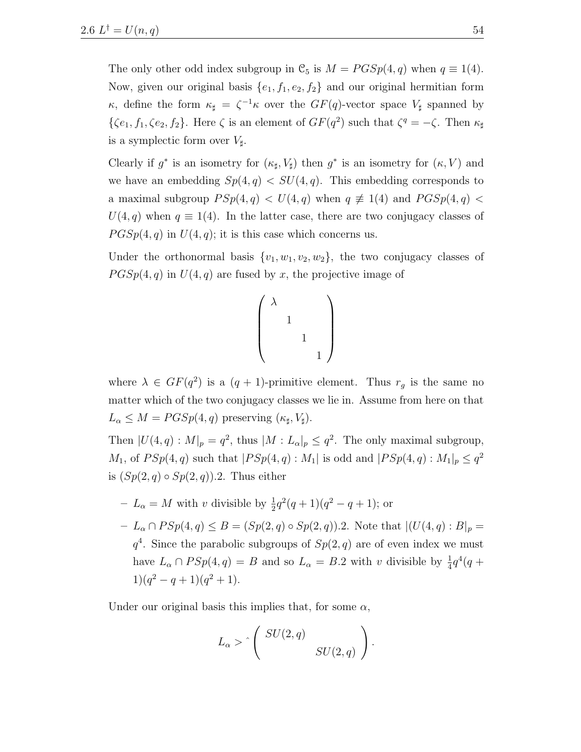The only other odd index subgroup in $\mathcal{C}_5$ is $M = PGSp(4,q)$ when $q \equiv 1(4)$. Now, given our original basis $\{e_1, f_1, e_2, f_2\}$ and our original hermitian form $\kappa$, define the form $\kappa_\sharp = \zeta^{-1}\kappa$ over the $GF(q)$-vector space $V_\sharp$ spanned by $\{\zeta e_1, f_1, \zeta e_2, f_2\}$. Here $\zeta$ is an element of $GF(q^2)$ such that $\zeta^q = -\zeta$. Then $\kappa_\sharp$ is a symplectic form over $V_\sharp$.

Clearly if $g^*$ is an isometry for $(\kappa_\sharp, V_\sharp)$ then $g^*$ is an isometry for $(\kappa, V)$ and we have an embedding $Sp(4,q) < SU(4,q)$. This embedding corresponds to a maximal subgroup $PSp(4,q) < U(4,q)$ when $q \not\equiv 1(4)$ and $PGSp(4,q) < U(4,q)$ when $q \equiv 1(4)$. In the latter case, there are two conjugacy classes of $PGSp(4,q)$ in $U(4,q)$; it is this case which concerns us.

Under the orthonormal basis $\{v_1, w_1, v_2, w_2\}$, the two conjugacy classes of $PGSp(4,q)$ in $U(4,q)$ are fused by $x$, the projective image of

$$\begin{pmatrix} \lambda & & & \\ & 1 & & \\ & & 1 & \\ & & & 1 \end{pmatrix}$$

where $\lambda \in GF(q^2)$ is a $(q+1)$-primitive element. Thus $r_g$ is the same no matter which of the two conjugacy classes we lie in. Assume from here on that $L_\alpha \leq M = PGSp(4,q)$ preserving $(\kappa_\sharp, V_\sharp)$.

Then $|U(4,q) : M|_p = q^2$, thus $|M : L_\alpha|_p \leq q^2$. The only maximal subgroup, $M_1$, of $PSp(4,q)$ such that $|PSp(4,q) : M_1|$ is odd and $|PSp(4,q) : M_1|_p \leq q^2$ is $(Sp(2,q) \circ Sp(2,q)).2$. Thus either

- $L_\alpha = M$ with $v$ divisible by $\frac{1}{2}q^2(q+1)(q^2-q+1)$; or
- $L_\alpha \cap PSp(4,q) \leq B = (Sp(2,q) \circ Sp(2,q)).2$. Note that $|(U(4,q) : B|_p = q^4$. Since the parabolic subgroups of $Sp(2,q)$ are of even index we must have $L_\alpha \cap PSp(4,q) = B$ and so $L_\alpha = B.2$ with $v$ divisible by $\frac{1}{4}q^4(q+1)(q^2-q+1)(q^2+1)$.

Under our original basis this implies that, for some $\alpha$,

$$L_\alpha >\, \hat{}\begin{pmatrix} SU(2,q) & \\ & SU(2,q) \end{pmatrix}.$$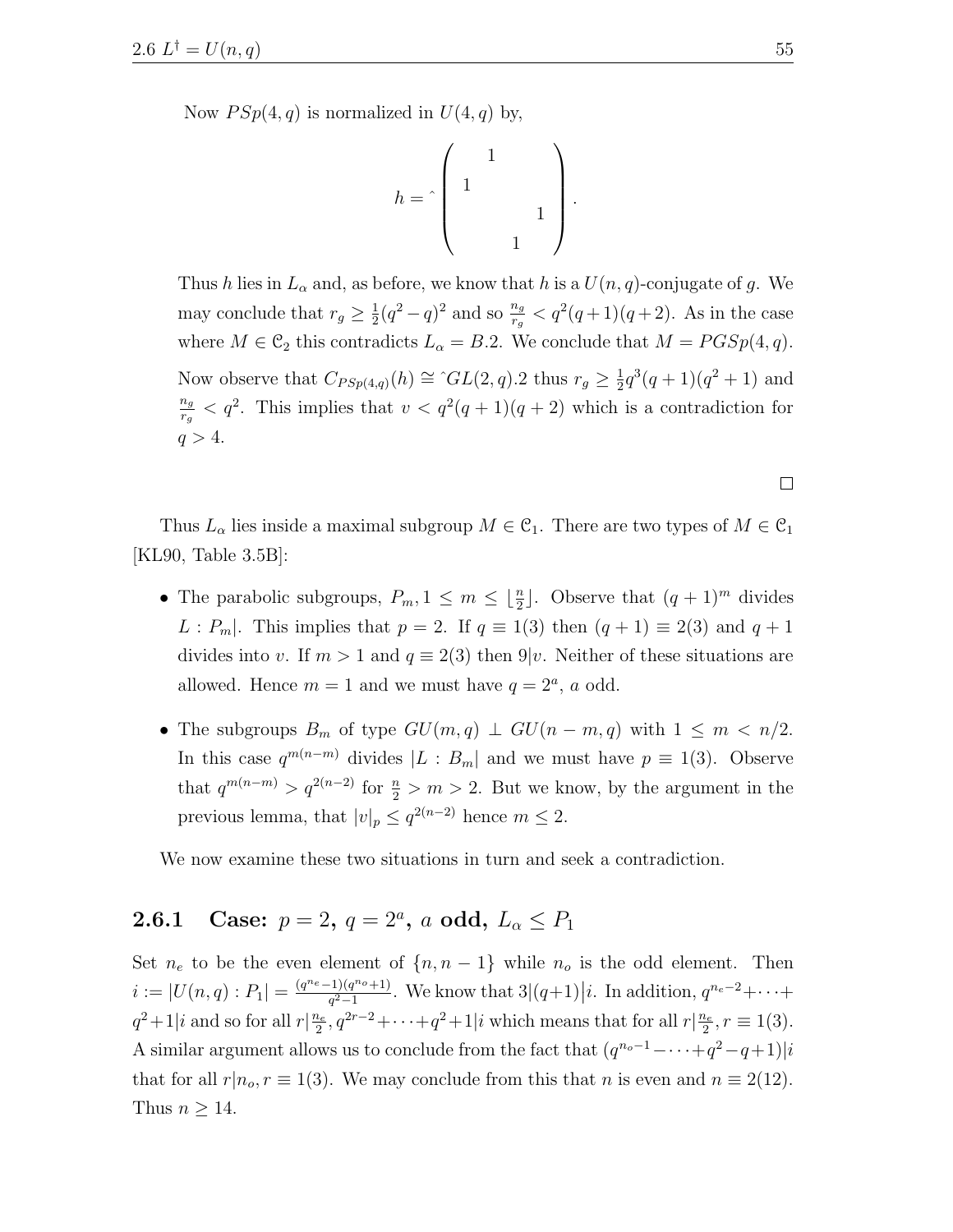Now $PSp(4,q)$ is normalized in $U(4,q)$ by,

$$h = \hat{}\begin{pmatrix} & 1 & & \\ 1 & & & \\ & & & 1 \\ & & 1 & \end{pmatrix}.$$

Thus $h$ lies in $L_\alpha$ and, as before, we know that $h$ is a $U(n,q)$-conjugate of $g$. We may conclude that $r_g \geq \frac{1}{2}(q^2-q)^2$ and so $\frac{n_g}{r_g} < q^2(q+1)(q+2)$. As in the case where $M \in \mathcal{C}_2$ this contradicts $L_\alpha = B.2$. We conclude that $M = PGSp(4,q)$. Now observe that $C_{PSp(4,q)}(h) \cong \hat{}GL(2,q).2$ thus $r_g \geq \frac{1}{2}q^3(q+1)(q^2+1)$ and $\frac{n_g}{r_g} < q^2$. This implies that $v < q^2(q+1)(q+2)$ which is a contradiction for $q > 4$.

□

Thus $L_\alpha$ lies inside a maximal subgroup $M \in \mathcal{C}_1$. There are two types of $M \in \mathcal{C}_1$ [KL90, Table 3.5B]:

- The parabolic subgroups, $P_m, 1 \leq m \leq \lfloor \frac{n}{2} \rfloor$. Observe that $(q+1)^m$ divides $L : P_m|$. This implies that $p = 2$. If $q \equiv 1(3)$ then $(q+1) \equiv 2(3)$ and $q+1$ divides into $v$. If $m > 1$ and $q \equiv 2(3)$ then $9|v$. Neither of these situations are allowed. Hence $m = 1$ and we must have $q = 2^a$, $a$ odd.
- The subgroups $B_m$ of type $GU(m,q) \perp GU(n-m,q)$ with $1 \leq m < n/2$. In this case $q^{m(n-m)}$ divides $|L : B_m|$ and we must have $p \equiv 1(3)$. Observe that $q^{m(n-m)} > q^{2(n-2)}$ for $\frac{n}{2} > m > 2$. But we know, by the argument in the previous lemma, that $|v|_p \leq q^{2(n-2)}$ hence $m \leq 2$.

We now examine these two situations in turn and seek a contradiction.

### 2.6.1 Case: $p = 2$, $q = 2^a$, $a$ odd, $L_\alpha \leq P_1$

Set $n_e$ to be the even element of $\{n, n-1\}$ while $n_o$ is the odd element. Then $i := |U(n,q) : P_1| = \frac{(q^{n_e}-1)(q^{n_o}+1)}{q^2-1}$. We know that $3|(q+1)\big|i$. In addition, $q^{n_e-2}+\cdots+q^2+1|i$ and so for all $r|\frac{n_e}{2}, q^{2r-2}+\cdots+q^2+1|i$ which means that for all $r|\frac{n_e}{2}, r \equiv 1(3)$. A similar argument allows us to conclude from the fact that $(q^{n_o-1}-\cdots+q^2-q+1)|i$ that for all $r|n_o, r \equiv 1(3)$. We may conclude from this that $n$ is even and $n \equiv 2(12)$. Thus $n \geq 14$.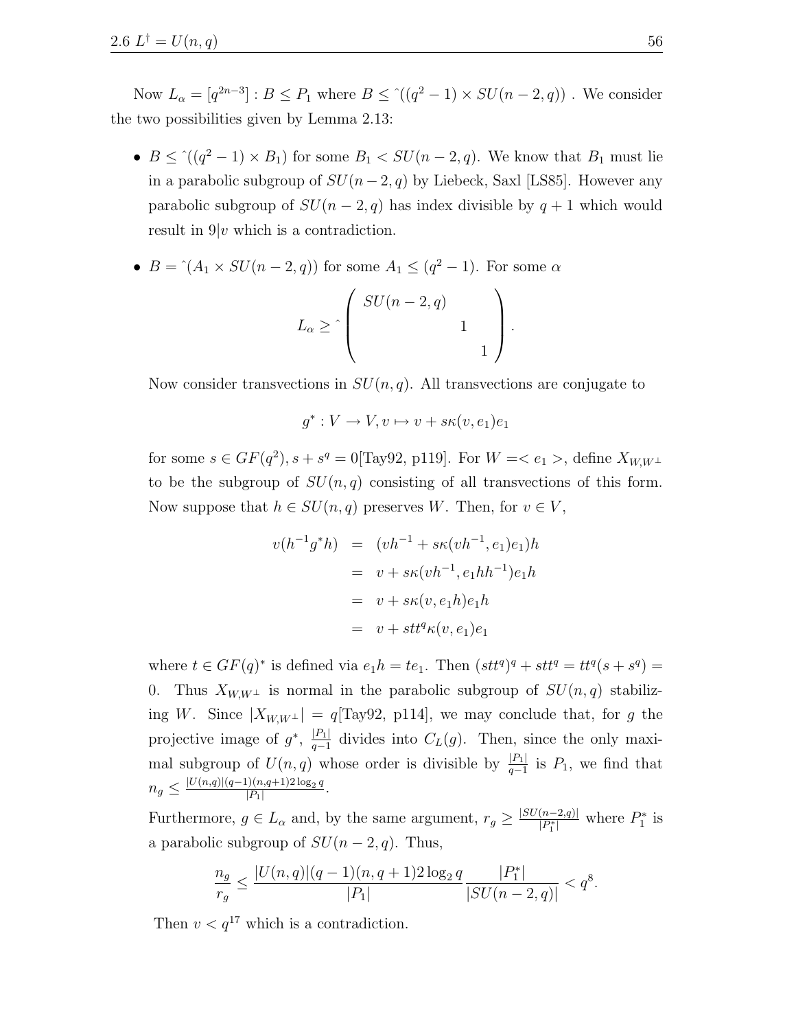Now $L_\alpha = [q^{2n-3}] : B \leq P_1$ where $B \leq \hat{}((q^2-1) \times SU(n-2,q))$ . We consider the two possibilities given by Lemma 2.13:

- $B \leq \hat{}((q^2-1) \times B_1)$ for some $B_1 < SU(n-2,q)$. We know that $B_1$ must lie in a parabolic subgroup of $SU(n-2,q)$ by Liebeck, Saxl [LS85]. However any parabolic subgroup of $SU(n-2,q)$ has index divisible by $q+1$ which would result in $9|v$ which is a contradiction.

- $B = \hat{}(A_1 \times SU(n-2,q))$ for some $A_1 \leq (q^2-1)$. For some $\alpha$

$$L_\alpha \geq \hat{}\begin{pmatrix} SU(n-2,q) & & \\ & 1 & \\ & & 1 \end{pmatrix}.$$

  Now consider transvections in $SU(n,q)$. All transvections are conjugate to

$$g^* : V \to V, v \mapsto v + s\kappa(v, e_1)e_1$$

  for some $s \in GF(q^2), s + s^q = 0$[Tay92, p119]. For $W = < e_1 >$, define $X_{W,W^\perp}$ to be the subgroup of $SU(n,q)$ consisting of all transvections of this form. Now suppose that $h \in SU(n,q)$ preserves $W$. Then, for $v \in V$,

$$\begin{aligned} v(h^{-1}g^*h) &= (vh^{-1} + s\kappa(vh^{-1}, e_1)e_1)h \\ &= v + s\kappa(vh^{-1}, e_1hh^{-1})e_1h \\ &= v + s\kappa(v, e_1h)e_1h \\ &= v + stt^q\kappa(v, e_1)e_1 \end{aligned}$$

  where $t \in GF(q)^*$ is defined via $e_1h = te_1$. Then $(stt^q)^q + stt^q = tt^q(s + s^q) = 0$. Thus $X_{W,W^\perp}$ is normal in the parabolic subgroup of $SU(n,q)$ stabilizing $W$. Since $|X_{W,W^\perp}| = q$[Tay92, p114], we may conclude that, for $g$ the projective image of $g^*$, $\frac{|P_1|}{q-1}$ divides into $C_L(g)$. Then, since the only maximal subgroup of $U(n,q)$ whose order is divisible by $\frac{|P_1|}{q-1}$ is $P_1$, we find that $n_g \leq \frac{|U(n,q)|(q-1)(n,q+1)2\log_2 q}{|P_1|}$.

  Furthermore, $g \in L_\alpha$ and, by the same argument, $r_g \geq \frac{|SU(n-2,q)|}{|P_1^*|}$ where $P_1^*$ is a parabolic subgroup of $SU(n-2,q)$. Thus,

$$\frac{n_g}{r_g} \leq \frac{|U(n,q)|(q-1)(n,q+1)2\log_2 q}{|P_1|}\frac{|P_1^*|}{|SU(n-2,q)|} < q^8.$$

  Then $v < q^{17}$ which is a contradiction.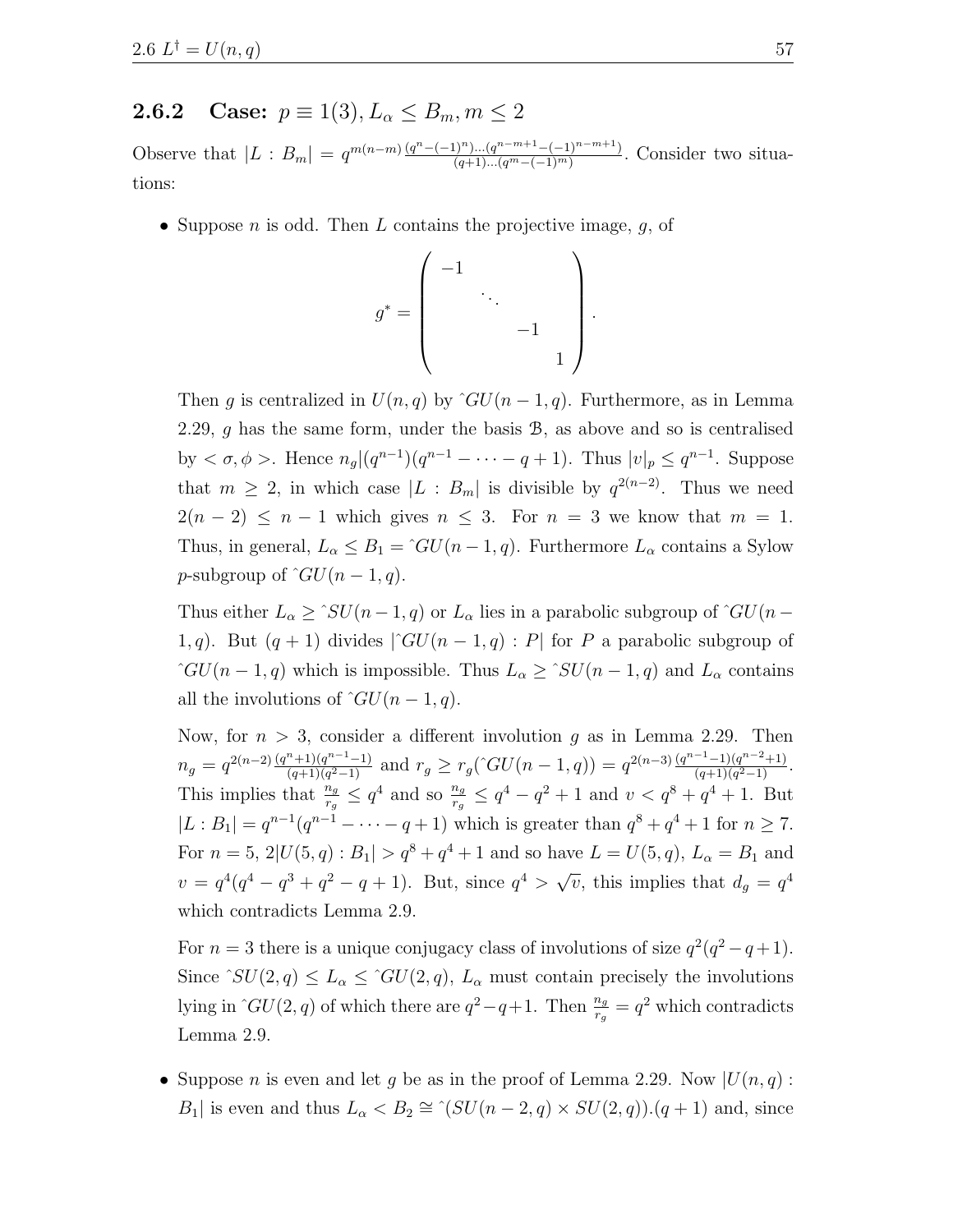### 2.6.2 Case: $p \equiv 1(3), L_\alpha \leq B_m, m \leq 2$

Observe that $|L : B_m| = q^{m(n-m)} \frac{(q^n-(-1)^n)\dots(q^{n-m+1}-(-1)^{n-m+1})}{(q+1)\dots(q^m-(-1)^m)}$. Consider two situations:

- Suppose $n$ is odd. Then $L$ contains the projective image, $g$, of

$$g^* = \begin{pmatrix} -1 & & & \\ & \ddots & & \\ & & -1 & \\ & & & 1 \end{pmatrix}.$$

  Then $g$ is centralized in $U(n, q)$ by $\hat{\ }GU(n-1, q)$. Furthermore, as in Lemma 2.29, $g$ has the same form, under the basis $\mathcal{B}$, as above and so is centralised by $< \sigma, \phi >$. Hence $n_g | (q^{n-1})(q^{n-1} - \dots - q + 1)$. Thus $|v|_p \leq q^{n-1}$. Suppose that $m \geq 2$, in which case $|L : B_m|$ is divisible by $q^{2(n-2)}$. Thus we need $2(n-2) \leq n-1$ which gives $n \leq 3$. For $n = 3$ we know that $m = 1$. Thus, in general, $L_\alpha \leq B_1 = \hat{\ }GU(n-1, q)$. Furthermore $L_\alpha$ contains a Sylow $p$-subgroup of $\hat{\ }GU(n-1, q)$.

  Thus either $L_\alpha \geq \hat{\ }SU(n-1, q)$ or $L_\alpha$ lies in a parabolic subgroup of $\hat{\ }GU(n-1, q)$. But $(q+1)$ divides $|\hat{\ }GU(n-1, q) : P|$ for $P$ a parabolic subgroup of $\hat{\ }GU(n-1, q)$ which is impossible. Thus $L_\alpha \geq \hat{\ }SU(n-1, q)$ and $L_\alpha$ contains all the involutions of $\hat{\ }GU(n-1, q)$.

  Now, for $n > 3$, consider a different involution $g$ as in Lemma 2.29. Then $n_g = q^{2(n-2)} \frac{(q^n+1)(q^{n-1}-1)}{(q+1)(q^2-1)}$ and $r_g \geq r_g(\hat{\ }GU(n-1, q)) = q^{2(n-3)} \frac{(q^{n-1}-1)(q^{n-2}+1)}{(q+1)(q^2-1)}$. This implies that $\frac{n_g}{r_g} \leq q^4$ and so $\frac{n_g}{r_g} \leq q^4 - q^2 + 1$ and $v < q^8 + q^4 + 1$. But $|L : B_1| = q^{n-1}(q^{n-1} - \dots - q + 1)$ which is greater than $q^8 + q^4 + 1$ for $n \geq 7$. For $n = 5$, $2|U(5, q) : B_1| > q^8 + q^4 + 1$ and so have $L = U(5, q)$, $L_\alpha = B_1$ and $v = q^4(q^4 - q^3 + q^2 - q + 1)$. But, since $q^4 > \sqrt{v}$, this implies that $d_g = q^4$ which contradicts Lemma 2.9.

  For $n = 3$ there is a unique conjugacy class of involutions of size $q^2(q^2 - q + 1)$. Since $\hat{\ }SU(2, q) \leq L_\alpha \leq \hat{\ }GU(2, q)$, $L_\alpha$ must contain precisely the involutions lying in $\hat{\ }GU(2, q)$ of which there are $q^2 - q + 1$. Then $\frac{n_g}{r_g} = q^2$ which contradicts Lemma 2.9.

- Suppose $n$ is even and let $g$ be as in the proof of Lemma 2.29. Now $|U(n, q) : B_1|$ is even and thus $L_\alpha < B_2 \cong \hat{\ }(SU(n-2, q) \times SU(2, q)).(q+1)$ and, since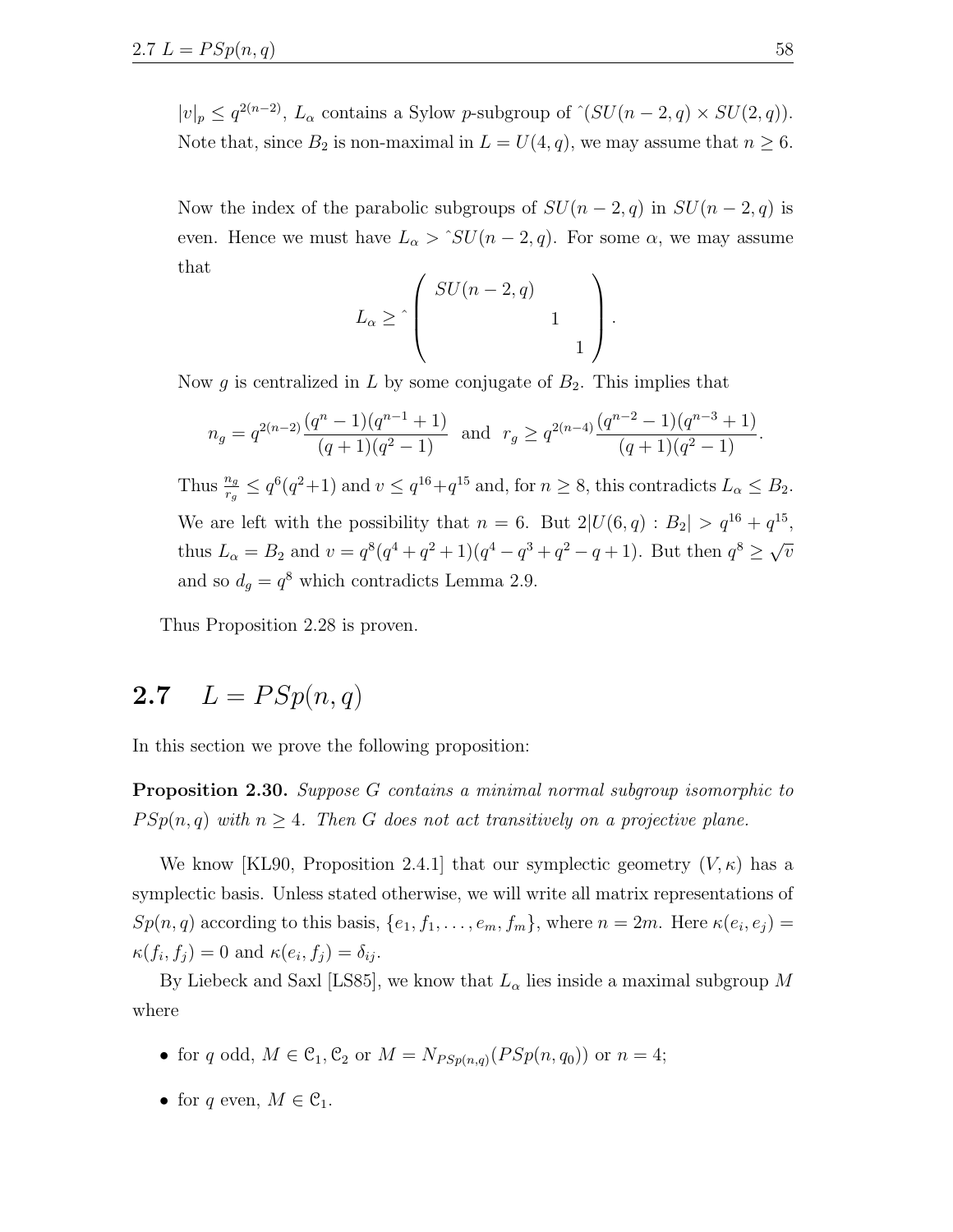$|v|_p \leq q^{2(n-2)}$, $L_\alpha$ contains a Sylow $p$-subgroup of $\hat{}(SU(n-2,q) \times SU(2,q))$. Note that, since $B_2$ is non-maximal in $L = U(4,q)$, we may assume that $n \geq 6$.

Now the index of the parabolic subgroups of $SU(n-2,q)$ in $SU(n-2,q)$ is even. Hence we must have $L_\alpha > \hat{}SU(n-2,q)$. For some $\alpha$, we may assume that

$$L_\alpha \geq \hat{} \begin{pmatrix} SU(n-2,q) & & \\ & 1 & \\ & & 1 \end{pmatrix}.$$

Now $g$ is centralized in $L$ by some conjugate of $B_2$. This implies that

$$n_g = q^{2(n-2)}\frac{(q^n-1)(q^{n-1}+1)}{(q+1)(q^2-1)} \quad \text{and} \quad r_g \geq q^{2(n-4)}\frac{(q^{n-2}-1)(q^{n-3}+1)}{(q+1)(q^2-1)}.$$

Thus $\frac{n_g}{r_g} \leq q^6(q^2+1)$ and $v \leq q^{16}+q^{15}$ and, for $n \geq 8$, this contradicts $L_\alpha \leq B_2$. We are left with the possibility that $n = 6$. But $2|U(6,q) : B_2| > q^{16} + q^{15}$, thus $L_\alpha = B_2$ and $v = q^8(q^4+q^2+1)(q^4-q^3+q^2-q+1)$. But then $q^8 \geq \sqrt{v}$ and so $d_g = q^8$ which contradicts Lemma 2.9.

Thus Proposition 2.28 is proven.

## 2.7 $L = PSp(n,q)$

In this section we prove the following proposition:

**Proposition 2.30.** *Suppose $G$ contains a minimal normal subgroup isomorphic to $PSp(n,q)$ with $n \geq 4$. Then $G$ does not act transitively on a projective plane.*

We know [KL90, Proposition 2.4.1] that our symplectic geometry $(V, \kappa)$ has a symplectic basis. Unless stated otherwise, we will write all matrix representations of $Sp(n,q)$ according to this basis, $\{e_1, f_1, \ldots, e_m, f_m\}$, where $n = 2m$. Here $\kappa(e_i, e_j) = \kappa(f_i, f_j) = 0$ and $\kappa(e_i, f_j) = \delta_{ij}$.

By Liebeck and Saxl [LS85], we know that $L_\alpha$ lies inside a maximal subgroup $M$ where

- for $q$ odd, $M \in \mathcal{C}_1, \mathcal{C}_2$ or $M = N_{PSp(n,q)}(PSp(n,q_0))$ or $n = 4$;
- for $q$ even, $M \in \mathcal{C}_1$.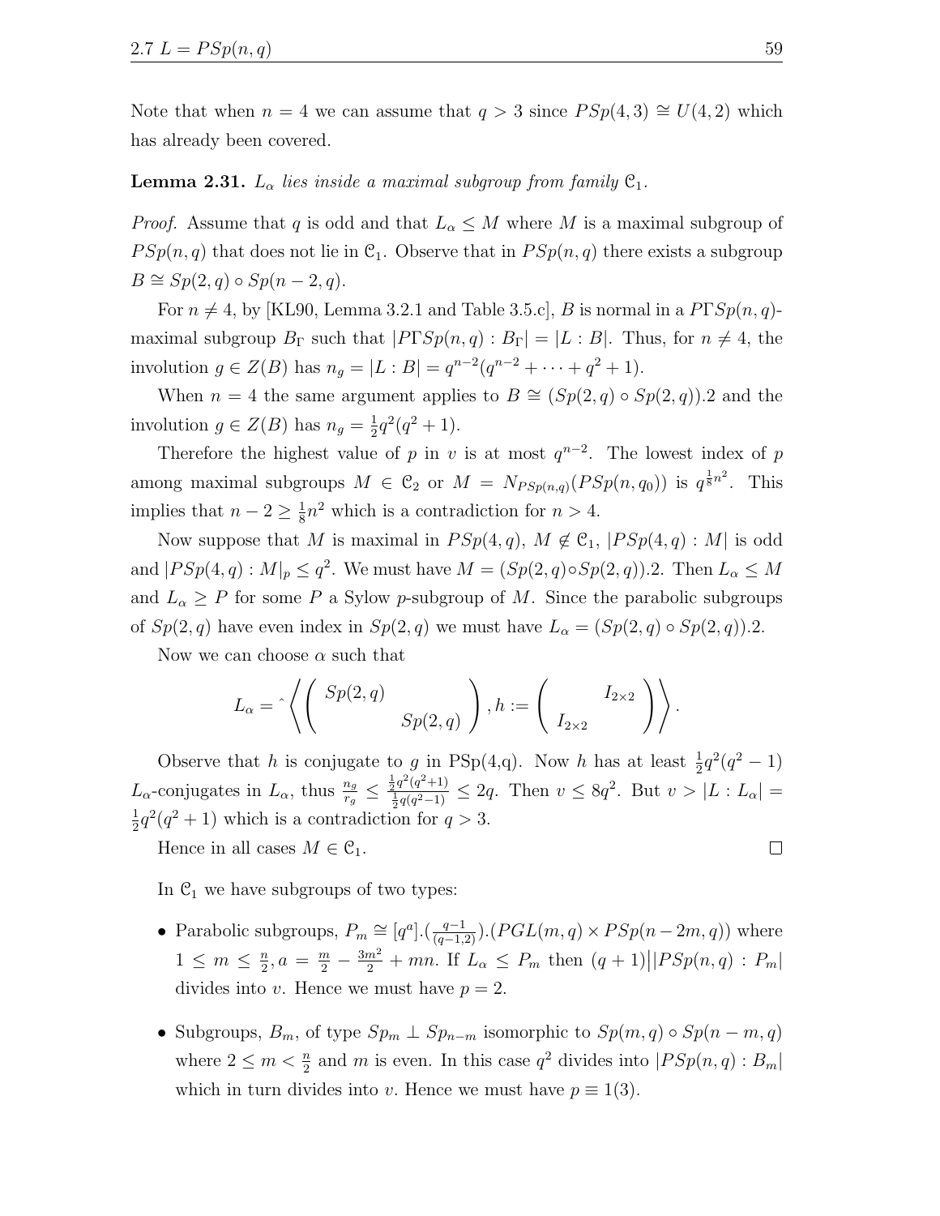Note that when $n = 4$ we can assume that $q > 3$ since $PSp(4, 3) \cong U(4, 2)$ which has already been covered.

**Lemma 2.31.** *$L_\alpha$ lies inside a maximal subgroup from family $\mathcal{C}_1$.*

*Proof.* Assume that $q$ is odd and that $L_\alpha \leq M$ where $M$ is a maximal subgroup of $PSp(n, q)$ that does not lie in $\mathcal{C}_1$. Observe that in $PSp(n, q)$ there exists a subgroup $B \cong Sp(2, q) \circ Sp(n - 2, q)$.

For $n \neq 4$, by [KL90, Lemma 3.2.1 and Table 3.5.c], $B$ is normal in a $P\Gamma Sp(n, q)$-maximal subgroup $B_\Gamma$ such that $|P\Gamma Sp(n, q) : B_\Gamma| = |L : B|$. Thus, for $n \neq 4$, the involution $g \in Z(B)$ has $n_g = |L : B| = q^{n-2}(q^{n-2} + \cdots + q^2 + 1)$.

When $n = 4$ the same argument applies to $B \cong (Sp(2, q) \circ Sp(2, q)).2$ and the involution $g \in Z(B)$ has $n_g = \frac{1}{2}q^2(q^2 + 1)$.

Therefore the highest value of $p$ in $v$ is at most $q^{n-2}$. The lowest index of $p$ among maximal subgroups $M \in \mathcal{C}_2$ or $M = N_{PSp(n,q)}(PSp(n, q_0))$ is $q^{\frac{1}{8}n^2}$. This implies that $n - 2 \geq \frac{1}{8}n^2$ which is a contradiction for $n > 4$.

Now suppose that $M$ is maximal in $PSp(4, q)$, $M \notin \mathcal{C}_1$, $|PSp(4, q) : M|$ is odd and $|PSp(4, q) : M|_p \leq q^2$. We must have $M = (Sp(2, q) \circ Sp(2, q)).2$. Then $L_\alpha \leq M$ and $L_\alpha \geq P$ for some $P$ a Sylow $p$-subgroup of $M$. Since the parabolic subgroups of $Sp(2, q)$ have even index in $Sp(2, q)$ we must have $L_\alpha = (Sp(2, q) \circ Sp(2, q)).2$.

Now we can choose $\alpha$ such that

$$L_\alpha = \hat{}\left\langle \begin{pmatrix} Sp(2,q) & \\ & Sp(2,q) \end{pmatrix}, h := \begin{pmatrix} & I_{2\times 2} \\ I_{2\times 2} & \end{pmatrix} \right\rangle.$$

Observe that $h$ is conjugate to $g$ in PSp(4,q). Now $h$ has at least $\frac{1}{2}q^2(q^2 - 1)$ $L_\alpha$-conjugates in $L_\alpha$, thus $\frac{n_g}{r_g} \leq \frac{\frac{1}{2}q^2(q^2+1)}{\frac{1}{2}q(q^2-1)} \leq 2q$. Then $v \leq 8q^2$. But $v > |L : L_\alpha| = \frac{1}{2}q^2(q^2 + 1)$ which is a contradiction for $q > 3$.

Hence in all cases $M \in \mathcal{C}_1$. ∎

In $\mathcal{C}_1$ we have subgroups of two types:

- Parabolic subgroups, $P_m \cong [q^a].(\frac{q-1}{(q-1,2)}).(PGL(m, q) \times PSp(n - 2m, q))$ where $1 \leq m \leq \frac{n}{2}, a = \frac{m}{2} - \frac{3m^2}{2} + mn$. If $L_\alpha \leq P_m$ then $(q + 1)\big||PSp(n, q) : P_m|$ divides into $v$. Hence we must have $p = 2$.
- Subgroups, $B_m$, of type $Sp_m \perp Sp_{n-m}$ isomorphic to $Sp(m, q) \circ Sp(n - m, q)$ where $2 \leq m < \frac{n}{2}$ and $m$ is even. In this case $q^2$ divides into $|PSp(n, q) : B_m|$ which in turn divides into $v$. Hence we must have $p \equiv 1(3)$.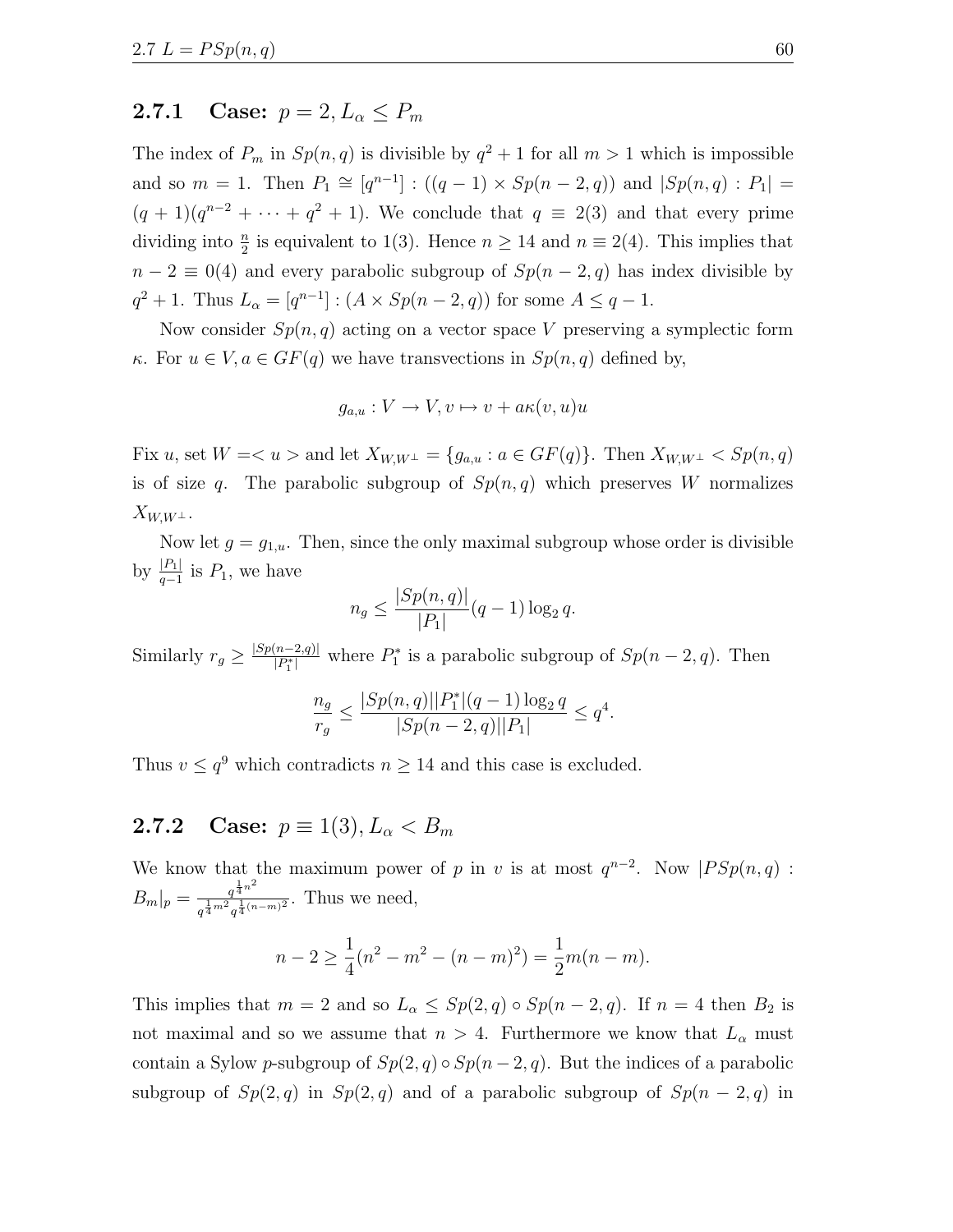### 2.7.1 Case: $p = 2, L_\alpha \leq P_m$

The index of $P_m$ in $Sp(n,q)$ is divisible by $q^2+1$ for all $m > 1$ which is impossible and so $m = 1$. Then $P_1 \cong [q^{n-1}] : ((q-1) \times Sp(n-2,q))$ and $|Sp(n,q) : P_1| = (q+1)(q^{n-2} + \cdots + q^2 + 1)$. We conclude that $q \equiv 2(3)$ and that every prime dividing into $\frac{n}{2}$ is equivalent to $1(3)$. Hence $n \geq 14$ and $n \equiv 2(4)$. This implies that $n - 2 \equiv 0(4)$ and every parabolic subgroup of $Sp(n-2,q)$ has index divisible by $q^2+1$. Thus $L_\alpha = [q^{n-1}] : (A \times Sp(n-2,q))$ for some $A \leq q-1$.

Now consider $Sp(n,q)$ acting on a vector space $V$ preserving a symplectic form $\kappa$. For $u \in V, a \in GF(q)$ we have transvections in $Sp(n,q)$ defined by,

$$g_{a,u} : V \to V, v \mapsto v + a\kappa(v,u)u$$

Fix $u$, set $W = < u >$ and let $X_{W,W^\perp} = \{g_{a,u} : a \in GF(q)\}$. Then $X_{W,W^\perp} < Sp(n,q)$ is of size $q$. The parabolic subgroup of $Sp(n,q)$ which preserves $W$ normalizes $X_{W,W^\perp}$.

Now let $g = g_{1,u}$. Then, since the only maximal subgroup whose order is divisible by $\frac{|P_1|}{q-1}$ is $P_1$, we have

$$n_g \leq \frac{|Sp(n,q)|}{|P_1|}(q-1)\log_2 q.$$

Similarly $r_g \geq \frac{|Sp(n-2,q)|}{|P_1^*|}$ where $P_1^*$ is a parabolic subgroup of $Sp(n-2,q)$. Then

$$\frac{n_g}{r_g} \leq \frac{|Sp(n,q)||P_1^*|(q-1)\log_2 q}{|Sp(n-2,q)||P_1|} \leq q^4.$$

Thus $v \leq q^9$ which contradicts $n \geq 14$ and this case is excluded.

### 2.7.2 Case: $p \equiv 1(3), L_\alpha < B_m$

We know that the maximum power of $p$ in $v$ is at most $q^{n-2}$. Now $|PSp(n,q) : B_m|_p = \frac{q^{\frac{1}{4}n^2}}{q^{\frac{1}{4}m^2} q^{\frac{1}{4}(n-m)^2}}$. Thus we need,

$$n - 2 \geq \frac{1}{4}(n^2 - m^2 - (n-m)^2) = \frac{1}{2}m(n-m).$$

This implies that $m = 2$ and so $L_\alpha \leq Sp(2,q) \circ Sp(n-2,q)$. If $n = 4$ then $B_2$ is not maximal and so we assume that $n > 4$. Furthermore we know that $L_\alpha$ must contain a Sylow $p$-subgroup of $Sp(2,q) \circ Sp(n-2,q)$. But the indices of a parabolic subgroup of $Sp(2,q)$ in $Sp(2,q)$ and of a parabolic subgroup of $Sp(n-2,q)$ in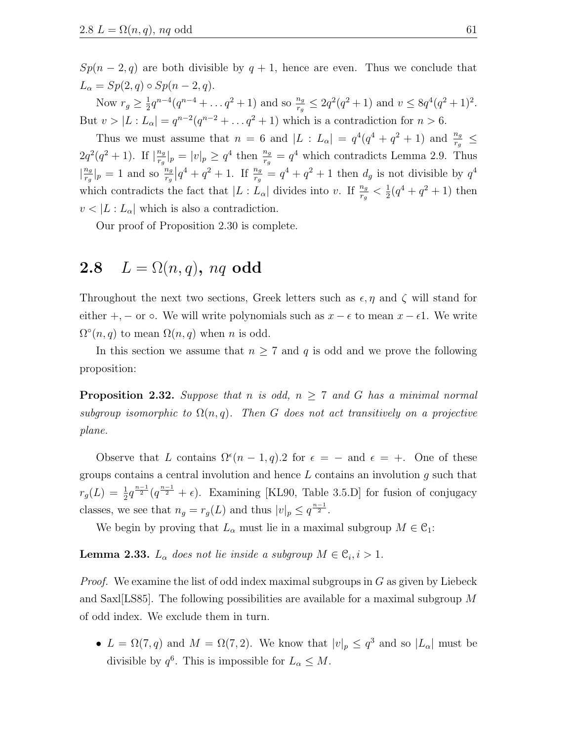$Sp(n-2,q)$ are both divisible by $q+1$, hence are even. Thus we conclude that $L_\alpha = Sp(2,q) \circ Sp(n-2,q)$.

Now $r_g \geq \frac{1}{2}q^{n-4}(q^{n-4} + \dots q^2 + 1)$ and so $\frac{n_g}{r_g} \leq 2q^2(q^2+1)$ and $v \leq 8q^4(q^2+1)^2$. But $v > |L : L_\alpha| = q^{n-2}(q^{n-2} + \dots q^2 + 1)$ which is a contradiction for $n > 6$.

Thus we must assume that $n = 6$ and $|L : L_\alpha| = q^4(q^4+q^2+1)$ and $\frac{n_g}{r_g} \leq 2q^2(q^2+1)$. If $|\frac{n_g}{r_g}|_p = |v|_p \geq q^4$ then $\frac{n_g}{r_g} = q^4$ which contradicts Lemma 2.9. Thus $|\frac{n_g}{r_g}|_p = 1$ and so $\frac{n_g}{r_g} \big| q^4 + q^2 + 1$. If $\frac{n_g}{r_g} = q^4 + q^2 + 1$ then $d_g$ is not divisible by $q^4$ which contradicts the fact that $|L : L_\alpha|$ divides into $v$. If $\frac{n_g}{r_g} < \frac{1}{2}(q^4+q^2+1)$ then $v < |L : L_\alpha|$ which is also a contradiction.

Our proof of Proposition 2.30 is complete.

## 2.8 $L = \Omega(n,q)$, $nq$ odd

Throughout the next two sections, Greek letters such as $\epsilon, \eta$ and $\zeta$ will stand for either $+, -$ or $\circ$. We will write polynomials such as $x - \epsilon$ to mean $x - \epsilon 1$. We write $\Omega^\circ(n,q)$ to mean $\Omega(n,q)$ when $n$ is odd.

In this section we assume that $n \geq 7$ and $q$ is odd and we prove the following proposition:

**Proposition 2.32.** *Suppose that $n$ is odd, $n \geq 7$ and $G$ has a minimal normal subgroup isomorphic to $\Omega(n,q)$. Then $G$ does not act transitively on a projective plane.*

Observe that $L$ contains $\Omega^\epsilon(n-1,q).2$ for $\epsilon = -$ and $\epsilon = +$. One of these groups contains a central involution and hence $L$ contains an involution $g$ such that $r_g(L) = \frac{1}{2}q^{\frac{n-1}{2}}(q^{\frac{n-1}{2}} + \epsilon)$. Examining [KL90, Table 3.5.D] for fusion of conjugacy classes, we see that $n_g = r_g(L)$ and thus $|v|_p \leq q^{\frac{n-1}{2}}$.

We begin by proving that $L_\alpha$ must lie in a maximal subgroup $M \in \mathcal{C}_1$:

**Lemma 2.33.** *$L_\alpha$ does not lie inside a subgroup $M \in \mathcal{C}_i, i > 1$.*

*Proof.* We examine the list of odd index maximal subgroups in $G$ as given by Liebeck and Saxl[LS85]. The following possibilities are available for a maximal subgroup $M$ of odd index. We exclude them in turn.

- $L = \Omega(7,q)$ and $M = \Omega(7,2)$. We know that $|v|_p \leq q^3$ and so $|L_\alpha|$ must be divisible by $q^6$. This is impossible for $L_\alpha \leq M$.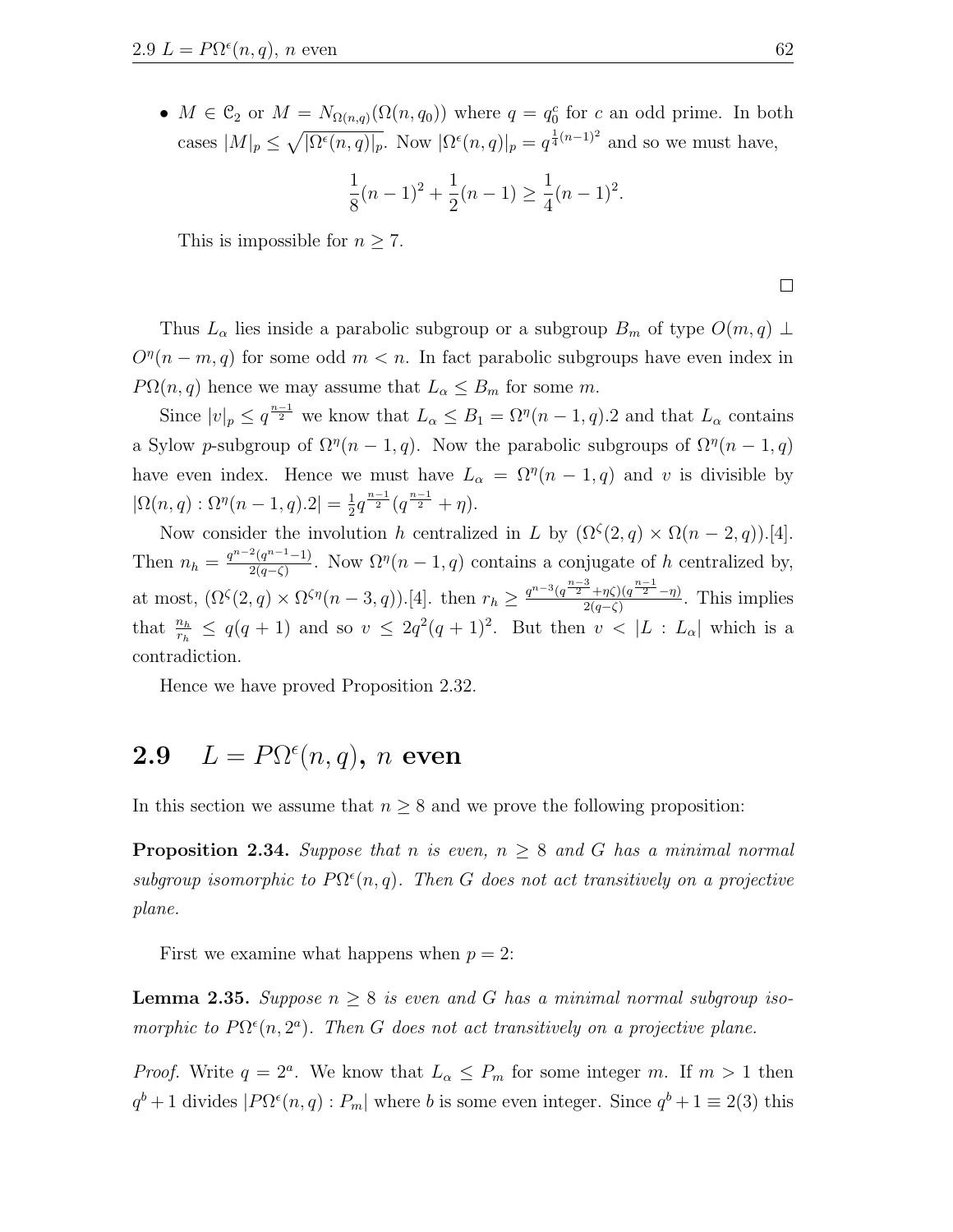- $M \in \mathcal{C}_2$ or $M = N_{\Omega(n,q)}(\Omega(n, q_0))$ where $q = q_0^c$ for $c$ an odd prime. In both cases $|M|_p \leq \sqrt{|\Omega^\epsilon(n,q)|_p}$. Now $|\Omega^\epsilon(n,q)|_p = q^{\frac{1}{4}(n-1)^2}$ and so we must have,

$$\frac{1}{8}(n-1)^2 + \frac{1}{2}(n-1) \geq \frac{1}{4}(n-1)^2.$$

This is impossible for $n \geq 7$.

□

Thus $L_\alpha$ lies inside a parabolic subgroup or a subgroup $B_m$ of type $O(m,q) \perp O^\eta(n-m,q)$ for some odd $m < n$. In fact parabolic subgroups have even index in $P\Omega(n,q)$ hence we may assume that $L_\alpha \leq B_m$ for some $m$.

Since $|v|_p \leq q^{\frac{n-1}{2}}$ we know that $L_\alpha \leq B_1 = \Omega^\eta(n-1,q).2$ and that $L_\alpha$ contains a Sylow $p$-subgroup of $\Omega^\eta(n-1,q)$. Now the parabolic subgroups of $\Omega^\eta(n-1,q)$ have even index. Hence we must have $L_\alpha = \Omega^\eta(n-1,q)$ and $v$ is divisible by $|\Omega(n,q) : \Omega^\eta(n-1,q).2| = \frac{1}{2}q^{\frac{n-1}{2}}(q^{\frac{n-1}{2}} + \eta)$.

Now consider the involution $h$ centralized in $L$ by $(\Omega^\zeta(2,q) \times \Omega(n-2,q)).[4]$. Then $n_h = \frac{q^{n-2}(q^{n-1}-1)}{2(q-\zeta)}$. Now $\Omega^\eta(n-1,q)$ contains a conjugate of $h$ centralized by, at most, $(\Omega^\zeta(2,q) \times \Omega^{\zeta\eta}(n-3,q)).[4]$. then $r_h \geq \frac{q^{n-3}(q^{\frac{n-3}{2}}+\eta\zeta)(q^{\frac{n-1}{2}}-\eta)}{2(q-\zeta)}$. This implies that $\frac{n_h}{r_h} \leq q(q+1)$ and so $v \leq 2q^2(q+1)^2$. But then $v < |L : L_\alpha|$ which is a contradiction.

Hence we have proved Proposition 2.32.

## 2.9 $L = P\Omega^\epsilon(n,q)$, $n$ even

In this section we assume that $n \geq 8$ and we prove the following proposition:

**Proposition 2.34.** *Suppose that $n$ is even, $n \geq 8$ and $G$ has a minimal normal subgroup isomorphic to $P\Omega^\epsilon(n,q)$. Then $G$ does not act transitively on a projective plane.*

First we examine what happens when $p = 2$:

**Lemma 2.35.** *Suppose $n \geq 8$ is even and $G$ has a minimal normal subgroup isomorphic to $P\Omega^\epsilon(n, 2^a)$. Then $G$ does not act transitively on a projective plane.*

*Proof.* Write $q = 2^a$. We know that $L_\alpha \leq P_m$ for some integer $m$. If $m > 1$ then $q^b + 1$ divides $|P\Omega^\epsilon(n,q) : P_m|$ where $b$ is some even integer. Since $q^b + 1 \equiv 2(3)$ this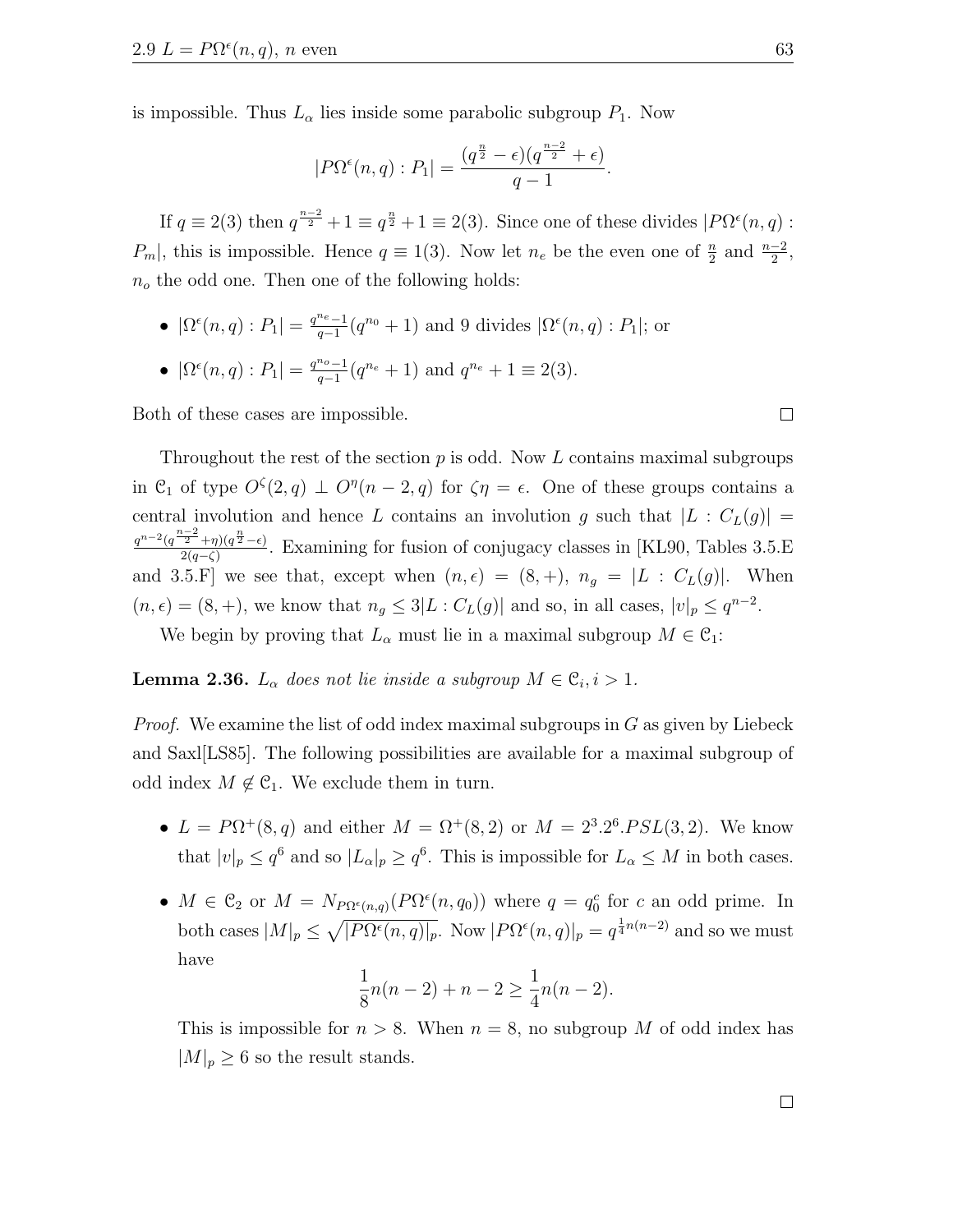is impossible. Thus $L_\alpha$ lies inside some parabolic subgroup $P_1$. Now

$$|P\Omega^\epsilon(n,q) : P_1| = \frac{(q^{\frac{n}{2}} - \epsilon)(q^{\frac{n-2}{2}} + \epsilon)}{q-1}.$$

If $q \equiv 2(3)$ then $q^{\frac{n-2}{2}} + 1 \equiv q^{\frac{n}{2}} + 1 \equiv 2(3)$. Since one of these divides $|P\Omega^\epsilon(n,q) : P_m|$, this is impossible. Hence $q \equiv 1(3)$. Now let $n_e$ be the even one of $\frac{n}{2}$ and $\frac{n-2}{2}$, $n_o$ the odd one. Then one of the following holds:

- $|\Omega^\epsilon(n,q) : P_1| = \frac{q^{n_e}-1}{q-1}(q^{n_0}+1)$ and 9 divides $|\Omega^\epsilon(n,q) : P_1|$; or
- $|\Omega^\epsilon(n,q) : P_1| = \frac{q^{n_o}-1}{q-1}(q^{n_e}+1)$ and $q^{n_e}+1 \equiv 2(3)$.

Both of these cases are impossible. □

Throughout the rest of the section $p$ is odd. Now $L$ contains maximal subgroups in $\mathcal{C}_1$ of type $O^\zeta(2,q) \perp O^\eta(n-2,q)$ for $\zeta\eta = \epsilon$. One of these groups contains a central involution and hence $L$ contains an involution $g$ such that $|L : C_L(g)| = \frac{q^{n-2}(q^{\frac{n-2}{2}}+\eta)(q^{\frac{n}{2}}-\epsilon)}{2(q-\zeta)}$. Examining for fusion of conjugacy classes in [KL90, Tables 3.5.E and 3.5.F] we see that, except when $(n,\epsilon) = (8,+)$, $n_g = |L : C_L(g)|$. When $(n,\epsilon) = (8,+)$, we know that $n_g \leq 3|L : C_L(g)|$ and so, in all cases, $|v|_p \leq q^{n-2}$.

We begin by proving that $L_\alpha$ must lie in a maximal subgroup $M \in \mathcal{C}_1$:

**Lemma 2.36.** *$L_\alpha$ does not lie inside a subgroup $M \in \mathcal{C}_i, i > 1$.*

*Proof.* We examine the list of odd index maximal subgroups in $G$ as given by Liebeck and Saxl[LS85]. The following possibilities are available for a maximal subgroup of odd index $M \notin \mathcal{C}_1$. We exclude them in turn.

- $L = P\Omega^+(8,q)$ and either $M = \Omega^+(8,2)$ or $M = 2^3.2^6.PSL(3,2)$. We know that $|v|_p \leq q^6$ and so $|L_\alpha|_p \geq q^6$. This is impossible for $L_\alpha \leq M$ in both cases.
- $M \in \mathcal{C}_2$ or $M = N_{P\Omega^\epsilon(n,q)}(P\Omega^\epsilon(n,q_0))$ where $q = q_0^c$ for $c$ an odd prime. In both cases $|M|_p \leq \sqrt{|P\Omega^\epsilon(n,q)|_p}$. Now $|P\Omega^\epsilon(n,q)|_p = q^{\frac{1}{4}n(n-2)}$ and so we must have

$$\frac{1}{8}n(n-2) + n - 2 \geq \frac{1}{4}n(n-2).$$

This is impossible for $n > 8$. When $n = 8$, no subgroup $M$ of odd index has $|M|_p \geq 6$ so the result stands.

□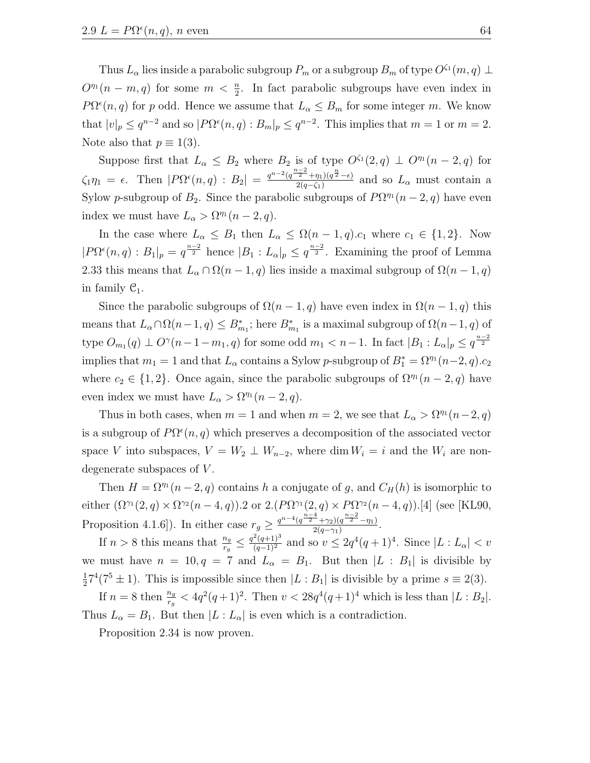Thus $L_\alpha$ lies inside a parabolic subgroup $P_m$ or a subgroup $B_m$ of type $O^{\zeta_1}(m,q) \perp O^{\eta_1}(n-m,q)$ for some $m < \frac{n}{2}$. In fact parabolic subgroups have even index in $P\Omega^\epsilon(n,q)$ for $p$ odd. Hence we assume that $L_\alpha \leq B_m$ for some integer $m$. We know that $|v|_p \leq q^{n-2}$ and so $|P\Omega^\epsilon(n,q) : B_m|_p \leq q^{n-2}$. This implies that $m = 1$ or $m = 2$. Note also that $p \equiv 1(3)$.

Suppose first that $L_\alpha \leq B_2$ where $B_2$ is of type $O^{\zeta_1}(2,q) \perp O^{\eta_1}(n-2,q)$ for $\zeta_1\eta_1 = \epsilon$. Then $|P\Omega^\epsilon(n,q) : B_2| = \frac{q^{n-2}(q^{\frac{n-2}{2}}+\eta_1)(q^{\frac{n}{2}}-\epsilon)}{2(q-\zeta_1)}$ and so $L_\alpha$ must contain a Sylow $p$-subgroup of $B_2$. Since the parabolic subgroups of $P\Omega^{\eta_1}(n-2,q)$ have even index we must have $L_\alpha > \Omega^{\eta_1}(n-2,q)$.

In the case where $L_\alpha \leq B_1$ then $L_\alpha \leq \Omega(n-1,q).c_1$ where $c_1 \in \{1,2\}$. Now $|P\Omega^\epsilon(n,q) : B_1|_p = q^{\frac{n-2}{2}}$ hence $|B_1 : L_\alpha|_p \leq q^{\frac{n-2}{2}}$. Examining the proof of Lemma 2.33 this means that $L_\alpha \cap \Omega(n-1,q)$ lies inside a maximal subgroup of $\Omega(n-1,q)$ in family $\mathcal{C}_1$.

Since the parabolic subgroups of $\Omega(n-1,q)$ have even index in $\Omega(n-1,q)$ this means that $L_\alpha \cap \Omega(n-1,q) \leq B^*_{m_1}$; here $B^*_{m_1}$ is a maximal subgroup of $\Omega(n-1,q)$ of type $O_{m_1}(q) \perp O^\gamma(n-1-m_1,q)$ for some odd $m_1 < n-1$. In fact $|B_1 : L_\alpha|_p \leq q^{\frac{n-2}{2}}$ implies that $m_1 = 1$ and that $L_\alpha$ contains a Sylow $p$-subgroup of $B^*_1 = \Omega^{\eta_1}(n-2,q).c_2$ where $c_2 \in \{1,2\}$. Once again, since the parabolic subgroups of $\Omega^{\eta_1}(n-2,q)$ have even index we must have $L_\alpha > \Omega^{\eta_1}(n-2,q)$.

Thus in both cases, when $m = 1$ and when $m = 2$, we see that $L_\alpha > \Omega^{\eta_1}(n-2,q)$ is a subgroup of $P\Omega^\epsilon(n,q)$ which preserves a decomposition of the associated vector space $V$ into subspaces, $V = W_2 \perp W_{n-2}$, where $\dim W_i = i$ and the $W_i$ are non-degenerate subspaces of $V$.

Then $H = \Omega^{\eta_1}(n-2,q)$ contains $h$ a conjugate of $g$, and $C_H(h)$ is isomorphic to either $(\Omega^{\gamma_1}(2,q) \times \Omega^{\gamma_2}(n-4,q)).2$ or $2.(P\Omega^{\gamma_1}(2,q) \times P\Omega^{\gamma_2}(n-4,q)).[4]$ (see [KL90, Proposition 4.1.6]). In either case $r_g \geq \frac{q^{n-4}(q^{\frac{n-4}{2}}+\gamma_2)(q^{\frac{n-2}{2}}-\eta_1)}{2(q-\gamma_1)}$.

If $n > 8$ this means that $\frac{n_g}{r_g} \leq \frac{q^2(q+1)^3}{(q-1)^2}$ and so $v \leq 2q^4(q+1)^4$. Since $|L : L_\alpha| < v$ we must have $n = 10, q = 7$ and $L_\alpha = B_1$. But then $|L : B_1|$ is divisible by $\frac{1}{2}7^4(7^5 \pm 1)$. This is impossible since then $|L : B_1|$ is divisible by a prime $s \equiv 2(3)$.

If $n = 8$ then $\frac{n_g}{r_g} < 4q^2(q+1)^2$. Then $v < 28q^4(q+1)^4$ which is less than $|L : B_2|$. Thus $L_\alpha = B_1$. But then $|L : L_\alpha|$ is even which is a contradiction.

Proposition 2.34 is now proven.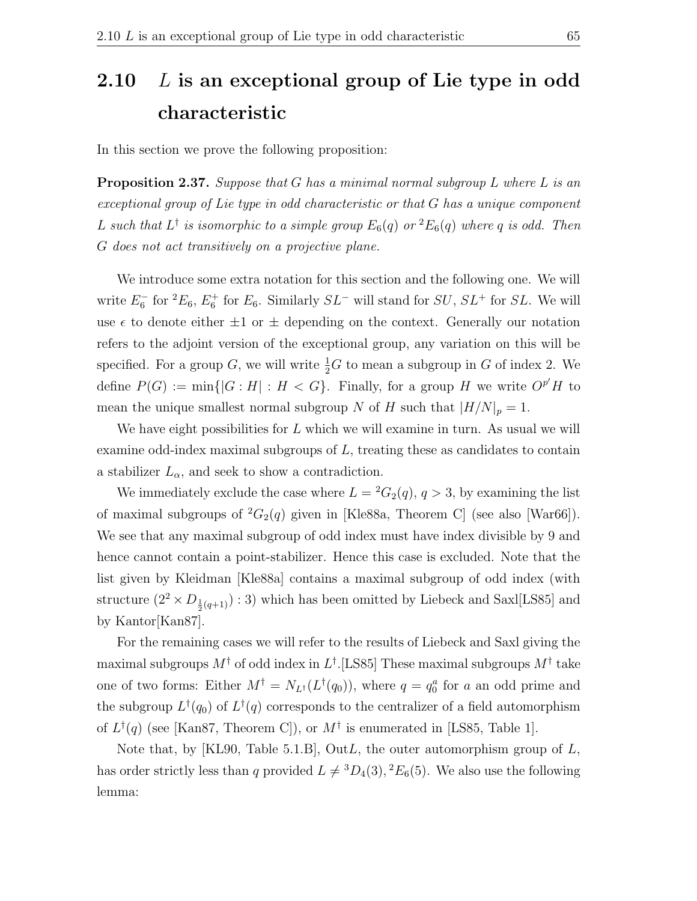## 2.10 $L$ is an exceptional group of Lie type in odd characteristic

In this section we prove the following proposition:

**Proposition 2.37.** *Suppose that $G$ has a minimal normal subgroup $L$ where $L$ is an exceptional group of Lie type in odd characteristic or that $G$ has a unique component $L$ such that $L^\dagger$ is isomorphic to a simple group $E_6(q)$ or ${}^2E_6(q)$ where $q$ is odd. Then $G$ does not act transitively on a projective plane.*

We introduce some extra notation for this section and the following one. We will write $E_6^-$ for ${}^2E_6$, $E_6^+$ for $E_6$. Similarly $SL^-$ will stand for $SU$, $SL^+$ for $SL$. We will use $\epsilon$ to denote either $\pm 1$ or $\pm$ depending on the context. Generally our notation refers to the adjoint version of the exceptional group, any variation on this will be specified. For a group $G$, we will write $\frac{1}{2}G$ to mean a subgroup in $G$ of index 2. We define $P(G) := \min\{|G : H| : H < G\}$. Finally, for a group $H$ we write $O^{p'}H$ to mean the unique smallest normal subgroup $N$ of $H$ such that $|H/N|_p = 1$.

We have eight possibilities for $L$ which we will examine in turn. As usual we will examine odd-index maximal subgroups of $L$, treating these as candidates to contain a stabilizer $L_\alpha$, and seek to show a contradiction.

We immediately exclude the case where $L = {}^2G_2(q)$, $q > 3$, by examining the list of maximal subgroups of ${}^2G_2(q)$ given in [Kle88a, Theorem C] (see also [War66]). We see that any maximal subgroup of odd index must have index divisible by 9 and hence cannot contain a point-stabilizer. Hence this case is excluded. Note that the list given by Kleidman [Kle88a] contains a maximal subgroup of odd index (with structure $(2^2 \times D_{\frac{1}{2}(q+1)}) : 3$) which has been omitted by Liebeck and Saxl[LS85] and by Kantor[Kan87].

For the remaining cases we will refer to the results of Liebeck and Saxl giving the maximal subgroups $M^\dagger$ of odd index in $L^\dagger$.[LS85] These maximal subgroups $M^\dagger$ take one of two forms: Either $M^\dagger = N_{L^\dagger}(L^\dagger(q_0))$, where $q = q_0^a$ for $a$ an odd prime and the subgroup $L^\dagger(q_0)$ of $L^\dagger(q)$ corresponds to the centralizer of a field automorphism of $L^\dagger(q)$ (see [Kan87, Theorem C]), or $M^\dagger$ is enumerated in [LS85, Table 1].

Note that, by [KL90, Table 5.1.B], Out$L$, the outer automorphism group of $L$, has order strictly less than $q$ provided $L \neq {}^3D_4(3), {}^2E_6(5)$. We also use the following lemma: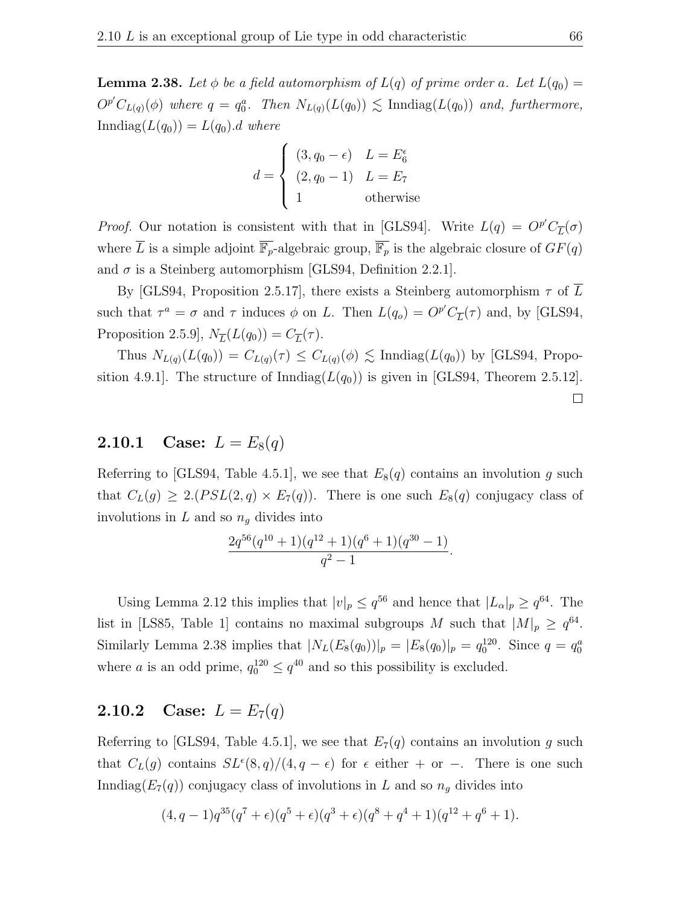**Lemma 2.38.** *Let $\phi$ be a field automorphism of $L(q)$ of prime order $a$. Let $L(q_0) = O^{p'}C_{L(q)}(\phi)$ where $q = q_0^a$. Then $N_{L(q)}(L(q_0)) \lesssim \text{Inndiag}(L(q_0))$ and, furthermore, $\text{Inndiag}(L(q_0)) = L(q_0).d$ where*

$$d = \begin{cases} (3, q_0 - \epsilon) & L = E_6^\epsilon \\ (2, q_0 - 1) & L = E_7 \\ 1 & \text{otherwise} \end{cases}$$

*Proof.* Our notation is consistent with that in [GLS94]. Write $L(q) = O^{p'}C_{\overline{L}}(\sigma)$ where $\overline{L}$ is a simple adjoint $\overline{\mathbb{F}_p}$-algebraic group, $\overline{\mathbb{F}_p}$ is the algebraic closure of $GF(q)$ and $\sigma$ is a Steinberg automorphism [GLS94, Definition 2.2.1].

By [GLS94, Proposition 2.5.17], there exists a Steinberg automorphism $\tau$ of $\overline{L}$ such that $\tau^a = \sigma$ and $\tau$ induces $\phi$ on $L$. Then $L(q_o) = O^{p'}C_{\overline{L}}(\tau)$ and, by [GLS94, Proposition 2.5.9], $N_{\overline{L}}(L(q_0)) = C_{\overline{L}}(\tau)$.

Thus $N_{L(q)}(L(q_0)) = C_{L(q)}(\tau) \leq C_{L(q)}(\phi) \lesssim \text{Inndiag}(L(q_0))$ by [GLS94, Proposition 4.9.1]. The structure of $\text{Inndiag}(L(q_0))$ is given in [GLS94, Theorem 2.5.12]. □

### 2.10.1 Case: $L = E_8(q)$

Referring to [GLS94, Table 4.5.1], we see that $E_8(q)$ contains an involution $g$ such that $C_L(g) \geq 2.(PSL(2,q) \times E_7(q))$. There is one such $E_8(q)$ conjugacy class of involutions in $L$ and so $n_g$ divides into

$$\frac{2q^{56}(q^{10}+1)(q^{12}+1)(q^6+1)(q^{30}-1)}{q^2-1}.$$

Using Lemma 2.12 this implies that $|v|_p \leq q^{56}$ and hence that $|L_\alpha|_p \geq q^{64}$. The list in [LS85, Table 1] contains no maximal subgroups $M$ such that $|M|_p \geq q^{64}$. Similarly Lemma 2.38 implies that $|N_L(E_8(q_0))|_p = |E_8(q_0)|_p = q_0^{120}$. Since $q = q_0^a$ where $a$ is an odd prime, $q_0^{120} \leq q^{40}$ and so this possibility is excluded.

### 2.10.2 Case: $L = E_7(q)$

Referring to [GLS94, Table 4.5.1], we see that $E_7(q)$ contains an involution $g$ such that $C_L(g)$ contains $SL^\epsilon(8,q)/(4, q-\epsilon)$ for $\epsilon$ either $+$ or $-$. There is one such $\text{Inndiag}(E_7(q))$ conjugacy class of involutions in $L$ and so $n_g$ divides into

$$(4, q-1)q^{35}(q^7+\epsilon)(q^5+\epsilon)(q^3+\epsilon)(q^8+q^4+1)(q^{12}+q^6+1).$$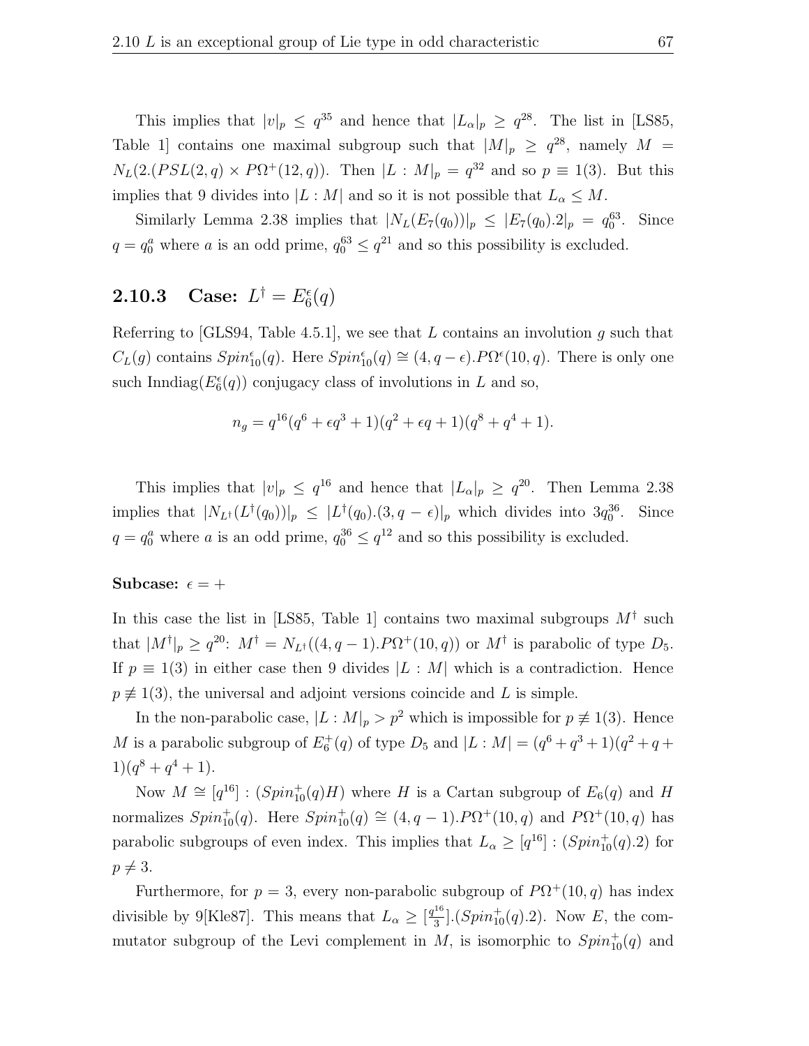This implies that $|v|_p \leq q^{35}$ and hence that $|L_\alpha|_p \geq q^{28}$. The list in [LS85, Table 1] contains one maximal subgroup such that $|M|_p \geq q^{28}$, namely $M = N_L(2.(PSL(2,q) \times P\Omega^+(12,q))$. Then $|L : M|_p = q^{32}$ and so $p \equiv 1(3)$. But this implies that 9 divides into $|L : M|$ and so it is not possible that $L_\alpha \leq M$.

Similarly Lemma 2.38 implies that $|N_L(E_7(q_0))|_p \leq |E_7(q_0).2|_p = q_0^{63}$. Since $q = q_0^a$ where $a$ is an odd prime, $q_0^{63} \leq q^{21}$ and so this possibility is excluded.

### 2.10.3 Case: $L^\dagger = E_6^\epsilon(q)$

Referring to [GLS94, Table 4.5.1], we see that $L$ contains an involution $g$ such that $C_L(g)$ contains $Spin_{10}^\epsilon(q)$. Here $Spin_{10}^\epsilon(q) \cong (4, q-\epsilon).P\Omega^\epsilon(10,q)$. There is only one such $\text{Inndiag}(E_6^\epsilon(q))$ conjugacy class of involutions in $L$ and so,

$$n_g = q^{16}(q^6 + \epsilon q^3 + 1)(q^2 + \epsilon q + 1)(q^8 + q^4 + 1).$$

This implies that $|v|_p \leq q^{16}$ and hence that $|L_\alpha|_p \geq q^{20}$. Then Lemma 2.38 implies that $|N_{L^\dagger}(L^\dagger(q_0))|_p \leq |L^\dagger(q_0).(3, q-\epsilon)|_p$ which divides into $3q_0^{36}$. Since $q = q_0^a$ where $a$ is an odd prime, $q_0^{36} \leq q^{12}$ and so this possibility is excluded.

**Subcase:** $\epsilon = +$

In this case the list in [LS85, Table 1] contains two maximal subgroups $M^\dagger$ such that $|M^\dagger|_p \geq q^{20}$: $M^\dagger = N_{L^\dagger}((4, q-1).P\Omega^+(10,q))$ or $M^\dagger$ is parabolic of type $D_5$. If $p \equiv 1(3)$ in either case then 9 divides $|L : M|$ which is a contradiction. Hence $p \not\equiv 1(3)$, the universal and adjoint versions coincide and $L$ is simple.

In the non-parabolic case, $|L : M|_p > p^2$ which is impossible for $p \not\equiv 1(3)$. Hence $M$ is a parabolic subgroup of $E_6^+(q)$ of type $D_5$ and $|L : M| = (q^6 + q^3 + 1)(q^2 + q + 1)(q^8 + q^4 + 1)$.

Now $M \cong [q^{16}] : (Spin_{10}^+(q)H)$ where $H$ is a Cartan subgroup of $E_6(q)$ and $H$ normalizes $Spin_{10}^+(q)$. Here $Spin_{10}^+(q) \cong (4, q-1).P\Omega^+(10,q)$ and $P\Omega^+(10,q)$ has parabolic subgroups of even index. This implies that $L_\alpha \geq [q^{16}] : (Spin_{10}^+(q).2)$ for $p \neq 3$.

Furthermore, for $p = 3$, every non-parabolic subgroup of $P\Omega^+(10,q)$ has index divisible by 9[Kle87]. This means that $L_\alpha \geq [\frac{q^{16}}{3}].(Spin_{10}^+(q).2)$. Now $E$, the commutator subgroup of the Levi complement in $M$, is isomorphic to $Spin_{10}^+(q)$ and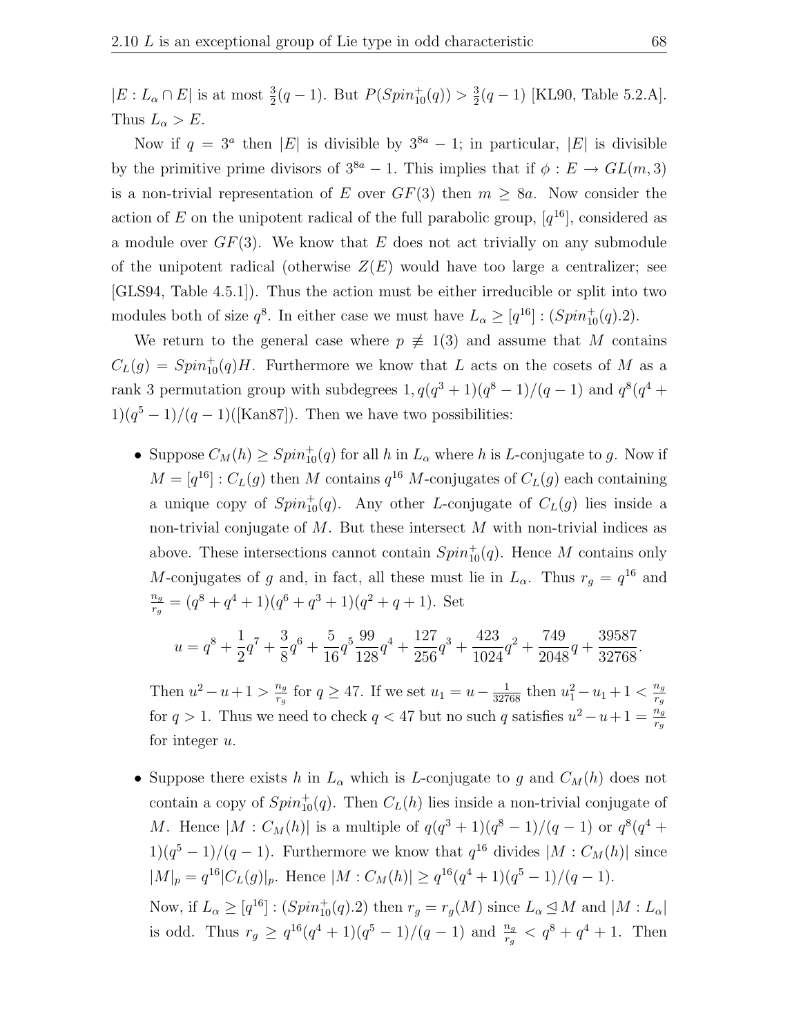$|E : L_\alpha \cap E|$ is at most $\frac{3}{2}(q-1)$. But $P(Spin_{10}^+(q)) > \frac{3}{2}(q-1)$ [KL90, Table 5.2.A]. Thus $L_\alpha > E$.

Now if $q = 3^a$ then $|E|$ is divisible by $3^{8a} - 1$; in particular, $|E|$ is divisible by the primitive prime divisors of $3^{8a} - 1$. This implies that if $\phi : E \to GL(m, 3)$ is a non-trivial representation of $E$ over $GF(3)$ then $m \geq 8a$. Now consider the action of $E$ on the unipotent radical of the full parabolic group, $[q^{16}]$, considered as a module over $GF(3)$. We know that $E$ does not act trivially on any submodule of the unipotent radical (otherwise $Z(E)$ would have too large a centralizer; see [GLS94, Table 4.5.1]). Thus the action must be either irreducible or split into two modules both of size $q^8$. In either case we must have $L_\alpha \geq [q^{16}] : (Spin_{10}^+(q).2)$.

We return to the general case where $p \not\equiv 1(3)$ and assume that $M$ contains $C_L(g) = Spin_{10}^+(q)H$. Furthermore we know that $L$ acts on the cosets of $M$ as a rank 3 permutation group with subdegrees $1, q(q^3+1)(q^8-1)/(q-1)$ and $q^8(q^4+1)(q^5-1)/(q-1)$([Kan87]). Then we have two possibilities:

- Suppose $C_M(h) \geq Spin_{10}^+(q)$ for all $h$ in $L_\alpha$ where $h$ is $L$-conjugate to $g$. Now if $M = [q^{16}] : C_L(g)$ then $M$ contains $q^{16}$ $M$-conjugates of $C_L(g)$ each containing a unique copy of $Spin_{10}^+(q)$. Any other $L$-conjugate of $C_L(g)$ lies inside a non-trivial conjugate of $M$. But these intersect $M$ with non-trivial indices as above. These intersections cannot contain $Spin_{10}^+(q)$. Hence $M$ contains only $M$-conjugates of $g$ and, in fact, all these must lie in $L_\alpha$. Thus $r_g = q^{16}$ and $\frac{n_g}{r_g} = (q^8+q^4+1)(q^6+q^3+1)(q^2+q+1)$. Set

$$u = q^8 + \frac{1}{2}q^7 + \frac{3}{8}q^6 + \frac{5}{16}q^5\frac{99}{128}q^4 + \frac{127}{256}q^3 + \frac{423}{1024}q^2 + \frac{749}{2048}q + \frac{39587}{32768}.$$

  Then $u^2 - u + 1 > \frac{n_g}{r_g}$ for $q \geq 47$. If we set $u_1 = u - \frac{1}{32768}$ then $u_1^2 - u_1 + 1 < \frac{n_g}{r_g}$ for $q > 1$. Thus we need to check $q < 47$ but no such $q$ satisfies $u^2 - u + 1 = \frac{n_g}{r_g}$ for integer $u$.

- Suppose there exists $h$ in $L_\alpha$ which is $L$-conjugate to $g$ and $C_M(h)$ does not contain a copy of $Spin_{10}^+(q)$. Then $C_L(h)$ lies inside a non-trivial conjugate of $M$. Hence $|M : C_M(h)|$ is a multiple of $q(q^3+1)(q^8-1)/(q-1)$ or $q^8(q^4+1)(q^5-1)/(q-1)$. Furthermore we know that $q^{16}$ divides $|M : C_M(h)|$ since $|M|_p = q^{16}|C_L(g)|_p$. Hence $|M : C_M(h)| \geq q^{16}(q^4+1)(q^5-1)/(q-1)$.

  Now, if $L_\alpha \geq [q^{16}] : (Spin_{10}^+(q).2)$ then $r_g = r_g(M)$ since $L_\alpha \trianglelefteq M$ and $|M : L_\alpha|$ is odd. Thus $r_g \geq q^{16}(q^4+1)(q^5-1)/(q-1)$ and $\frac{n_g}{r_g} < q^8 + q^4 + 1$. Then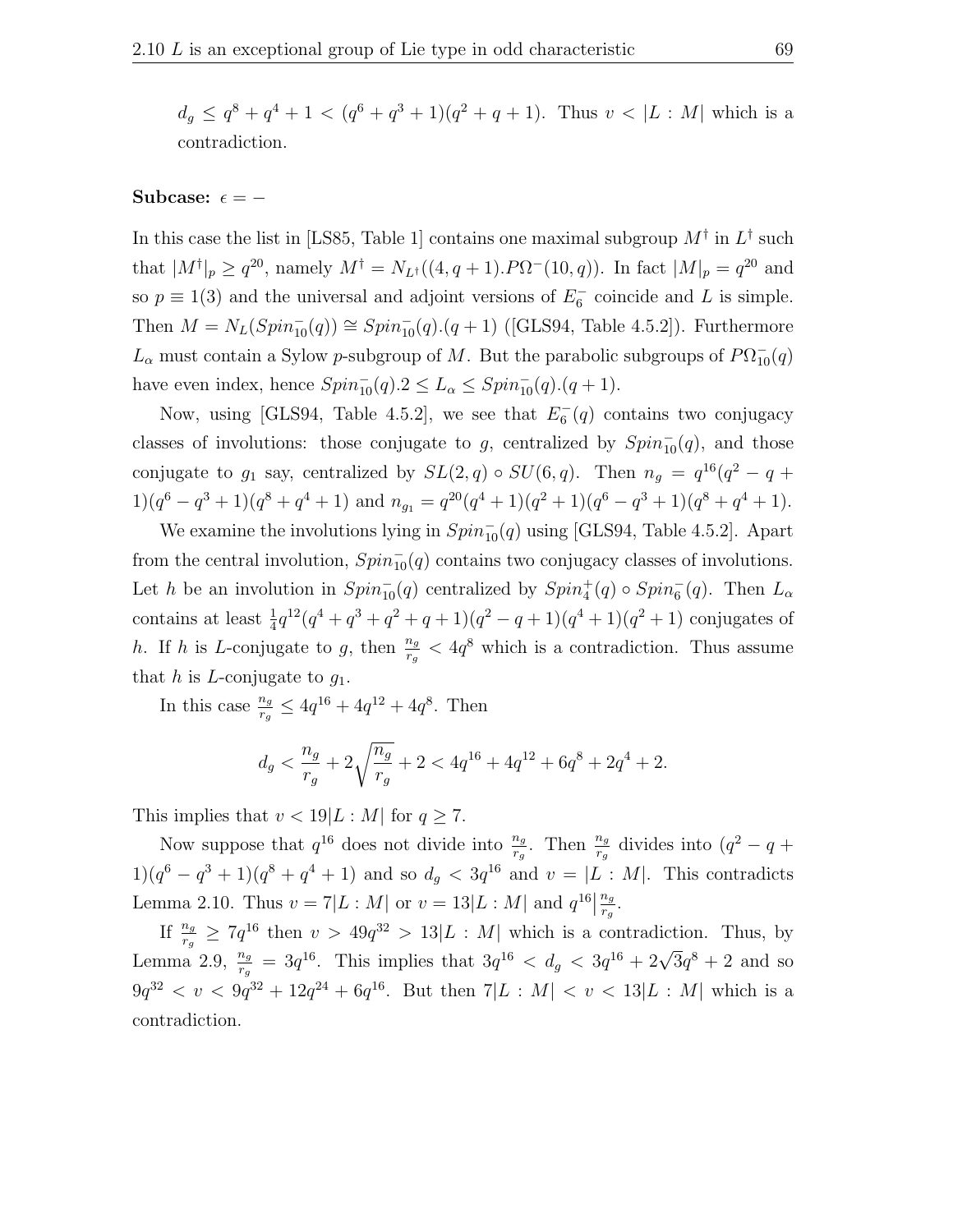$d_g \leq q^8 + q^4 + 1 < (q^6 + q^3 + 1)(q^2 + q + 1)$. Thus $v < |L : M|$ which is a contradiction.

**Subcase:** $\epsilon = -$

In this case the list in [LS85, Table 1] contains one maximal subgroup $M^\dagger$ in $L^\dagger$ such that $|M^\dagger|_p \geq q^{20}$, namely $M^\dagger = N_{L^\dagger}((4, q+1).P\Omega^-(10, q))$. In fact $|M|_p = q^{20}$ and so $p \equiv 1(3)$ and the universal and adjoint versions of $E_6^-$ coincide and $L$ is simple. Then $M = N_L(Spin_{10}^-(q)) \cong Spin_{10}^-(q).(q+1)$ ([GLS94, Table 4.5.2]). Furthermore $L_\alpha$ must contain a Sylow $p$-subgroup of $M$. But the parabolic subgroups of $P\Omega_{10}^-(q)$ have even index, hence $Spin_{10}^-(q).2 \leq L_\alpha \leq Spin_{10}^-(q).(q+1)$.

Now, using [GLS94, Table 4.5.2], we see that $E_6^-(q)$ contains two conjugacy classes of involutions: those conjugate to $g$, centralized by $Spin_{10}^-(q)$, and those conjugate to $g_1$ say, centralized by $SL(2, q) \circ SU(6, q)$. Then $n_g = q^{16}(q^2 - q + 1)(q^6 - q^3 + 1)(q^8 + q^4 + 1)$ and $n_{g_1} = q^{20}(q^4 + 1)(q^2 + 1)(q^6 - q^3 + 1)(q^8 + q^4 + 1)$.

We examine the involutions lying in $Spin_{10}^-(q)$ using [GLS94, Table 4.5.2]. Apart from the central involution, $Spin_{10}^-(q)$ contains two conjugacy classes of involutions. Let $h$ be an involution in $Spin_{10}^-(q)$ centralized by $Spin_4^+(q) \circ Spin_6^-(q)$. Then $L_\alpha$ contains at least $\frac{1}{4}q^{12}(q^4 + q^3 + q^2 + q + 1)(q^2 - q + 1)(q^4 + 1)(q^2 + 1)$ conjugates of $h$. If $h$ is $L$-conjugate to $g$, then $\frac{n_g}{r_g} < 4q^8$ which is a contradiction. Thus assume that $h$ is $L$-conjugate to $g_1$.

In this case $\frac{n_g}{r_g} \leq 4q^{16} + 4q^{12} + 4q^8$. Then

$$d_g < \frac{n_g}{r_g} + 2\sqrt{\frac{n_g}{r_g}} + 2 < 4q^{16} + 4q^{12} + 6q^8 + 2q^4 + 2.$$

This implies that $v < 19|L : M|$ for $q \geq 7$.

Now suppose that $q^{16}$ does not divide into $\frac{n_g}{r_g}$. Then $\frac{n_g}{r_g}$ divides into $(q^2 - q + 1)(q^6 - q^3 + 1)(q^8 + q^4 + 1)$ and so $d_g < 3q^{16}$ and $v = |L : M|$. This contradicts Lemma 2.10. Thus $v = 7|L : M|$ or $v = 13|L : M|$ and $q^{16} \big| \frac{n_g}{r_g}$.

If $\frac{n_g}{r_g} \geq 7q^{16}$ then $v > 49q^{32} > 13|L : M|$ which is a contradiction. Thus, by Lemma 2.9, $\frac{n_g}{r_g} = 3q^{16}$. This implies that $3q^{16} < d_g < 3q^{16} + 2\sqrt{3}q^8 + 2$ and so $9q^{32} < v < 9q^{32} + 12q^{24} + 6q^{16}$. But then $7|L : M| < v < 13|L : M|$ which is a contradiction.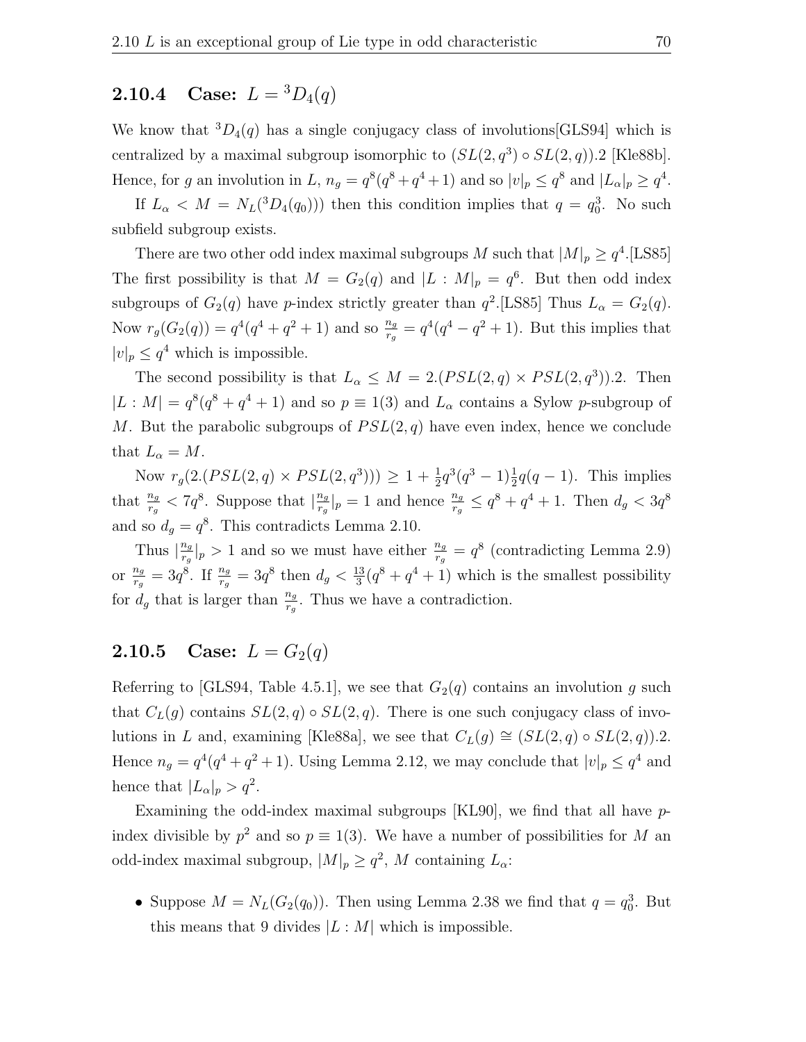### 2.10.4 Case: $L = {}^3D_4(q)$

We know that ${}^3D_4(q)$ has a single conjugacy class of involutions[GLS94] which is centralized by a maximal subgroup isomorphic to $(SL(2, q^3) \circ SL(2, q)).2$ [Kle88b]. Hence, for $g$ an involution in $L$, $n_g = q^8(q^8 + q^4 + 1)$ and so $|v|_p \leq q^8$ and $|L_\alpha|_p \geq q^4$.

If $L_\alpha < M = N_L({}^3D_4(q_0)))$ then this condition implies that $q = q_0^3$. No such subfield subgroup exists.

There are two other odd index maximal subgroups $M$ such that $|M|_p \geq q^4$.[LS85] The first possibility is that $M = G_2(q)$ and $|L : M|_p = q^6$. But then odd index subgroups of $G_2(q)$ have $p$-index strictly greater than $q^2$.[LS85] Thus $L_\alpha = G_2(q)$. Now $r_g(G_2(q)) = q^4(q^4 + q^2 + 1)$ and so $\frac{n_g}{r_g} = q^4(q^4 - q^2 + 1)$. But this implies that $|v|_p \leq q^4$ which is impossible.

The second possibility is that $L_\alpha \leq M = 2.(PSL(2, q) \times PSL(2, q^3)).2$. Then $|L : M| = q^8(q^8 + q^4 + 1)$ and so $p \equiv 1(3)$ and $L_\alpha$ contains a Sylow $p$-subgroup of $M$. But the parabolic subgroups of $PSL(2, q)$ have even index, hence we conclude that $L_\alpha = M$.

Now $r_g(2.(PSL(2, q) \times PSL(2, q^3))) \geq 1 + \frac{1}{2}q^3(q^3 - 1)\frac{1}{2}q(q - 1)$. This implies that $\frac{n_g}{r_g} < 7q^8$. Suppose that $|\frac{n_g}{r_g}|_p = 1$ and hence $\frac{n_g}{r_g} \leq q^8 + q^4 + 1$. Then $d_g < 3q^8$ and so $d_g = q^8$. This contradicts Lemma 2.10.

Thus $|\frac{n_g}{r_g}|_p > 1$ and so we must have either $\frac{n_g}{r_g} = q^8$ (contradicting Lemma 2.9) or $\frac{n_g}{r_g} = 3q^8$. If $\frac{n_g}{r_g} = 3q^8$ then $d_g < \frac{13}{3}(q^8 + q^4 + 1)$ which is the smallest possibility for $d_g$ that is larger than $\frac{n_g}{r_g}$. Thus we have a contradiction.

### 2.10.5 Case: $L = G_2(q)$

Referring to [GLS94, Table 4.5.1], we see that $G_2(q)$ contains an involution $g$ such that $C_L(g)$ contains $SL(2, q) \circ SL(2, q)$. There is one such conjugacy class of involutions in $L$ and, examining [Kle88a], we see that $C_L(g) \cong (SL(2, q) \circ SL(2, q)).2$. Hence $n_g = q^4(q^4 + q^2 + 1)$. Using Lemma 2.12, we may conclude that $|v|_p \leq q^4$ and hence that $|L_\alpha|_p > q^2$.

Examining the odd-index maximal subgroups [KL90], we find that all have $p$-index divisible by $p^2$ and so $p \equiv 1(3)$. We have a number of possibilities for $M$ an odd-index maximal subgroup, $|M|_p \geq q^2$, $M$ containing $L_\alpha$:

- Suppose $M = N_L(G_2(q_0))$. Then using Lemma 2.38 we find that $q = q_0^3$. But this means that 9 divides $|L : M|$ which is impossible.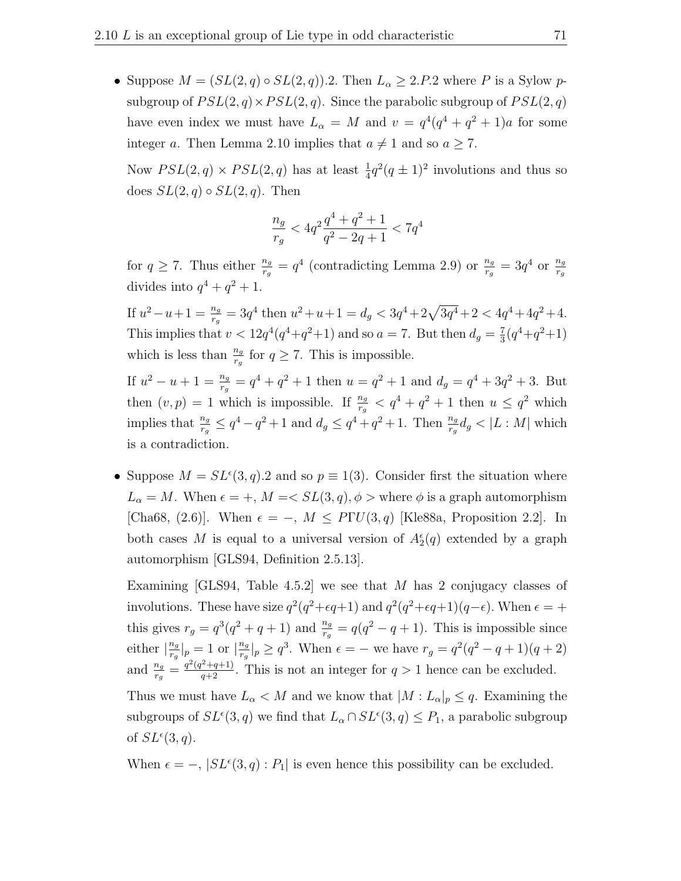- Suppose $M = (SL(2,q) \circ SL(2,q)).2$. Then $L_\alpha \geq 2.P.2$ where $P$ is a Sylow $p$-subgroup of $PSL(2,q) \times PSL(2,q)$. Since the parabolic subgroup of $PSL(2,q)$ have even index we must have $L_\alpha = M$ and $v = q^4(q^4 + q^2 + 1)a$ for some integer $a$. Then Lemma 2.10 implies that $a \neq 1$ and so $a \geq 7$.

  Now $PSL(2,q) \times PSL(2,q)$ has at least $\frac{1}{4}q^2(q \pm 1)^2$ involutions and thus so does $SL(2,q) \circ SL(2,q)$. Then

  $$\frac{n_g}{r_g} < 4q^2 \frac{q^4 + q^2 + 1}{q^2 - 2q + 1} < 7q^4$$

  for $q \geq 7$. Thus either $\frac{n_g}{r_g} = q^4$ (contradicting Lemma 2.9) or $\frac{n_g}{r_g} = 3q^4$ or $\frac{n_g}{r_g}$ divides into $q^4 + q^2 + 1$.

  If $u^2 - u + 1 = \frac{n_g}{r_g} = 3q^4$ then $u^2 + u + 1 = d_g < 3q^4 + 2\sqrt{3q^4} + 2 < 4q^4 + 4q^2 + 4$. This implies that $v < 12q^4(q^4 + q^2 + 1)$ and so $a = 7$. But then $d_g = \frac{7}{3}(q^4 + q^2 + 1)$ which is less than $\frac{n_g}{r_g}$ for $q \geq 7$. This is impossible.

  If $u^2 - u + 1 = \frac{n_g}{r_g} = q^4 + q^2 + 1$ then $u = q^2 + 1$ and $d_g = q^4 + 3q^2 + 3$. But then $(v, p) = 1$ which is impossible. If $\frac{n_g}{r_g} < q^4 + q^2 + 1$ then $u \leq q^2$ which implies that $\frac{n_g}{r_g} \leq q^4 - q^2 + 1$ and $d_g \leq q^4 + q^2 + 1$. Then $\frac{n_g}{r_g} d_g < |L : M|$ which is a contradiction.

- Suppose $M = SL^\epsilon(3,q).2$ and so $p \equiv 1(3)$. Consider first the situation where $L_\alpha = M$. When $\epsilon = +$, $M = < SL(3,q), \phi >$ where $\phi$ is a graph automorphism [Cha68, (2.6)]. When $\epsilon = -$, $M \leq P\Gamma U(3,q)$ [Kle88a, Proposition 2.2]. In both cases $M$ is equal to a universal version of $A_2^\epsilon(q)$ extended by a graph automorphism [GLS94, Definition 2.5.13].

  Examining [GLS94, Table 4.5.2] we see that $M$ has 2 conjugacy classes of involutions. These have size $q^2(q^2 + \epsilon q + 1)$ and $q^2(q^2 + \epsilon q + 1)(q - \epsilon)$. When $\epsilon = +$ this gives $r_g = q^3(q^2 + q + 1)$ and $\frac{n_g}{r_g} = q(q^2 - q + 1)$. This is impossible since either $|\frac{n_g}{r_g}|_p = 1$ or $|\frac{n_g}{r_g}|_p \geq q^3$. When $\epsilon = -$ we have $r_g = q^2(q^2 - q + 1)(q + 2)$ and $\frac{n_g}{r_g} = \frac{q^2(q^2 + q + 1)}{q + 2}$. This is not an integer for $q > 1$ hence can be excluded.

  Thus we must have $L_\alpha < M$ and we know that $|M : L_\alpha|_p \leq q$. Examining the subgroups of $SL^\epsilon(3,q)$ we find that $L_\alpha \cap SL^\epsilon(3,q) \leq P_1$, a parabolic subgroup of $SL^\epsilon(3,q)$.

  When $\epsilon = -$, $|SL^\epsilon(3,q) : P_1|$ is even hence this possibility can be excluded.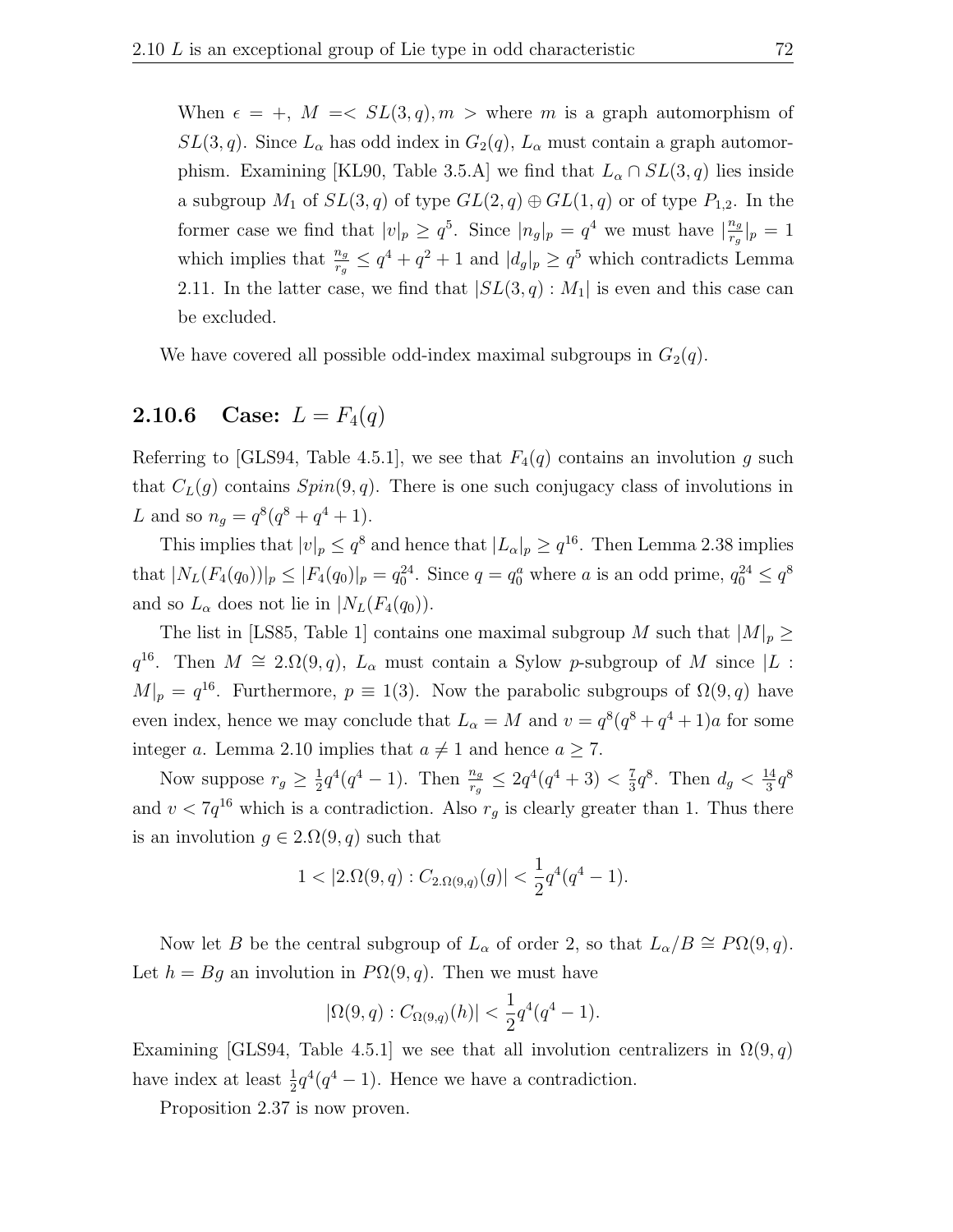When $\epsilon = +$, $M = < SL(3,q), m >$ where $m$ is a graph automorphism of $SL(3,q)$. Since $L_\alpha$ has odd index in $G_2(q)$, $L_\alpha$ must contain a graph automorphism. Examining [KL90, Table 3.5.A] we find that $L_\alpha \cap SL(3,q)$ lies inside a subgroup $M_1$ of $SL(3,q)$ of type $GL(2,q) \oplus GL(1,q)$ or of type $P_{1,2}$. In the former case we find that $|v|_p \geq q^5$. Since $|n_g|_p = q^4$ we must have $|\frac{n_g}{r_g}|_p = 1$ which implies that $\frac{n_g}{r_g} \leq q^4 + q^2 + 1$ and $|d_g|_p \geq q^5$ which contradicts Lemma 2.11. In the latter case, we find that $|SL(3,q) : M_1|$ is even and this case can be excluded.

We have covered all possible odd-index maximal subgroups in $G_2(q)$.

### 2.10.6 Case: $L = F_4(q)$

Referring to [GLS94, Table 4.5.1], we see that $F_4(q)$ contains an involution $g$ such that $C_L(g)$ contains $Spin(9,q)$. There is one such conjugacy class of involutions in $L$ and so $n_g = q^8(q^8 + q^4 + 1)$.

This implies that $|v|_p \leq q^8$ and hence that $|L_\alpha|_p \geq q^{16}$. Then Lemma 2.38 implies that $|N_L(F_4(q_0))|_p \leq |F_4(q_0)|_p = q_0^{24}$. Since $q = q_0^a$ where $a$ is an odd prime, $q_0^{24} \leq q^8$ and so $L_\alpha$ does not lie in $|N_L(F_4(q_0))$.

The list in [LS85, Table 1] contains one maximal subgroup $M$ such that $|M|_p \geq q^{16}$. Then $M \cong 2.\Omega(9,q)$, $L_\alpha$ must contain a Sylow $p$-subgroup of $M$ since $|L : M|_p = q^{16}$. Furthermore, $p \equiv 1(3)$. Now the parabolic subgroups of $\Omega(9,q)$ have even index, hence we may conclude that $L_\alpha = M$ and $v = q^8(q^8 + q^4 + 1)a$ for some integer $a$. Lemma 2.10 implies that $a \neq 1$ and hence $a \geq 7$.

Now suppose $r_g \geq \frac{1}{2}q^4(q^4 - 1)$. Then $\frac{n_g}{r_g} \leq 2q^4(q^4 + 3) < \frac{7}{3}q^8$. Then $d_g < \frac{14}{3}q^8$ and $v < 7q^{16}$ which is a contradiction. Also $r_g$ is clearly greater than 1. Thus there is an involution $g \in 2.\Omega(9,q)$ such that

$$1 < |2.\Omega(9,q) : C_{2.\Omega(9,q)}(g)| < \frac{1}{2}q^4(q^4 - 1).$$

Now let $B$ be the central subgroup of $L_\alpha$ of order 2, so that $L_\alpha/B \cong P\Omega(9,q)$. Let $h = Bg$ an involution in $P\Omega(9,q)$. Then we must have

$$|\Omega(9,q) : C_{\Omega(9,q)}(h)| < \frac{1}{2}q^4(q^4 - 1).$$

Examining [GLS94, Table 4.5.1] we see that all involution centralizers in $\Omega(9,q)$ have index at least $\frac{1}{2}q^4(q^4 - 1)$. Hence we have a contradiction.

Proposition 2.37 is now proven.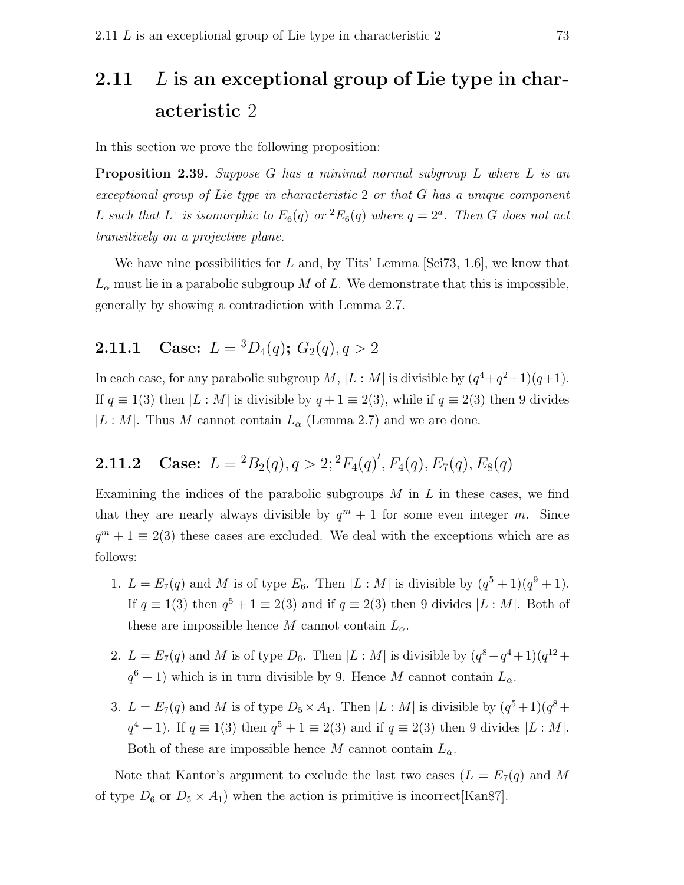## 2.11 $L$ is an exceptional group of Lie type in characteristic 2

In this section we prove the following proposition:

**Proposition 2.39.** *Suppose $G$ has a minimal normal subgroup $L$ where $L$ is an exceptional group of Lie type in characteristic 2 or that $G$ has a unique component $L$ such that $L^\dagger$ is isomorphic to $E_6(q)$ or ${}^2E_6(q)$ where $q = 2^a$. Then $G$ does not act transitively on a projective plane.*

We have nine possibilities for $L$ and, by Tits' Lemma [Sei73, 1.6], we know that $L_\alpha$ must lie in a parabolic subgroup $M$ of $L$. We demonstrate that this is impossible, generally by showing a contradiction with Lemma 2.7.

### 2.11.1 Case: $L = {}^3D_4(q)$; $G_2(q), q > 2$

In each case, for any parabolic subgroup $M$, $|L : M|$ is divisible by $(q^4+q^2+1)(q+1)$. If $q \equiv 1(3)$ then $|L : M|$ is divisible by $q + 1 \equiv 2(3)$, while if $q \equiv 2(3)$ then 9 divides $|L : M|$. Thus $M$ cannot contain $L_\alpha$ (Lemma 2.7) and we are done.

### 2.11.2 Case: $L = {}^2B_2(q), q > 2; {}^2F_4(q)', F_4(q), E_7(q), E_8(q)$

Examining the indices of the parabolic subgroups $M$ in $L$ in these cases, we find that they are nearly always divisible by $q^m + 1$ for some even integer $m$. Since $q^m + 1 \equiv 2(3)$ these cases are excluded. We deal with the exceptions which are as follows:

1. $L = E_7(q)$ and $M$ is of type $E_6$. Then $|L : M|$ is divisible by $(q^5 + 1)(q^9 + 1)$. If $q \equiv 1(3)$ then $q^5 + 1 \equiv 2(3)$ and if $q \equiv 2(3)$ then 9 divides $|L : M|$. Both of these are impossible hence $M$ cannot contain $L_\alpha$.

2. $L = E_7(q)$ and $M$ is of type $D_6$. Then $|L : M|$ is divisible by $(q^8+q^4+1)(q^{12}+q^6+1)$ which is in turn divisible by 9. Hence $M$ cannot contain $L_\alpha$.

3. $L = E_7(q)$ and $M$ is of type $D_5 \times A_1$. Then $|L : M|$ is divisible by $(q^5+1)(q^8+q^4+1)$. If $q \equiv 1(3)$ then $q^5 + 1 \equiv 2(3)$ and if $q \equiv 2(3)$ then 9 divides $|L : M|$. Both of these are impossible hence $M$ cannot contain $L_\alpha$.

Note that Kantor's argument to exclude the last two cases ($L = E_7(q)$ and $M$ of type $D_6$ or $D_5 \times A_1$) when the action is primitive is incorrect[Kan87].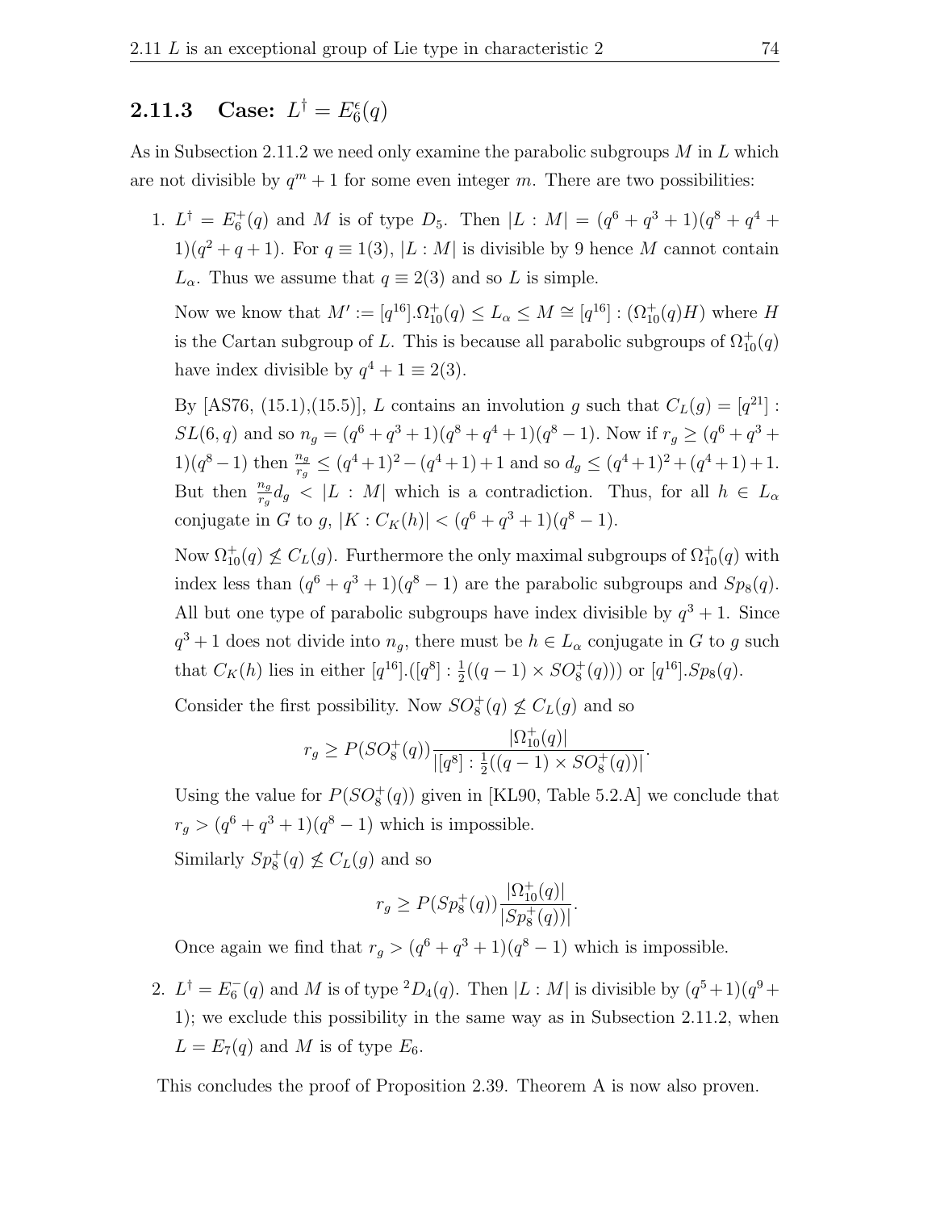### 2.11.3 Case: $L^\dagger = E_6^\epsilon(q)$

As in Subsection 2.11.2 we need only examine the parabolic subgroups $M$ in $L$ which are not divisible by $q^m + 1$ for some even integer $m$. There are two possibilities:

1. $L^\dagger = E_6^+(q)$ and $M$ is of type $D_5$. Then $|L : M| = (q^6 + q^3 + 1)(q^8 + q^4 + 1)(q^2 + q + 1)$. For $q \equiv 1(3)$, $|L : M|$ is divisible by 9 hence $M$ cannot contain $L_\alpha$. Thus we assume that $q \equiv 2(3)$ and so $L$ is simple.

   Now we know that $M' := [q^{16}].\Omega_{10}^+(q) \leq L_\alpha \leq M \cong [q^{16}] : (\Omega_{10}^+(q)H)$ where $H$ is the Cartan subgroup of $L$. This is because all parabolic subgroups of $\Omega_{10}^+(q)$ have index divisible by $q^4 + 1 \equiv 2(3)$.

   By [AS76, (15.1),(15.5)], $L$ contains an involution $g$ such that $C_L(g) = [q^{21}] : SL(6, q)$ and so $n_g = (q^6 + q^3 + 1)(q^8 + q^4 + 1)(q^8 - 1)$. Now if $r_g \geq (q^6 + q^3 + 1)(q^8 - 1)$ then $\frac{n_g}{r_g} \leq (q^4 + 1)^2 - (q^4 + 1) + 1$ and so $d_g \leq (q^4 + 1)^2 + (q^4 + 1) + 1$. But then $\frac{n_g}{r_g} d_g < |L : M|$ which is a contradiction. Thus, for all $h \in L_\alpha$ conjugate in $G$ to $g$, $|K : C_K(h)| < (q^6 + q^3 + 1)(q^8 - 1)$.

   Now $\Omega_{10}^+(q) \not\leq C_L(g)$. Furthermore the only maximal subgroups of $\Omega_{10}^+(q)$ with index less than $(q^6 + q^3 + 1)(q^8 - 1)$ are the parabolic subgroups and $Sp_8(q)$. All but one type of parabolic subgroups have index divisible by $q^3 + 1$. Since $q^3 + 1$ does not divide into $n_g$, there must be $h \in L_\alpha$ conjugate in $G$ to $g$ such that $C_K(h)$ lies in either $[q^{16}].([q^8] : \frac{1}{2}((q - 1) \times SO_8^+(q)))$ or $[q^{16}].Sp_8(q)$.

   Consider the first possibility. Now $SO_8^+(q) \not\leq C_L(g)$ and so

   $$r_g \geq P(SO_8^+(q)) \frac{|\Omega_{10}^+(q)|}{|[q^8] : \frac{1}{2}((q - 1) \times SO_8^+(q))|}.$$

   Using the value for $P(SO_8^+(q))$ given in [KL90, Table 5.2.A] we conclude that $r_g > (q^6 + q^3 + 1)(q^8 - 1)$ which is impossible.

   Similarly $Sp_8^+(q) \not\leq C_L(g)$ and so

   $$r_g \geq P(Sp_8^+(q)) \frac{|\Omega_{10}^+(q)|}{|Sp_8^+(q))|}.$$

   Once again we find that $r_g > (q^6 + q^3 + 1)(q^8 - 1)$ which is impossible.

2. $L^\dagger = E_6^-(q)$ and $M$ is of type ${}^2D_4(q)$. Then $|L : M|$ is divisible by $(q^5 + 1)(q^9 + 1)$; we exclude this possibility in the same way as in Subsection 2.11.2, when $L = E_7(q)$ and $M$ is of type $E_6$.

This concludes the proof of Proposition 2.39. Theorem A is now also proven.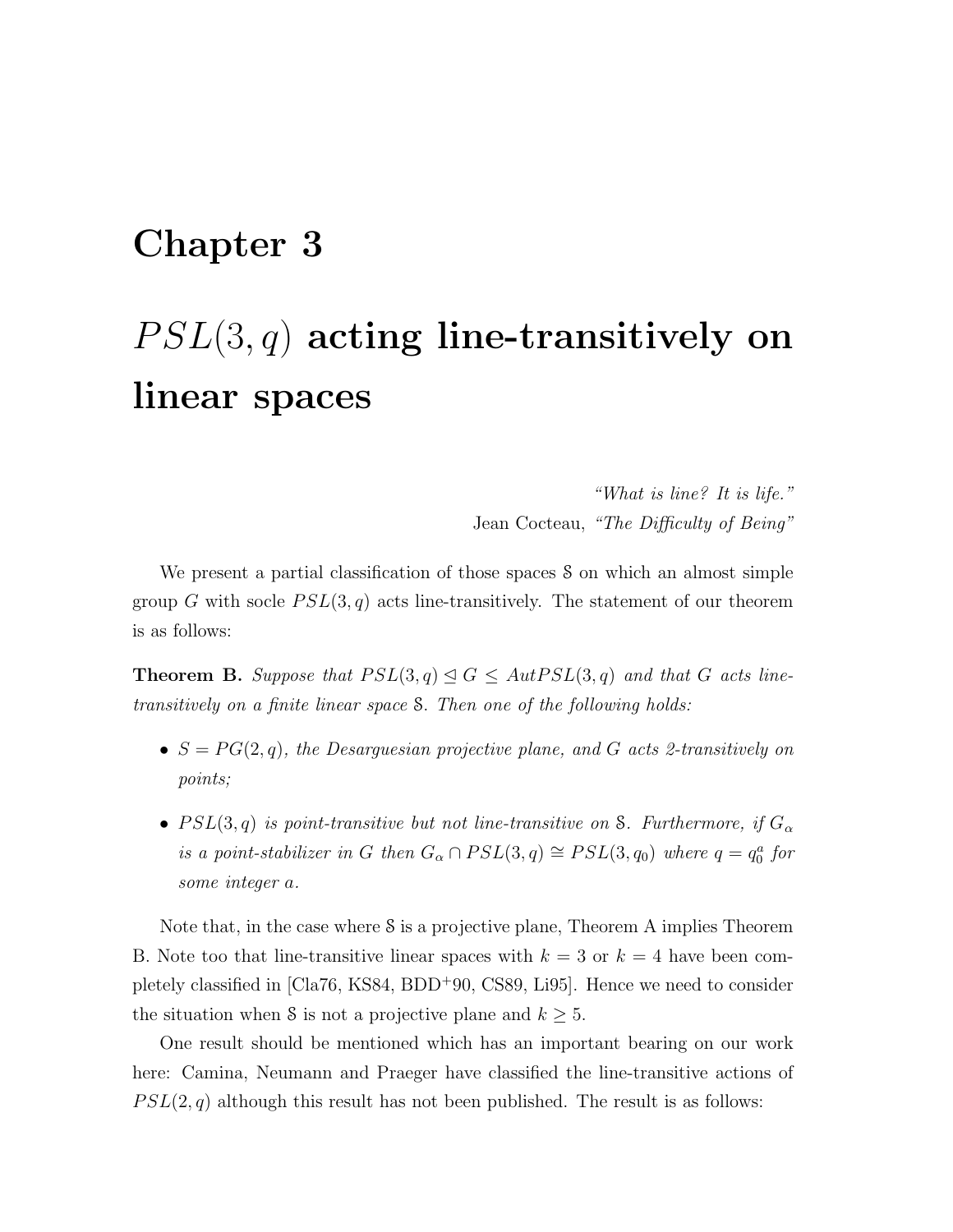# Chapter 3

# $PSL(3, q)$ acting line-transitively on linear spaces

> *"What is line? It is life."*
> Jean Cocteau, *"The Difficulty of Being"*

We present a partial classification of those spaces $\mathcal{S}$ on which an almost simple group $G$ with socle $PSL(3, q)$ acts line-transitively. The statement of our theorem is as follows:

**Theorem B.** *Suppose that $PSL(3, q) \trianglelefteq G \leq AutPSL(3, q)$ and that $G$ acts line-transitively on a finite linear space $\mathcal{S}$. Then one of the following holds:*

- *$S = PG(2, q)$, the Desarguesian projective plane, and $G$ acts 2-transitively on points;*
- *$PSL(3, q)$ is point-transitive but not line-transitive on $\mathcal{S}$. Furthermore, if $G_\alpha$ is a point-stabilizer in $G$ then $G_\alpha \cap PSL(3, q) \cong PSL(3, q_0)$ where $q = q_0^a$ for some integer $a$.*

Note that, in the case where $\mathcal{S}$ is a projective plane, Theorem A implies Theorem B. Note too that line-transitive linear spaces with $k = 3$ or $k = 4$ have been completely classified in [Cla76, KS84, BDD+90, CS89, Li95]. Hence we need to consider the situation when $\mathcal{S}$ is not a projective plane and $k \geq 5$.

One result should be mentioned which has an important bearing on our work here: Camina, Neumann and Praeger have classified the line-transitive actions of $PSL(2, q)$ although this result has not been published. The result is as follows: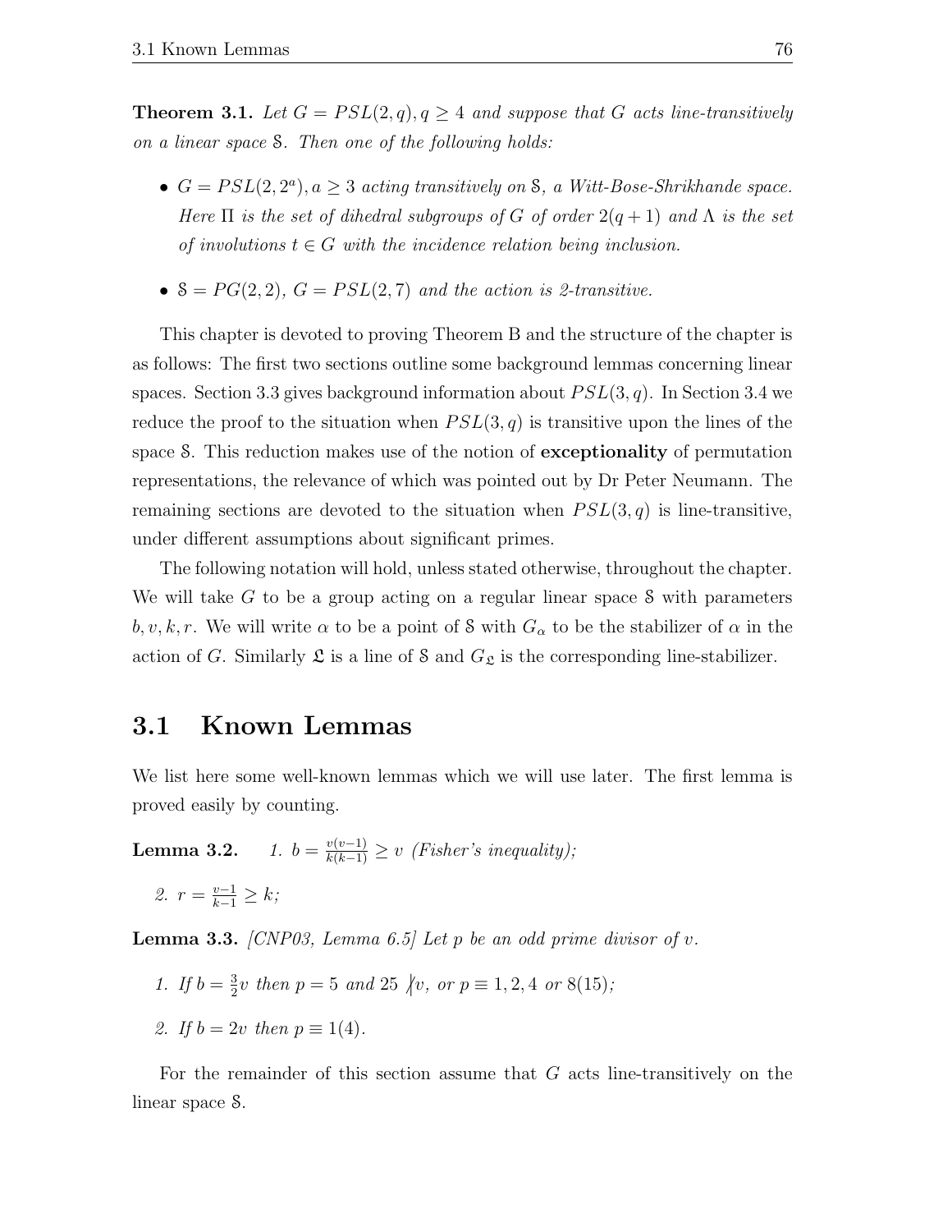**Theorem 3.1.** *Let $G = PSL(2, q), q \geq 4$ and suppose that $G$ acts line-transitively on a linear space $\mathcal{S}$. Then one of the following holds:*

- *$G = PSL(2, 2^a), a \geq 3$ acting transitively on $\mathcal{S}$, a Witt-Bose-Shrikhande space. Here $\Pi$ is the set of dihedral subgroups of $G$ of order $2(q + 1)$ and $\Lambda$ is the set of involutions $t \in G$ with the incidence relation being inclusion.*
- *$\mathcal{S} = PG(2, 2)$, $G = PSL(2, 7)$ and the action is 2-transitive.*

This chapter is devoted to proving Theorem B and the structure of the chapter is as follows: The first two sections outline some background lemmas concerning linear spaces. Section 3.3 gives background information about $PSL(3, q)$. In Section 3.4 we reduce the proof to the situation when $PSL(3, q)$ is transitive upon the lines of the space $\mathcal{S}$. This reduction makes use of the notion of **exceptionality** of permutation representations, the relevance of which was pointed out by Dr Peter Neumann. The remaining sections are devoted to the situation when $PSL(3, q)$ is line-transitive, under different assumptions about significant primes.

The following notation will hold, unless stated otherwise, throughout the chapter. We will take $G$ to be a group acting on a regular linear space $\mathcal{S}$ with parameters $b, v, k, r$. We will write $\alpha$ to be a point of $\mathcal{S}$ with $G_\alpha$ to be the stabilizer of $\alpha$ in the action of $G$. Similarly $\mathfrak{L}$ is a line of $\mathcal{S}$ and $G_{\mathfrak{L}}$ is the corresponding line-stabilizer.

## 3.1 Known Lemmas

We list here some well-known lemmas which we will use later. The first lemma is proved easily by counting.

**Lemma 3.2.**

1. *$b = \frac{v(v-1)}{k(k-1)} \geq v$ (Fisher's inequality);*
2. *$r = \frac{v-1}{k-1} \geq k$;*

**Lemma 3.3.** *[CNP03, Lemma 6.5] Let $p$ be an odd prime divisor of $v$.*

1. *If $b = \frac{3}{2}v$ then $p = 5$ and $25 \nmid v$, or $p \equiv 1, 2, 4$ or $8(15)$;*
2. *If $b = 2v$ then $p \equiv 1(4)$.*

For the remainder of this section assume that $G$ acts line-transitively on the linear space $\mathcal{S}$.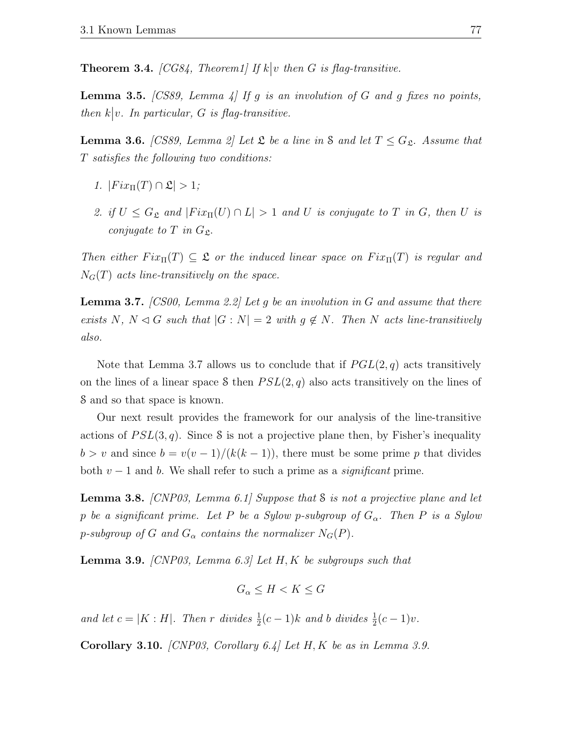**Theorem 3.4.** *[CG84, Theorem1] If $k \big| v$ then $G$ is flag-transitive.*

**Lemma 3.5.** *[CS89, Lemma 4] If $g$ is an involution of $G$ and $g$ fixes no points, then $k \big| v$. In particular, $G$ is flag-transitive.*

**Lemma 3.6.** *[CS89, Lemma 2] Let $\mathfrak{L}$ be a line in $\mathcal{S}$ and let $T \leq G_{\mathfrak{L}}$. Assume that $T$ satisfies the following two conditions:*

1. *$|Fix_{\Pi}(T) \cap \mathfrak{L}| > 1$;*
2. *if $U \leq G_{\mathfrak{L}}$ and $|Fix_{\Pi}(U) \cap L| > 1$ and $U$ is conjugate to $T$ in $G$, then $U$ is conjugate to $T$ in $G_{\mathfrak{L}}$.*

*Then either $Fix_{\Pi}(T) \subseteq \mathfrak{L}$ or the induced linear space on $Fix_{\Pi}(T)$ is regular and $N_G(T)$ acts line-transitively on the space.*

**Lemma 3.7.** *[CS00, Lemma 2.2] Let $g$ be an involution in $G$ and assume that there exists $N$, $N \lhd G$ such that $|G : N| = 2$ with $g \notin N$. Then $N$ acts line-transitively also.*

Note that Lemma 3.7 allows us to conclude that if $PGL(2, q)$ acts transitively on the lines of a linear space $\mathcal{S}$ then $PSL(2, q)$ also acts transitively on the lines of $\mathcal{S}$ and so that space is known.

Our next result provides the framework for our analysis of the line-transitive actions of $PSL(3, q)$. Since $\mathcal{S}$ is not a projective plane then, by Fisher's inequality $b > v$ and since $b = v(v-1)/(k(k-1))$, there must be some prime $p$ that divides both $v - 1$ and $b$. We shall refer to such a prime as a *significant* prime.

**Lemma 3.8.** *[CNP03, Lemma 6.1] Suppose that $\mathcal{S}$ is not a projective plane and let $p$ be a significant prime. Let $P$ be a Sylow $p$-subgroup of $G_\alpha$. Then $P$ is a Sylow $p$-subgroup of $G$ and $G_\alpha$ contains the normalizer $N_G(P)$.*

**Lemma 3.9.** *[CNP03, Lemma 6.3] Let $H, K$ be subgroups such that*

$$G_\alpha \leq H < K \leq G$$

*and let $c = |K : H|$. Then $r$ divides $\frac{1}{2}(c-1)k$ and $b$ divides $\frac{1}{2}(c-1)v$.*

**Corollary 3.10.** *[CNP03, Corollary 6.4] Let $H, K$ be as in Lemma 3.9.*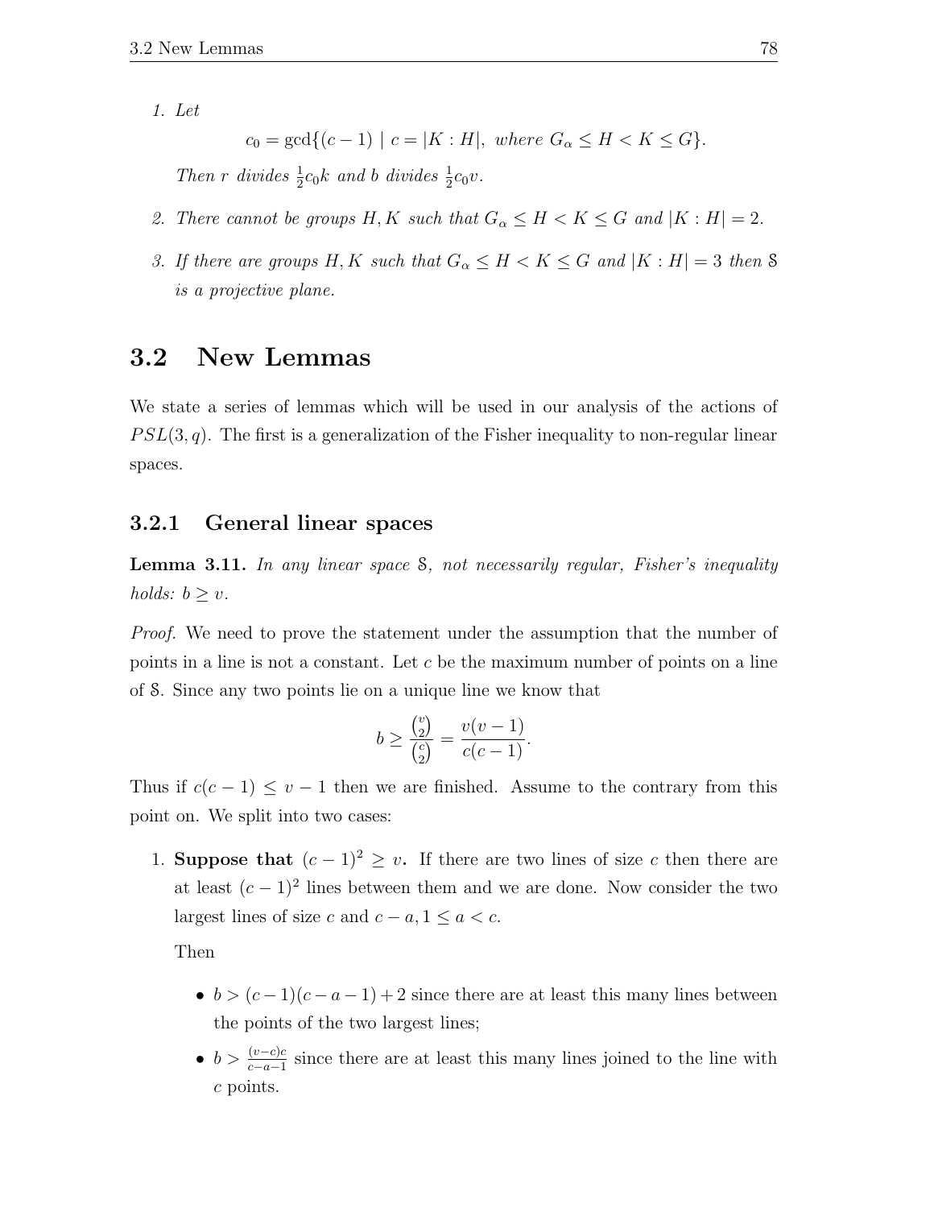1. *Let*

   $$c_0 = \gcd\{(c-1) \mid c = |K:H|, \text{ where } G_\alpha \leq H < K \leq G\}.$$

   *Then $r$ divides $\frac{1}{2}c_0k$ and $b$ divides $\frac{1}{2}c_0v$.*

2. *There cannot be groups $H, K$ such that $G_\alpha \leq H < K \leq G$ and $|K:H| = 2$.*

3. *If there are groups $H, K$ such that $G_\alpha \leq H < K \leq G$ and $|K:H| = 3$ then $\mathcal{S}$ is a projective plane.*

## 3.2 New Lemmas

We state a series of lemmas which will be used in our analysis of the actions of $PSL(3, q)$. The first is a generalization of the Fisher inequality to non-regular linear spaces.

### 3.2.1 General linear spaces

**Lemma 3.11.** *In any linear space $\mathcal{S}$, not necessarily regular, Fisher's inequality holds: $b \geq v$.*

*Proof.* We need to prove the statement under the assumption that the number of points in a line is not a constant. Let $c$ be the maximum number of points on a line of $\mathcal{S}$. Since any two points lie on a unique line we know that

$$b \geq \frac{\binom{v}{2}}{\binom{c}{2}} = \frac{v(v-1)}{c(c-1)}.$$

Thus if $c(c-1) \leq v-1$ then we are finished. Assume to the contrary from this point on. We split into two cases:

1. **Suppose that** $(c-1)^2 \geq v$**.** If there are two lines of size $c$ then there are at least $(c-1)^2$ lines between them and we are done. Now consider the two largest lines of size $c$ and $c-a, 1 \leq a < c$.

   Then

   - $b > (c-1)(c-a-1)+2$ since there are at least this many lines between the points of the two largest lines;
   - $b > \frac{(v-c)c}{c-a-1}$ since there are at least this many lines joined to the line with $c$ points.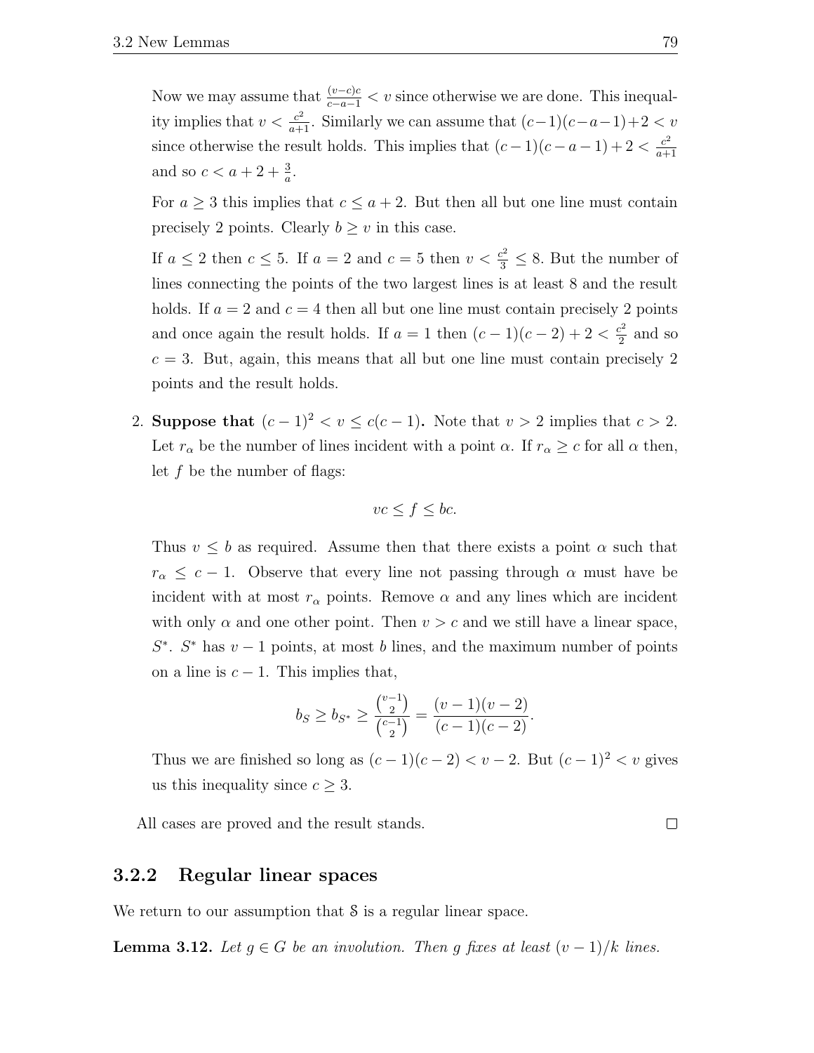Now we may assume that $\frac{(v-c)c}{c-a-1} < v$ since otherwise we are done. This inequality implies that $v < \frac{c^2}{a+1}$. Similarly we can assume that $(c-1)(c-a-1)+2 < v$ since otherwise the result holds. This implies that $(c-1)(c-a-1)+2 < \frac{c^2}{a+1}$ and so $c < a + 2 + \frac{3}{a}$.

For $a \geq 3$ this implies that $c \leq a+2$. But then all but one line must contain precisely 2 points. Clearly $b \geq v$ in this case.

If $a \leq 2$ then $c \leq 5$. If $a = 2$ and $c = 5$ then $v < \frac{c^2}{3} \leq 8$. But the number of lines connecting the points of the two largest lines is at least 8 and the result holds. If $a = 2$ and $c = 4$ then all but one line must contain precisely 2 points and once again the result holds. If $a = 1$ then $(c-1)(c-2)+2 < \frac{c^2}{2}$ and so $c = 3$. But, again, this means that all but one line must contain precisely 2 points and the result holds.

2. **Suppose that** $(c-1)^2 < v \leq c(c-1)$**.** Note that $v > 2$ implies that $c > 2$. Let $r_\alpha$ be the number of lines incident with a point $\alpha$. If $r_\alpha \geq c$ for all $\alpha$ then, let $f$ be the number of flags:

$$vc \leq f \leq bc.$$

Thus $v \leq b$ as required. Assume then that there exists a point $\alpha$ such that $r_\alpha \leq c-1$. Observe that every line not passing through $\alpha$ must have be incident with at most $r_\alpha$ points. Remove $\alpha$ and any lines which are incident with only $\alpha$ and one other point. Then $v > c$ and we still have a linear space, $S^*$. $S^*$ has $v-1$ points, at most $b$ lines, and the maximum number of points on a line is $c-1$. This implies that,

$$b_S \geq b_{S^*} \geq \frac{\binom{v-1}{2}}{\binom{c-1}{2}} = \frac{(v-1)(v-2)}{(c-1)(c-2)}.$$

Thus we are finished so long as $(c-1)(c-2) < v-2$. But $(c-1)^2 < v$ gives us this inequality since $c \geq 3$.

All cases are proved and the result stands. □

### 3.2.2 Regular linear spaces

We return to our assumption that $\mathcal{S}$ is a regular linear space.

**Lemma 3.12.** *Let $g \in G$ be an involution. Then $g$ fixes at least $(v-1)/k$ lines.*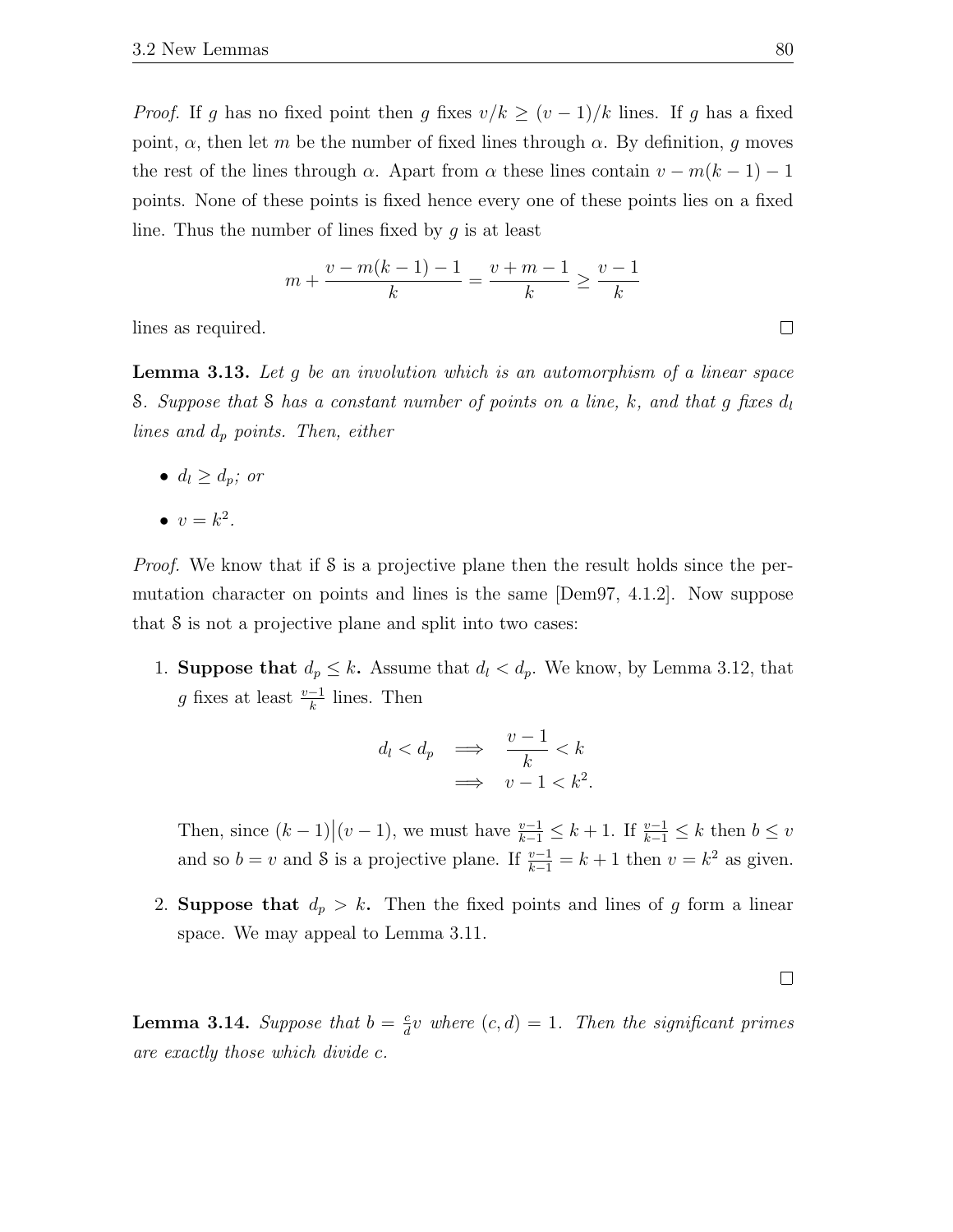*Proof.* If $g$ has no fixed point then $g$ fixes $v/k \geq (v-1)/k$ lines. If $g$ has a fixed point, $\alpha$, then let $m$ be the number of fixed lines through $\alpha$. By definition, $g$ moves the rest of the lines through $\alpha$. Apart from $\alpha$ these lines contain $v - m(k-1) - 1$ points. None of these points is fixed hence every one of these points lies on a fixed line. Thus the number of lines fixed by $g$ is at least

$$m + \frac{v - m(k-1) - 1}{k} = \frac{v + m - 1}{k} \geq \frac{v-1}{k}$$

lines as required. □

**Lemma 3.13.** *Let $g$ be an involution which is an automorphism of a linear space $\mathcal{S}$. Suppose that $\mathcal{S}$ has a constant number of points on a line, $k$, and that $g$ fixes $d_l$ lines and $d_p$ points. Then, either*

- *$d_l \geq d_p$; or*
- *$v = k^2$.*

*Proof.* We know that if $\mathcal{S}$ is a projective plane then the result holds since the permutation character on points and lines is the same [Dem97, 4.1.2]. Now suppose that $\mathcal{S}$ is not a projective plane and split into two cases:

1. **Suppose that $d_p \leq k$.** Assume that $d_l < d_p$. We know, by Lemma 3.12, that $g$ fixes at least $\frac{v-1}{k}$ lines. Then

$$\begin{aligned} d_l < d_p \quad &\Longrightarrow \quad \frac{v-1}{k} < k \\ &\Longrightarrow \quad v - 1 < k^2. \end{aligned}$$

   Then, since $(k-1)\big|(v-1)$, we must have $\frac{v-1}{k-1} \leq k+1$. If $\frac{v-1}{k-1} \leq k$ then $b \leq v$ and so $b = v$ and $\mathcal{S}$ is a projective plane. If $\frac{v-1}{k-1} = k+1$ then $v = k^2$ as given.

2. **Suppose that $d_p > k$.** Then the fixed points and lines of $g$ form a linear space. We may appeal to Lemma 3.11.

□

**Lemma 3.14.** *Suppose that $b = \frac{c}{d}v$ where $(c, d) = 1$. Then the significant primes are exactly those which divide $c$.*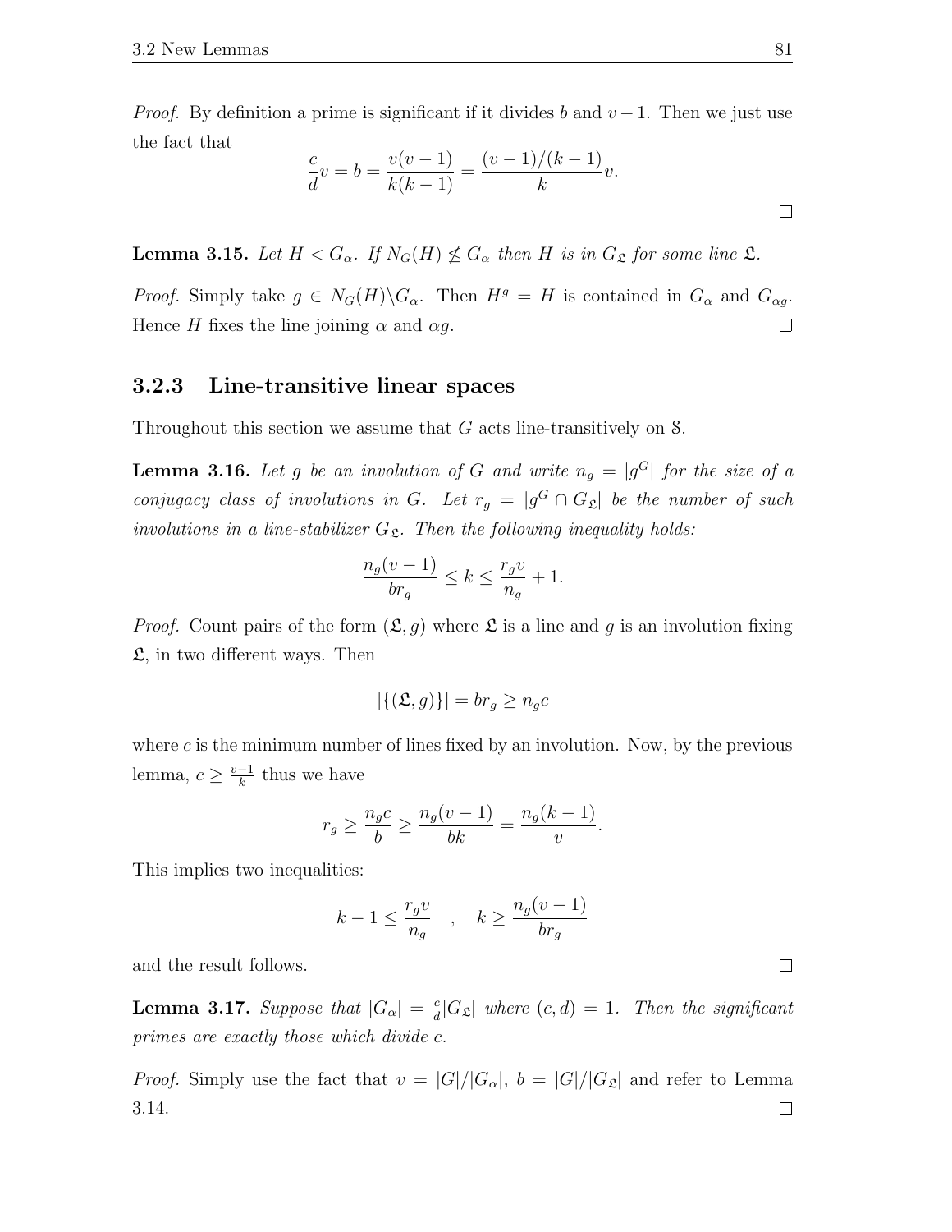*Proof.* By definition a prime is significant if it divides $b$ and $v-1$. Then we just use the fact that

$$\frac{c}{d}v = b = \frac{v(v-1)}{k(k-1)} = \frac{(v-1)/(k-1)}{k}v.$$

□

**Lemma 3.15.** *Let $H < G_\alpha$. If $N_G(H) \not\leq G_\alpha$ then $H$ is in $G_{\mathfrak{L}}$ for some line $\mathfrak{L}$.*

*Proof.* Simply take $g \in N_G(H)\backslash G_\alpha$. Then $H^g = H$ is contained in $G_\alpha$ and $G_{\alpha g}$. Hence $H$ fixes the line joining $\alpha$ and $\alpha g$. □

### 3.2.3 Line-transitive linear spaces

Throughout this section we assume that $G$ acts line-transitively on $\mathcal{S}$.

**Lemma 3.16.** *Let $g$ be an involution of $G$ and write $n_g = |g^G|$ for the size of a conjugacy class of involutions in $G$. Let $r_g = |g^G \cap G_{\mathfrak{L}}|$ be the number of such involutions in a line-stabilizer $G_{\mathfrak{L}}$. Then the following inequality holds:*

$$\frac{n_g(v-1)}{br_g} \leq k \leq \frac{r_g v}{n_g} + 1.$$

*Proof.* Count pairs of the form $(\mathfrak{L}, g)$ where $\mathfrak{L}$ is a line and $g$ is an involution fixing $\mathfrak{L}$, in two different ways. Then

$$|\{(\mathfrak{L}, g)\}| = br_g \geq n_g c$$

where $c$ is the minimum number of lines fixed by an involution. Now, by the previous lemma, $c \geq \frac{v-1}{k}$ thus we have

$$r_g \geq \frac{n_g c}{b} \geq \frac{n_g(v-1)}{bk} = \frac{n_g(k-1)}{v}.$$

This implies two inequalities:

$$k - 1 \leq \frac{r_g v}{n_g} \quad , \quad k \geq \frac{n_g(v-1)}{br_g}$$

and the result follows. □

**Lemma 3.17.** *Suppose that $|G_\alpha| = \frac{c}{d}|G_{\mathfrak{L}}|$ where $(c, d) = 1$. Then the significant primes are exactly those which divide $c$.*

*Proof.* Simply use the fact that $v = |G|/|G_\alpha|$, $b = |G|/|G_{\mathfrak{L}}|$ and refer to Lemma 3.14. □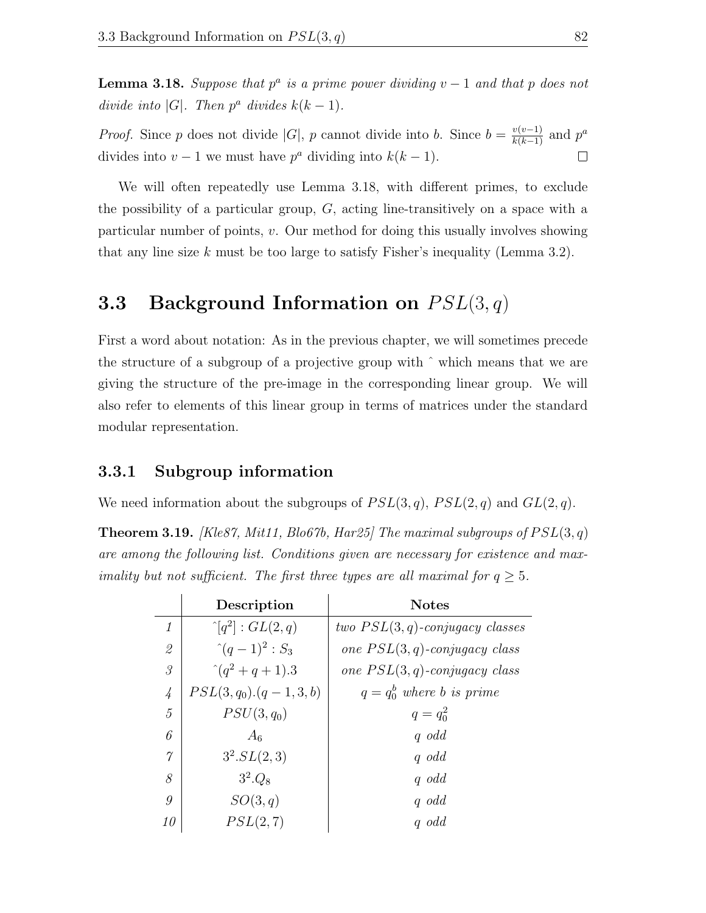**Lemma 3.18.** *Suppose that $p^a$ is a prime power dividing $v-1$ and that $p$ does not divide into $|G|$. Then $p^a$ divides $k(k-1)$.*

*Proof.* Since $p$ does not divide $|G|$, $p$ cannot divide into $b$. Since $b = \frac{v(v-1)}{k(k-1)}$ and $p^a$ divides into $v-1$ we must have $p^a$ dividing into $k(k-1)$. □

We will often repeatedly use Lemma 3.18, with different primes, to exclude the possibility of a particular group, $G$, acting line-transitively on a space with a particular number of points, $v$. Our method for doing this usually involves showing that any line size $k$ must be too large to satisfy Fisher's inequality (Lemma 3.2).

## 3.3 Background Information on $PSL(3, q)$

First a word about notation: As in the previous chapter, we will sometimes precede the structure of a subgroup of a projective group with ˆ which means that we are giving the structure of the pre-image in the corresponding linear group. We will also refer to elements of this linear group in terms of matrices under the standard modular representation.

### 3.3.1 Subgroup information

We need information about the subgroups of $PSL(3, q)$, $PSL(2, q)$ and $GL(2, q)$.

**Theorem 3.19.** *[Kle87, Mit11, Blo67b, Har25] The maximal subgroups of $PSL(3, q)$ are among the following list. Conditions given are necessary for existence and maximality but not sufficient. The first three types are all maximal for $q \geq 5$.*

| | **Description** | **Notes** |
|---|---|---|
| *1* | $\hat{}[q^2] : GL(2, q)$ | *two $PSL(3, q)$-conjugacy classes* |
| *2* | $\hat{}(q-1)^2 : S_3$ | *one $PSL(3, q)$-conjugacy class* |
| *3* | $\hat{}(q^2+q+1).3$ | *one $PSL(3, q)$-conjugacy class* |
| *4* | $PSL(3, q_0).(q-1, 3, b)$ | *$q = q_0^b$ where $b$ is prime* |
| *5* | $PSU(3, q_0)$ | $q = q_0^2$ |
| *6* | $A_6$ | *$q$ odd* |
| *7* | $3^2.SL(2, 3)$ | *$q$ odd* |
| *8* | $3^2.Q_8$ | *$q$ odd* |
| *9* | $SO(3, q)$ | *$q$ odd* |
| *10* | $PSL(2, 7)$ | *$q$ odd* |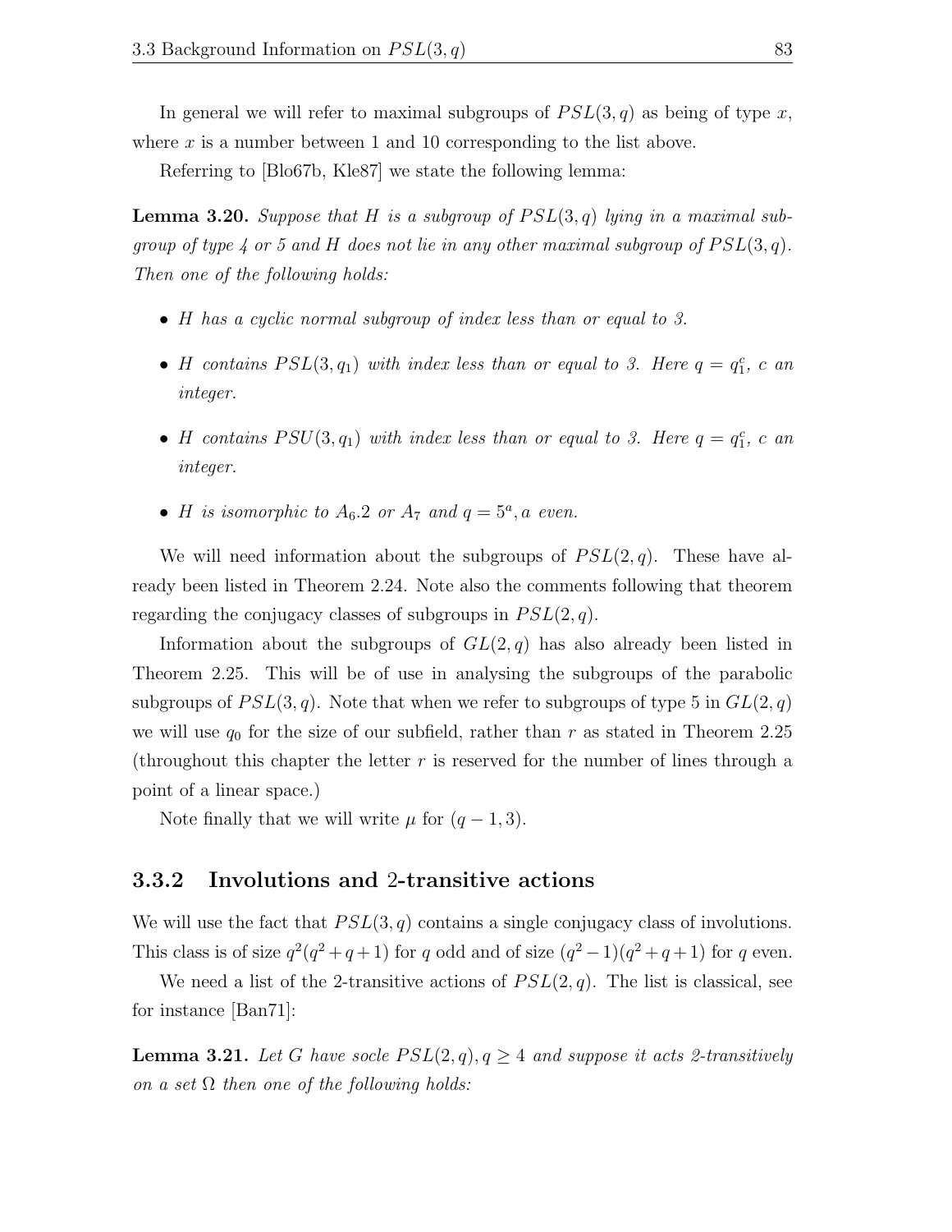In general we will refer to maximal subgroups of $PSL(3, q)$ as being of type $x$, where $x$ is a number between 1 and 10 corresponding to the list above.

Referring to [Blo67b, Kle87] we state the following lemma:

**Lemma 3.20.** *Suppose that $H$ is a subgroup of $PSL(3, q)$ lying in a maximal subgroup of type 4 or 5 and $H$ does not lie in any other maximal subgroup of $PSL(3, q)$. Then one of the following holds:*

- *$H$ has a cyclic normal subgroup of index less than or equal to 3.*
- *$H$ contains $PSL(3, q_1)$ with index less than or equal to 3. Here $q = q_1^c$, $c$ an integer.*
- *$H$ contains $PSU(3, q_1)$ with index less than or equal to 3. Here $q = q_1^c$, $c$ an integer.*
- *$H$ is isomorphic to $A_6.2$ or $A_7$ and $q = 5^a$, $a$ even.*

We will need information about the subgroups of $PSL(2, q)$. These have already been listed in Theorem 2.24. Note also the comments following that theorem regarding the conjugacy classes of subgroups in $PSL(2, q)$.

Information about the subgroups of $GL(2, q)$ has also already been listed in Theorem 2.25. This will be of use in analysing the subgroups of the parabolic subgroups of $PSL(3, q)$. Note that when we refer to subgroups of type 5 in $GL(2, q)$ we will use $q_0$ for the size of our subfield, rather than $r$ as stated in Theorem 2.25 (throughout this chapter the letter $r$ is reserved for the number of lines through a point of a linear space.)

Note finally that we will write $\mu$ for $(q - 1, 3)$.

### 3.3.2 Involutions and 2-transitive actions

We will use the fact that $PSL(3, q)$ contains a single conjugacy class of involutions. This class is of size $q^2(q^2 + q + 1)$ for $q$ odd and of size $(q^2 - 1)(q^2 + q + 1)$ for $q$ even.

We need a list of the 2-transitive actions of $PSL(2, q)$. The list is classical, see for instance [Ban71]:

**Lemma 3.21.** *Let $G$ have socle $PSL(2, q), q \geq 4$ and suppose it acts 2-transitively on a set $\Omega$ then one of the following holds:*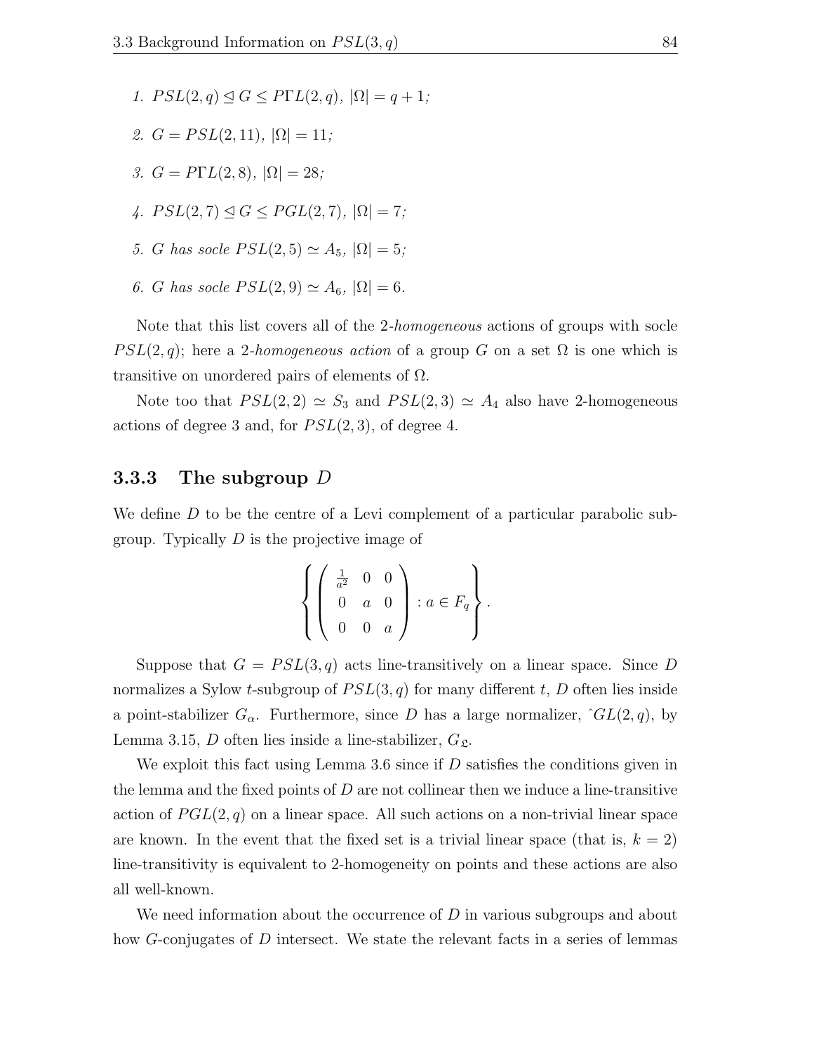1. $PSL(2,q) \trianglelefteq G \leq P\Gamma L(2,q)$, $|\Omega| = q+1$;
2. $G = PSL(2,11)$, $|\Omega| = 11$;
3. $G = P\Gamma L(2,8)$, $|\Omega| = 28$;
4. $PSL(2,7) \trianglelefteq G \leq PGL(2,7)$, $|\Omega| = 7$;
5. $G$ *has socle* $PSL(2,5) \simeq A_5$, $|\Omega| = 5$;
6. $G$ *has socle* $PSL(2,9) \simeq A_6$, $|\Omega| = 6$.

Note that this list covers all of the 2-*homogeneous* actions of groups with socle $PSL(2,q)$; here a 2-*homogeneous action* of a group $G$ on a set $\Omega$ is one which is transitive on unordered pairs of elements of $\Omega$.

Note too that $PSL(2,2) \simeq S_3$ and $PSL(2,3) \simeq A_4$ also have 2-homogeneous actions of degree 3 and, for $PSL(2,3)$, of degree 4.

### 3.3.3 The subgroup $D$

We define $D$ to be the centre of a Levi complement of a particular parabolic subgroup. Typically $D$ is the projective image of

$$\left\{ \begin{pmatrix} \frac{1}{a^2} & 0 & 0 \\ 0 & a & 0 \\ 0 & 0 & a \end{pmatrix} : a \in F_q \right\}.$$

Suppose that $G = PSL(3,q)$ acts line-transitively on a linear space. Since $D$ normalizes a Sylow $t$-subgroup of $PSL(3,q)$ for many different $t$, $D$ often lies inside a point-stabilizer $G_\alpha$. Furthermore, since $D$ has a large normalizer, $\hat{\ }GL(2,q)$, by Lemma 3.15, $D$ often lies inside a line-stabilizer, $G_{\mathfrak{L}}$.

We exploit this fact using Lemma 3.6 since if $D$ satisfies the conditions given in the lemma and the fixed points of $D$ are not collinear then we induce a line-transitive action of $PGL(2,q)$ on a linear space. All such actions on a non-trivial linear space are known. In the event that the fixed set is a trivial linear space (that is, $k=2$) line-transitivity is equivalent to 2-homogeneity on points and these actions are also all well-known.

We need information about the occurrence of $D$ in various subgroups and about how $G$-conjugates of $D$ intersect. We state the relevant facts in a series of lemmas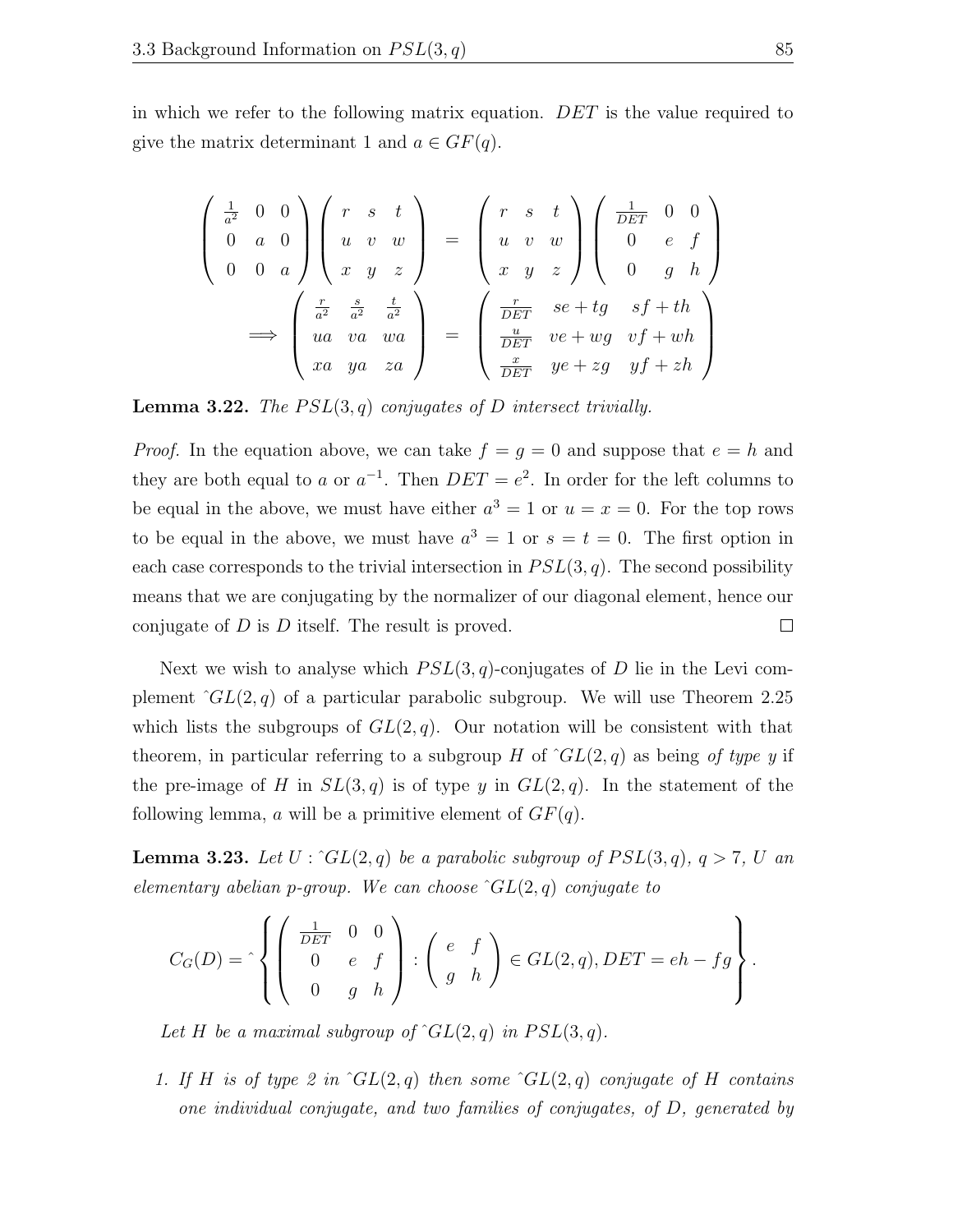in which we refer to the following matrix equation. $DET$ is the value required to give the matrix determinant 1 and $a \in GF(q)$.

$$
\begin{pmatrix} \frac{1}{a^2} & 0 & 0 \\ 0 & a & 0 \\ 0 & 0 & a \end{pmatrix} \begin{pmatrix} r & s & t \\ u & v & w \\ x & y & z \end{pmatrix} = \begin{pmatrix} r & s & t \\ u & v & w \\ x & y & z \end{pmatrix} \begin{pmatrix} \frac{1}{DET} & 0 & 0 \\ 0 & e & f \\ 0 & g & h \end{pmatrix}
$$

$$
\implies \begin{pmatrix} \frac{r}{a^2} & \frac{s}{a^2} & \frac{t}{a^2} \\ ua & va & wa \\ xa & ya & za \end{pmatrix} = \begin{pmatrix} \frac{r}{DET} & se+tg & sf+th \\ \frac{u}{DET} & ve+wg & vf+wh \\ \frac{x}{DET} & ye+zg & yf+zh \end{pmatrix}
$$

**Lemma 3.22.** *The $PSL(3,q)$ conjugates of $D$ intersect trivially.*

*Proof.* In the equation above, we can take $f = g = 0$ and suppose that $e = h$ and they are both equal to $a$ or $a^{-1}$. Then $DET = e^2$. In order for the left columns to be equal in the above, we must have either $a^3 = 1$ or $u = x = 0$. For the top rows to be equal in the above, we must have $a^3 = 1$ or $s = t = 0$. The first option in each case corresponds to the trivial intersection in $PSL(3,q)$. The second possibility means that we are conjugating by the normalizer of our diagonal element, hence our conjugate of $D$ is $D$ itself. The result is proved. □

Next we wish to analyse which $PSL(3,q)$-conjugates of $D$ lie in the Levi complement $\hat{\ }GL(2,q)$ of a particular parabolic subgroup. We will use Theorem 2.25 which lists the subgroups of $GL(2,q)$. Our notation will be consistent with that theorem, in particular referring to a subgroup $H$ of $\hat{\ }GL(2,q)$ as being *of type y* if the pre-image of $H$ in $SL(3,q)$ is of type $y$ in $GL(2,q)$. In the statement of the following lemma, $a$ will be a primitive element of $GF(q)$.

**Lemma 3.23.** *Let $U : \hat{\ }GL(2,q)$ be a parabolic subgroup of $PSL(3,q)$, $q > 7$, $U$ an elementary abelian $p$-group. We can choose $\hat{\ }GL(2,q)$ conjugate to*

$$
C_G(D) = \hat{\ } \left\{ \begin{pmatrix} \frac{1}{DET} & 0 & 0 \\ 0 & e & f \\ 0 & g & h \end{pmatrix} : \begin{pmatrix} e & f \\ g & h \end{pmatrix} \in GL(2,q), DET = eh - fg \right\}.
$$

*Let $H$ be a maximal subgroup of $\hat{\ }GL(2,q)$ in $PSL(3,q)$.*

1. *If $H$ is of type 2 in $\hat{\ }GL(2,q)$ then some $\hat{\ }GL(2,q)$ conjugate of $H$ contains one individual conjugate, and two families of conjugates, of $D$, generated by*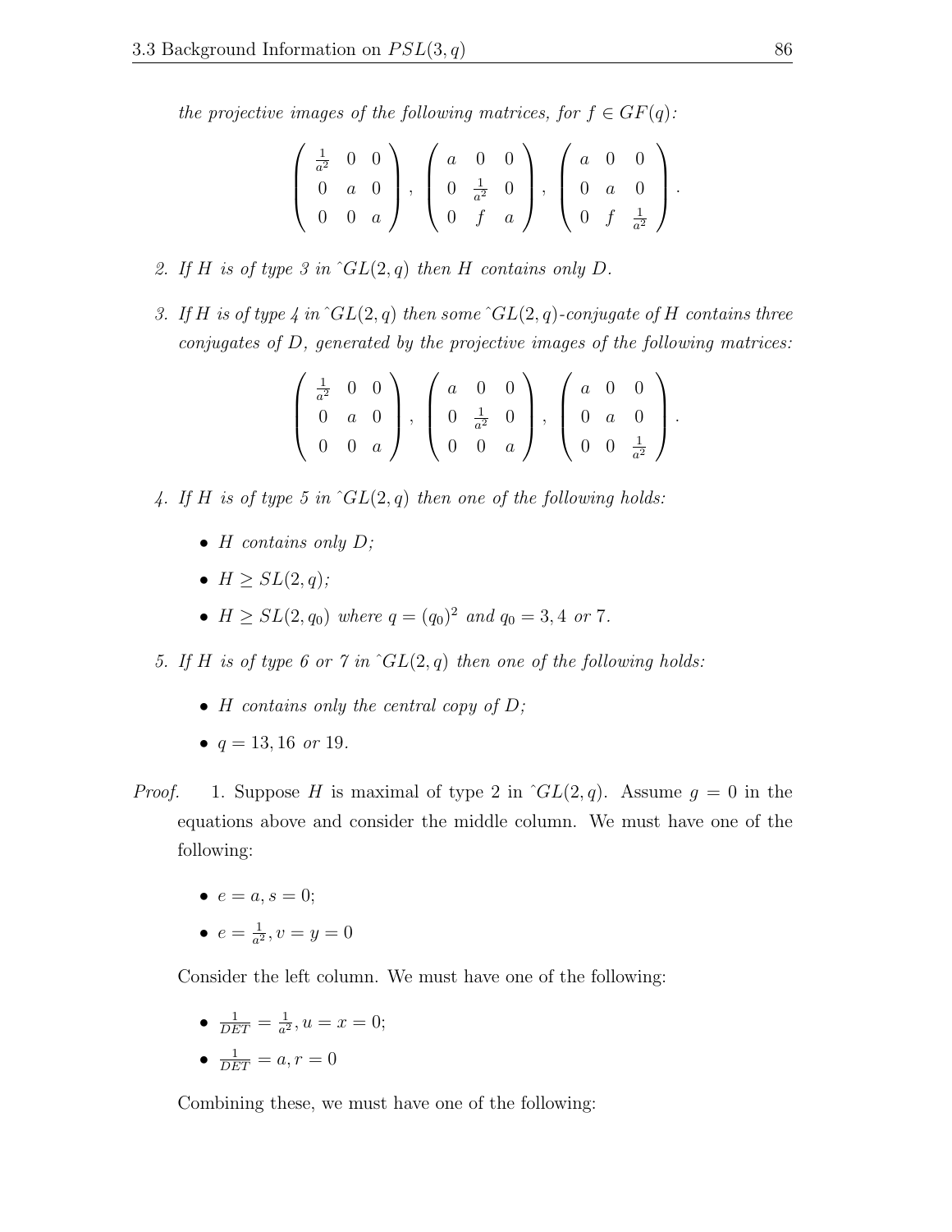*the projective images of the following matrices, for $f \in GF(q)$:*

$$\begin{pmatrix} \frac{1}{a^2} & 0 & 0 \\ 0 & a & 0 \\ 0 & 0 & a \end{pmatrix}, \begin{pmatrix} a & 0 & 0 \\ 0 & \frac{1}{a^2} & 0 \\ 0 & f & a \end{pmatrix}, \begin{pmatrix} a & 0 & 0 \\ 0 & a & 0 \\ 0 & f & \frac{1}{a^2} \end{pmatrix}.$$

2. *If $H$ is of type 3 in $\hat{}GL(2,q)$ then $H$ contains only $D$.*

3. *If $H$ is of type 4 in $\hat{}GL(2,q)$ then some $\hat{}GL(2,q)$-conjugate of $H$ contains three conjugates of $D$, generated by the projective images of the following matrices:*

$$\begin{pmatrix} \frac{1}{a^2} & 0 & 0 \\ 0 & a & 0 \\ 0 & 0 & a \end{pmatrix}, \begin{pmatrix} a & 0 & 0 \\ 0 & \frac{1}{a^2} & 0 \\ 0 & 0 & a \end{pmatrix}, \begin{pmatrix} a & 0 & 0 \\ 0 & a & 0 \\ 0 & 0 & \frac{1}{a^2} \end{pmatrix}.$$

4. *If $H$ is of type 5 in $\hat{}GL(2,q)$ then one of the following holds:*

   - *$H$ contains only $D$;*
   - *$H \geq SL(2,q)$;*
   - *$H \geq SL(2,q_0)$ where $q = (q_0)^2$ and $q_0 = 3, 4$ or $7$.*

5. *If $H$ is of type 6 or 7 in $\hat{}GL(2,q)$ then one of the following holds:*

   - *$H$ contains only the central copy of $D$;*
   - *$q = 13, 16$ or $19$.*

*Proof.* 1. Suppose $H$ is maximal of type 2 in $\hat{}GL(2,q)$. Assume $g = 0$ in the equations above and consider the middle column. We must have one of the following:

- $e = a, s = 0$;
- $e = \frac{1}{a^2}, v = y = 0$

Consider the left column. We must have one of the following:

- $\frac{1}{DET} = \frac{1}{a^2}, u = x = 0$;
- $\frac{1}{DET} = a, r = 0$

Combining these, we must have one of the following: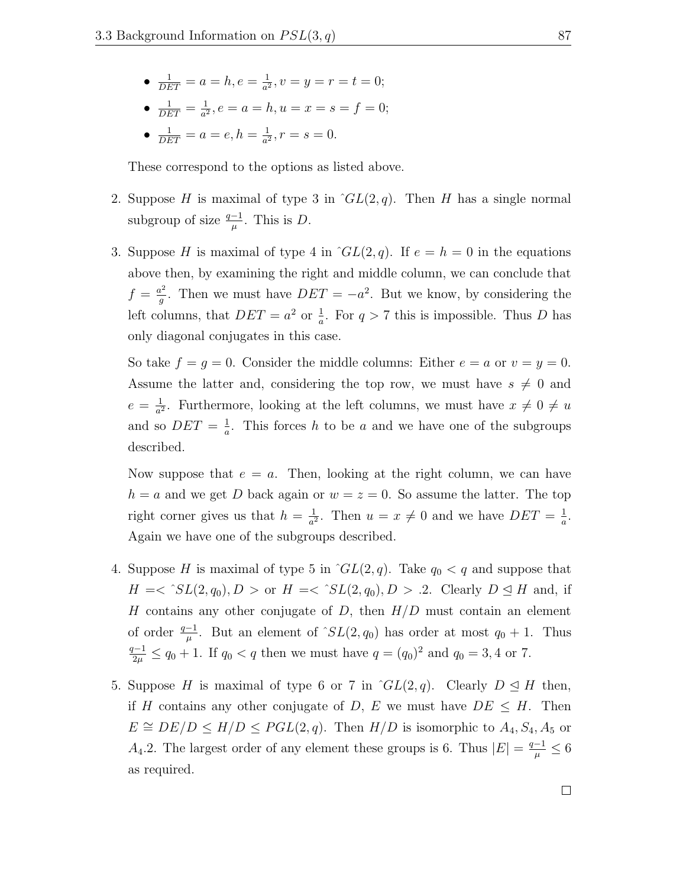- $\frac{1}{DET} = a = h, e = \frac{1}{a^2}, v = y = r = t = 0$;
- $\frac{1}{DET} = \frac{1}{a^2}, e = a = h, u = x = s = f = 0$;
- $\frac{1}{DET} = a = e, h = \frac{1}{a^2}, r = s = 0$.

  These correspond to the options as listed above.

2. Suppose $H$ is maximal of type 3 in $\hat{\ }GL(2,q)$. Then $H$ has a single normal subgroup of size $\frac{q-1}{\mu}$. This is $D$.

3. Suppose $H$ is maximal of type 4 in $\hat{\ }GL(2,q)$. If $e = h = 0$ in the equations above then, by examining the right and middle column, we can conclude that $f = \frac{a^2}{g}$. Then we must have $DET = -a^2$. But we know, by considering the left columns, that $DET = a^2$ or $\frac{1}{a}$. For $q > 7$ this is impossible. Thus $D$ has only diagonal conjugates in this case.

   So take $f = g = 0$. Consider the middle columns: Either $e = a$ or $v = y = 0$. Assume the latter and, considering the top row, we must have $s \neq 0$ and $e = \frac{1}{a^2}$. Furthermore, looking at the left columns, we must have $x \neq 0 \neq u$ and so $DET = \frac{1}{a}$. This forces $h$ to be $a$ and we have one of the subgroups described.

   Now suppose that $e = a$. Then, looking at the right column, we can have $h = a$ and we get $D$ back again or $w = z = 0$. So assume the latter. The top right corner gives us that $h = \frac{1}{a^2}$. Then $u = x \neq 0$ and we have $DET = \frac{1}{a}$. Again we have one of the subgroups described.

4. Suppose $H$ is maximal of type 5 in $\hat{\ }GL(2,q)$. Take $q_0 < q$ and suppose that $H = < \hat{\ }SL(2,q_0), D >$ or $H = < \hat{\ }SL(2,q_0), D > .2$. Clearly $D \trianglelefteq H$ and, if $H$ contains any other conjugate of $D$, then $H/D$ must contain an element of order $\frac{q-1}{\mu}$. But an element of $\hat{\ }SL(2,q_0)$ has order at most $q_0 + 1$. Thus $\frac{q-1}{2\mu} \leq q_0 + 1$. If $q_0 < q$ then we must have $q = (q_0)^2$ and $q_0 = 3, 4$ or $7$.

5. Suppose $H$ is maximal of type 6 or 7 in $\hat{\ }GL(2,q)$. Clearly $D \trianglelefteq H$ then, if $H$ contains any other conjugate of $D$, $E$ we must have $DE \leq H$. Then $E \cong DE/D \leq H/D \leq PGL(2,q)$. Then $H/D$ is isomorphic to $A_4, S_4, A_5$ or $A_4.2$. The largest order of any element these groups is 6. Thus $|E| = \frac{q-1}{\mu} \leq 6$ as required.

□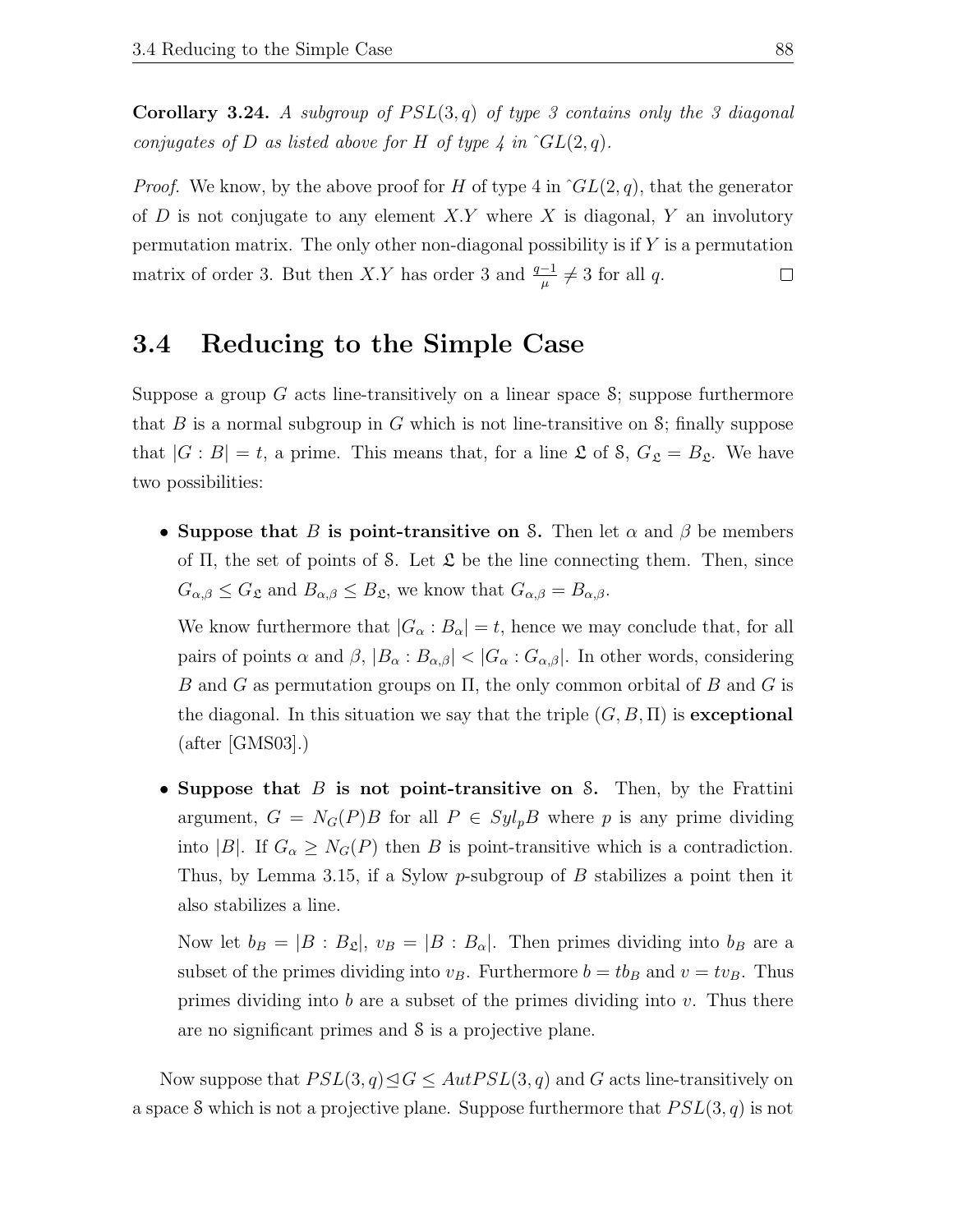**Corollary 3.24.** *A subgroup of $PSL(3,q)$ of type 3 contains only the 3 diagonal conjugates of $D$ as listed above for $H$ of type 4 in $\hat{}GL(2,q)$.*

*Proof.* We know, by the above proof for $H$ of type 4 in $\hat{}GL(2,q)$, that the generator of $D$ is not conjugate to any element $X.Y$ where $X$ is diagonal, $Y$ an involutory permutation matrix. The only other non-diagonal possibility is if $Y$ is a permutation matrix of order 3. But then $X.Y$ has order 3 and $\frac{q-1}{\mu} \neq 3$ for all $q$. □

## 3.4 Reducing to the Simple Case

Suppose a group $G$ acts line-transitively on a linear space $\mathcal{S}$; suppose furthermore that $B$ is a normal subgroup in $G$ which is not line-transitive on $\mathcal{S}$; finally suppose that $|G:B| = t$, a prime. This means that, for a line $\mathfrak{L}$ of $\mathcal{S}$, $G_{\mathfrak{L}} = B_{\mathfrak{L}}$. We have two possibilities:

- **Suppose that $B$ is point-transitive on $\mathcal{S}$.** Then let $\alpha$ and $\beta$ be members of $\Pi$, the set of points of $\mathcal{S}$. Let $\mathfrak{L}$ be the line connecting them. Then, since $G_{\alpha,\beta} \leq G_{\mathfrak{L}}$ and $B_{\alpha,\beta} \leq B_{\mathfrak{L}}$, we know that $G_{\alpha,\beta} = B_{\alpha,\beta}$.

  We know furthermore that $|G_\alpha : B_\alpha| = t$, hence we may conclude that, for all pairs of points $\alpha$ and $\beta$, $|B_\alpha : B_{\alpha,\beta}| < |G_\alpha : G_{\alpha,\beta}|$. In other words, considering $B$ and $G$ as permutation groups on $\Pi$, the only common orbital of $B$ and $G$ is the diagonal. In this situation we say that the triple $(G, B, \Pi)$ is **exceptional** (after [GMS03].)

- **Suppose that $B$ is not point-transitive on $\mathcal{S}$.** Then, by the Frattini argument, $G = N_G(P)B$ for all $P \in Syl_p B$ where $p$ is any prime dividing into $|B|$. If $G_\alpha \geq N_G(P)$ then $B$ is point-transitive which is a contradiction. Thus, by Lemma 3.15, if a Sylow $p$-subgroup of $B$ stabilizes a point then it also stabilizes a line.

  Now let $b_B = |B : B_{\mathfrak{L}}|$, $v_B = |B : B_\alpha|$. Then primes dividing into $b_B$ are a subset of the primes dividing into $v_B$. Furthermore $b = tb_B$ and $v = tv_B$. Thus primes dividing into $b$ are a subset of the primes dividing into $v$. Thus there are no significant primes and $\mathcal{S}$ is a projective plane.

Now suppose that $PSL(3,q) \trianglelefteq G \leq AutPSL(3,q)$ and $G$ acts line-transitively on a space $\mathcal{S}$ which is not a projective plane. Suppose furthermore that $PSL(3,q)$ is not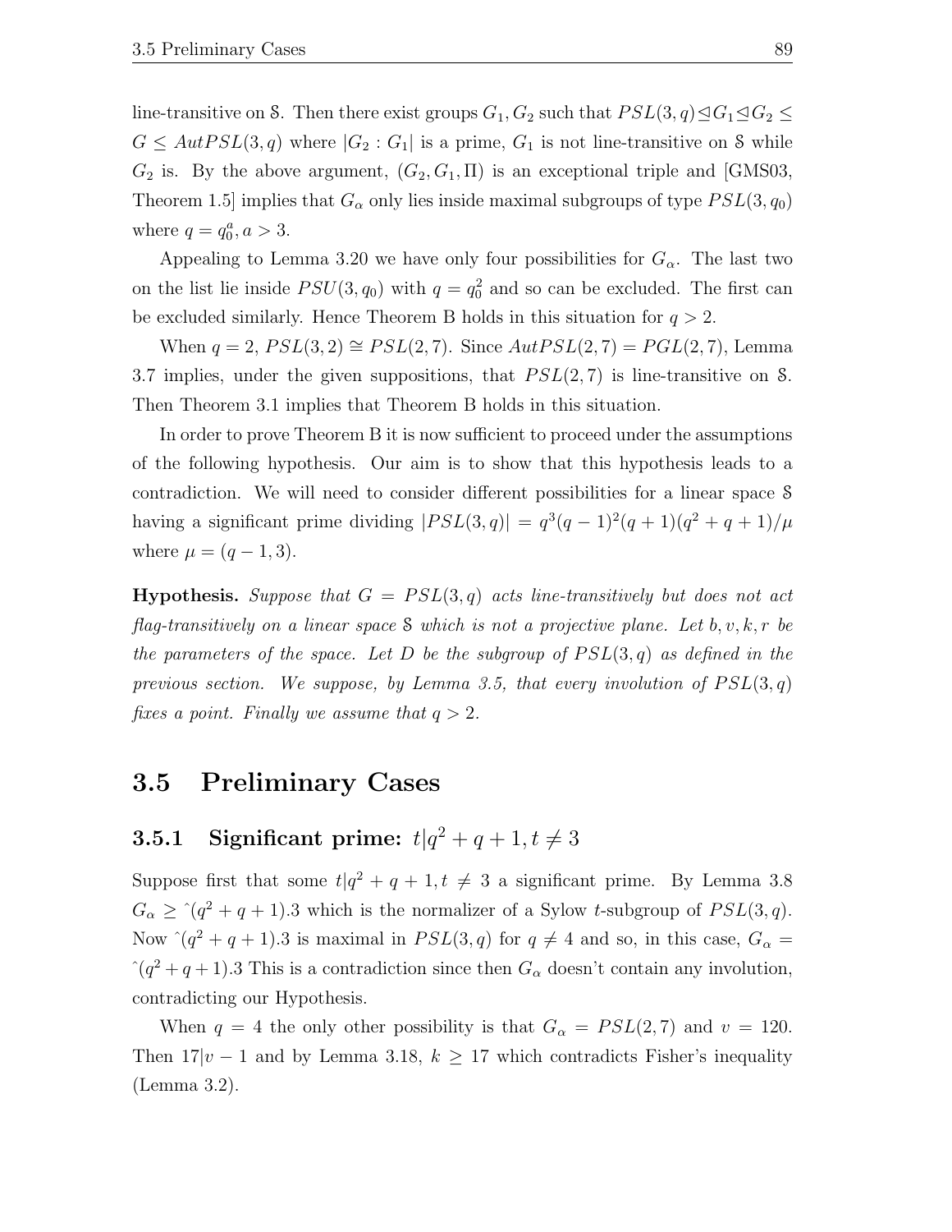line-transitive on $\mathcal{S}$. Then there exist groups $G_1, G_2$ such that $PSL(3,q) \trianglelefteq G_1 \trianglelefteq G_2 \leq G \leq AutPSL(3,q)$ where $|G_2 : G_1|$ is a prime, $G_1$ is not line-transitive on $\mathcal{S}$ while $G_2$ is. By the above argument, $(G_2, G_1, \Pi)$ is an exceptional triple and [GMS03, Theorem 1.5] implies that $G_\alpha$ only lies inside maximal subgroups of type $PSL(3, q_0)$ where $q = q_0^a, a > 3$.

Appealing to Lemma 3.20 we have only four possibilities for $G_\alpha$. The last two on the list lie inside $PSU(3, q_0)$ with $q = q_0^2$ and so can be excluded. The first can be excluded similarly. Hence Theorem B holds in this situation for $q > 2$.

When $q = 2$, $PSL(3,2) \cong PSL(2,7)$. Since $AutPSL(2,7) = PGL(2,7)$, Lemma 3.7 implies, under the given suppositions, that $PSL(2,7)$ is line-transitive on $\mathcal{S}$. Then Theorem 3.1 implies that Theorem B holds in this situation.

In order to prove Theorem B it is now sufficient to proceed under the assumptions of the following hypothesis. Our aim is to show that this hypothesis leads to a contradiction. We will need to consider different possibilities for a linear space $\mathcal{S}$ having a significant prime dividing $|PSL(3,q)| = q^3(q-1)^2(q+1)(q^2+q+1)/\mu$ where $\mu = (q-1, 3)$.

**Hypothesis.** *Suppose that $G = PSL(3,q)$ acts line-transitively but does not act flag-transitively on a linear space $\mathcal{S}$ which is not a projective plane. Let $b, v, k, r$ be the parameters of the space. Let $D$ be the subgroup of $PSL(3,q)$ as defined in the previous section. We suppose, by Lemma 3.5, that every involution of $PSL(3,q)$ fixes a point. Finally we assume that $q > 2$.*

## 3.5 Preliminary Cases

### 3.5.1 Significant prime: $t | q^2 + q + 1, t \neq 3$

Suppose first that some $t | q^2 + q + 1, t \neq 3$ a significant prime. By Lemma 3.8 $G_\alpha \geq \hat{}(q^2+q+1).3$ which is the normalizer of a Sylow $t$-subgroup of $PSL(3,q)$. Now $\hat{}(q^2+q+1).3$ is maximal in $PSL(3,q)$ for $q \neq 4$ and so, in this case, $G_\alpha = \hat{}(q^2+q+1).3$ This is a contradiction since then $G_\alpha$ doesn't contain any involution, contradicting our Hypothesis.

When $q = 4$ the only other possibility is that $G_\alpha = PSL(2,7)$ and $v = 120$. Then $17 | v - 1$ and by Lemma 3.18, $k \geq 17$ which contradicts Fisher's inequality (Lemma 3.2).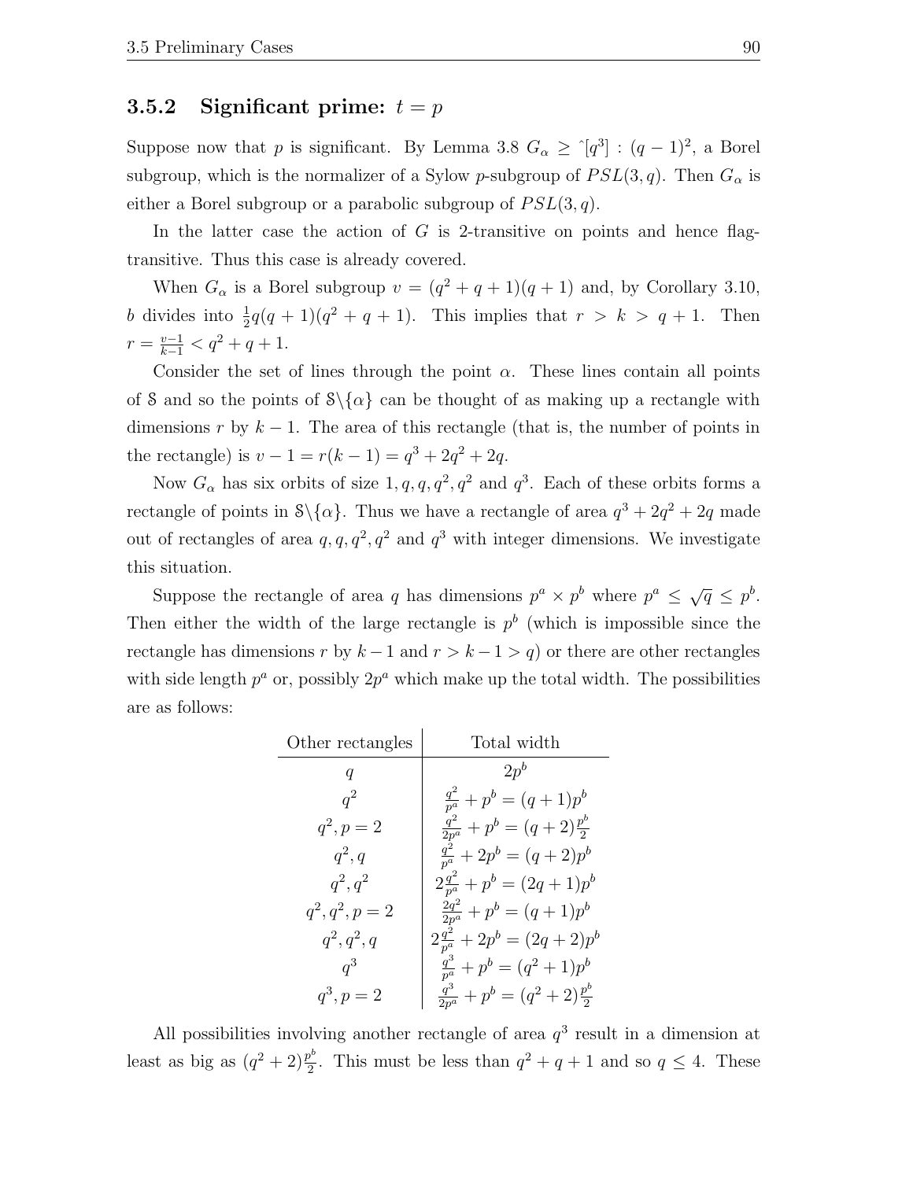### 3.5.2 Significant prime: $t = p$

Suppose now that $p$ is significant. By Lemma 3.8 $G_\alpha \geq \hat{}[q^3] : (q-1)^2$, a Borel subgroup, which is the normalizer of a Sylow $p$-subgroup of $PSL(3,q)$. Then $G_\alpha$ is either a Borel subgroup or a parabolic subgroup of $PSL(3,q)$.

In the latter case the action of $G$ is 2-transitive on points and hence flag-transitive. Thus this case is already covered.

When $G_\alpha$ is a Borel subgroup $v = (q^2+q+1)(q+1)$ and, by Corollary 3.10, $b$ divides into $\frac{1}{2}q(q+1)(q^2+q+1)$. This implies that $r > k > q+1$. Then $r = \frac{v-1}{k-1} < q^2+q+1$.

Consider the set of lines through the point $\alpha$. These lines contain all points of $\mathcal{S}$ and so the points of $\mathcal{S}\backslash\{\alpha\}$ can be thought of as making up a rectangle with dimensions $r$ by $k-1$. The area of this rectangle (that is, the number of points in the rectangle) is $v - 1 = r(k-1) = q^3 + 2q^2 + 2q$.

Now $G_\alpha$ has six orbits of size $1, q, q, q^2, q^2$ and $q^3$. Each of these orbits forms a rectangle of points in $\mathcal{S}\backslash\{\alpha\}$. Thus we have a rectangle of area $q^3+2q^2+2q$ made out of rectangles of area $q, q, q^2, q^2$ and $q^3$ with integer dimensions. We investigate this situation.

Suppose the rectangle of area $q$ has dimensions $p^a \times p^b$ where $p^a \leq \sqrt{q} \leq p^b$. Then either the width of the large rectangle is $p^b$ (which is impossible since the rectangle has dimensions $r$ by $k-1$ and $r > k-1 > q$) or there are other rectangles with side length $p^a$ or, possibly $2p^a$ which make up the total width. The possibilities are as follows:

| Other rectangles | Total width |
|---|---|
| $q$ | $2p^b$ |
| $q^2$ | $\frac{q^2}{p^a} + p^b = (q+1)p^b$ |
| $q^2, p=2$ | $\frac{q^2}{2p^a} + p^b = (q+2)\frac{p^b}{2}$ |
| $q^2, q$ | $\frac{q^2}{p^a} + 2p^b = (q+2)p^b$ |
| $q^2, q^2$ | $2\frac{q^2}{p^a} + p^b = (2q+1)p^b$ |
| $q^2, q^2, p=2$ | $\frac{2q^2}{2p^a} + p^b = (q+1)p^b$ |
| $q^2, q^2, q$ | $2\frac{q^2}{p^a} + 2p^b = (2q+2)p^b$ |
| $q^3$ | $\frac{q^3}{p^a} + p^b = (q^2+1)p^b$ |
| $q^3, p=2$ | $\frac{q^3}{2p^a} + p^b = (q^2+2)\frac{p^b}{2}$ |

All possibilities involving another rectangle of area $q^3$ result in a dimension at least as big as $(q^2+2)\frac{p^b}{2}$. This must be less than $q^2+q+1$ and so $q \leq 4$. These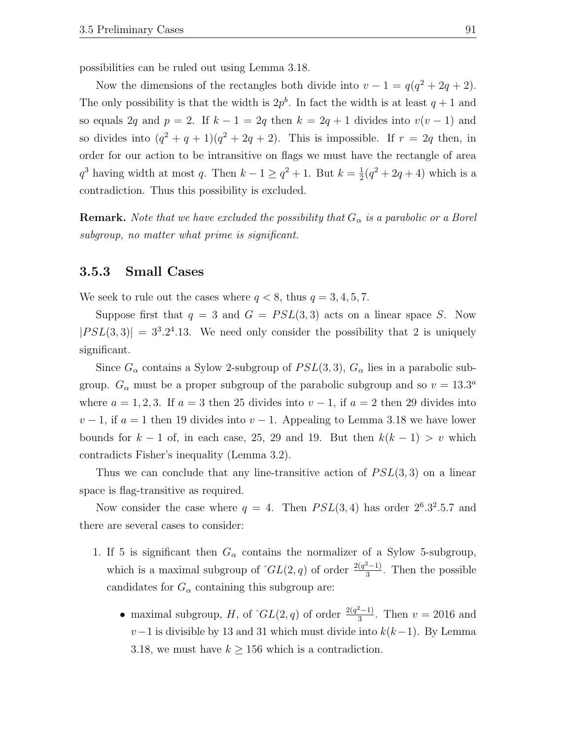possibilities can be ruled out using Lemma 3.18.

Now the dimensions of the rectangles both divide into $v-1 = q(q^2+2q+2)$. The only possibility is that the width is $2p^b$. In fact the width is at least $q+1$ and so equals $2q$ and $p=2$. If $k-1=2q$ then $k=2q+1$ divides into $v(v-1)$ and so divides into $(q^2+q+1)(q^2+2q+2)$. This is impossible. If $r=2q$ then, in order for our action to be intransitive on flags we must have the rectangle of area $q^3$ having width at most $q$. Then $k-1 \geq q^2+1$. But $k = \frac{1}{2}(q^2+2q+4)$ which is a contradiction. Thus this possibility is excluded.

**Remark.** *Note that we have excluded the possibility that $G_\alpha$ is a parabolic or a Borel subgroup, no matter what prime is significant.*

### 3.5.3 Small Cases

We seek to rule out the cases where $q < 8$, thus $q = 3, 4, 5, 7$.

Suppose first that $q = 3$ and $G = PSL(3,3)$ acts on a linear space $S$. Now $|PSL(3,3)| = 3^3.2^4.13$. We need only consider the possibility that 2 is uniquely significant.

Since $G_\alpha$ contains a Sylow 2-subgroup of $PSL(3,3)$, $G_\alpha$ lies in a parabolic subgroup. $G_\alpha$ must be a proper subgroup of the parabolic subgroup and so $v = 13.3^a$ where $a = 1,2,3$. If $a=3$ then 25 divides into $v-1$, if $a=2$ then 29 divides into $v-1$, if $a=1$ then 19 divides into $v-1$. Appealing to Lemma 3.18 we have lower bounds for $k-1$ of, in each case, 25, 29 and 19. But then $k(k-1) > v$ which contradicts Fisher's inequality (Lemma 3.2).

Thus we can conclude that any line-transitive action of $PSL(3,3)$ on a linear space is flag-transitive as required.

Now consider the case where $q=4$. Then $PSL(3,4)$ has order $2^6.3^2.5.7$ and there are several cases to consider:

1. If 5 is significant then $G_\alpha$ contains the normalizer of a Sylow 5-subgroup, which is a maximal subgroup of $\hat{\ }GL(2,q)$ of order $\frac{2(q^2-1)}{3}$. Then the possible candidates for $G_\alpha$ containing this subgroup are:
   - maximal subgroup, $H$, of $\hat{\ }GL(2,q)$ of order $\frac{2(q^2-1)}{3}$. Then $v = 2016$ and $v-1$ is divisible by 13 and 31 which must divide into $k(k-1)$. By Lemma 3.18, we must have $k \geq 156$ which is a contradiction.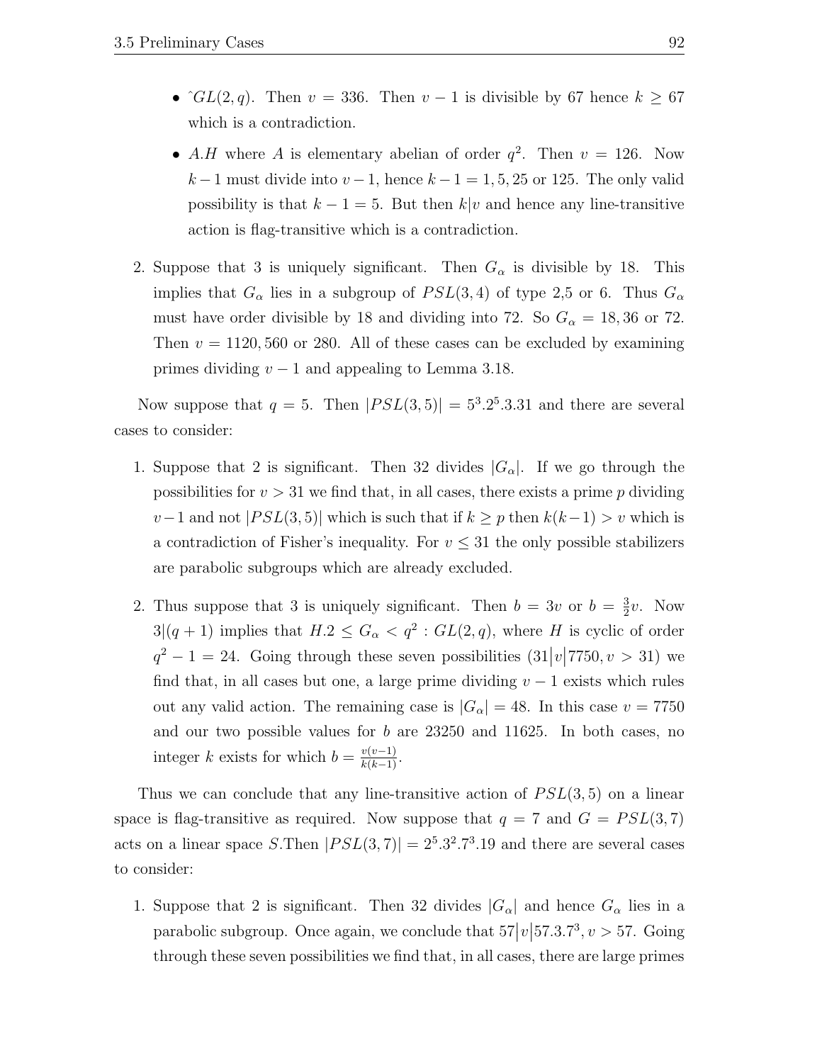- $\hat{}GL(2, q)$. Then $v = 336$. Then $v - 1$ is divisible by 67 hence $k \geq 67$ which is a contradiction.
- $A.H$ where $A$ is elementary abelian of order $q^2$. Then $v = 126$. Now $k-1$ must divide into $v-1$, hence $k-1 = 1, 5, 25$ or 125. The only valid possibility is that $k - 1 = 5$. But then $k|v$ and hence any line-transitive action is flag-transitive which is a contradiction.

2. Suppose that 3 is uniquely significant. Then $G_\alpha$ is divisible by 18. This implies that $G_\alpha$ lies in a subgroup of $PSL(3, 4)$ of type 2,5 or 6. Thus $G_\alpha$ must have order divisible by 18 and dividing into 72. So $G_\alpha = 18, 36$ or 72. Then $v = 1120, 560$ or 280. All of these cases can be excluded by examining primes dividing $v - 1$ and appealing to Lemma 3.18.

Now suppose that $q = 5$. Then $|PSL(3, 5)| = 5^3.2^5.3.31$ and there are several cases to consider:

1. Suppose that 2 is significant. Then 32 divides $|G_\alpha|$. If we go through the possibilities for $v > 31$ we find that, in all cases, there exists a prime $p$ dividing $v-1$ and not $|PSL(3, 5)|$ which is such that if $k \geq p$ then $k(k-1) > v$ which is a contradiction of Fisher's inequality. For $v \leq 31$ the only possible stabilizers are parabolic subgroups which are already excluded.

2. Thus suppose that 3 is uniquely significant. Then $b = 3v$ or $b = \frac{3}{2}v$. Now $3|(q + 1)$ implies that $H.2 \leq G_\alpha < q^2 : GL(2, q)$, where $H$ is cyclic of order $q^2 - 1 = 24$. Going through these seven possibilities $(31\big|v\big|7750, v > 31)$ we find that, in all cases but one, a large prime dividing $v - 1$ exists which rules out any valid action. The remaining case is $|G_\alpha| = 48$. In this case $v = 7750$ and our two possible values for $b$ are 23250 and 11625. In both cases, no integer $k$ exists for which $b = \frac{v(v-1)}{k(k-1)}$.

Thus we can conclude that any line-transitive action of $PSL(3, 5)$ on a linear space is flag-transitive as required. Now suppose that $q = 7$ and $G = PSL(3, 7)$ acts on a linear space $S$.Then $|PSL(3, 7)| = 2^5.3^2.7^3.19$ and there are several cases to consider:

1. Suppose that 2 is significant. Then 32 divides $|G_\alpha|$ and hence $G_\alpha$ lies in a parabolic subgroup. Once again, we conclude that $57\big|v\big|57.3.7^3, v > 57$. Going through these seven possibilities we find that, in all cases, there are large primes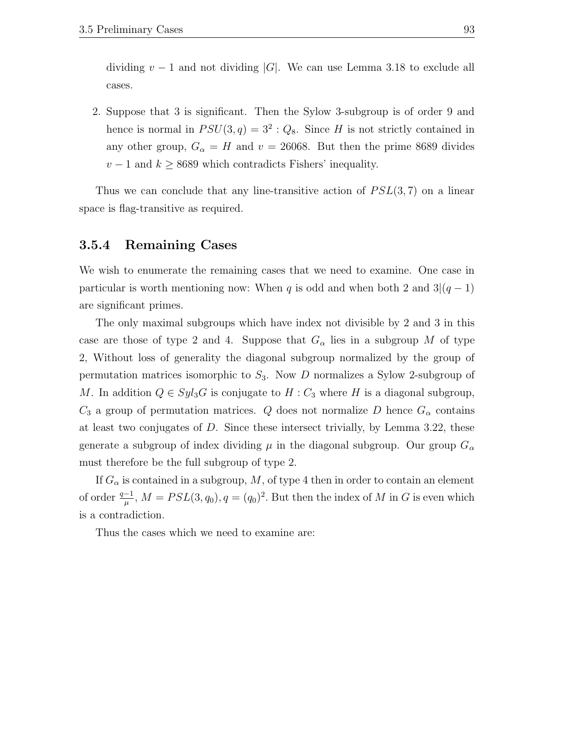dividing $v-1$ and not dividing $|G|$. We can use Lemma 3.18 to exclude all cases.

2. Suppose that 3 is significant. Then the Sylow 3-subgroup is of order 9 and hence is normal in $PSU(3,q) = 3^2 : Q_8$. Since $H$ is not strictly contained in any other group, $G_\alpha = H$ and $v = 26068$. But then the prime 8689 divides $v-1$ and $k \geq 8689$ which contradicts Fishers' inequality.

Thus we can conclude that any line-transitive action of $PSL(3,7)$ on a linear space is flag-transitive as required.

### 3.5.4 Remaining Cases

We wish to enumerate the remaining cases that we need to examine. One case in particular is worth mentioning now: When $q$ is odd and when both 2 and $3|(q-1)$ are significant primes.

The only maximal subgroups which have index not divisible by 2 and 3 in this case are those of type 2 and 4. Suppose that $G_\alpha$ lies in a subgroup $M$ of type 2, Without loss of generality the diagonal subgroup normalized by the group of permutation matrices isomorphic to $S_3$. Now $D$ normalizes a Sylow 2-subgroup of $M$. In addition $Q \in Syl_3 G$ is conjugate to $H : C_3$ where $H$ is a diagonal subgroup, $C_3$ a group of permutation matrices. $Q$ does not normalize $D$ hence $G_\alpha$ contains at least two conjugates of $D$. Since these intersect trivially, by Lemma 3.22, these generate a subgroup of index dividing $\mu$ in the diagonal subgroup. Our group $G_\alpha$ must therefore be the full subgroup of type 2.

If $G_\alpha$ is contained in a subgroup, $M$, of type 4 then in order to contain an element of order $\frac{q-1}{\mu}$, $M = PSL(3, q_0), q = (q_0)^2$. But then the index of $M$ in $G$ is even which is a contradiction.

Thus the cases which we need to examine are: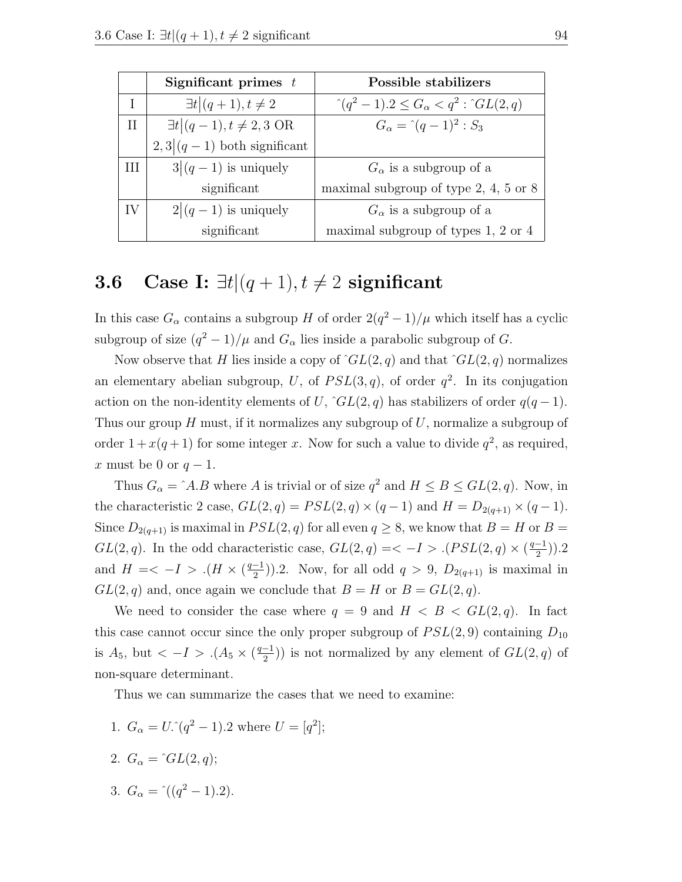| | **Significant primes** $t$ | **Possible stabilizers** |
|---|---|---|
| I | $\exists t \big\| (q+1), t \neq 2$ | $\hat{}(q^2-1).2 \leq G_\alpha < q^2 : \hat{}GL(2,q)$ |
| II | $\exists t \big\| (q-1), t \neq 2, 3$ OR $2, 3 \big\| (q-1)$ both significant | $G_\alpha = \hat{}(q-1)^2 : S_3$ |
| III | $3 \big\| (q-1)$ is uniquely significant | $G_\alpha$ is a subgroup of a maximal subgroup of type 2, 4, 5 or 8 |
| IV | $2 \big\| (q-1)$ is uniquely significant | $G_\alpha$ is a subgroup of a maximal subgroup of types 1, 2 or 4 |

## 3.6 Case I: $\exists t|(q+1), t \neq 2$ significant

In this case $G_\alpha$ contains a subgroup $H$ of order $2(q^2-1)/\mu$ which itself has a cyclic subgroup of size $(q^2-1)/\mu$ and $G_\alpha$ lies inside a parabolic subgroup of $G$.

Now observe that $H$ lies inside a copy of $\hat{}GL(2,q)$ and that $\hat{}GL(2,q)$ normalizes an elementary abelian subgroup, $U$, of $PSL(3,q)$, of order $q^2$. In its conjugation action on the non-identity elements of $U$, $\hat{}GL(2,q)$ has stabilizers of order $q(q-1)$. Thus our group $H$ must, if it normalizes any subgroup of $U$, normalize a subgroup of order $1+x(q+1)$ for some integer $x$. Now for such a value to divide $q^2$, as required, $x$ must be 0 or $q-1$.

Thus $G_\alpha = \hat{}A.B$ where $A$ is trivial or of size $q^2$ and $H \leq B \leq GL(2,q)$. Now, in the characteristic 2 case, $GL(2,q) = PSL(2,q) \times (q-1)$ and $H = D_{2(q+1)} \times (q-1)$. Since $D_{2(q+1)}$ is maximal in $PSL(2,q)$ for all even $q \geq 8$, we know that $B = H$ or $B = GL(2,q)$. In the odd characteristic case, $GL(2,q) = <-I>.(PSL(2,q) \times (\frac{q-1}{2})).2$ and $H = <-I>.(H \times (\frac{q-1}{2})).2$. Now, for all odd $q > 9$, $D_{2(q+1)}$ is maximal in $GL(2,q)$ and, once again we conclude that $B = H$ or $B = GL(2,q)$.

We need to consider the case where $q = 9$ and $H < B < GL(2,q)$. In fact this case cannot occur since the only proper subgroup of $PSL(2,9)$ containing $D_{10}$ is $A_5$, but $<-I>.(A_5 \times (\frac{q-1}{2}))$ is not normalized by any element of $GL(2,q)$ of non-square determinant.

Thus we can summarize the cases that we need to examine:

1. $G_\alpha = U.\hat{}(q^2-1).2$ where $U = [q^2]$;
2. $G_\alpha = \hat{}GL(2,q)$;
3. $G_\alpha = \hat{}((q^2-1).2)$.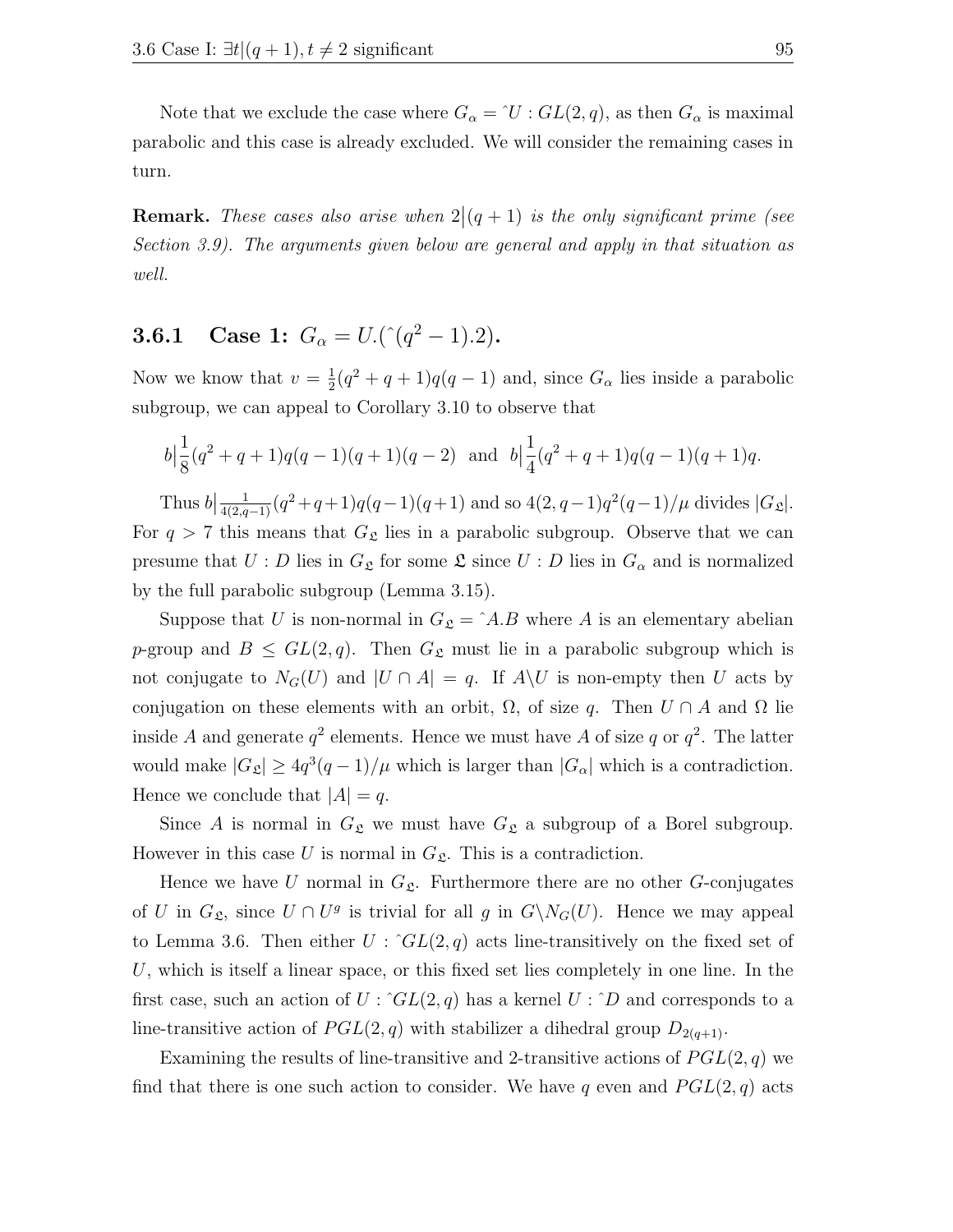Note that we exclude the case where $G_\alpha = \hat{~}U : GL(2,q)$, as then $G_\alpha$ is maximal parabolic and this case is already excluded. We will consider the remaining cases in turn.

**Remark.** *These cases also arise when $2\big|(q+1)$ is the only significant prime (see Section 3.9). The arguments given below are general and apply in that situation as well.*

### 3.6.1 Case 1: $G_\alpha = U.(\hat{~}(q^2-1).2)$.

Now we know that $v = \frac{1}{2}(q^2+q+1)q(q-1)$ and, since $G_\alpha$ lies inside a parabolic subgroup, we can appeal to Corollary 3.10 to observe that

$$b\Big|\frac{1}{8}(q^2+q+1)q(q-1)(q+1)(q-2) \;\text{ and }\; b\Big|\frac{1}{4}(q^2+q+1)q(q-1)(q+1)q.$$

Thus $b\big|\frac{1}{4(2,q-1)}(q^2+q+1)q(q-1)(q+1)$ and so $4(2,q-1)q^2(q-1)/\mu$ divides $|G_{\mathfrak{L}}|$. For $q > 7$ this means that $G_{\mathfrak{L}}$ lies in a parabolic subgroup. Observe that we can presume that $U : D$ lies in $G_{\mathfrak{L}}$ for some $\mathfrak{L}$ since $U : D$ lies in $G_\alpha$ and is normalized by the full parabolic subgroup (Lemma 3.15).

Suppose that $U$ is non-normal in $G_{\mathfrak{L}} = \hat{~}A.B$ where $A$ is an elementary abelian $p$-group and $B \leq GL(2,q)$. Then $G_{\mathfrak{L}}$ must lie in a parabolic subgroup which is not conjugate to $N_G(U)$ and $|U \cap A| = q$. If $A \backslash U$ is non-empty then $U$ acts by conjugation on these elements with an orbit, $\Omega$, of size $q$. Then $U \cap A$ and $\Omega$ lie inside $A$ and generate $q^2$ elements. Hence we must have $A$ of size $q$ or $q^2$. The latter would make $|G_{\mathfrak{L}}| \geq 4q^3(q-1)/\mu$ which is larger than $|G_\alpha|$ which is a contradiction. Hence we conclude that $|A| = q$.

Since $A$ is normal in $G_{\mathfrak{L}}$ we must have $G_{\mathfrak{L}}$ a subgroup of a Borel subgroup. However in this case $U$ is normal in $G_{\mathfrak{L}}$. This is a contradiction.

Hence we have $U$ normal in $G_{\mathfrak{L}}$. Furthermore there are no other $G$-conjugates of $U$ in $G_{\mathfrak{L}}$, since $U \cap U^g$ is trivial for all $g$ in $G \backslash N_G(U)$. Hence we may appeal to Lemma 3.6. Then either $U : \hat{~}GL(2,q)$ acts line-transitively on the fixed set of $U$, which is itself a linear space, or this fixed set lies completely in one line. In the first case, such an action of $U : \hat{~}GL(2,q)$ has a kernel $U : \hat{~}D$ and corresponds to a line-transitive action of $PGL(2,q)$ with stabilizer a dihedral group $D_{2(q+1)}$.

Examining the results of line-transitive and 2-transitive actions of $PGL(2,q)$ we find that there is one such action to consider. We have $q$ even and $PGL(2,q)$ acts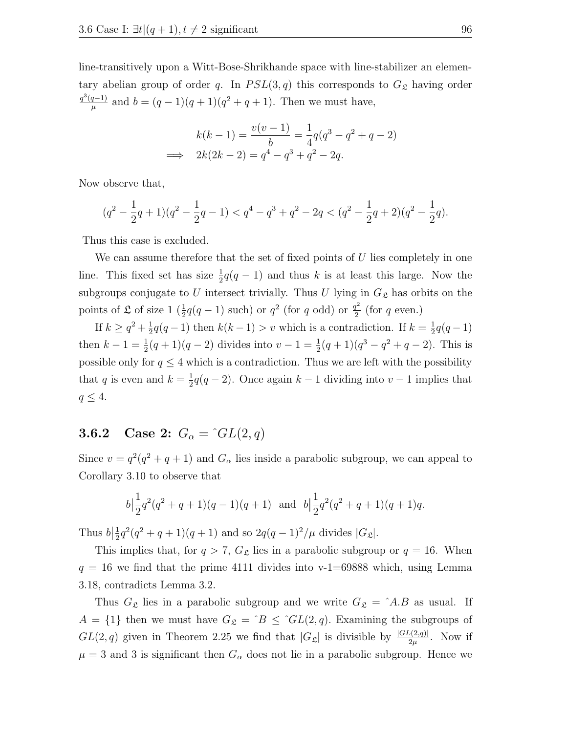line-transitively upon a Witt-Bose-Shrikhande space with line-stabilizer an elementary abelian group of order $q$. In $PSL(3,q)$ this corresponds to $G_{\mathfrak{L}}$ having order $\frac{q^3(q-1)}{\mu}$ and $b=(q-1)(q+1)(q^2+q+1)$. Then we must have,

$$\begin{aligned} k(k-1) &= \frac{v(v-1)}{b} = \frac{1}{4}q(q^3-q^2+q-2) \\ \implies \quad 2k(2k-2) &= q^4-q^3+q^2-2q. \end{aligned}$$

Now observe that,

$$(q^2-\frac{1}{2}q+1)(q^2-\frac{1}{2}q-1) < q^4-q^3+q^2-2q < (q^2-\frac{1}{2}q+2)(q^2-\frac{1}{2}q).$$

Thus this case is excluded.

We can assume therefore that the set of fixed points of $U$ lies completely in one line. This fixed set has size $\frac{1}{2}q(q-1)$ and thus $k$ is at least this large. Now the subgroups conjugate to $U$ intersect trivially. Thus $U$ lying in $G_{\mathfrak{L}}$ has orbits on the points of $\mathfrak{L}$ of size 1 ($\frac{1}{2}q(q-1)$ such) or $q^2$ (for $q$ odd) or $\frac{q^2}{2}$ (for $q$ even.)

If $k \geq q^2+\frac{1}{2}q(q-1)$ then $k(k-1) > v$ which is a contradiction. If $k=\frac{1}{2}q(q-1)$ then $k-1=\frac{1}{2}(q+1)(q-2)$ divides into $v-1=\frac{1}{2}(q+1)(q^3-q^2+q-2)$. This is possible only for $q \leq 4$ which is a contradiction. Thus we are left with the possibility that $q$ is even and $k=\frac{1}{2}q(q-2)$. Once again $k-1$ dividing into $v-1$ implies that $q \leq 4$.

### 3.6.2 Case 2: $G_\alpha = \hat{\ }GL(2,q)$

Since $v=q^2(q^2+q+1)$ and $G_\alpha$ lies inside a parabolic subgroup, we can appeal to Corollary 3.10 to observe that

$$b \big| \frac{1}{2}q^2(q^2+q+1)(q-1)(q+1) \ \text{ and } \ b \big| \frac{1}{2}q^2(q^2+q+1)(q+1)q.$$

Thus $b\big|\frac{1}{2}q^2(q^2+q+1)(q+1)$ and so $2q(q-1)^2/\mu$ divides $|G_{\mathfrak{L}}|$.

This implies that, for $q>7$, $G_{\mathfrak{L}}$ lies in a parabolic subgroup or $q=16$. When $q=16$ we find that the prime 4111 divides into v-1=69888 which, using Lemma 3.18, contradicts Lemma 3.2.

Thus $G_{\mathfrak{L}}$ lies in a parabolic subgroup and we write $G_{\mathfrak{L}} = \hat{\ }A.B$ as usual. If $A=\{1\}$ then we must have $G_{\mathfrak{L}} = \hat{\ }B \leq \hat{\ }GL(2,q)$. Examining the subgroups of $GL(2,q)$ given in Theorem 2.25 we find that $|G_{\mathfrak{L}}|$ is divisible by $\frac{|GL(2,q)|}{2\mu}$. Now if $\mu=3$ and 3 is significant then $G_\alpha$ does not lie in a parabolic subgroup. Hence we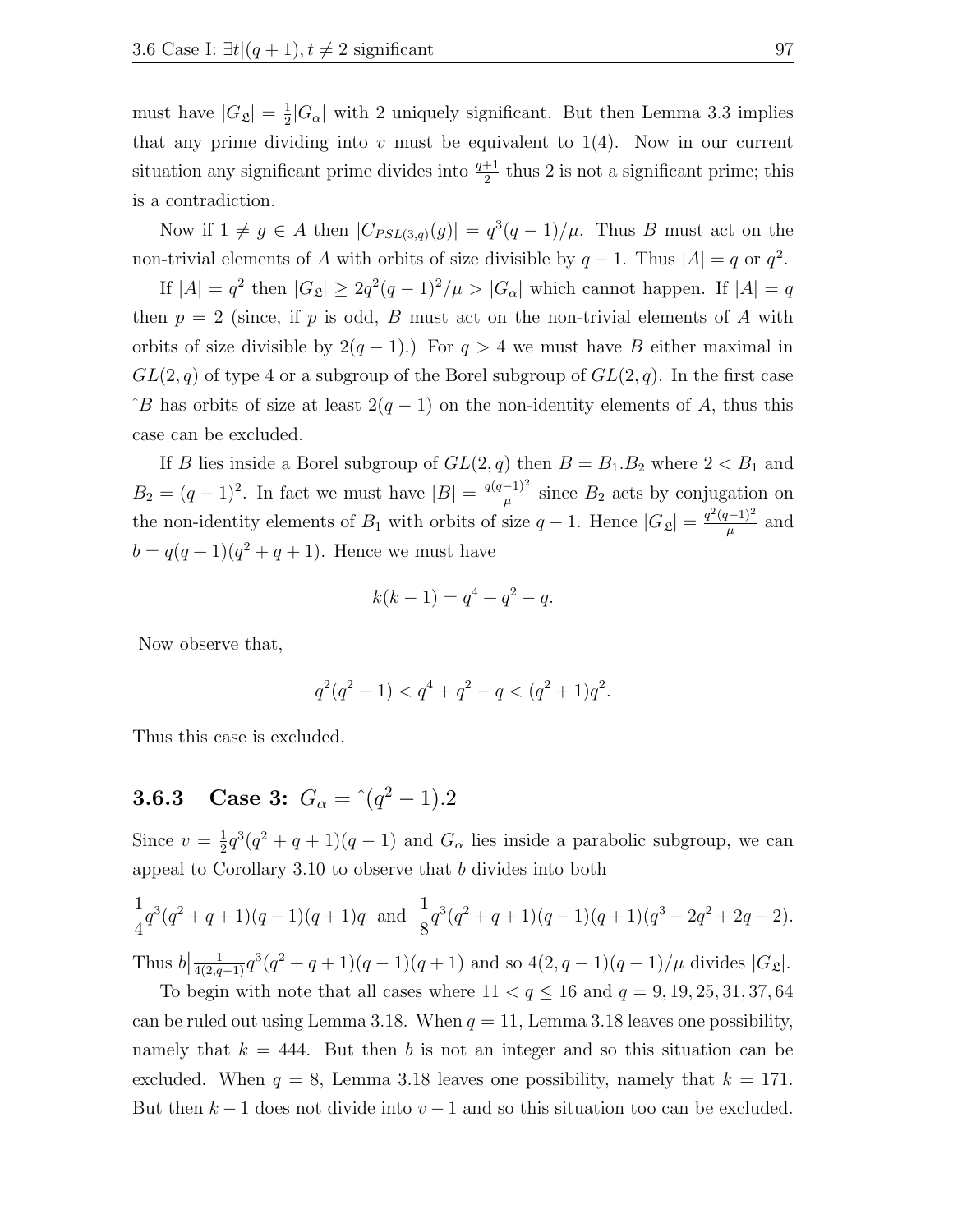must have $|G_{\mathfrak{L}}| = \frac{1}{2}|G_\alpha|$ with 2 uniquely significant. But then Lemma 3.3 implies that any prime dividing into $v$ must be equivalent to $1(4)$. Now in our current situation any significant prime divides into $\frac{q+1}{2}$ thus 2 is not a significant prime; this is a contradiction.

Now if $1 \neq g \in A$ then $|C_{PSL(3,q)}(g)| = q^3(q-1)/\mu$. Thus $B$ must act on the non-trivial elements of $A$ with orbits of size divisible by $q-1$. Thus $|A| = q$ or $q^2$.

If $|A| = q^2$ then $|G_{\mathfrak{L}}| \geq 2q^2(q-1)^2/\mu > |G_\alpha|$ which cannot happen. If $|A| = q$ then $p = 2$ (since, if $p$ is odd, $B$ must act on the non-trivial elements of $A$ with orbits of size divisible by $2(q-1)$.) For $q > 4$ we must have $B$ either maximal in $GL(2,q)$ of type 4 or a subgroup of the Borel subgroup of $GL(2,q)$. In the first case $\hat{\ }B$ has orbits of size at least $2(q-1)$ on the non-identity elements of $A$, thus this case can be excluded.

If $B$ lies inside a Borel subgroup of $GL(2,q)$ then $B = B_1.B_2$ where $2 < B_1$ and $B_2 = (q-1)^2$. In fact we must have $|B| = \frac{q(q-1)^2}{\mu}$ since $B_2$ acts by conjugation on the non-identity elements of $B_1$ with orbits of size $q-1$. Hence $|G_{\mathfrak{L}}| = \frac{q^2(q-1)^2}{\mu}$ and $b = q(q+1)(q^2+q+1)$. Hence we must have

$$k(k-1) = q^4 + q^2 - q.$$

Now observe that,

$$q^2(q^2-1) < q^4 + q^2 - q < (q^2+1)q^2.$$

Thus this case is excluded.

### 3.6.3 Case 3: $G_\alpha = \hat{\ }(q^2-1).2$

Since $v = \frac{1}{2}q^3(q^2+q+1)(q-1)$ and $G_\alpha$ lies inside a parabolic subgroup, we can appeal to Corollary 3.10 to observe that $b$ divides into both

$$\frac{1}{4}q^3(q^2+q+1)(q-1)(q+1)q \text{ and } \frac{1}{8}q^3(q^2+q+1)(q-1)(q+1)(q^3-2q^2+2q-2).$$

Thus $b\big|\frac{1}{4(2,q-1)}q^3(q^2+q+1)(q-1)(q+1)$ and so $4(2,q-1)(q-1)/\mu$ divides $|G_{\mathfrak{L}}|$.

To begin with note that all cases where $11 < q \leq 16$ and $q = 9, 19, 25, 31, 37, 64$ can be ruled out using Lemma 3.18. When $q = 11$, Lemma 3.18 leaves one possibility, namely that $k = 444$. But then $b$ is not an integer and so this situation can be excluded. When $q = 8$, Lemma 3.18 leaves one possibility, namely that $k = 171$. But then $k-1$ does not divide into $v-1$ and so this situation too can be excluded.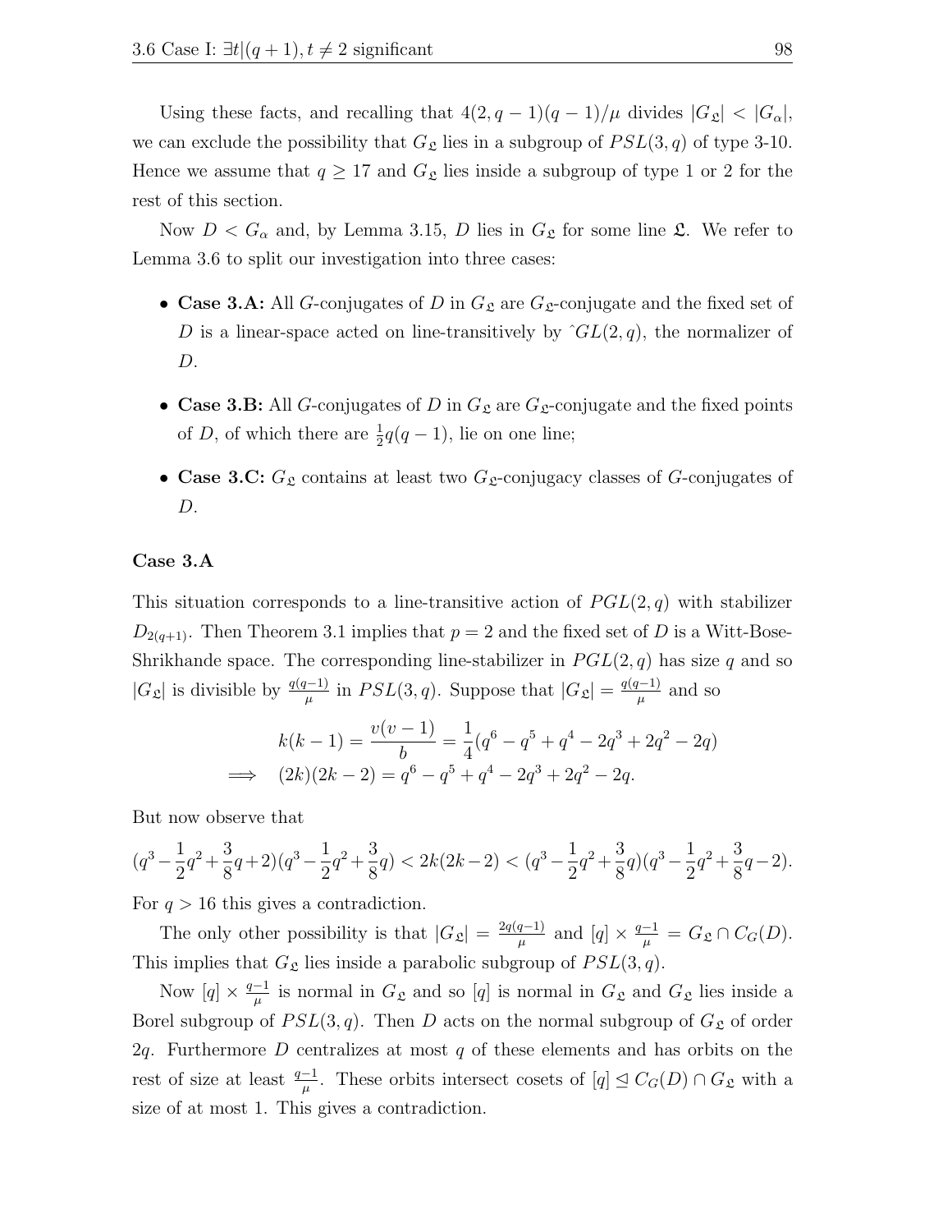Using these facts, and recalling that $4(2, q-1)(q-1)/\mu$ divides $|G_{\mathfrak{L}}| < |G_\alpha|$, we can exclude the possibility that $G_{\mathfrak{L}}$ lies in a subgroup of $PSL(3, q)$ of type 3-10. Hence we assume that $q \geq 17$ and $G_{\mathfrak{L}}$ lies inside a subgroup of type 1 or 2 for the rest of this section.

Now $D < G_\alpha$ and, by Lemma 3.15, $D$ lies in $G_{\mathfrak{L}}$ for some line $\mathfrak{L}$. We refer to Lemma 3.6 to split our investigation into three cases:

- **Case 3.A:** All $G$-conjugates of $D$ in $G_{\mathfrak{L}}$ are $G_{\mathfrak{L}}$-conjugate and the fixed set of $D$ is a linear-space acted on line-transitively by $\hat{\ }GL(2, q)$, the normalizer of $D$.
- **Case 3.B:** All $G$-conjugates of $D$ in $G_{\mathfrak{L}}$ are $G_{\mathfrak{L}}$-conjugate and the fixed points of $D$, of which there are $\frac{1}{2}q(q-1)$, lie on one line;
- **Case 3.C:** $G_{\mathfrak{L}}$ contains at least two $G_{\mathfrak{L}}$-conjugacy classes of $G$-conjugates of $D$.

#### Case 3.A

This situation corresponds to a line-transitive action of $PGL(2, q)$ with stabilizer $D_{2(q+1)}$. Then Theorem 3.1 implies that $p = 2$ and the fixed set of $D$ is a Witt-Bose-Shrikhande space. The corresponding line-stabilizer in $PGL(2, q)$ has size $q$ and so $|G_{\mathfrak{L}}|$ is divisible by $\frac{q(q-1)}{\mu}$ in $PSL(3, q)$. Suppose that $|G_{\mathfrak{L}}| = \frac{q(q-1)}{\mu}$ and so

$$
\begin{aligned}
& k(k-1) = \frac{v(v-1)}{b} = \frac{1}{4}(q^6 - q^5 + q^4 - 2q^3 + 2q^2 - 2q) \\
\implies \quad & (2k)(2k-2) = q^6 - q^5 + q^4 - 2q^3 + 2q^2 - 2q.
\end{aligned}
$$

But now observe that

$$
(q^3 - \frac{1}{2}q^2 + \frac{3}{8}q + 2)(q^3 - \frac{1}{2}q^2 + \frac{3}{8}q) < 2k(2k-2) < (q^3 - \frac{1}{2}q^2 + \frac{3}{8}q)(q^3 - \frac{1}{2}q^2 + \frac{3}{8}q - 2).
$$

For $q > 16$ this gives a contradiction.

The only other possibility is that $|G_{\mathfrak{L}}| = \frac{2q(q-1)}{\mu}$ and $[q] \times \frac{q-1}{\mu} = G_{\mathfrak{L}} \cap C_G(D)$. This implies that $G_{\mathfrak{L}}$ lies inside a parabolic subgroup of $PSL(3, q)$.

Now $[q] \times \frac{q-1}{\mu}$ is normal in $G_{\mathfrak{L}}$ and so $[q]$ is normal in $G_{\mathfrak{L}}$ and $G_{\mathfrak{L}}$ lies inside a Borel subgroup of $PSL(3, q)$. Then $D$ acts on the normal subgroup of $G_{\mathfrak{L}}$ of order $2q$. Furthermore $D$ centralizes at most $q$ of these elements and has orbits on the rest of size at least $\frac{q-1}{\mu}$. These orbits intersect cosets of $[q] \trianglelefteq C_G(D) \cap G_{\mathfrak{L}}$ with a size of at most 1. This gives a contradiction.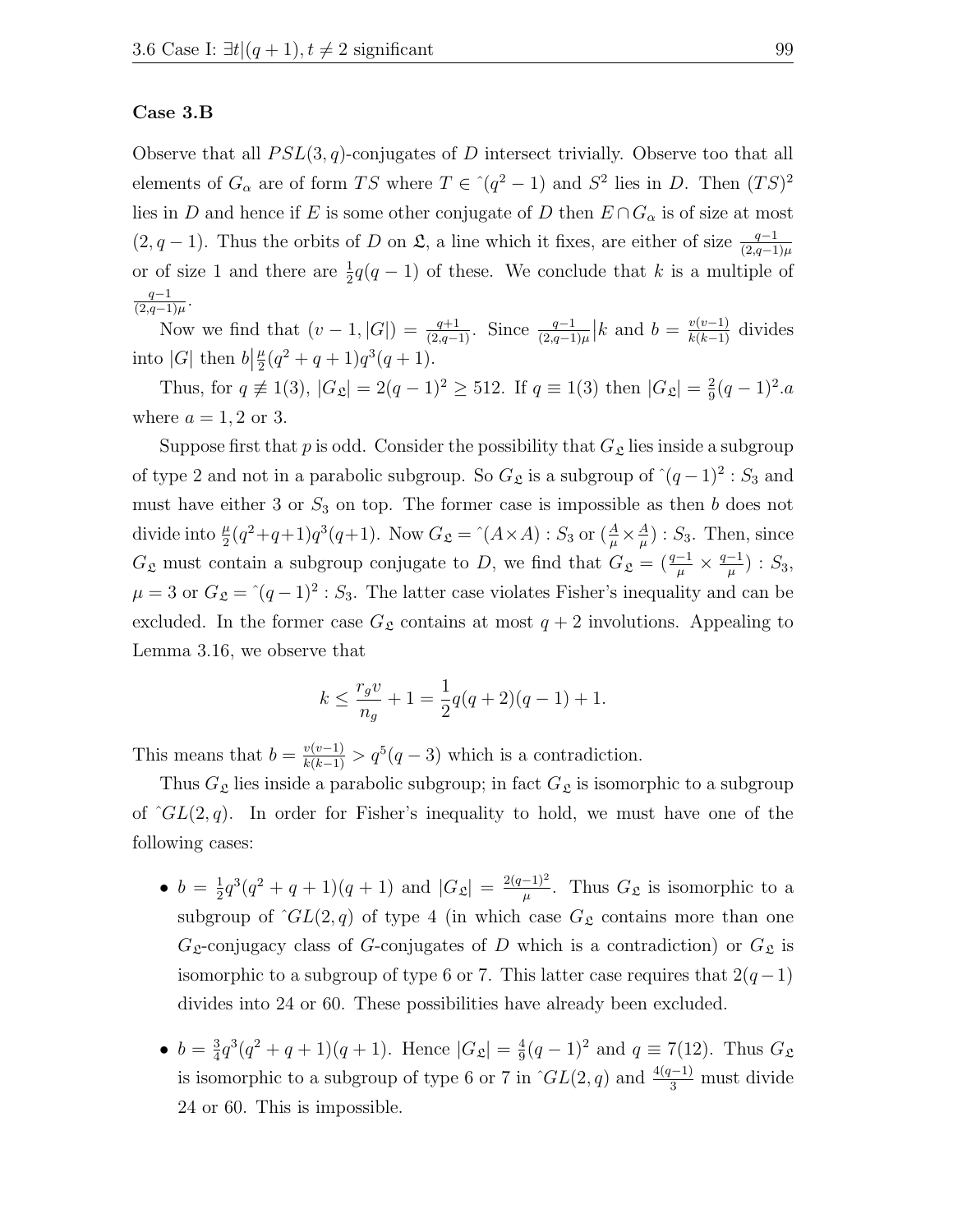**Case 3.B**

Observe that all $PSL(3,q)$-conjugates of $D$ intersect trivially. Observe too that all elements of $G_\alpha$ are of form $TS$ where $T \in \hat{}(q^2-1)$ and $S^2$ lies in $D$. Then $(TS)^2$ lies in $D$ and hence if $E$ is some other conjugate of $D$ then $E \cap G_\alpha$ is of size at most $(2, q-1)$. Thus the orbits of $D$ on $\mathfrak{L}$, a line which it fixes, are either of size $\frac{q-1}{(2,q-1)\mu}$ or of size 1 and there are $\frac{1}{2}q(q-1)$ of these. We conclude that $k$ is a multiple of $\frac{q-1}{(2,q-1)\mu}$.

Now we find that $(v-1, |G|) = \frac{q+1}{(2,q-1)}$. Since $\frac{q-1}{(2,q-1)\mu} \big| k$ and $b = \frac{v(v-1)}{k(k-1)}$ divides into $|G|$ then $b \big| \frac{\mu}{2}(q^2+q+1)q^3(q+1)$.

Thus, for $q \not\equiv 1(3)$, $|G_{\mathfrak{L}}| = 2(q-1)^2 \geq 512$. If $q \equiv 1(3)$ then $|G_{\mathfrak{L}}| = \frac{2}{9}(q-1)^2.a$ where $a = 1, 2$ or $3$.

Suppose first that $p$ is odd. Consider the possibility that $G_{\mathfrak{L}}$ lies inside a subgroup of type 2 and not in a parabolic subgroup. So $G_{\mathfrak{L}}$ is a subgroup of $\hat{}(q-1)^2 : S_3$ and must have either 3 or $S_3$ on top. The former case is impossible as then $b$ does not divide into $\frac{\mu}{2}(q^2+q+1)q^3(q+1)$. Now $G_{\mathfrak{L}} = \hat{}(A \times A) : S_3$ or $(\frac{A}{\mu} \times \frac{A}{\mu}) : S_3$. Then, since $G_{\mathfrak{L}}$ must contain a subgroup conjugate to $D$, we find that $G_{\mathfrak{L}} = (\frac{q-1}{\mu} \times \frac{q-1}{\mu}) : S_3$, $\mu = 3$ or $G_{\mathfrak{L}} = \hat{}(q-1)^2 : S_3$. The latter case violates Fisher's inequality and can be excluded. In the former case $G_{\mathfrak{L}}$ contains at most $q+2$ involutions. Appealing to Lemma 3.16, we observe that

$$k \leq \frac{r_g v}{n_g} + 1 = \frac{1}{2}q(q+2)(q-1) + 1.$$

This means that $b = \frac{v(v-1)}{k(k-1)} > q^5(q-3)$ which is a contradiction.

Thus $G_{\mathfrak{L}}$ lies inside a parabolic subgroup; in fact $G_{\mathfrak{L}}$ is isomorphic to a subgroup of $\hat{}GL(2,q)$. In order for Fisher's inequality to hold, we must have one of the following cases:

- $b = \frac{1}{2}q^3(q^2+q+1)(q+1)$ and $|G_{\mathfrak{L}}| = \frac{2(q-1)^2}{\mu}$. Thus $G_{\mathfrak{L}}$ is isomorphic to a subgroup of $\hat{}GL(2,q)$ of type 4 (in which case $G_{\mathfrak{L}}$ contains more than one $G_{\mathfrak{L}}$-conjugacy class of $G$-conjugates of $D$ which is a contradiction) or $G_{\mathfrak{L}}$ is isomorphic to a subgroup of type 6 or 7. This latter case requires that $2(q-1)$ divides into 24 or 60. These possibilities have already been excluded.

- $b = \frac{3}{4}q^3(q^2+q+1)(q+1)$. Hence $|G_{\mathfrak{L}}| = \frac{4}{9}(q-1)^2$ and $q \equiv 7(12)$. Thus $G_{\mathfrak{L}}$ is isomorphic to a subgroup of type 6 or 7 in $\hat{}GL(2,q)$ and $\frac{4(q-1)}{3}$ must divide 24 or 60. This is impossible.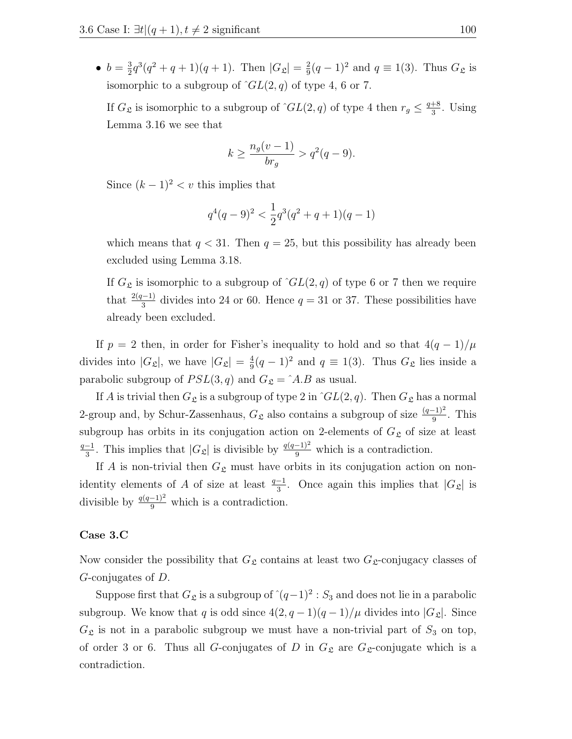- $b = \frac{3}{2}q^3(q^2+q+1)(q+1)$. Then $|G_{\mathfrak{L}}| = \frac{2}{9}(q-1)^2$ and $q \equiv 1(3)$. Thus $G_{\mathfrak{L}}$ is isomorphic to a subgroup of $\hat{}GL(2,q)$ of type 4, 6 or 7.

  If $G_{\mathfrak{L}}$ is isomorphic to a subgroup of $\hat{}GL(2,q)$ of type 4 then $r_g \leq \frac{q+8}{3}$. Using Lemma 3.16 we see that

  $$k \geq \frac{n_g(v-1)}{br_g} > q^2(q-9).$$

  Since $(k-1)^2 < v$ this implies that

  $$q^4(q-9)^2 < \frac{1}{2}q^3(q^2+q+1)(q-1)$$

  which means that $q < 31$. Then $q = 25$, but this possibility has already been excluded using Lemma 3.18.

  If $G_{\mathfrak{L}}$ is isomorphic to a subgroup of $\hat{}GL(2,q)$ of type 6 or 7 then we require that $\frac{2(q-1)}{3}$ divides into 24 or 60. Hence $q = 31$ or 37. These possibilities have already been excluded.

If $p = 2$ then, in order for Fisher's inequality to hold and so that $4(q-1)/\mu$ divides into $|G_{\mathfrak{L}}|$, we have $|G_{\mathfrak{L}}| = \frac{4}{9}(q-1)^2$ and $q \equiv 1(3)$. Thus $G_{\mathfrak{L}}$ lies inside a parabolic subgroup of $PSL(3,q)$ and $G_{\mathfrak{L}} = \hat{}A.B$ as usual.

If $A$ is trivial then $G_{\mathfrak{L}}$ is a subgroup of type 2 in $\hat{}GL(2,q)$. Then $G_{\mathfrak{L}}$ has a normal 2-group and, by Schur-Zassenhaus, $G_{\mathfrak{L}}$ also contains a subgroup of size $\frac{(q-1)^2}{9}$. This subgroup has orbits in its conjugation action on 2-elements of $G_{\mathfrak{L}}$ of size at least $\frac{q-1}{3}$. This implies that $|G_{\mathfrak{L}}|$ is divisible by $\frac{q(q-1)^2}{9}$ which is a contradiction.

If $A$ is non-trivial then $G_{\mathfrak{L}}$ must have orbits in its conjugation action on non-identity elements of $A$ of size at least $\frac{q-1}{3}$. Once again this implies that $|G_{\mathfrak{L}}|$ is divisible by $\frac{q(q-1)^2}{9}$ which is a contradiction.

#### Case 3.C

Now consider the possibility that $G_{\mathfrak{L}}$ contains at least two $G_{\mathfrak{L}}$-conjugacy classes of $G$-conjugates of $D$.

Suppose first that $G_{\mathfrak{L}}$ is a subgroup of $\hat{}(q-1)^2 : S_3$ and does not lie in a parabolic subgroup. We know that $q$ is odd since $4(2,q-1)(q-1)/\mu$ divides into $|G_{\mathfrak{L}}|$. Since $G_{\mathfrak{L}}$ is not in a parabolic subgroup we must have a non-trivial part of $S_3$ on top, of order 3 or 6. Thus all $G$-conjugates of $D$ in $G_{\mathfrak{L}}$ are $G_{\mathfrak{L}}$-conjugate which is a contradiction.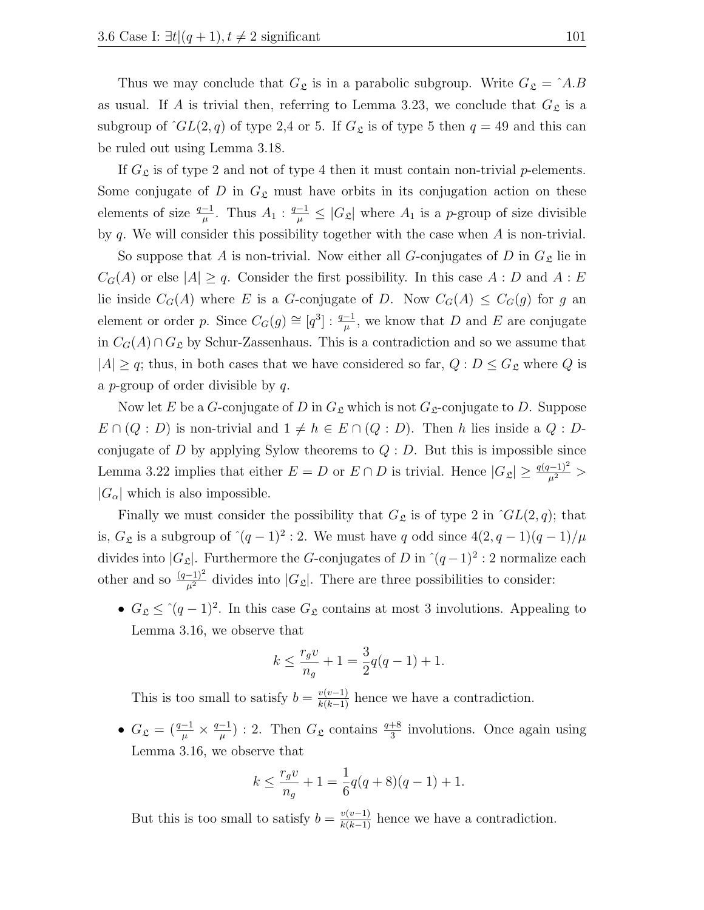Thus we may conclude that $G_{\mathfrak{L}}$ is in a parabolic subgroup. Write $G_{\mathfrak{L}} = \hat{\ }A.B$ as usual. If $A$ is trivial then, referring to Lemma 3.23, we conclude that $G_{\mathfrak{L}}$ is a subgroup of $\hat{\ }GL(2, q)$ of type 2,4 or 5. If $G_{\mathfrak{L}}$ is of type 5 then $q = 49$ and this can be ruled out using Lemma 3.18.

If $G_{\mathfrak{L}}$ is of type 2 and not of type 4 then it must contain non-trivial $p$-elements. Some conjugate of $D$ in $G_{\mathfrak{L}}$ must have orbits in its conjugation action on these elements of size $\frac{q-1}{\mu}$. Thus $A_1 : \frac{q-1}{\mu} \leq |G_{\mathfrak{L}}|$ where $A_1$ is a $p$-group of size divisible by $q$. We will consider this possibility together with the case when $A$ is non-trivial.

So suppose that $A$ is non-trivial. Now either all $G$-conjugates of $D$ in $G_{\mathfrak{L}}$ lie in $C_G(A)$ or else $|A| \geq q$. Consider the first possibility. In this case $A : D$ and $A : E$ lie inside $C_G(A)$ where $E$ is a $G$-conjugate of $D$. Now $C_G(A) \leq C_G(g)$ for $g$ an element or order $p$. Since $C_G(g) \cong [q^3] : \frac{q-1}{\mu}$, we know that $D$ and $E$ are conjugate in $C_G(A) \cap G_{\mathfrak{L}}$ by Schur-Zassenhaus. This is a contradiction and so we assume that $|A| \geq q$; thus, in both cases that we have considered so far, $Q : D \leq G_{\mathfrak{L}}$ where $Q$ is a $p$-group of order divisible by $q$.

Now let $E$ be a $G$-conjugate of $D$ in $G_{\mathfrak{L}}$ which is not $G_{\mathfrak{L}}$-conjugate to $D$. Suppose $E \cap (Q : D)$ is non-trivial and $1 \neq h \in E \cap (Q : D)$. Then $h$ lies inside a $Q : D$-conjugate of $D$ by applying Sylow theorems to $Q : D$. But this is impossible since Lemma 3.22 implies that either $E = D$ or $E \cap D$ is trivial. Hence $|G_{\mathfrak{L}}| \geq \frac{q(q-1)^2}{\mu^2} > |G_\alpha|$ which is also impossible.

Finally we must consider the possibility that $G_{\mathfrak{L}}$ is of type 2 in $\hat{\ }GL(2, q)$; that is, $G_{\mathfrak{L}}$ is a subgroup of $\hat{\ }(q-1)^2 : 2$. We must have $q$ odd since $4(2, q-1)(q-1)/\mu$ divides into $|G_{\mathfrak{L}}|$. Furthermore the $G$-conjugates of $D$ in $\hat{\ }(q-1)^2 : 2$ normalize each other and so $\frac{(q-1)^2}{\mu^2}$ divides into $|G_{\mathfrak{L}}|$. There are three possibilities to consider:

- $G_{\mathfrak{L}} \leq \hat{\ }(q-1)^2$. In this case $G_{\mathfrak{L}}$ contains at most 3 involutions. Appealing to Lemma 3.16, we observe that
$$k \leq \frac{r_g v}{n_g} + 1 = \frac{3}{2}q(q-1) + 1.$$
This is too small to satisfy $b = \frac{v(v-1)}{k(k-1)}$ hence we have a contradiction.

- $G_{\mathfrak{L}} = (\frac{q-1}{\mu} \times \frac{q-1}{\mu}) : 2$. Then $G_{\mathfrak{L}}$ contains $\frac{q+8}{3}$ involutions. Once again using Lemma 3.16, we observe that
$$k \leq \frac{r_g v}{n_g} + 1 = \frac{1}{6}q(q+8)(q-1) + 1.$$
But this is too small to satisfy $b = \frac{v(v-1)}{k(k-1)}$ hence we have a contradiction.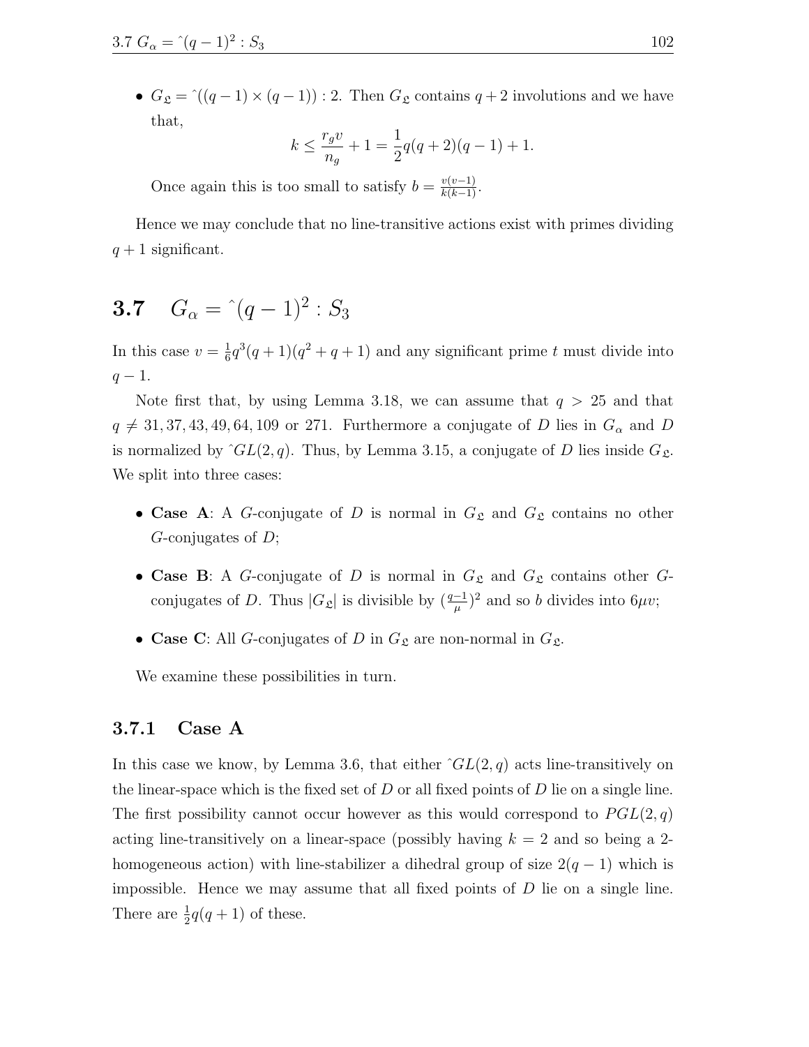- $G_{\mathfrak{L}} = \hat{}((q-1)\times(q-1)):2$. Then $G_{\mathfrak{L}}$ contains $q+2$ involutions and we have that,

$$k \leq \frac{r_g v}{n_g} + 1 = \frac{1}{2}q(q+2)(q-1)+1.$$

  Once again this is too small to satisfy $b = \frac{v(v-1)}{k(k-1)}$.

Hence we may conclude that no line-transitive actions exist with primes dividing $q+1$ significant.

## 3.7 $G_\alpha = \hat{}(q-1)^2 : S_3$

In this case $v = \frac{1}{6}q^3(q+1)(q^2+q+1)$ and any significant prime $t$ must divide into $q-1$.

Note first that, by using Lemma 3.18, we can assume that $q > 25$ and that $q \neq 31, 37, 43, 49, 64, 109$ or $271$. Furthermore a conjugate of $D$ lies in $G_\alpha$ and $D$ is normalized by $\hat{}GL(2,q)$. Thus, by Lemma 3.15, a conjugate of $D$ lies inside $G_{\mathfrak{L}}$. We split into three cases:

- **Case A**: A $G$-conjugate of $D$ is normal in $G_{\mathfrak{L}}$ and $G_{\mathfrak{L}}$ contains no other $G$-conjugates of $D$;
- **Case B**: A $G$-conjugate of $D$ is normal in $G_{\mathfrak{L}}$ and $G_{\mathfrak{L}}$ contains other $G$-conjugates of $D$. Thus $|G_{\mathfrak{L}}|$ is divisible by $(\frac{q-1}{\mu})^2$ and so $b$ divides into $6\mu v$;
- **Case C**: All $G$-conjugates of $D$ in $G_{\mathfrak{L}}$ are non-normal in $G_{\mathfrak{L}}$.

We examine these possibilities in turn.

### 3.7.1 Case A

In this case we know, by Lemma 3.6, that either $\hat{}GL(2,q)$ acts line-transitively on the linear-space which is the fixed set of $D$ or all fixed points of $D$ lie on a single line. The first possibility cannot occur however as this would correspond to $PGL(2,q)$ acting line-transitively on a linear-space (possibly having $k=2$ and so being a 2-homogeneous action) with line-stabilizer a dihedral group of size $2(q-1)$ which is impossible. Hence we may assume that all fixed points of $D$ lie on a single line. There are $\frac{1}{2}q(q+1)$ of these.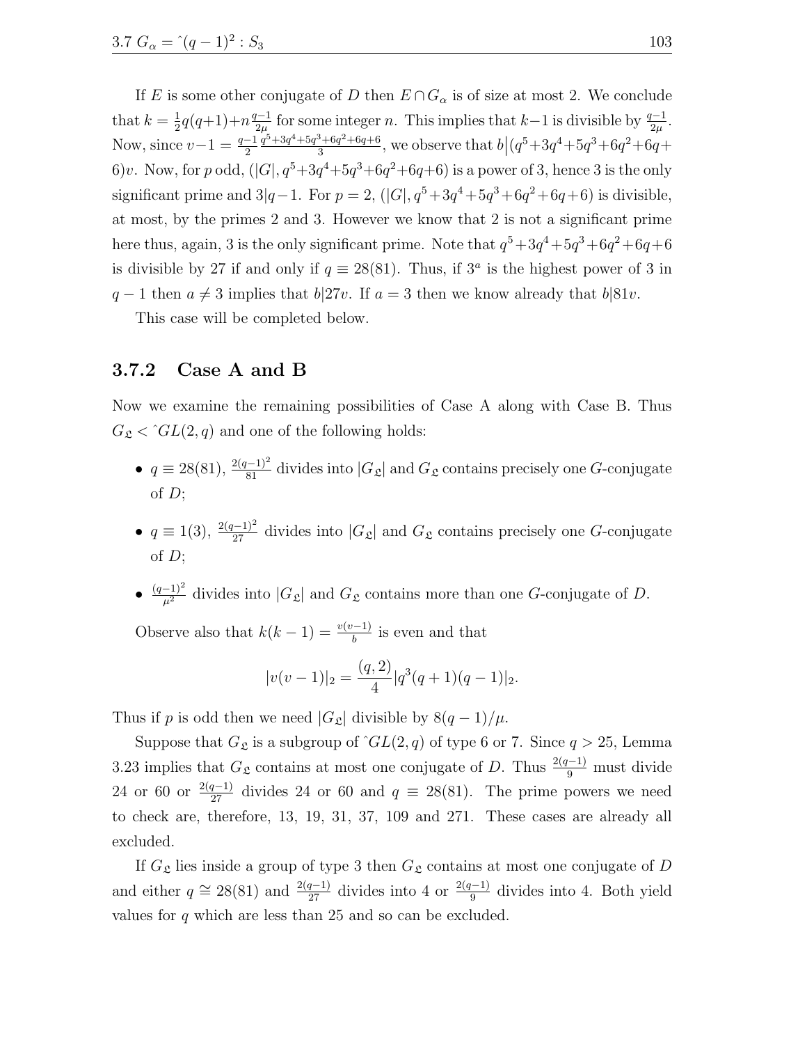If $E$ is some other conjugate of $D$ then $E \cap G_\alpha$ is of size at most 2. We conclude that $k = \frac{1}{2}q(q+1) + n\frac{q-1}{2\mu}$ for some integer $n$. This implies that $k-1$ is divisible by $\frac{q-1}{2\mu}$. Now, since $v-1 = \frac{q-1}{2}\frac{q^5+3q^4+5q^3+6q^2+6q+6}{3}$, we observe that $b\big|(q^5+3q^4+5q^3+6q^2+6q+6)v$. Now, for $p$ odd, $(|G|, q^5+3q^4+5q^3+6q^2+6q+6)$ is a power of 3, hence 3 is the only significant prime and $3|q-1$. For $p=2$, $(|G|, q^5+3q^4+5q^3+6q^2+6q+6)$ is divisible, at most, by the primes 2 and 3. However we know that 2 is not a significant prime here thus, again, 3 is the only significant prime. Note that $q^5+3q^4+5q^3+6q^2+6q+6$ is divisible by 27 if and only if $q \equiv 28(81)$. Thus, if $3^a$ is the highest power of 3 in $q-1$ then $a \neq 3$ implies that $b|27v$. If $a=3$ then we know already that $b|81v$.

This case will be completed below.

### 3.7.2 Case A and B

Now we examine the remaining possibilities of Case A along with Case B. Thus $G_{\mathfrak{L}} < \hat{\ } GL(2,q)$ and one of the following holds:

- $q \equiv 28(81)$, $\frac{2(q-1)^2}{81}$ divides into $|G_{\mathfrak{L}}|$ and $G_{\mathfrak{L}}$ contains precisely one $G$-conjugate of $D$;
- $q \equiv 1(3)$, $\frac{2(q-1)^2}{27}$ divides into $|G_{\mathfrak{L}}|$ and $G_{\mathfrak{L}}$ contains precisely one $G$-conjugate of $D$;
- $\frac{(q-1)^2}{\mu^2}$ divides into $|G_{\mathfrak{L}}|$ and $G_{\mathfrak{L}}$ contains more than one $G$-conjugate of $D$.

Observe also that $k(k-1) = \frac{v(v-1)}{b}$ is even and that

$$|v(v-1)|_2 = \frac{(q,2)}{4}|q^3(q+1)(q-1)|_2.$$

Thus if $p$ is odd then we need $|G_{\mathfrak{L}}|$ divisible by $8(q-1)/\mu$.

Suppose that $G_{\mathfrak{L}}$ is a subgroup of $\hat{\ } GL(2,q)$ of type 6 or 7. Since $q > 25$, Lemma 3.23 implies that $G_{\mathfrak{L}}$ contains at most one conjugate of $D$. Thus $\frac{2(q-1)}{9}$ must divide 24 or 60 or $\frac{2(q-1)}{27}$ divides 24 or 60 and $q \equiv 28(81)$. The prime powers we need to check are, therefore, 13, 19, 31, 37, 109 and 271. These cases are already all excluded.

If $G_{\mathfrak{L}}$ lies inside a group of type 3 then $G_{\mathfrak{L}}$ contains at most one conjugate of $D$ and either $q \cong 28(81)$ and $\frac{2(q-1)}{27}$ divides into 4 or $\frac{2(q-1)}{9}$ divides into 4. Both yield values for $q$ which are less than 25 and so can be excluded.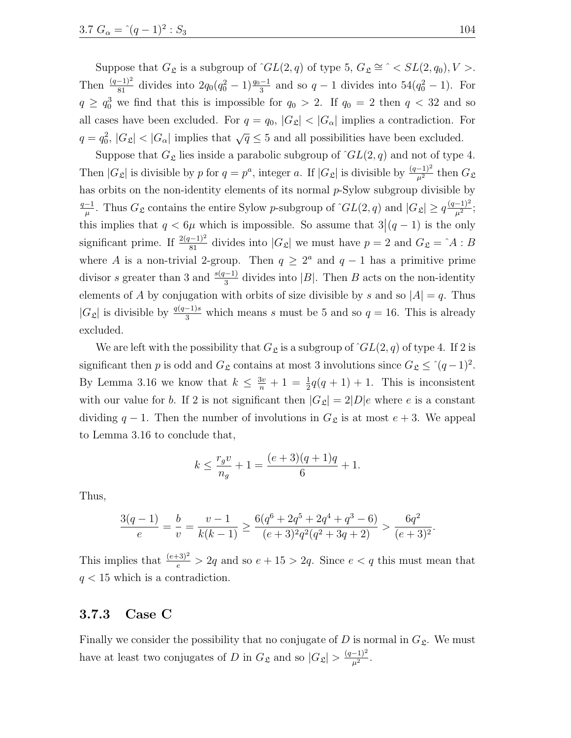Suppose that $G_{\mathfrak{L}}$ is a subgroup of $\hat{} GL(2,q)$ of type 5, $G_{\mathfrak{L}} \cong \hat{} < SL(2,q_0), V >$. Then $\frac{(q-1)^2}{81}$ divides into $2q_0(q_0^2-1)\frac{q_0-1}{3}$ and so $q-1$ divides into $54(q_0^2-1)$. For $q \geq q_0^3$ we find that this is impossible for $q_0 > 2$. If $q_0 = 2$ then $q < 32$ and so all cases have been excluded. For $q = q_0$, $|G_{\mathfrak{L}}| < |G_\alpha|$ implies a contradiction. For $q = q_0^2$, $|G_{\mathfrak{L}}| < |G_\alpha|$ implies that $\sqrt{q} \leq 5$ and all possibilities have been excluded.

Suppose that $G_{\mathfrak{L}}$ lies inside a parabolic subgroup of $\hat{} GL(2,q)$ and not of type 4. Then $|G_{\mathfrak{L}}|$ is divisible by $p$ for $q = p^a$, integer $a$. If $|G_{\mathfrak{L}}|$ is divisible by $\frac{(q-1)^2}{\mu^2}$ then $G_{\mathfrak{L}}$ has orbits on the non-identity elements of its normal $p$-Sylow subgroup divisible by $\frac{q-1}{\mu}$. Thus $G_{\mathfrak{L}}$ contains the entire Sylow $p$-subgroup of $\hat{} GL(2,q)$ and $|G_{\mathfrak{L}}| \geq q\frac{(q-1)^2}{\mu^2}$; this implies that $q < 6\mu$ which is impossible. So assume that $3\big|(q-1)$ is the only significant prime. If $\frac{2(q-1)^2}{81}$ divides into $|G_{\mathfrak{L}}|$ we must have $p = 2$ and $G_{\mathfrak{L}} = \hat{} A : B$ where $A$ is a non-trivial 2-group. Then $q \geq 2^a$ and $q-1$ has a primitive prime divisor $s$ greater than 3 and $\frac{s(q-1)}{3}$ divides into $|B|$. Then $B$ acts on the non-identity elements of $A$ by conjugation with orbits of size divisible by $s$ and so $|A| = q$. Thus $|G_{\mathfrak{L}}|$ is divisible by $\frac{q(q-1)s}{3}$ which means $s$ must be 5 and so $q = 16$. This is already excluded.

We are left with the possibility that $G_{\mathfrak{L}}$ is a subgroup of $\hat{} GL(2,q)$ of type 4. If 2 is significant then $p$ is odd and $G_{\mathfrak{L}}$ contains at most 3 involutions since $G_{\mathfrak{L}} \leq \hat{} (q-1)^2$. By Lemma 3.16 we know that $k \leq \frac{3v}{n} + 1 = \frac{1}{2}q(q+1) + 1$. This is inconsistent with our value for $b$. If 2 is not significant then $|G_{\mathfrak{L}}| = 2|D|e$ where $e$ is a constant dividing $q-1$. Then the number of involutions in $G_{\mathfrak{L}}$ is at most $e+3$. We appeal to Lemma 3.16 to conclude that,

$$k \leq \frac{r_g v}{n_g} + 1 = \frac{(e+3)(q+1)q}{6} + 1.$$

Thus,

$$\frac{3(q-1)}{e} = \frac{b}{v} = \frac{v-1}{k(k-1)} \geq \frac{6(q^6 + 2q^5 + 2q^4 + q^3 - 6)}{(e+3)^2 q^2 (q^2 + 3q + 2)} > \frac{6q^2}{(e+3)^2}.$$

This implies that $\frac{(e+3)^2}{e} > 2q$ and so $e + 15 > 2q$. Since $e < q$ this must mean that $q < 15$ which is a contradiction.

### 3.7.3 Case C

Finally we consider the possibility that no conjugate of $D$ is normal in $G_{\mathfrak{L}}$. We must have at least two conjugates of $D$ in $G_{\mathfrak{L}}$ and so $|G_{\mathfrak{L}}| > \frac{(q-1)^2}{\mu^2}$.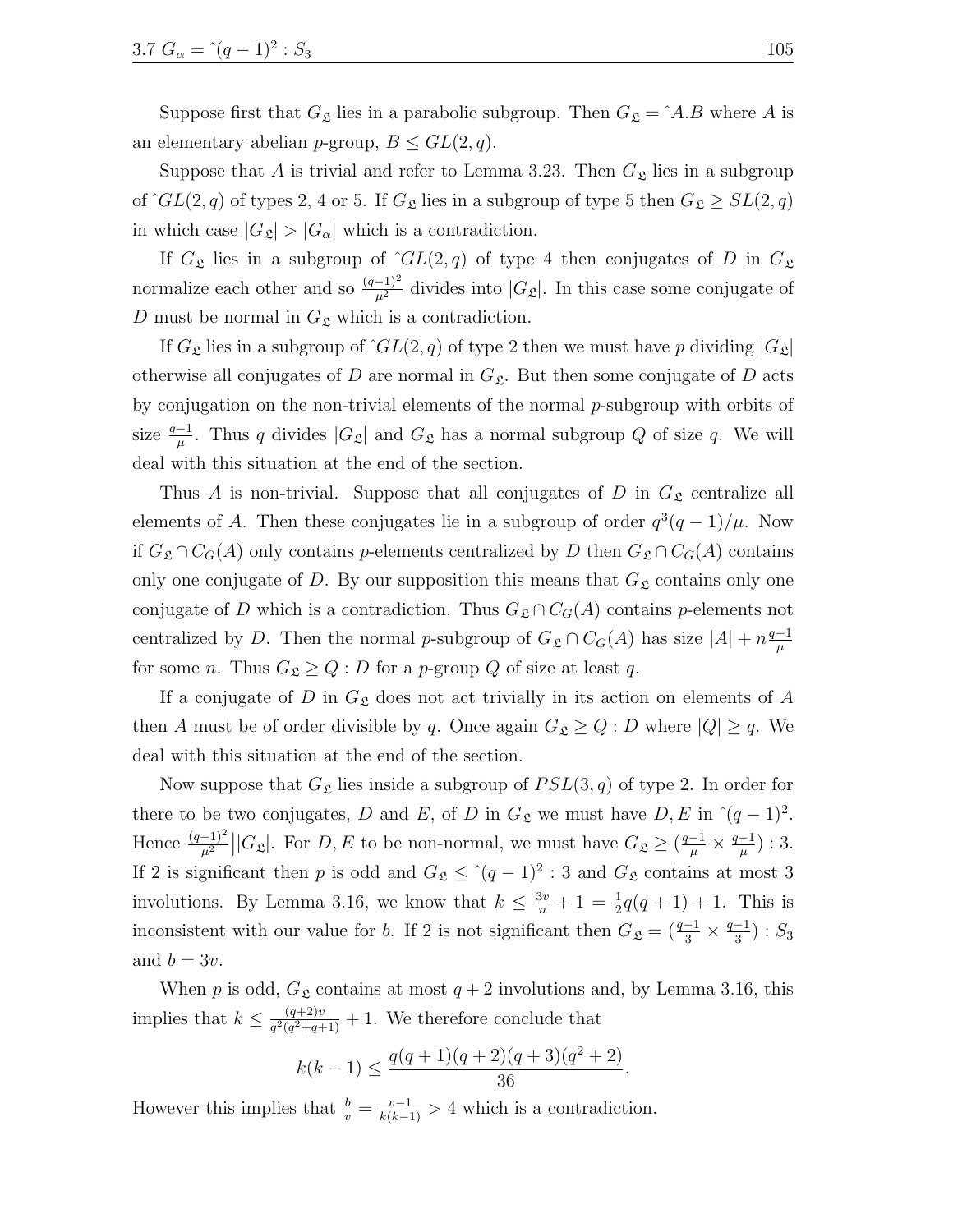Suppose first that $G_{\mathfrak{L}}$ lies in a parabolic subgroup. Then $G_{\mathfrak{L}} = \hat{}A.B$ where $A$ is an elementary abelian $p$-group, $B \leq GL(2, q)$.

Suppose that $A$ is trivial and refer to Lemma 3.23. Then $G_{\mathfrak{L}}$ lies in a subgroup of $\hat{}GL(2, q)$ of types 2, 4 or 5. If $G_{\mathfrak{L}}$ lies in a subgroup of type 5 then $G_{\mathfrak{L}} \geq SL(2, q)$ in which case $|G_{\mathfrak{L}}| > |G_\alpha|$ which is a contradiction.

If $G_{\mathfrak{L}}$ lies in a subgroup of $\hat{}GL(2, q)$ of type 4 then conjugates of $D$ in $G_{\mathfrak{L}}$ normalize each other and so $\frac{(q-1)^2}{\mu^2}$ divides into $|G_{\mathfrak{L}}|$. In this case some conjugate of $D$ must be normal in $G_{\mathfrak{L}}$ which is a contradiction.

If $G_{\mathfrak{L}}$ lies in a subgroup of $\hat{}GL(2, q)$ of type 2 then we must have $p$ dividing $|G_{\mathfrak{L}}|$ otherwise all conjugates of $D$ are normal in $G_{\mathfrak{L}}$. But then some conjugate of $D$ acts by conjugation on the non-trivial elements of the normal $p$-subgroup with orbits of size $\frac{q-1}{\mu}$. Thus $q$ divides $|G_{\mathfrak{L}}|$ and $G_{\mathfrak{L}}$ has a normal subgroup $Q$ of size $q$. We will deal with this situation at the end of the section.

Thus $A$ is non-trivial. Suppose that all conjugates of $D$ in $G_{\mathfrak{L}}$ centralize all elements of $A$. Then these conjugates lie in a subgroup of order $q^3(q-1)/\mu$. Now if $G_{\mathfrak{L}} \cap C_G(A)$ only contains $p$-elements centralized by $D$ then $G_{\mathfrak{L}} \cap C_G(A)$ contains only one conjugate of $D$. By our supposition this means that $G_{\mathfrak{L}}$ contains only one conjugate of $D$ which is a contradiction. Thus $G_{\mathfrak{L}} \cap C_G(A)$ contains $p$-elements not centralized by $D$. Then the normal $p$-subgroup of $G_{\mathfrak{L}} \cap C_G(A)$ has size $|A| + n\frac{q-1}{\mu}$ for some $n$. Thus $G_{\mathfrak{L}} \geq Q : D$ for a $p$-group $Q$ of size at least $q$.

If a conjugate of $D$ in $G_{\mathfrak{L}}$ does not act trivially in its action on elements of $A$ then $A$ must be of order divisible by $q$. Once again $G_{\mathfrak{L}} \geq Q : D$ where $|Q| \geq q$. We deal with this situation at the end of the section.

Now suppose that $G_{\mathfrak{L}}$ lies inside a subgroup of $PSL(3, q)$ of type 2. In order for there to be two conjugates, $D$ and $E$, of $D$ in $G_{\mathfrak{L}}$ we must have $D, E$ in $\hat{}(q-1)^2$. Hence $\frac{(q-1)^2}{\mu^2} \big| |G_{\mathfrak{L}}|$. For $D, E$ to be non-normal, we must have $G_{\mathfrak{L}} \geq (\frac{q-1}{\mu} \times \frac{q-1}{\mu}) : 3$. If 2 is significant then $p$ is odd and $G_{\mathfrak{L}} \leq \hat{}(q-1)^2 : 3$ and $G_{\mathfrak{L}}$ contains at most 3 involutions. By Lemma 3.16, we know that $k \leq \frac{3v}{n} + 1 = \frac{1}{2}q(q+1) + 1$. This is inconsistent with our value for $b$. If 2 is not significant then $G_{\mathfrak{L}} = (\frac{q-1}{3} \times \frac{q-1}{3}) : S_3$ and $b = 3v$.

When $p$ is odd, $G_{\mathfrak{L}}$ contains at most $q+2$ involutions and, by Lemma 3.16, this implies that $k \leq \frac{(q+2)v}{q^2(q^2+q+1)} + 1$. We therefore conclude that

$$k(k-1) \leq \frac{q(q+1)(q+2)(q+3)(q^2+2)}{36}.$$

However this implies that $\frac{b}{v} = \frac{v-1}{k(k-1)} > 4$ which is a contradiction.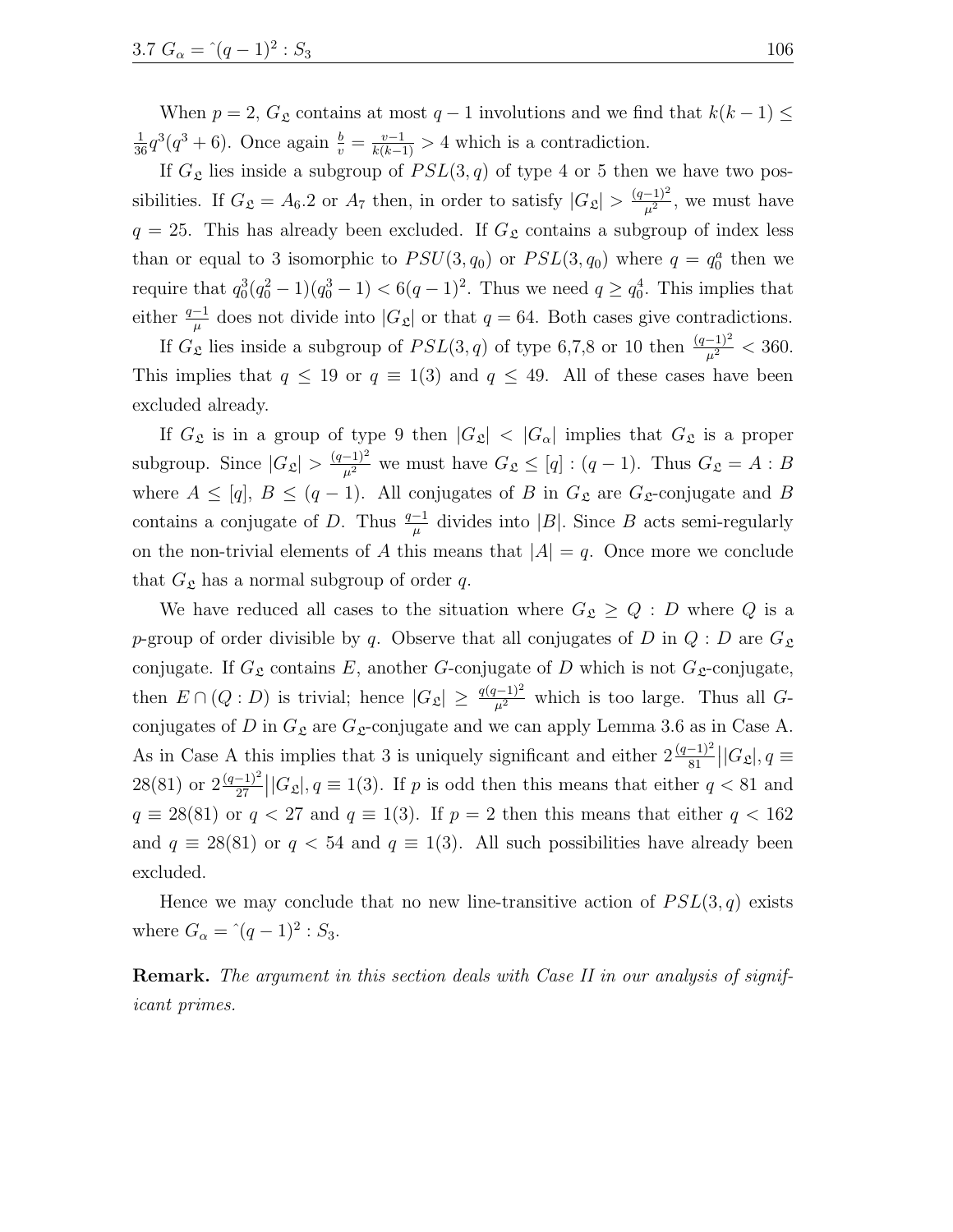When $p = 2$, $G_{\mathfrak{L}}$ contains at most $q-1$ involutions and we find that $k(k-1) \leq \frac{1}{36}q^3(q^3+6)$. Once again $\frac{b}{v} = \frac{v-1}{k(k-1)} > 4$ which is a contradiction.

If $G_{\mathfrak{L}}$ lies inside a subgroup of $PSL(3,q)$ of type 4 or 5 then we have two possibilities. If $G_{\mathfrak{L}} = A_6.2$ or $A_7$ then, in order to satisfy $|G_{\mathfrak{L}}| > \frac{(q-1)^2}{\mu^2}$, we must have $q = 25$. This has already been excluded. If $G_{\mathfrak{L}}$ contains a subgroup of index less than or equal to 3 isomorphic to $PSU(3,q_0)$ or $PSL(3,q_0)$ where $q = q_0^a$ then we require that $q_0^3(q_0^2-1)(q_0^3-1) < 6(q-1)^2$. Thus we need $q \geq q_0^4$. This implies that either $\frac{q-1}{\mu}$ does not divide into $|G_{\mathfrak{L}}|$ or that $q = 64$. Both cases give contradictions.

If $G_{\mathfrak{L}}$ lies inside a subgroup of $PSL(3,q)$ of type 6,7,8 or 10 then $\frac{(q-1)^2}{\mu^2} < 360$. This implies that $q \leq 19$ or $q \equiv 1(3)$ and $q \leq 49$. All of these cases have been excluded already.

If $G_{\mathfrak{L}}$ is in a group of type 9 then $|G_{\mathfrak{L}}| < |G_\alpha|$ implies that $G_{\mathfrak{L}}$ is a proper subgroup. Since $|G_{\mathfrak{L}}| > \frac{(q-1)^2}{\mu^2}$ we must have $G_{\mathfrak{L}} \leq [q] : (q-1)$. Thus $G_{\mathfrak{L}} = A : B$ where $A \leq [q]$, $B \leq (q-1)$. All conjugates of $B$ in $G_{\mathfrak{L}}$ are $G_{\mathfrak{L}}$-conjugate and $B$ contains a conjugate of $D$. Thus $\frac{q-1}{\mu}$ divides into $|B|$. Since $B$ acts semi-regularly on the non-trivial elements of $A$ this means that $|A| = q$. Once more we conclude that $G_{\mathfrak{L}}$ has a normal subgroup of order $q$.

We have reduced all cases to the situation where $G_{\mathfrak{L}} \geq Q : D$ where $Q$ is a $p$-group of order divisible by $q$. Observe that all conjugates of $D$ in $Q : D$ are $G_{\mathfrak{L}}$ conjugate. If $G_{\mathfrak{L}}$ contains $E$, another $G$-conjugate of $D$ which is not $G_{\mathfrak{L}}$-conjugate, then $E \cap (Q : D)$ is trivial; hence $|G_{\mathfrak{L}}| \geq \frac{q(q-1)^2}{\mu^2}$ which is too large. Thus all $G$-conjugates of $D$ in $G_{\mathfrak{L}}$ are $G_{\mathfrak{L}}$-conjugate and we can apply Lemma 3.6 as in Case A. As in Case A this implies that 3 is uniquely significant and either $2\frac{(q-1)^2}{81} \big| |G_{\mathfrak{L}}|, q \equiv 28(81)$ or $2\frac{(q-1)^2}{27} \big| |G_{\mathfrak{L}}|, q \equiv 1(3)$. If $p$ is odd then this means that either $q < 81$ and $q \equiv 28(81)$ or $q < 27$ and $q \equiv 1(3)$. If $p = 2$ then this means that either $q < 162$ and $q \equiv 28(81)$ or $q < 54$ and $q \equiv 1(3)$. All such possibilities have already been excluded.

Hence we may conclude that no new line-transitive action of $PSL(3,q)$ exists where $G_\alpha = \hat{}(q-1)^2 : S_3$.

**Remark.** *The argument in this section deals with Case II in our analysis of significant primes.*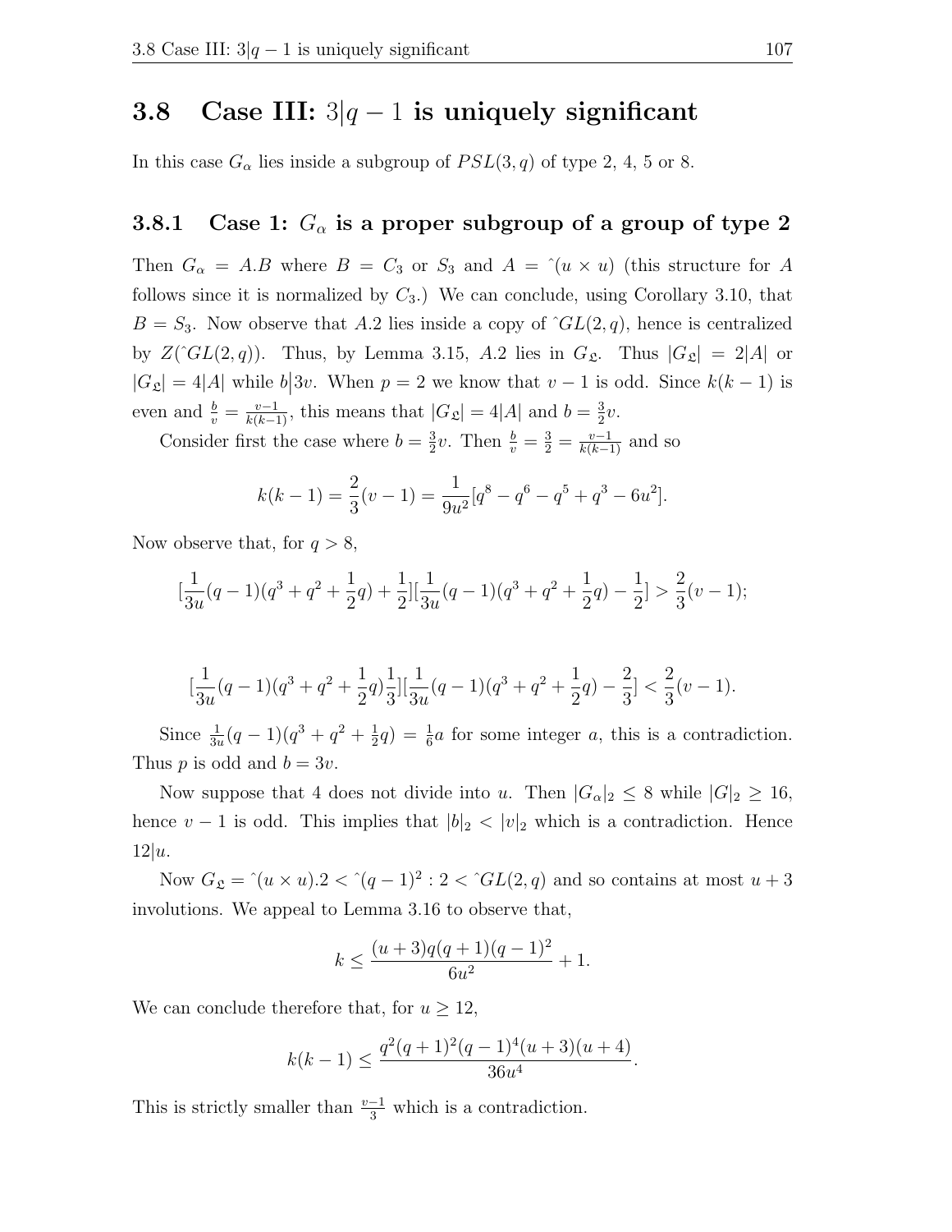## 3.8 Case III: $3|q-1$ is uniquely significant

In this case $G_\alpha$ lies inside a subgroup of $PSL(3,q)$ of type 2, 4, 5 or 8.

### 3.8.1 Case 1: $G_\alpha$ is a proper subgroup of a group of type 2

Then $G_\alpha = A.B$ where $B = C_3$ or $S_3$ and $A = \hat{}(u \times u)$ (this structure for $A$ follows since it is normalized by $C_3$.) We can conclude, using Corollary 3.10, that $B = S_3$. Now observe that $A.2$ lies inside a copy of $\hat{}GL(2,q)$, hence is centralized by $Z(\hat{}GL(2,q))$. Thus, by Lemma 3.15, $A.2$ lies in $G_{\mathfrak{L}}$. Thus $|G_{\mathfrak{L}}| = 2|A|$ or $|G_{\mathfrak{L}}| = 4|A|$ while $b\big|3v$. When $p = 2$ we know that $v-1$ is odd. Since $k(k-1)$ is even and $\frac{b}{v} = \frac{v-1}{k(k-1)}$, this means that $|G_{\mathfrak{L}}| = 4|A|$ and $b = \frac{3}{2}v$.

Consider first the case where $b = \frac{3}{2}v$. Then $\frac{b}{v} = \frac{3}{2} = \frac{v-1}{k(k-1)}$ and so

$$k(k-1) = \frac{2}{3}(v-1) = \frac{1}{9u^2}[q^8 - q^6 - q^5 + q^3 - 6u^2].$$

Now observe that, for $q > 8$,

$$[\frac{1}{3u}(q-1)(q^3+q^2+\frac{1}{2}q)+\frac{1}{2}][\frac{1}{3u}(q-1)(q^3+q^2+\frac{1}{2}q)-\frac{1}{2}] > \frac{2}{3}(v-1);$$

$$[\frac{1}{3u}(q-1)(q^3+q^2+\frac{1}{2}q)\frac{1}{3}][\frac{1}{3u}(q-1)(q^3+q^2+\frac{1}{2}q)-\frac{2}{3}] < \frac{2}{3}(v-1).$$

Since $\frac{1}{3u}(q-1)(q^3+q^2+\frac{1}{2}q) = \frac{1}{6}a$ for some integer $a$, this is a contradiction. Thus $p$ is odd and $b = 3v$.

Now suppose that 4 does not divide into $u$. Then $|G_\alpha|_2 \leq 8$ while $|G|_2 \geq 16$, hence $v-1$ is odd. This implies that $|b|_2 < |v|_2$ which is a contradiction. Hence $12|u$.

Now $G_{\mathfrak{L}} = \hat{}(u \times u).2 < \hat{}(q-1)^2 : 2 < \hat{}GL(2,q)$ and so contains at most $u+3$ involutions. We appeal to Lemma 3.16 to observe that,

$$k \leq \frac{(u+3)q(q+1)(q-1)^2}{6u^2} + 1.$$

We can conclude therefore that, for $u \geq 12$,

$$k(k-1) \leq \frac{q^2(q+1)^2(q-1)^4(u+3)(u+4)}{36u^4}.$$

This is strictly smaller than $\frac{v-1}{3}$ which is a contradiction.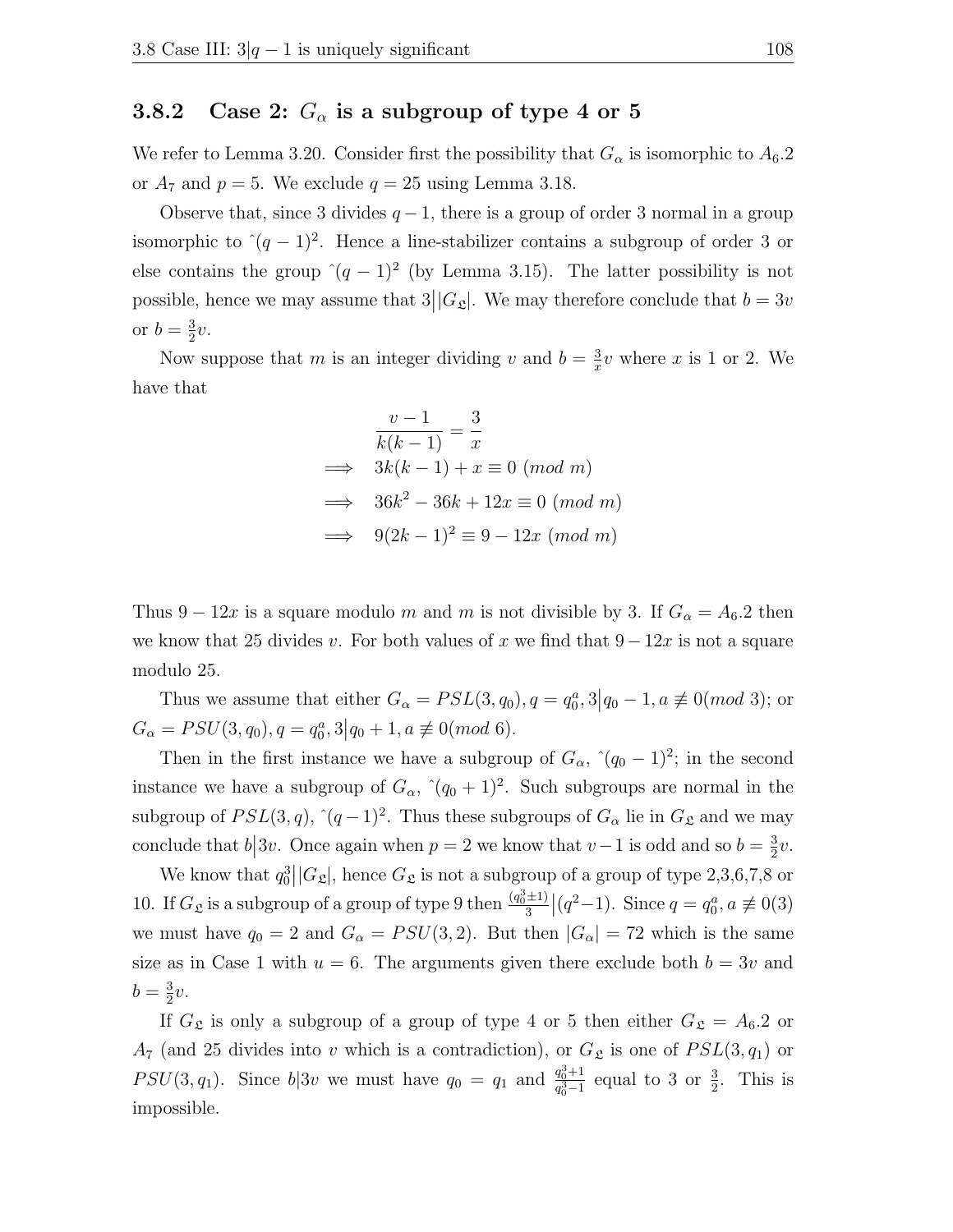### 3.8.2 Case 2: $G_\alpha$ is a subgroup of type 4 or 5

We refer to Lemma 3.20. Consider first the possibility that $G_\alpha$ is isomorphic to $A_6.2$ or $A_7$ and $p = 5$. We exclude $q = 25$ using Lemma 3.18.

Observe that, since 3 divides $q-1$, there is a group of order 3 normal in a group isomorphic to $\hat{}(q-1)^2$. Hence a line-stabilizer contains a subgroup of order 3 or else contains the group $\hat{}(q-1)^2$ (by Lemma 3.15). The latter possibility is not possible, hence we may assume that $3\big||G_{\mathfrak{L}}|$. We may therefore conclude that $b = 3v$ or $b = \frac{3}{2}v$.

Now suppose that $m$ is an integer dividing $v$ and $b = \frac{3}{x}v$ where $x$ is 1 or 2. We have that

$$
\begin{aligned}
& \frac{v-1}{k(k-1)} = \frac{3}{x} \\
\implies \quad & 3k(k-1) + x \equiv 0 \ (mod\ m) \\
\implies \quad & 36k^2 - 36k + 12x \equiv 0 \ (mod\ m) \\
\implies \quad & 9(2k-1)^2 \equiv 9 - 12x \ (mod\ m)
\end{aligned}
$$

Thus $9 - 12x$ is a square modulo $m$ and $m$ is not divisible by 3. If $G_\alpha = A_6.2$ then we know that 25 divides $v$. For both values of $x$ we find that $9 - 12x$ is not a square modulo 25.

Thus we assume that either $G_\alpha = PSL(3, q_0), q = q_0^a, 3\big|q_0 - 1, a \not\equiv 0(mod\ 3)$; or $G_\alpha = PSU(3, q_0), q = q_0^a, 3\big|q_0 + 1, a \not\equiv 0(mod\ 6)$.

Then in the first instance we have a subgroup of $G_\alpha$, $\hat{}(q_0-1)^2$; in the second instance we have a subgroup of $G_\alpha$, $\hat{}(q_0+1)^2$. Such subgroups are normal in the subgroup of $PSL(3, q)$, $\hat{}(q-1)^2$. Thus these subgroups of $G_\alpha$ lie in $G_{\mathfrak{L}}$ and we may conclude that $b\big|3v$. Once again when $p = 2$ we know that $v - 1$ is odd and so $b = \frac{3}{2}v$.

We know that $q_0^3\big||G_{\mathfrak{L}}|$, hence $G_{\mathfrak{L}}$ is not a subgroup of a group of type 2,3,6,7,8 or 10. If $G_{\mathfrak{L}}$ is a subgroup of a group of type 9 then $\frac{(q_0^3 \pm 1)}{3}\big|(q^2-1)$. Since $q = q_0^a, a \not\equiv 0(3)$ we must have $q_0 = 2$ and $G_\alpha = PSU(3, 2)$. But then $|G_\alpha| = 72$ which is the same size as in Case 1 with $u = 6$. The arguments given there exclude both $b = 3v$ and $b = \frac{3}{2}v$.

If $G_{\mathfrak{L}}$ is only a subgroup of a group of type 4 or 5 then either $G_{\mathfrak{L}} = A_6.2$ or $A_7$ (and 25 divides into $v$ which is a contradiction), or $G_{\mathfrak{L}}$ is one of $PSL(3, q_1)$ or $PSU(3, q_1)$. Since $b|3v$ we must have $q_0 = q_1$ and $\frac{q_0^3+1}{q_0^3-1}$ equal to 3 or $\frac{3}{2}$. This is impossible.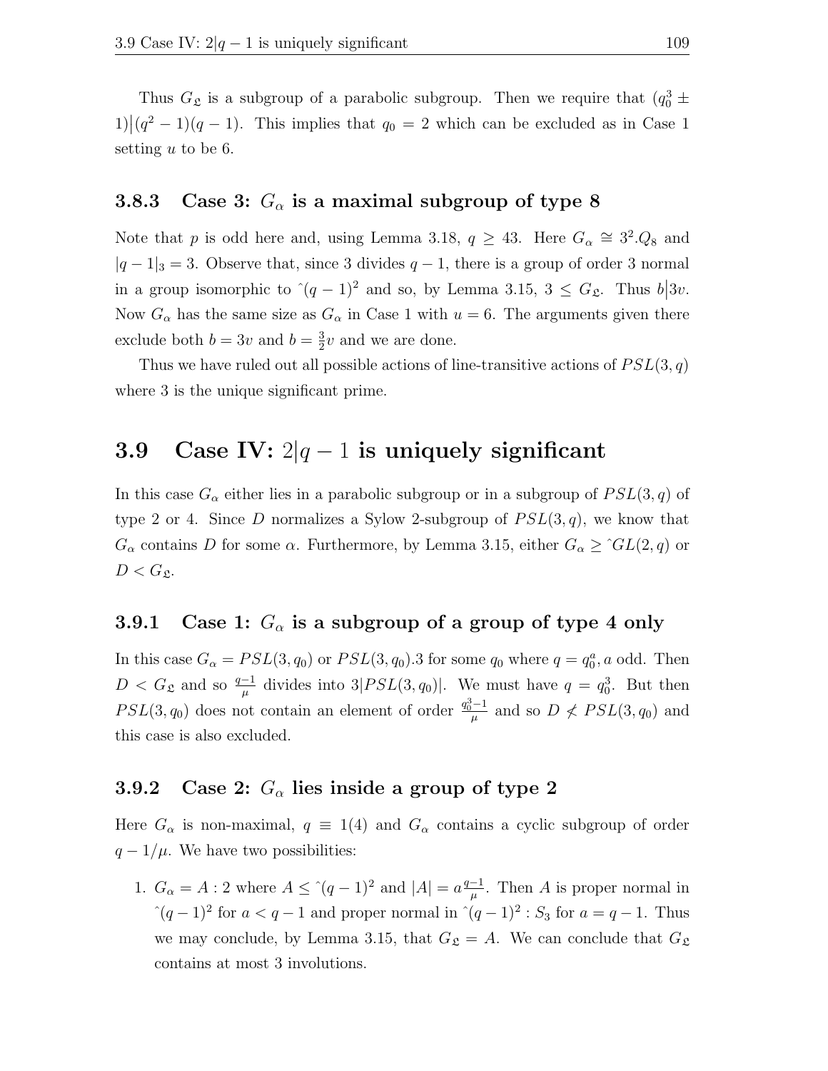Thus $G_{\mathfrak{L}}$ is a subgroup of a parabolic subgroup. Then we require that $(q_0^3 \pm 1)\big|(q^2-1)(q-1)$. This implies that $q_0 = 2$ which can be excluded as in Case 1 setting $u$ to be 6.

### 3.8.3 Case 3: $G_\alpha$ is a maximal subgroup of type 8

Note that $p$ is odd here and, using Lemma 3.18, $q \geq 43$. Here $G_\alpha \cong 3^2.Q_8$ and $|q-1|_3 = 3$. Observe that, since 3 divides $q-1$, there is a group of order 3 normal in a group isomorphic to $\hat{}(q-1)^2$ and so, by Lemma 3.15, $3 \leq G_{\mathfrak{L}}$. Thus $b\big|3v$. Now $G_\alpha$ has the same size as $G_\alpha$ in Case 1 with $u = 6$. The arguments given there exclude both $b = 3v$ and $b = \frac{3}{2}v$ and we are done.

Thus we have ruled out all possible actions of line-transitive actions of $PSL(3,q)$ where 3 is the unique significant prime.

## 3.9 Case IV: $2|q-1$ is uniquely significant

In this case $G_\alpha$ either lies in a parabolic subgroup or in a subgroup of $PSL(3,q)$ of type 2 or 4. Since $D$ normalizes a Sylow 2-subgroup of $PSL(3,q)$, we know that $G_\alpha$ contains $D$ for some $\alpha$. Furthermore, by Lemma 3.15, either $G_\alpha \geq \hat{}GL(2,q)$ or $D < G_{\mathfrak{L}}$.

### 3.9.1 Case 1: $G_\alpha$ is a subgroup of a group of type 4 only

In this case $G_\alpha = PSL(3,q_0)$ or $PSL(3,q_0).3$ for some $q_0$ where $q = q_0^a, a$ odd. Then $D < G_{\mathfrak{L}}$ and so $\frac{q-1}{\mu}$ divides into $3|PSL(3,q_0)|$. We must have $q = q_0^3$. But then $PSL(3,q_0)$ does not contain an element of order $\frac{q_0^3-1}{\mu}$ and so $D \not< PSL(3,q_0)$ and this case is also excluded.

### 3.9.2 Case 2: $G_\alpha$ lies inside a group of type 2

Here $G_\alpha$ is non-maximal, $q \equiv 1(4)$ and $G_\alpha$ contains a cyclic subgroup of order $q-1/\mu$. We have two possibilities:

1. $G_\alpha = A:2$ where $A \leq \hat{}(q-1)^2$ and $|A| = a\frac{q-1}{\mu}$. Then $A$ is proper normal in $\hat{}(q-1)^2$ for $a < q-1$ and proper normal in $\hat{}(q-1)^2 : S_3$ for $a = q-1$. Thus we may conclude, by Lemma 3.15, that $G_{\mathfrak{L}} = A$. We can conclude that $G_{\mathfrak{L}}$ contains at most 3 involutions.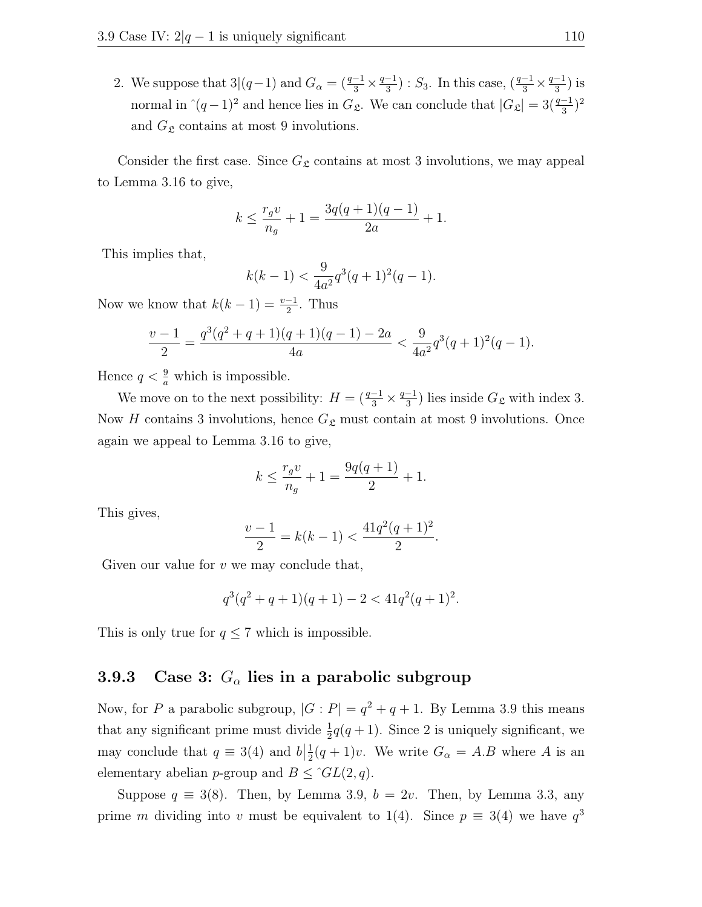2. We suppose that $3|(q-1)$ and $G_\alpha = (\frac{q-1}{3} \times \frac{q-1}{3}) : S_3$. In this case, $(\frac{q-1}{3} \times \frac{q-1}{3})$ is normal in $\hat{}(q-1)^2$ and hence lies in $G_{\mathfrak{L}}$. We can conclude that $|G_{\mathfrak{L}}| = 3(\frac{q-1}{3})^2$ and $G_{\mathfrak{L}}$ contains at most 9 involutions.

Consider the first case. Since $G_{\mathfrak{L}}$ contains at most 3 involutions, we may appeal to Lemma 3.16 to give,

$$k \leq \frac{r_g v}{n_g} + 1 = \frac{3q(q+1)(q-1)}{2a} + 1.$$

This implies that,

$$k(k-1) < \frac{9}{4a^2} q^3 (q+1)^2 (q-1).$$

Now we know that $k(k-1) = \frac{v-1}{2}$. Thus

$$\frac{v-1}{2} = \frac{q^3(q^2+q+1)(q+1)(q-1) - 2a}{4a} < \frac{9}{4a^2} q^3 (q+1)^2 (q-1).$$

Hence $q < \frac{9}{a}$ which is impossible.

We move on to the next possibility: $H = (\frac{q-1}{3} \times \frac{q-1}{3})$ lies inside $G_{\mathfrak{L}}$ with index 3. Now $H$ contains 3 involutions, hence $G_{\mathfrak{L}}$ must contain at most 9 involutions. Once again we appeal to Lemma 3.16 to give,

$$k \leq \frac{r_g v}{n_g} + 1 = \frac{9q(q+1)}{2} + 1.$$

This gives,

$$\frac{v-1}{2} = k(k-1) < \frac{41q^2(q+1)^2}{2}.$$

Given our value for $v$ we may conclude that,

$$q^3(q^2+q+1)(q+1) - 2 < 41q^2(q+1)^2.$$

This is only true for $q \leq 7$ which is impossible.

### 3.9.3 Case 3: $G_\alpha$ lies in a parabolic subgroup

Now, for $P$ a parabolic subgroup, $|G:P| = q^2+q+1$. By Lemma 3.9 this means that any significant prime must divide $\frac{1}{2}q(q+1)$. Since 2 is uniquely significant, we may conclude that $q \equiv 3(4)$ and $b \big| \frac{1}{2}(q+1)v$. We write $G_\alpha = A.B$ where $A$ is an elementary abelian $p$-group and $B \leq \hat{}GL(2,q)$.

Suppose $q \equiv 3(8)$. Then, by Lemma 3.9, $b = 2v$. Then, by Lemma 3.3, any prime $m$ dividing into $v$ must be equivalent to $1(4)$. Since $p \equiv 3(4)$ we have $q^3$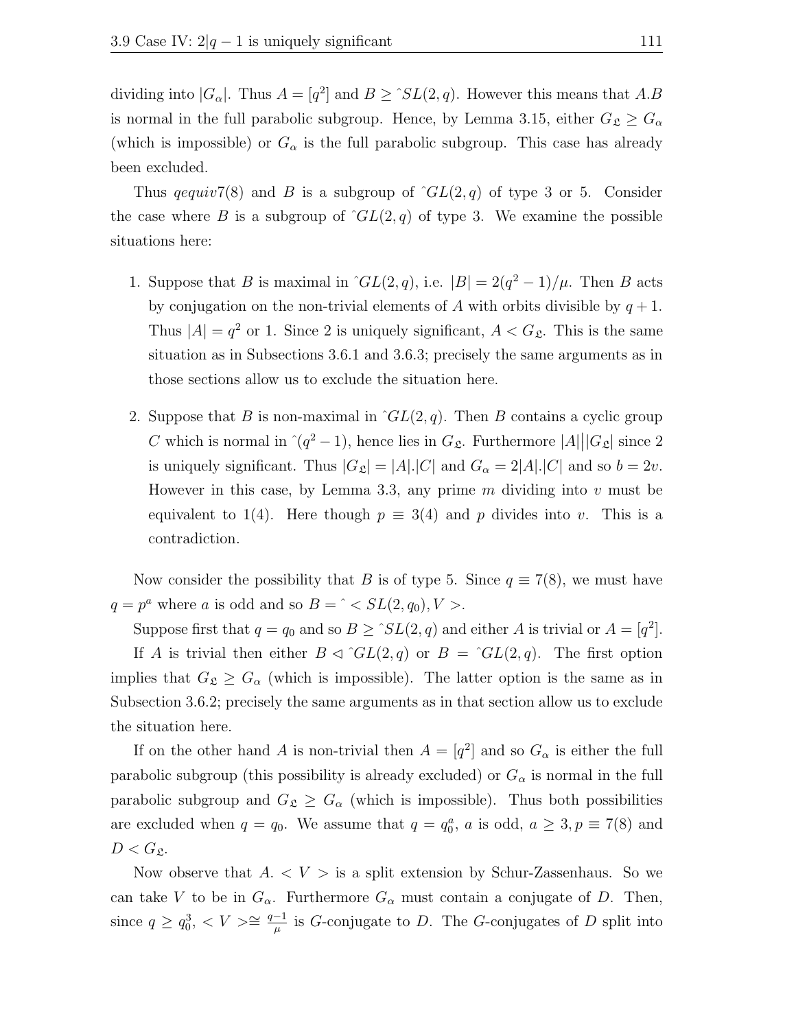dividing into $|G_\alpha|$. Thus $A = [q^2]$ and $B \geq \hat{}SL(2, q)$. However this means that $A.B$ is normal in the full parabolic subgroup. Hence, by Lemma 3.15, either $G_{\mathfrak{L}} \geq G_\alpha$ (which is impossible) or $G_\alpha$ is the full parabolic subgroup. This case has already been excluded.

Thus $qequiv7(8)$ and $B$ is a subgroup of $\hat{}GL(2, q)$ of type 3 or 5. Consider the case where $B$ is a subgroup of $\hat{}GL(2, q)$ of type 3. We examine the possible situations here:

1. Suppose that $B$ is maximal in $\hat{}GL(2, q)$, i.e. $|B| = 2(q^2 - 1)/\mu$. Then $B$ acts by conjugation on the non-trivial elements of $A$ with orbits divisible by $q + 1$. Thus $|A| = q^2$ or 1. Since 2 is uniquely significant, $A < G_{\mathfrak{L}}$. This is the same situation as in Subsections 3.6.1 and 3.6.3; precisely the same arguments as in those sections allow us to exclude the situation here.

2. Suppose that $B$ is non-maximal in $\hat{}GL(2, q)$. Then $B$ contains a cyclic group $C$ which is normal in $\hat{}(q^2 - 1)$, hence lies in $G_{\mathfrak{L}}$. Furthermore $|A|\big||G_{\mathfrak{L}}|$ since 2 is uniquely significant. Thus $|G_{\mathfrak{L}}| = |A|.|C|$ and $G_\alpha = 2|A|.|C|$ and so $b = 2v$. However in this case, by Lemma 3.3, any prime $m$ dividing into $v$ must be equivalent to $1(4)$. Here though $p \equiv 3(4)$ and $p$ divides into $v$. This is a contradiction.

Now consider the possibility that $B$ is of type 5. Since $q \equiv 7(8)$, we must have $q = p^a$ where $a$ is odd and so $B = \hat{} < SL(2, q_0), V >$.

Suppose first that $q = q_0$ and so $B \geq \hat{}SL(2, q)$ and either $A$ is trivial or $A = [q^2]$.

If $A$ is trivial then either $B \lhd \hat{}GL(2, q)$ or $B = \hat{}GL(2, q)$. The first option implies that $G_{\mathfrak{L}} \geq G_\alpha$ (which is impossible). The latter option is the same as in Subsection 3.6.2; precisely the same arguments as in that section allow us to exclude the situation here.

If on the other hand $A$ is non-trivial then $A = [q^2]$ and so $G_\alpha$ is either the full parabolic subgroup (this possibility is already excluded) or $G_\alpha$ is normal in the full parabolic subgroup and $G_{\mathfrak{L}} \geq G_\alpha$ (which is impossible). Thus both possibilities are excluded when $q = q_0$. We assume that $q = q_0^a$, $a$ is odd, $a \geq 3, p \equiv 7(8)$ and $D < G_{\mathfrak{L}}$.

Now observe that $A. < V >$ is a split extension by Schur-Zassenhaus. So we can take $V$ to be in $G_\alpha$. Furthermore $G_\alpha$ must contain a conjugate of $D$. Then, since $q \geq q_0^3$, $< V > \cong \frac{q-1}{\mu}$ is $G$-conjugate to $D$. The $G$-conjugates of $D$ split into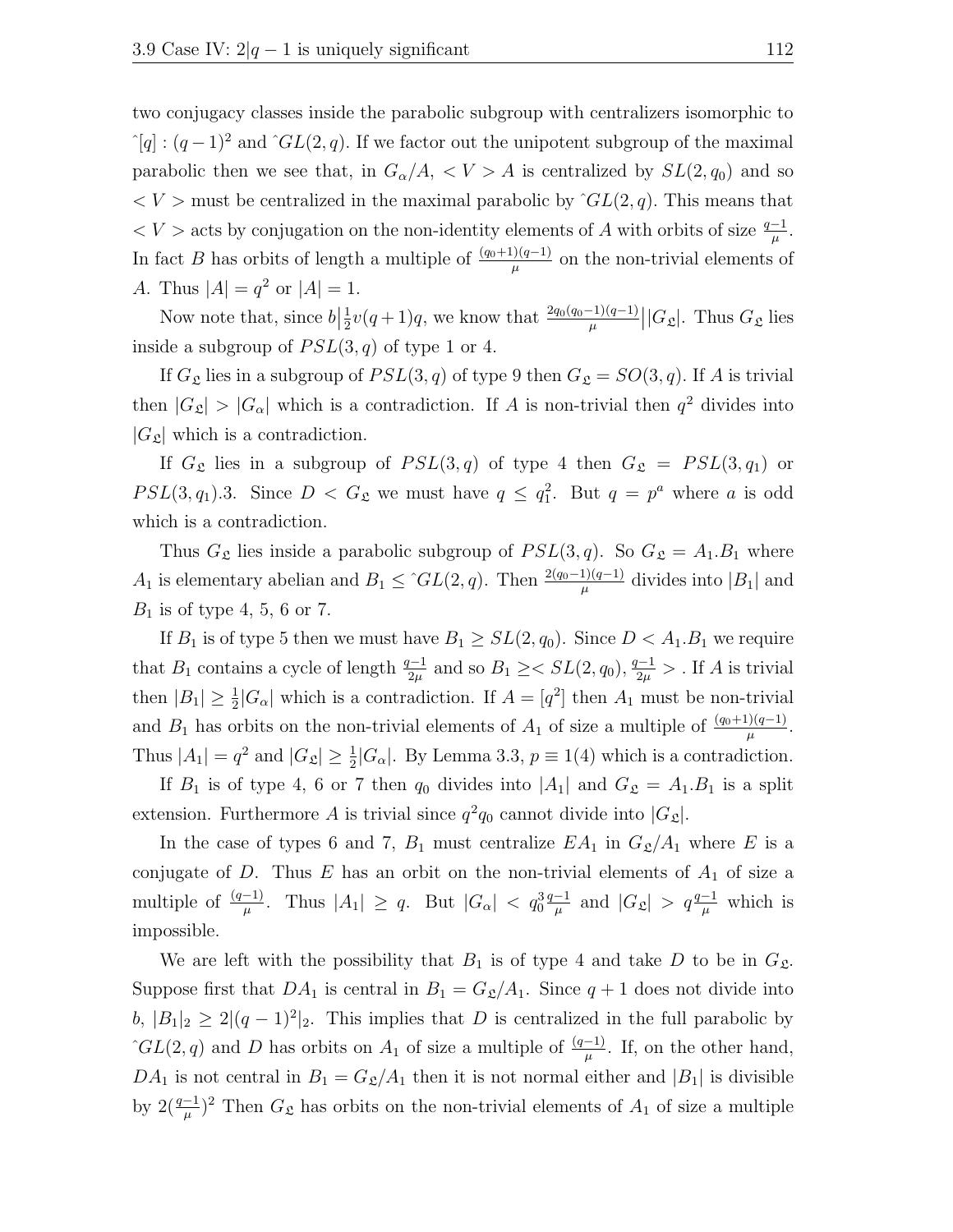two conjugacy classes inside the parabolic subgroup with centralizers isomorphic to $\hat{}[q] : (q-1)^2$ and $\hat{}GL(2,q)$. If we factor out the unipotent subgroup of the maximal parabolic then we see that, in $G_\alpha/A$, $< V > A$ is centralized by $SL(2,q_0)$ and so $< V >$ must be centralized in the maximal parabolic by $\hat{}GL(2,q)$. This means that $< V >$ acts by conjugation on the non-identity elements of $A$ with orbits of size $\frac{q-1}{\mu}$. In fact $B$ has orbits of length a multiple of $\frac{(q_0+1)(q-1)}{\mu}$ on the non-trivial elements of $A$. Thus $|A| = q^2$ or $|A| = 1$.

Now note that, since $b\big|\frac{1}{2}v(q+1)q$, we know that $\frac{2q_0(q_0-1)(q-1)}{\mu}\big||G_{\mathfrak{L}}|$. Thus $G_{\mathfrak{L}}$ lies inside a subgroup of $PSL(3,q)$ of type 1 or 4.

If $G_{\mathfrak{L}}$ lies in a subgroup of $PSL(3,q)$ of type 9 then $G_{\mathfrak{L}} = SO(3,q)$. If $A$ is trivial then $|G_{\mathfrak{L}}| > |G_\alpha|$ which is a contradiction. If $A$ is non-trivial then $q^2$ divides into $|G_{\mathfrak{L}}|$ which is a contradiction.

If $G_{\mathfrak{L}}$ lies in a subgroup of $PSL(3,q)$ of type 4 then $G_{\mathfrak{L}} = PSL(3,q_1)$ or $PSL(3,q_1).3$. Since $D < G_{\mathfrak{L}}$ we must have $q \leq q_1^2$. But $q = p^a$ where $a$ is odd which is a contradiction.

Thus $G_{\mathfrak{L}}$ lies inside a parabolic subgroup of $PSL(3,q)$. So $G_{\mathfrak{L}} = A_1.B_1$ where $A_1$ is elementary abelian and $B_1 \leq \hat{}GL(2,q)$. Then $\frac{2(q_0-1)(q-1)}{\mu}$ divides into $|B_1|$ and $B_1$ is of type 4, 5, 6 or 7.

If $B_1$ is of type 5 then we must have $B_1 \geq SL(2,q_0)$. Since $D < A_1.B_1$ we require that $B_1$ contains a cycle of length $\frac{q-1}{2\mu}$ and so $B_1 \geq < SL(2,q_0), \frac{q-1}{2\mu} >$ . If $A$ is trivial then $|B_1| \geq \frac{1}{2}|G_\alpha|$ which is a contradiction. If $A = [q^2]$ then $A_1$ must be non-trivial and $B_1$ has orbits on the non-trivial elements of $A_1$ of size a multiple of $\frac{(q_0+1)(q-1)}{\mu}$. Thus $|A_1| = q^2$ and $|G_{\mathfrak{L}}| \geq \frac{1}{2}|G_\alpha|$. By Lemma 3.3, $p \equiv 1(4)$ which is a contradiction.

If $B_1$ is of type 4, 6 or 7 then $q_0$ divides into $|A_1|$ and $G_{\mathfrak{L}} = A_1.B_1$ is a split extension. Furthermore $A$ is trivial since $q^2q_0$ cannot divide into $|G_{\mathfrak{L}}|$.

In the case of types 6 and 7, $B_1$ must centralize $EA_1$ in $G_{\mathfrak{L}}/A_1$ where $E$ is a conjugate of $D$. Thus $E$ has an orbit on the non-trivial elements of $A_1$ of size a multiple of $\frac{(q-1)}{\mu}$. Thus $|A_1| \geq q$. But $|G_\alpha| < q_0^3\frac{q-1}{\mu}$ and $|G_{\mathfrak{L}}| > q\frac{q-1}{\mu}$ which is impossible.

We are left with the possibility that $B_1$ is of type 4 and take $D$ to be in $G_{\mathfrak{L}}$. Suppose first that $DA_1$ is central in $B_1 = G_{\mathfrak{L}}/A_1$. Since $q+1$ does not divide into $b$, $|B_1|_2 \geq 2|(q-1)^2|_2$. This implies that $D$ is centralized in the full parabolic by $\hat{}GL(2,q)$ and $D$ has orbits on $A_1$ of size a multiple of $\frac{(q-1)}{\mu}$. If, on the other hand, $DA_1$ is not central in $B_1 = G_{\mathfrak{L}}/A_1$ then it is not normal either and $|B_1|$ is divisible by $2(\frac{q-1}{\mu})^2$ Then $G_{\mathfrak{L}}$ has orbits on the non-trivial elements of $A_1$ of size a multiple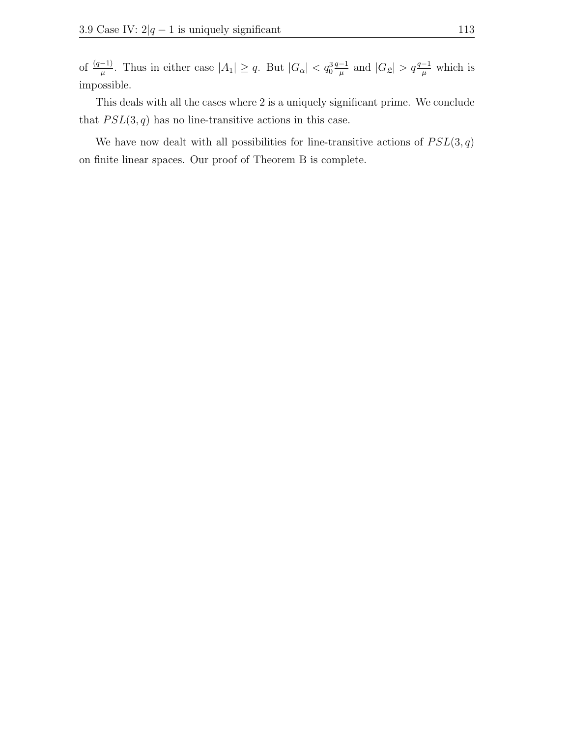of $\frac{(q-1)}{\mu}$. Thus in either case $|A_1| \geq q$. But $|G_\alpha| < q_0^3 \frac{q-1}{\mu}$ and $|G_{\mathfrak{L}}| > q\frac{q-1}{\mu}$ which is impossible.

This deals with all the cases where 2 is a uniquely significant prime. We conclude that $PSL(3, q)$ has no line-transitive actions in this case.

We have now dealt with all possibilities for line-transitive actions of $PSL(3, q)$ on finite linear spaces. Our proof of Theorem B is complete.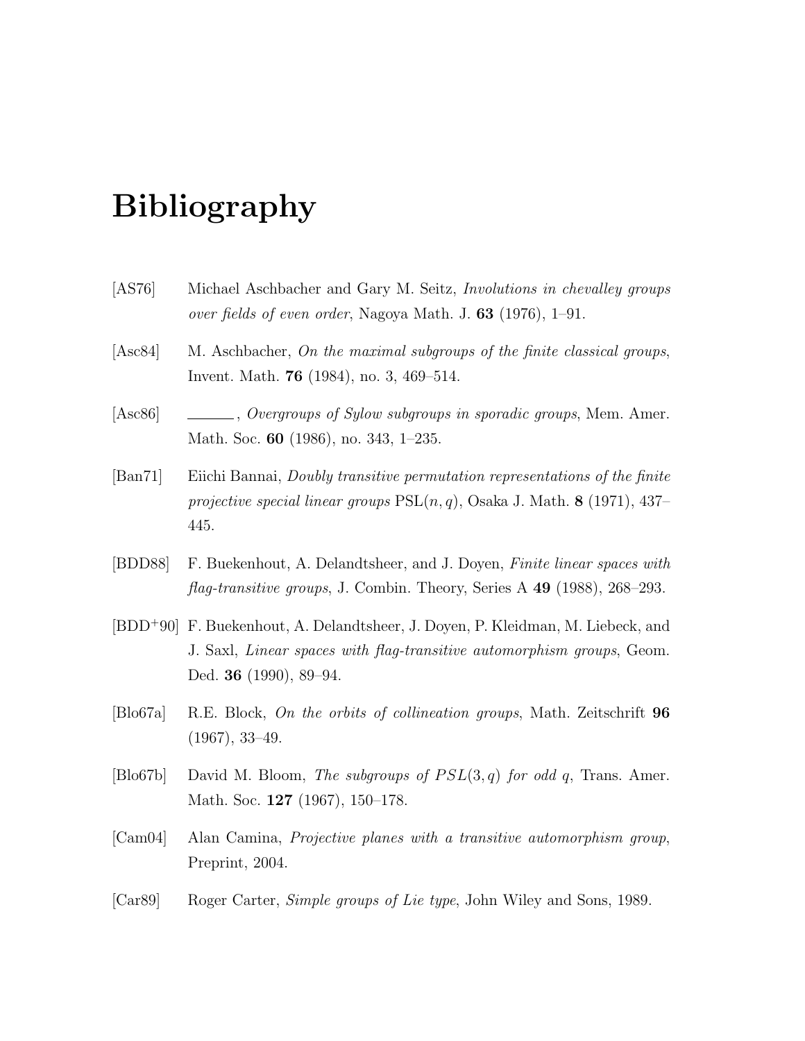# Bibliography

[AS76] Michael Aschbacher and Gary M. Seitz, *Involutions in chevalley groups over fields of even order*, Nagoya Math. J. **63** (1976), 1–91.

[Asc84] M. Aschbacher, *On the maximal subgroups of the finite classical groups*, Invent. Math. **76** (1984), no. 3, 469–514.

[Asc86] ______, *Overgroups of Sylow subgroups in sporadic groups*, Mem. Amer. Math. Soc. **60** (1986), no. 343, 1–235.

[Ban71] Eiichi Bannai, *Doubly transitive permutation representations of the finite projective special linear groups* $\mathrm{PSL}(n, q)$, Osaka J. Math. **8** (1971), 437–445.

[BDD88] F. Buekenhout, A. Delandtsheer, and J. Doyen, *Finite linear spaces with flag-transitive groups*, J. Combin. Theory, Series A **49** (1988), 268–293.

[BDD+90] F. Buekenhout, A. Delandtsheer, J. Doyen, P. Kleidman, M. Liebeck, and J. Saxl, *Linear spaces with flag-transitive automorphism groups*, Geom. Ded. **36** (1990), 89–94.

[Blo67a] R.E. Block, *On the orbits of collineation groups*, Math. Zeitschrift **96** (1967), 33–49.

[Blo67b] David M. Bloom, *The subgroups of $PSL(3, q)$ for odd $q$*, Trans. Amer. Math. Soc. **127** (1967), 150–178.

[Cam04] Alan Camina, *Projective planes with a transitive automorphism group*, Preprint, 2004.

[Car89] Roger Carter, *Simple groups of Lie type*, John Wiley and Sons, 1989.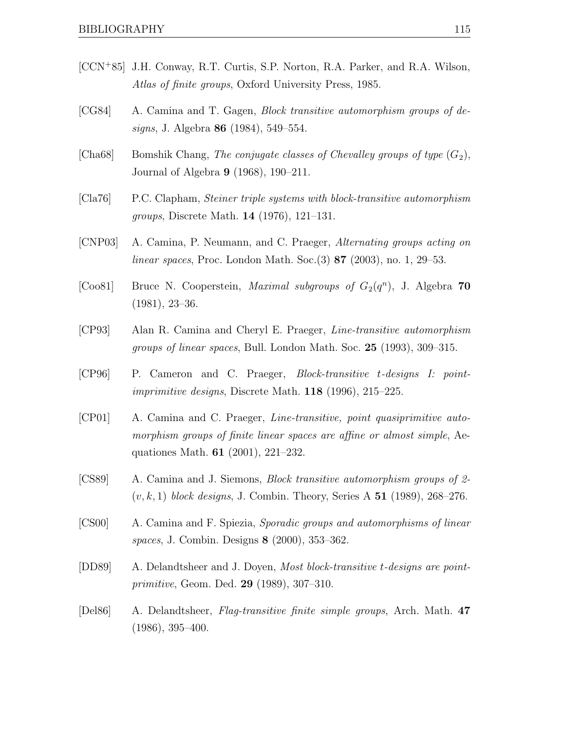[CCN+85] J.H. Conway, R.T. Curtis, S.P. Norton, R.A. Parker, and R.A. Wilson, *Atlas of finite groups*, Oxford University Press, 1985.

[CG84] A. Camina and T. Gagen, *Block transitive automorphism groups of designs*, J. Algebra **86** (1984), 549–554.

[Cha68] Bomshik Chang, *The conjugate classes of Chevalley groups of type $(G_2)$*, Journal of Algebra **9** (1968), 190–211.

[Cla76] P.C. Clapham, *Steiner triple systems with block-transitive automorphism groups*, Discrete Math. **14** (1976), 121–131.

[CNP03] A. Camina, P. Neumann, and C. Praeger, *Alternating groups acting on linear spaces*, Proc. London Math. Soc.(3) **87** (2003), no. 1, 29–53.

[Coo81] Bruce N. Cooperstein, *Maximal subgroups of $G_2(q^n)$*, J. Algebra **70** (1981), 23–36.

[CP93] Alan R. Camina and Cheryl E. Praeger, *Line-transitive automorphism groups of linear spaces*, Bull. London Math. Soc. **25** (1993), 309–315.

[CP96] P. Cameron and C. Praeger, *Block-transitive $t$-designs I: point-imprimitive designs*, Discrete Math. **118** (1996), 215–225.

[CP01] A. Camina and C. Praeger, *Line-transitive, point quasiprimitive automorphism groups of finite linear spaces are affine or almost simple*, Aequationes Math. **61** (2001), 221–232.

[CS89] A. Camina and J. Siemons, *Block transitive automorphism groups of 2-$(v, k, 1)$ block designs*, J. Combin. Theory, Series A **51** (1989), 268–276.

[CS00] A. Camina and F. Spiezia, *Sporadic groups and automorphisms of linear spaces*, J. Combin. Designs **8** (2000), 353–362.

[DD89] A. Delandtsheer and J. Doyen, *Most block-transitive $t$-designs are point-primitive*, Geom. Ded. **29** (1989), 307–310.

[Del86] A. Delandtsheer, *Flag-transitive finite simple groups*, Arch. Math. **47** (1986), 395–400.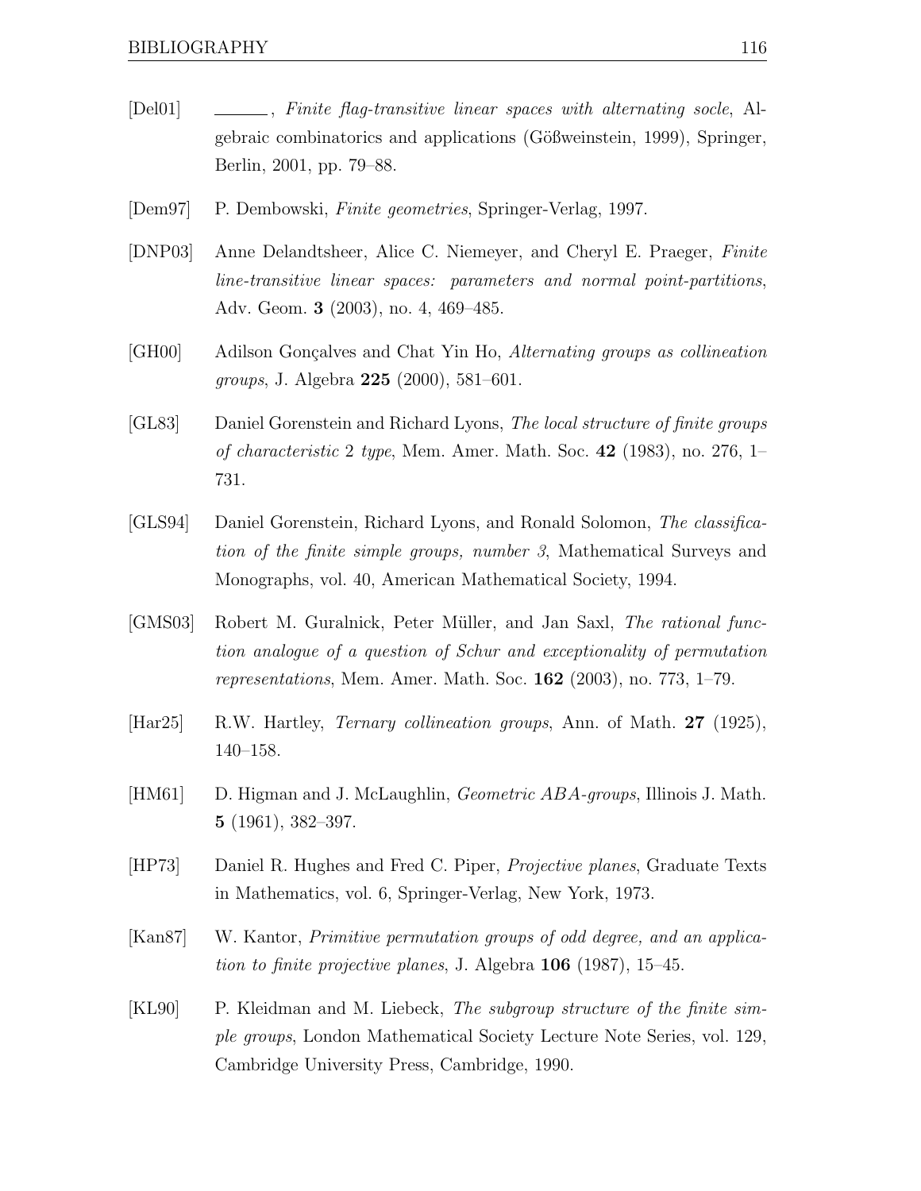[Del01] ______, *Finite flag-transitive linear spaces with alternating socle*, Algebraic combinatorics and applications (Gößweinstein, 1999), Springer, Berlin, 2001, pp. 79–88.

[Dem97] P. Dembowski, *Finite geometries*, Springer-Verlag, 1997.

[DNP03] Anne Delandtsheer, Alice C. Niemeyer, and Cheryl E. Praeger, *Finite line-transitive linear spaces: parameters and normal point-partitions*, Adv. Geom. **3** (2003), no. 4, 469–485.

[GH00] Adilson Gonçalves and Chat Yin Ho, *Alternating groups as collineation groups*, J. Algebra **225** (2000), 581–601.

[GL83] Daniel Gorenstein and Richard Lyons, *The local structure of finite groups of characteristic* 2 *type*, Mem. Amer. Math. Soc. **42** (1983), no. 276, 1–731.

[GLS94] Daniel Gorenstein, Richard Lyons, and Ronald Solomon, *The classification of the finite simple groups, number 3*, Mathematical Surveys and Monographs, vol. 40, American Mathematical Society, 1994.

[GMS03] Robert M. Guralnick, Peter Müller, and Jan Saxl, *The rational function analogue of a question of Schur and exceptionality of permutation representations*, Mem. Amer. Math. Soc. **162** (2003), no. 773, 1–79.

[Har25] R.W. Hartley, *Ternary collineation groups*, Ann. of Math. **27** (1925), 140–158.

[HM61] D. Higman and J. McLaughlin, *Geometric ABA-groups*, Illinois J. Math. **5** (1961), 382–397.

[HP73] Daniel R. Hughes and Fred C. Piper, *Projective planes*, Graduate Texts in Mathematics, vol. 6, Springer-Verlag, New York, 1973.

[Kan87] W. Kantor, *Primitive permutation groups of odd degree, and an application to finite projective planes*, J. Algebra **106** (1987), 15–45.

[KL90] P. Kleidman and M. Liebeck, *The subgroup structure of the finite simple groups*, London Mathematical Society Lecture Note Series, vol. 129, Cambridge University Press, Cambridge, 1990.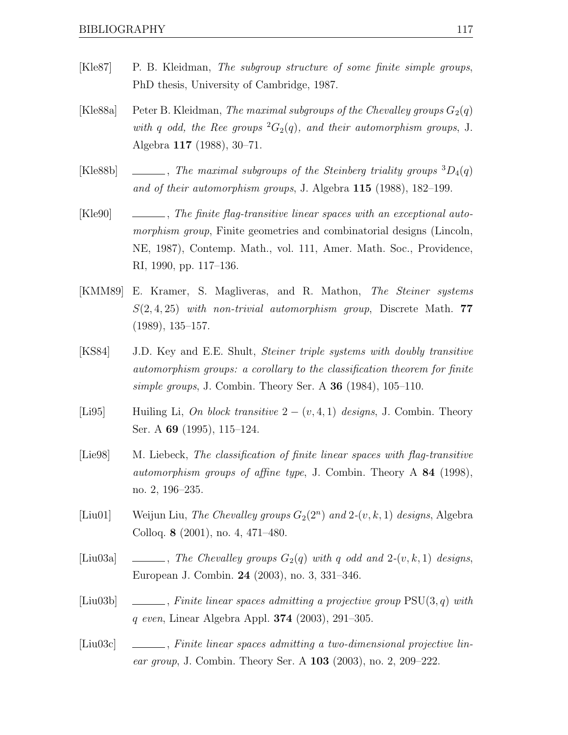[Kle87] P. B. Kleidman, *The subgroup structure of some finite simple groups*, PhD thesis, University of Cambridge, 1987.

[Kle88a] Peter B. Kleidman, *The maximal subgroups of the Chevalley groups $G_2(q)$ with $q$ odd, the Ree groups ${}^2G_2(q)$, and their automorphism groups*, J. Algebra **117** (1988), 30–71.

[Kle88b] ______, *The maximal subgroups of the Steinberg triality groups ${}^3D_4(q)$ and of their automorphism groups*, J. Algebra **115** (1988), 182–199.

[Kle90] ______, *The finite flag-transitive linear spaces with an exceptional automorphism group*, Finite geometries and combinatorial designs (Lincoln, NE, 1987), Contemp. Math., vol. 111, Amer. Math. Soc., Providence, RI, 1990, pp. 117–136.

[KMM89] E. Kramer, S. Magliveras, and R. Mathon, *The Steiner systems $S(2,4,25)$ with non-trivial automorphism group*, Discrete Math. **77** (1989), 135–157.

[KS84] J.D. Key and E.E. Shult, *Steiner triple systems with doubly transitive automorphism groups: a corollary to the classification theorem for finite simple groups*, J. Combin. Theory Ser. A **36** (1984), 105–110.

[Li95] Huiling Li, *On block transitive $2-(v,4,1)$ designs*, J. Combin. Theory Ser. A **69** (1995), 115–124.

[Lie98] M. Liebeck, *The classification of finite linear spaces with flag-transitive automorphism groups of affine type*, J. Combin. Theory A **84** (1998), no. 2, 196–235.

[Liu01] Weijun Liu, *The Chevalley groups $G_2(2^n)$ and 2-$(v,k,1)$ designs*, Algebra Colloq. **8** (2001), no. 4, 471–480.

[Liu03a] ______, *The Chevalley groups $G_2(q)$ with $q$ odd and 2-$(v,k,1)$ designs*, European J. Combin. **24** (2003), no. 3, 331–346.

[Liu03b] ______, *Finite linear spaces admitting a projective group $\mathrm{PSU}(3,q)$ with $q$ even*, Linear Algebra Appl. **374** (2003), 291–305.

[Liu03c] ______, *Finite linear spaces admitting a two-dimensional projective linear group*, J. Combin. Theory Ser. A **103** (2003), no. 2, 209–222.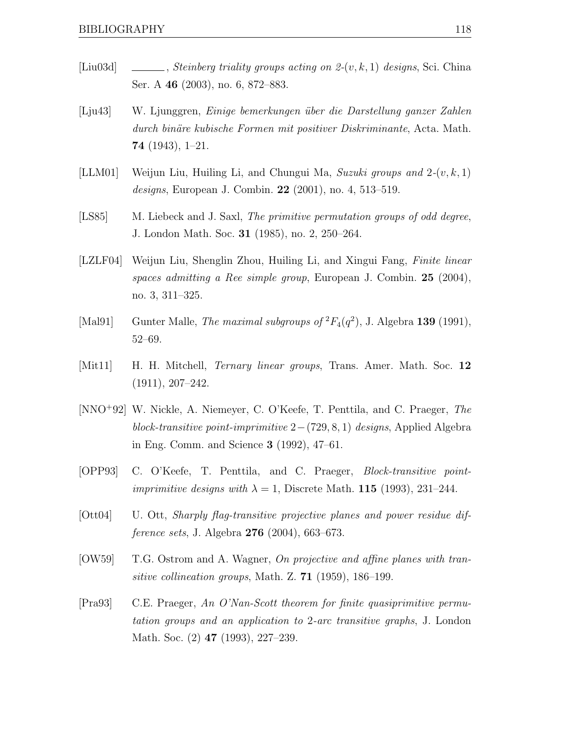[Liu03d] ______, *Steinberg triality groups acting on 2-$(v, k, 1)$ designs*, Sci. China Ser. A **46** (2003), no. 6, 872–883.

[Lju43] W. Ljunggren, *Einige bemerkungen über die Darstellung ganzer Zahlen durch binäre kubische Formen mit positiver Diskriminante*, Acta. Math. **74** (1943), 1–21.

[LLM01] Weijun Liu, Huiling Li, and Chungui Ma, *Suzuki groups and* 2-$(v, k, 1)$ *designs*, European J. Combin. **22** (2001), no. 4, 513–519.

[LS85] M. Liebeck and J. Saxl, *The primitive permutation groups of odd degree*, J. London Math. Soc. **31** (1985), no. 2, 250–264.

[LZLF04] Weijun Liu, Shenglin Zhou, Huiling Li, and Xingui Fang, *Finite linear spaces admitting a Ree simple group*, European J. Combin. **25** (2004), no. 3, 311–325.

[Mal91] Gunter Malle, *The maximal subgroups of* ${}^2F_4(q^2)$, J. Algebra **139** (1991), 52–69.

[Mit11] H. H. Mitchell, *Ternary linear groups*, Trans. Amer. Math. Soc. **12** (1911), 207–242.

[NNO+92] W. Nickle, A. Niemeyer, C. O'Keefe, T. Penttila, and C. Praeger, *The block-transitive point-imprimitive* $2-(729, 8, 1)$ *designs*, Applied Algebra in Eng. Comm. and Science **3** (1992), 47–61.

[OPP93] C. O'Keefe, T. Penttila, and C. Praeger, *Block-transitive point-imprimitive designs with* $\lambda = 1$, Discrete Math. **115** (1993), 231–244.

[Ott04] U. Ott, *Sharply flag-transitive projective planes and power residue difference sets*, J. Algebra **276** (2004), 663–673.

[OW59] T.G. Ostrom and A. Wagner, *On projective and affine planes with transitive collineation groups*, Math. Z. **71** (1959), 186–199.

[Pra93] C.E. Praeger, *An O'Nan-Scott theorem for finite quasiprimitive permutation groups and an application to* 2*-arc transitive graphs*, J. London Math. Soc. (2) **47** (1993), 227–239.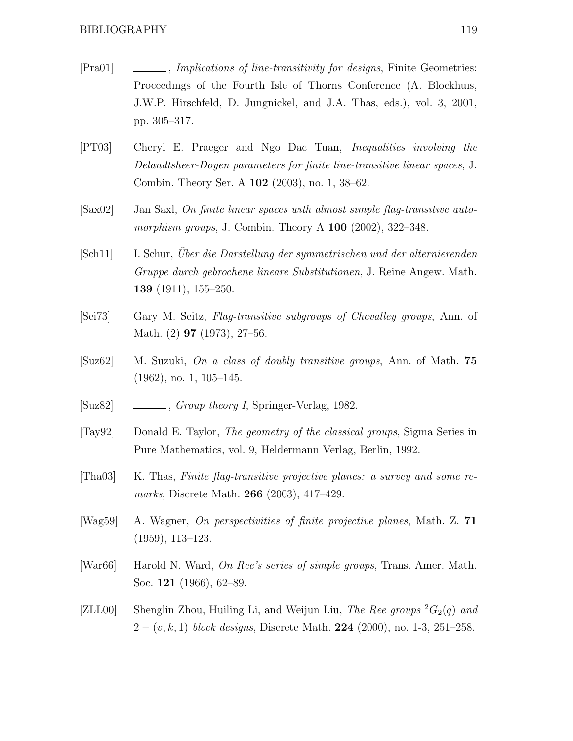[Pra01] \_\_\_\_\_\_, *Implications of line-transitivity for designs*, Finite Geometries: Proceedings of the Fourth Isle of Thorns Conference (A. Blockhuis, J.W.P. Hirschfeld, D. Jungnickel, and J.A. Thas, eds.), vol. 3, 2001, pp. 305–317.

[PT03] Cheryl E. Praeger and Ngo Dac Tuan, *Inequalities involving the Delandtsheer-Doyen parameters for finite line-transitive linear spaces*, J. Combin. Theory Ser. A **102** (2003), no. 1, 38–62.

[Sax02] Jan Saxl, *On finite linear spaces with almost simple flag-transitive automorphism groups*, J. Combin. Theory A **100** (2002), 322–348.

[Sch11] I. Schur, *Über die Darstellung der symmetrischen und der alternierenden Gruppe durch gebrochene lineare Substitutionen*, J. Reine Angew. Math. **139** (1911), 155–250.

[Sei73] Gary M. Seitz, *Flag-transitive subgroups of Chevalley groups*, Ann. of Math. (2) **97** (1973), 27–56.

[Suz62] M. Suzuki, *On a class of doubly transitive groups*, Ann. of Math. **75** (1962), no. 1, 105–145.

[Suz82] \_\_\_\_\_\_, *Group theory I*, Springer-Verlag, 1982.

[Tay92] Donald E. Taylor, *The geometry of the classical groups*, Sigma Series in Pure Mathematics, vol. 9, Heldermann Verlag, Berlin, 1992.

[Tha03] K. Thas, *Finite flag-transitive projective planes: a survey and some remarks*, Discrete Math. **266** (2003), 417–429.

[Wag59] A. Wagner, *On perspectivities of finite projective planes*, Math. Z. **71** (1959), 113–123.

[War66] Harold N. Ward, *On Ree's series of simple groups*, Trans. Amer. Math. Soc. **121** (1966), 62–89.

[ZLL00] Shenglin Zhou, Huiling Li, and Weijun Liu, *The Ree groups* ${}^2G_2(q)$ *and* $2-(v,k,1)$ *block designs*, Discrete Math. **224** (2000), no. 1-3, 251–258.